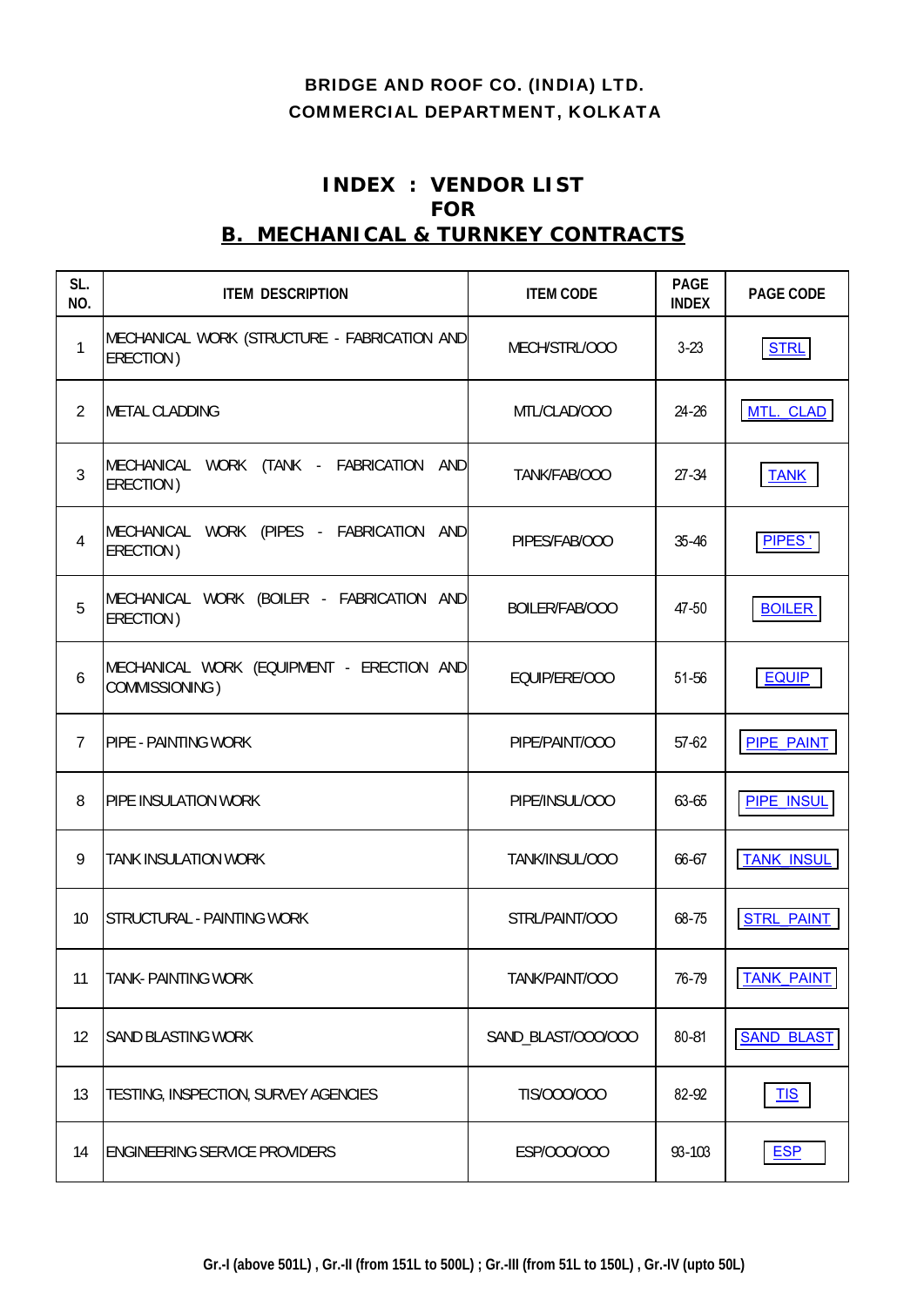**BRIDGE AND ROOF CO. (INDIA) LTD.**
**COMMERCIAL DEPARTMENT, KOLKATA**

# INDEX : VENDOR LIST FOR

## B. MECHANICAL & TURNKEY CONTRACTS

| SL. NO. | ITEM DESCRIPTION | ITEM CODE | PAGE INDEX | PAGE CODE |
|---|---|---|---|---|
| 1 | MECHANICAL WORK (STRUCTURE - FABRICATION AND ERECTION) | MECH/STRL/OOO | 3-23 | STRL |
| 2 | METAL CLADDING | MTL/CLAD/OOO | 24-26 | MTL_CLAD |
| 3 | MECHANICAL WORK (TANK - FABRICATION AND ERECTION) | TANK/FAB/OOO | 27-34 | TANK |
| 4 | MECHANICAL WORK (PIPES - FABRICATION AND ERECTION) | PIPES/FAB/OOO | 35-46 | PIPES ' |
| 5 | MECHANICAL WORK (BOILER - FABRICATION AND ERECTION) | BOILER/FAB/OOO | 47-50 | BOILER |
| 6 | MECHANICAL WORK (EQUIPMENT - ERECTION AND COMMISSIONING) | EQUIP/ERE/OOO | 51-56 | EQUIP |
| 7 | PIPE - PAINTING WORK | PIPE/PAINT/OOO | 57-62 | PIPE_PAINT |
| 8 | PIPE INSULATION WORK | PIPE/INSUL/OOO | 63-65 | PIPE_INSUL |
| 9 | TANK INSULATION WORK | TANK/INSUL/OOO | 66-67 | TANK_INSUL |
| 10 | STRUCTURAL - PAINTING WORK | STRL/PAINT/OOO | 68-75 | STRL_PAINT |
| 11 | TANK- PAINTING WORK | TANK/PAINT/OOO | 76-79 | TANK_PAINT |
| 12 | SAND BLASTING WORK | SAND_BLAST/OOO/OOO | 80-81 | SAND_BLAST |
| 13 | TESTING, INSPECTION, SURVEY AGENCIES | TIS/OOO/OOO | 82-92 | TIS |
| 14 | ENGINEERING SERVICE PROVIDERS | ESP/OOO/OOO | 93-103 | ESP |

**Gr.-I (above 501L) , Gr.-II (from 151L to 500L) ; Gr.-III (from 51L to 150L) , Gr.-IV (upto 50L)**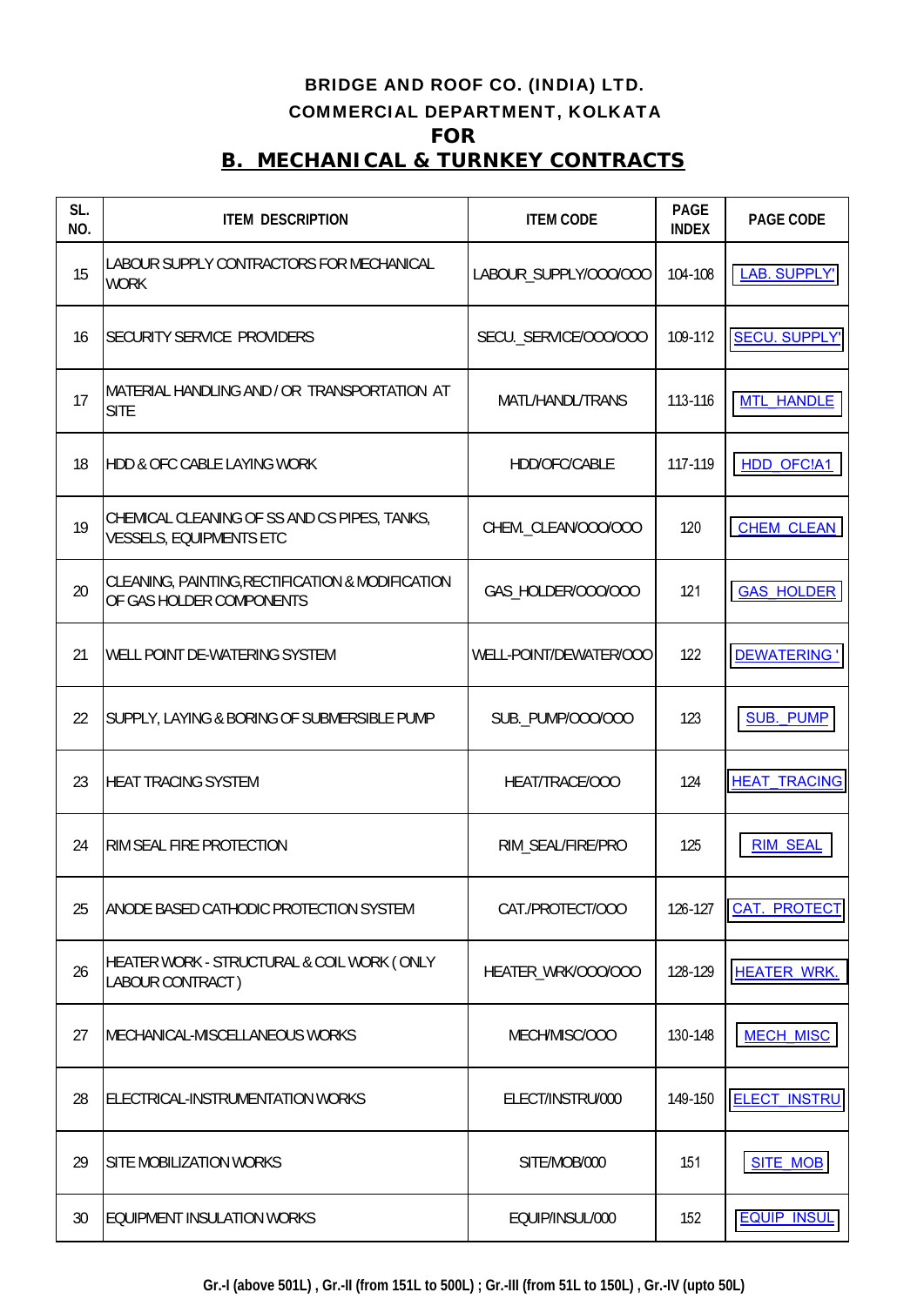**BRIDGE AND ROOF CO. (INDIA) LTD.**

**COMMERCIAL DEPARTMENT, KOLKATA**

**FOR**

## B. MECHANICAL & TURNKEY CONTRACTS

| SL. NO. | ITEM DESCRIPTION | ITEM CODE | PAGE INDEX | PAGE CODE |
|---|---|---|---|---|
| 15 | LABOUR SUPPLY CONTRACTORS FOR MECHANICAL WORK | LABOUR_SUPPLY/OOO/OOO | 104-108 | LAB. SUPPLY' |
| 16 | SECURITY SERVICE PROVIDERS | SECU._SERVICE/OOO/OOO | 109-112 | SECU. SUPPLY' |
| 17 | MATERIAL HANDLING AND / OR TRANSPORTATION AT SITE | MATL/HANDL/TRANS | 113-116 | MTL_HANDLE |
| 18 | HDD & OFC CABLE LAYING WORK | HDD/OFC/CABLE | 117-119 | HDD_OFC!A1 |
| 19 | CHEMICAL CLEANING OF SS AND CS PIPES, TANKS, VESSELS, EQUIPMENTS ETC | CHEM._CLEAN/OOO/OOO | 120 | CHEM_CLEAN |
| 20 | CLEANING, PAINTING,RECTIFICATION & MODIFICATION OF GAS HOLDER COMPONENTS | GAS_HOLDER/OOO/OOO | 121 | GAS_HOLDER |
| 21 | WELL POINT DE-WATERING SYSTEM | WELL-POINT/DEWATER/OOO | 122 | DEWATERING ' |
| 22 | SUPPLY, LAYING & BORING OF SUBMERSIBLE PUMP | SUB._PUMP/OOO/OOO | 123 | SUB._PUMP |
| 23 | HEAT TRACING SYSTEM | HEAT/TRACE/OOO | 124 | HEAT_TRACING |
| 24 | RIM SEAL FIRE PROTECTION | RIM_SEAL/FIRE/PRO | 125 | RIM_SEAL |
| 25 | ANODE BASED CATHODIC PROTECTION SYSTEM | CAT./PROTECT/OOO | 126-127 | CAT._PROTECT |
| 26 | HEATER WORK - STRUCTURAL & COIL WORK ( ONLY LABOUR CONTRACT ) | HEATER_WRK/OOO/OOO | 128-129 | HEATER_WRK. |
| 27 | MECHANICAL-MISCELLANEOUS WORKS | MECH/MISC/OOO | 130-148 | MECH_MISC |
| 28 | ELECTRICAL-INSTRUMENTATION WORKS | ELECT/INSTRU/000 | 149-150 | ELECT_INSTRU |
| 29 | SITE MOBILIZATION WORKS | SITE/MOB/000 | 151 | SITE_MOB |
| 30 | EQUIPMENT INSULATION WORKS | EQUIP/INSUL/000 | 152 | EQUIP_INSUL |

**Gr.-I (above 501L) , Gr.-II (from 151L to 500L) ; Gr.-III (from 51L to 150L) , Gr.-IV (upto 50L)**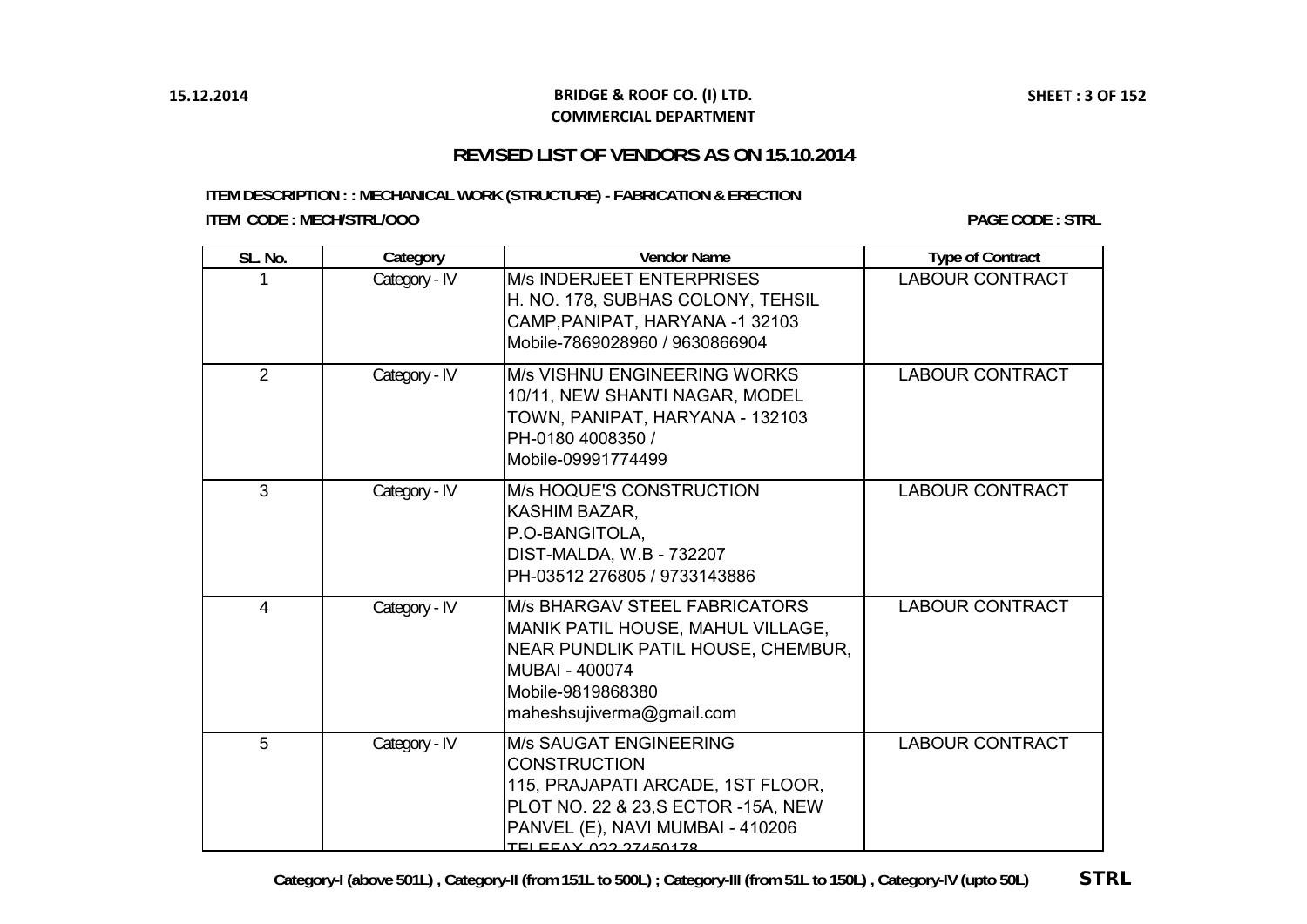**BRIDGE & ROOF CO. (I) LTD.**
**COMMERCIAL DEPARTMENT**

15.12.2014

## REVISED LIST OF VENDORS AS ON 15.10.2014

**ITEM DESCRIPTION : : MECHANICAL WORK (STRUCTURE) - FABRICATION & ERECTION**

**ITEM CODE : MECH/STRL/OOO**

**PAGE CODE : STRL**

| SL. No. | Category | Vendor Name | Type of Contract |
|---|---|---|---|
| 1 | Category - IV | M/s INDERJEET ENTERPRISES<br>H. NO. 178, SUBHAS COLONY, TEHSIL CAMP,PANIPAT, HARYANA -1 32103<br>Mobile-7869028960 / 9630866904 | LABOUR CONTRACT |
| 2 | Category - IV | M/s VISHNU ENGINEERING WORKS<br>10/11, NEW SHANTI NAGAR, MODEL TOWN, PANIPAT, HARYANA - 132103<br>PH-0180 4008350 /<br>Mobile-09991774499 | LABOUR CONTRACT |
| 3 | Category - IV | M/s HOQUE'S CONSTRUCTION<br>KASHIM BAZAR,<br>P.O-BANGITOLA,<br>DIST-MALDA, W.B - 732207<br>PH-03512 276805 / 9733143886 | LABOUR CONTRACT |
| 4 | Category - IV | M/s BHARGAV STEEL FABRICATORS<br>MANIK PATIL HOUSE, MAHUL VILLAGE, NEAR PUNDLIK PATIL HOUSE, CHEMBUR, MUBAI - 400074<br>Mobile-9819868380<br>maheshsujiverma@gmail.com | LABOUR CONTRACT |
| 5 | Category - IV | M/s SAUGAT ENGINEERING CONSTRUCTION<br>115, PRAJAPATI ARCADE, 1ST FLOOR, PLOT NO. 22 & 23,S ECTOR -15A, NEW PANVEL (E), NAVI MUMBAI - 410206<br>TELEFAX 022 27450178 | LABOUR CONTRACT |

**Category-I (above 501L) , Category-II (from 151L to 500L) ; Category-III (from 51L to 150L) , Category-IV (upto 50L)**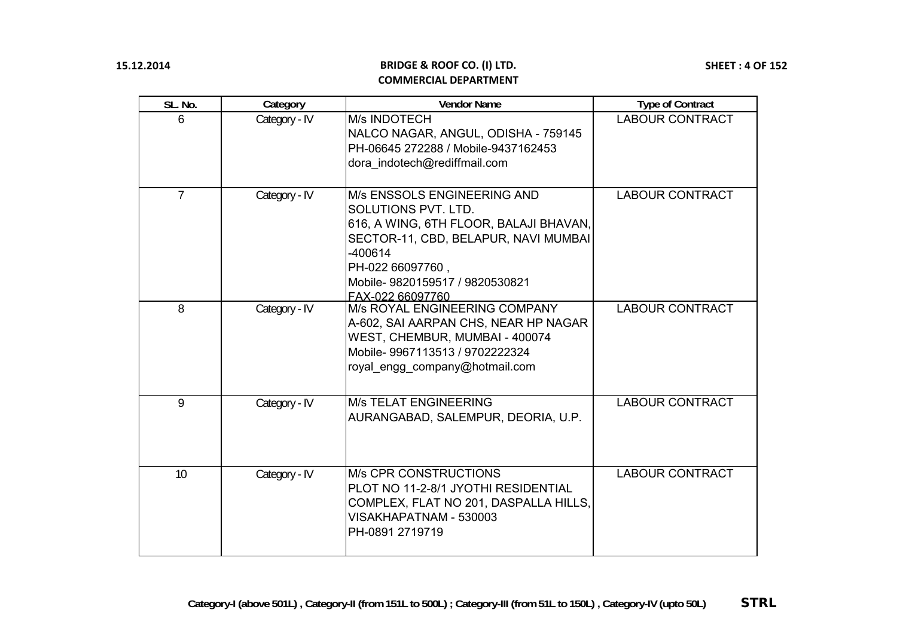| SL. No. | Category | Vendor Name | Type of Contract |
|---|---|---|---|
| 6 | Category - IV | M/s INDOTECH<br>NALCO NAGAR, ANGUL, ODISHA - 759145<br>PH-06645 272288 / Mobile-9437162453<br>dora_indotech@rediffmail.com | LABOUR CONTRACT |
| 7 | Category - IV | M/s ENSSOLS ENGINEERING AND SOLUTIONS PVT. LTD.<br>616, A WING, 6TH FLOOR, BALAJI BHAVAN, SECTOR-11, CBD, BELAPUR, NAVI MUMBAI -400614<br>PH-022 66097760 ,<br>Mobile- 9820159517 / 9820530821<br>FAX-022 66097760 | LABOUR CONTRACT |
| 8 | Category - IV | M/s ROYAL ENGINEERING COMPANY<br>A-602, SAI AARPAN CHS, NEAR HP NAGAR WEST, CHEMBUR, MUMBAI - 400074<br>Mobile- 9967113513 / 9702222324<br>royal_engg_company@hotmail.com | LABOUR CONTRACT |
| 9 | Category - IV | M/s TELAT ENGINEERING<br>AURANGABAD, SALEMPUR, DEORIA, U.P. | LABOUR CONTRACT |
| 10 | Category - IV | M/s CPR CONSTRUCTIONS<br>PLOT NO 11-2-8/1 JYOTHI RESIDENTIAL COMPLEX, FLAT NO 201, DASPALLA HILLS, VISAKHAPATNAM - 530003<br>PH-0891 2719719 | LABOUR CONTRACT |

**Category-I (above 501L) , Category-II (from 151L to 500L) ; Category-III (from 51L to 150L) , Category-IV (upto 50L)** **STRL**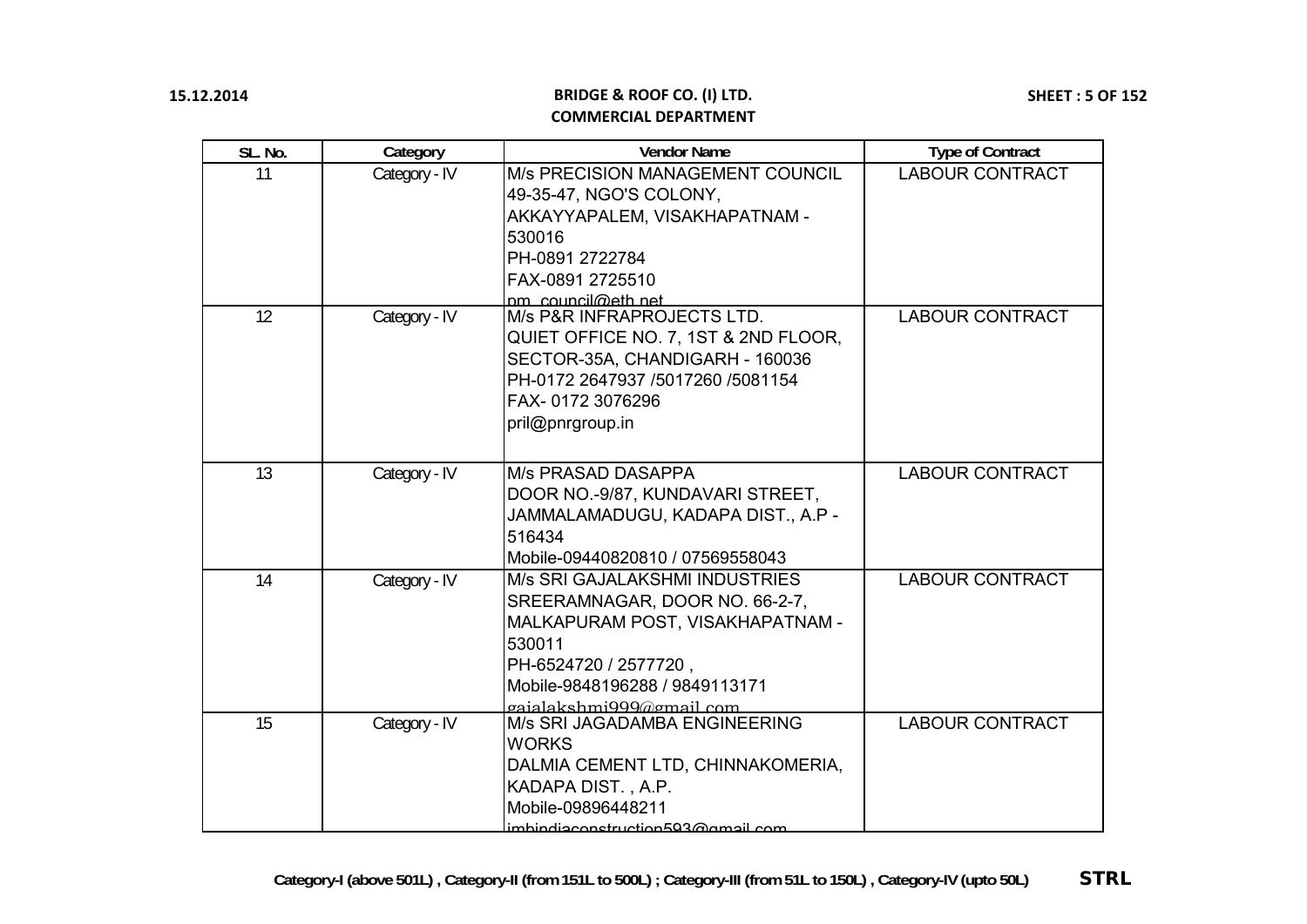| SL. No. | Category | Vendor Name | Type of Contract |
|---|---|---|---|
| 11 | Category - IV | M/s PRECISION MANAGEMENT COUNCIL<br>49-35-47, NGO'S COLONY,<br>AKKAYYAPALEM, VISAKHAPATNAM - 530016<br>PH-0891 2722784<br>FAX-0891 2725510<br>pm_council@eth.net | LABOUR CONTRACT |
| 12 | Category - IV | M/s P&R INFRAPROJECTS LTD.<br>QUIET OFFICE NO. 7, 1ST & 2ND FLOOR,<br>SECTOR-35A, CHANDIGARH - 160036<br>PH-0172 2647937 /5017260 /5081154<br>FAX- 0172 3076296<br>pril@pnrgroup.in | LABOUR CONTRACT |
| 13 | Category - IV | M/s PRASAD DASAPPA<br>DOOR NO.-9/87, KUNDAVARI STREET,<br>JAMMALAMADUGU, KADAPA DIST., A.P - 516434<br>Mobile-09440820810 / 07569558043 | LABOUR CONTRACT |
| 14 | Category - IV | M/s SRI GAJALAKSHMI INDUSTRIES<br>SREERAMNAGAR, DOOR NO. 66-2-7,<br>MALKAPURAM POST, VISAKHAPATNAM - 530011<br>PH-6524720 / 2577720 ,<br>Mobile-9848196288 / 9849113171<br>gajalakshmi999@gmail.com | LABOUR CONTRACT |
| 15 | Category - IV | M/s SRI JAGADAMBA ENGINEERING WORKS<br>DALMIA CEMENT LTD, CHINNAKOMERIA,<br>KADAPA DIST. , A.P.<br>Mobile-09896448211<br>jmbindiaconstruction593@gmail.com | LABOUR CONTRACT |

Category-I (above 501L) , Category-II (from 151L to 500L) ; Category-III (from 51L to 150L) , Category-IV (upto 50L) STRL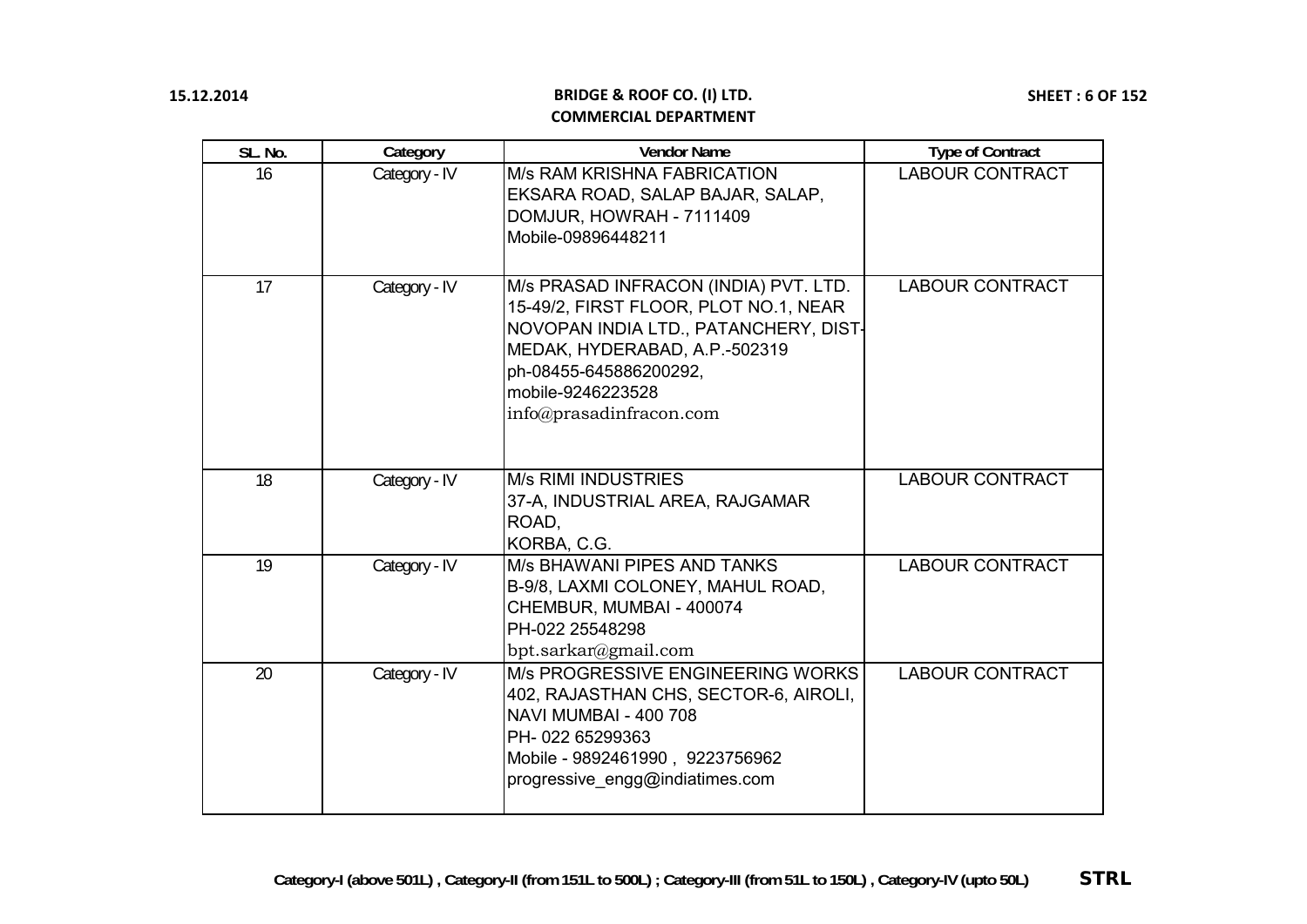**BRIDGE & ROOF CO. (I) LTD.**
**COMMERCIAL DEPARTMENT**

15.12.2014

| SL. No. | Category | Vendor Name | Type of Contract |
|---|---|---|---|
| 16 | Category - IV | M/s RAM KRISHNA FABRICATION<br>EKSARA ROAD, SALAP BAJAR, SALAP,<br>DOMJUR, HOWRAH - 7111409<br>Mobile-09896448211 | LABOUR CONTRACT |
| 17 | Category - IV | M/s PRASAD INFRACON (INDIA) PVT. LTD.<br>15-49/2, FIRST FLOOR, PLOT NO.1, NEAR<br>NOVOPAN INDIA LTD., PATANCHERY, DIST-<br>MEDAK, HYDERABAD, A.P.-502319<br>ph-08455-645886200292,<br>mobile-9246223528<br>info@prasadinfracon.com | LABOUR CONTRACT |
| 18 | Category - IV | M/s RIMI INDUSTRIES<br>37-A, INDUSTRIAL AREA, RAJGAMAR<br>ROAD,<br>KORBA, C.G. | LABOUR CONTRACT |
| 19 | Category - IV | M/s BHAWANI PIPES AND TANKS<br>B-9/8, LAXMI COLONEY, MAHUL ROAD,<br>CHEMBUR, MUMBAI - 400074<br>PH-022 25548298<br>bpt.sarkar@gmail.com | LABOUR CONTRACT |
| 20 | Category - IV | M/s PROGRESSIVE ENGINEERING WORKS<br>402, RAJASTHAN CHS, SECTOR-6, AIROLI,<br>NAVI MUMBAI - 400 708<br>PH- 022 65299363<br>Mobile - 9892461990 , 9223756962<br>progressive_engg@indiatimes.com | LABOUR CONTRACT |

**Category-I (above 501L) , Category-II (from 151L to 500L) ; Category-III (from 51L to 150L) , Category-IV (upto 50L)**

**STRL**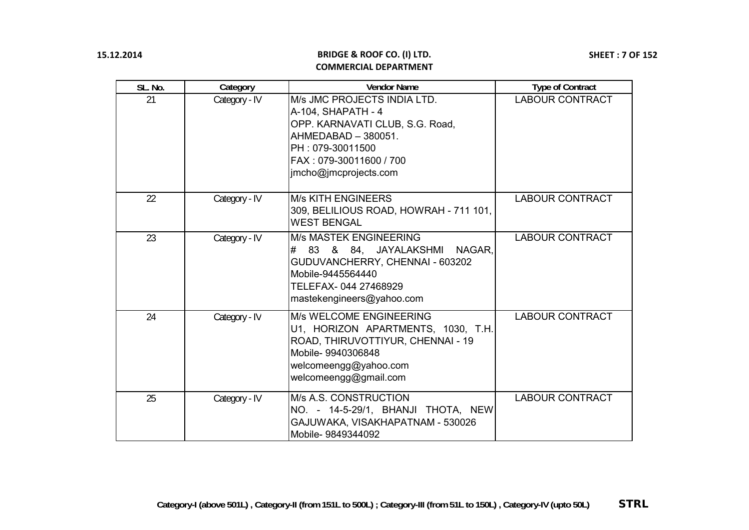| SL. No. | Category | Vendor Name | Type of Contract |
|---|---|---|---|
| 21 | Category - IV | M/s JMC PROJECTS INDIA LTD.<br>A-104, SHAPATH - 4<br>OPP. KARNAVATI CLUB, S.G. Road,<br>AHMEDABAD – 380051.<br>PH : 079-30011500<br>FAX : 079-30011600 / 700<br>jmcho@jmcprojects.com | LABOUR CONTRACT |
| 22 | Category - IV | M/s KITH ENGINEERS<br>309, BELILIOUS ROAD, HOWRAH - 711 101, WEST BENGAL | LABOUR CONTRACT |
| 23 | Category - IV | M/s MASTEK ENGINEERING<br># 83 & 84, JAYALAKSHMI NAGAR, GUDUVANCHERRY, CHENNAI - 603202<br>Mobile-9445564440<br>TELEFAX- 044 27468929<br>mastekengineers@yahoo.com | LABOUR CONTRACT |
| 24 | Category - IV | M/s WELCOME ENGINEERING<br>U1, HORIZON APARTMENTS, 1030, T.H. ROAD, THIRUVOTTIYUR, CHENNAI - 19<br>Mobile- 9940306848<br>welcomeengg@yahoo.com<br>welcomeengg@gmail.com | LABOUR CONTRACT |
| 25 | Category - IV | M/s A.S. CONSTRUCTION<br>NO. - 14-5-29/1, BHANJI THOTA, NEW GAJUWAKA, VISAKHAPATNAM - 530026<br>Mobile- 9849344092 | LABOUR CONTRACT |

**Category-I (above 501L) , Category-II (from 151L to 500L) ; Category-III (from 51L to 150L) , Category-IV (upto 50L)** **STRL**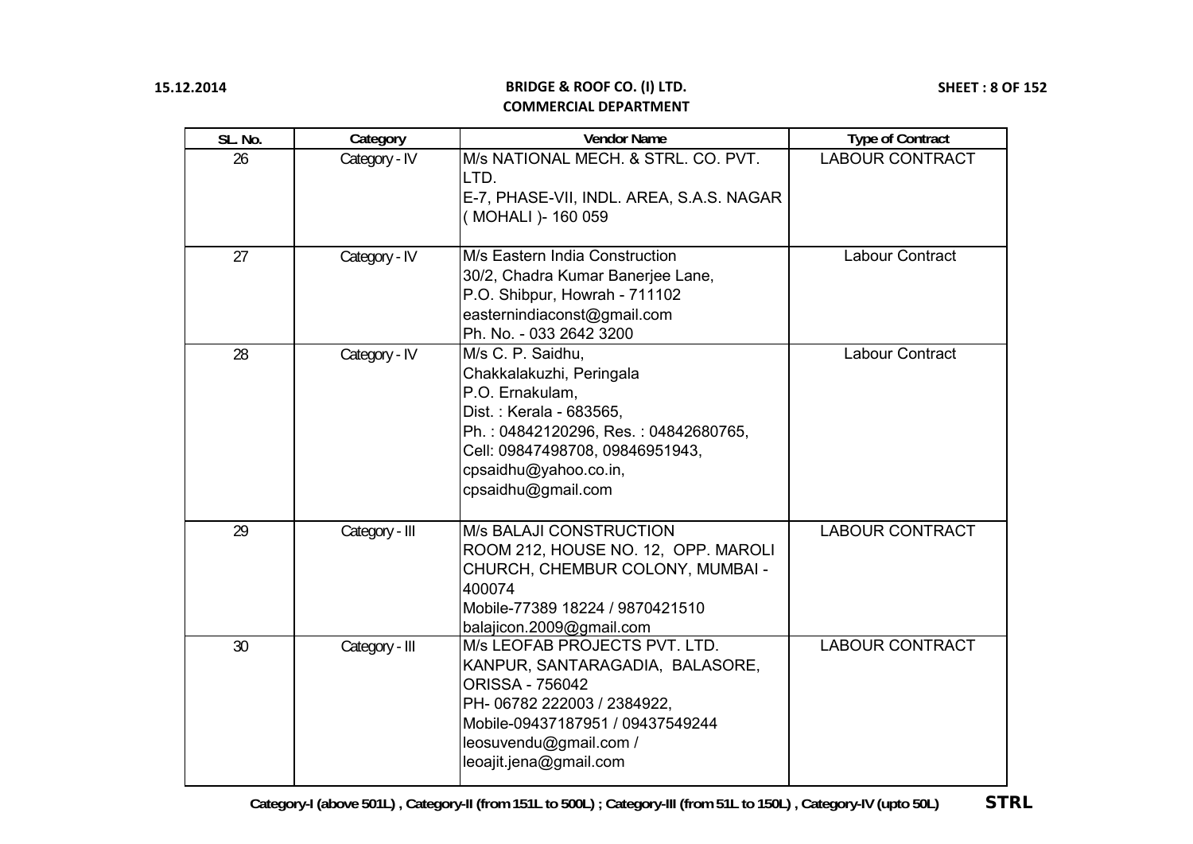| SL. No. | Category | Vendor Name | Type of Contract |
|---|---|---|---|
| 26 | Category - IV | M/s NATIONAL MECH. & STRL. CO. PVT. LTD.<br>E-7, PHASE-VII, INDL. AREA, S.A.S. NAGAR ( MOHALI )- 160 059 | LABOUR CONTRACT |
| 27 | Category - IV | M/s Eastern India Construction<br>30/2, Chadra Kumar Banerjee Lane,<br>P.O. Shibpur, Howrah - 711102<br>easternindiaconst@gmail.com<br>Ph. No. - 033 2642 3200 | Labour Contract |
| 28 | Category - IV | M/s C. P. Saidhu,<br>Chakkalakuzhi, Peringala<br>P.O. Ernakulam,<br>Dist. : Kerala - 683565,<br>Ph. : 04842120296, Res. : 04842680765,<br>Cell: 09847498708, 09846951943,<br>cpsaidhu@yahoo.co.in,<br>cpsaidhu@gmail.com | Labour Contract |
| 29 | Category - III | M/s BALAJI CONSTRUCTION<br>ROOM 212, HOUSE NO. 12, OPP. MAROLI CHURCH, CHEMBUR COLONY, MUMBAI - 400074<br>Mobile-77389 18224 / 9870421510<br>balajicon.2009@gmail.com | LABOUR CONTRACT |
| 30 | Category - III | M/s LEOFAB PROJECTS PVT. LTD.<br>KANPUR, SANTARAGADIA, BALASORE, ORISSA - 756042<br>PH- 06782 222003 / 2384922,<br>Mobile-09437187951 / 09437549244<br>leosuvendu@gmail.com /<br>leoajit.jena@gmail.com | LABOUR CONTRACT |

**Category-I (above 501L) , Category-II (from 151L to 500L) ; Category-III (from 51L to 150L) , Category-IV (upto 50L)** **STRL**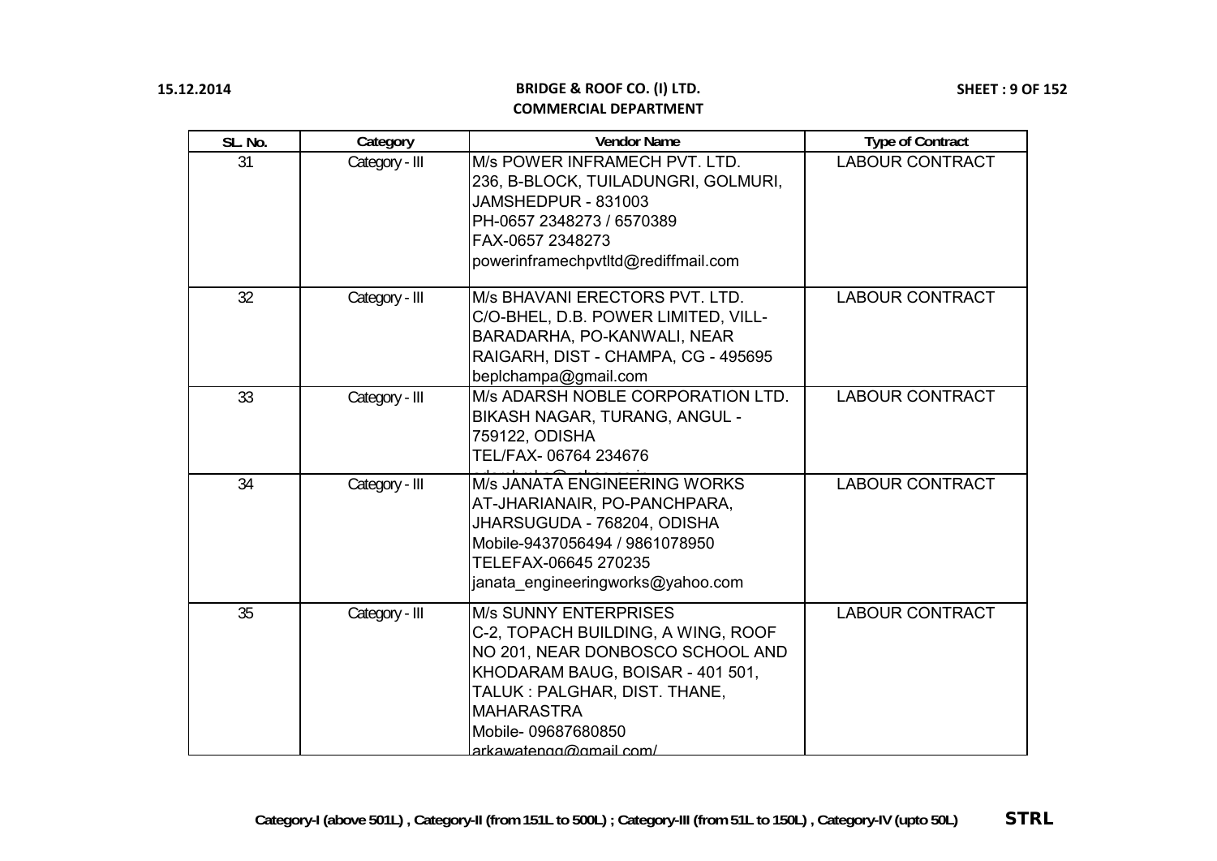| SL. No. | Category | Vendor Name | Type of Contract |
|---|---|---|---|
| 31 | Category - III | M/s POWER INFRAMECH PVT. LTD.<br>236, B-BLOCK, TUILADUNGRI, GOLMURI,<br>JAMSHEDPUR - 831003<br>PH-0657 2348273 / 6570389<br>FAX-0657 2348273<br>powerinframechpvtltd@rediffmail.com | LABOUR CONTRACT |
| 32 | Category - III | M/s BHAVANI ERECTORS PVT. LTD.<br>C/O-BHEL, D.B. POWER LIMITED, VILL-<br>BARADARHA, PO-KANWALI, NEAR<br>RAIGARH, DIST - CHAMPA, CG - 495695<br>beplchampa@gmail.com | LABOUR CONTRACT |
| 33 | Category - III | M/s ADARSH NOBLE CORPORATION LTD.<br>BIKASH NAGAR, TURANG, ANGUL -<br>759122, ODISHA<br>TEL/FAX- 06764 234676 | LABOUR CONTRACT |
| 34 | Category - III | M/s JANATA ENGINEERING WORKS<br>AT-JHARIANAIR, PO-PANCHPARA,<br>JHARSUGUDA - 768204, ODISHA<br>Mobile-9437056494 / 9861078950<br>TELEFAX-06645 270235<br>janata_engineeringworks@yahoo.com | LABOUR CONTRACT |
| 35 | Category - III | M/s SUNNY ENTERPRISES<br>C-2, TOPACH BUILDING, A WING, ROOF<br>NO 201, NEAR DONBOSCO SCHOOL AND<br>KHODARAM BAUG, BOISAR - 401 501,<br>TALUK : PALGHAR, DIST. THANE,<br>MAHARASTRA<br>Mobile- 09687680850<br>arkawatengg@gmail.com/ | LABOUR CONTRACT |

**Category-I (above 501L) , Category-II (from 151L to 500L) ; Category-III (from 51L to 150L) , Category-IV (upto 50L)** **STRL**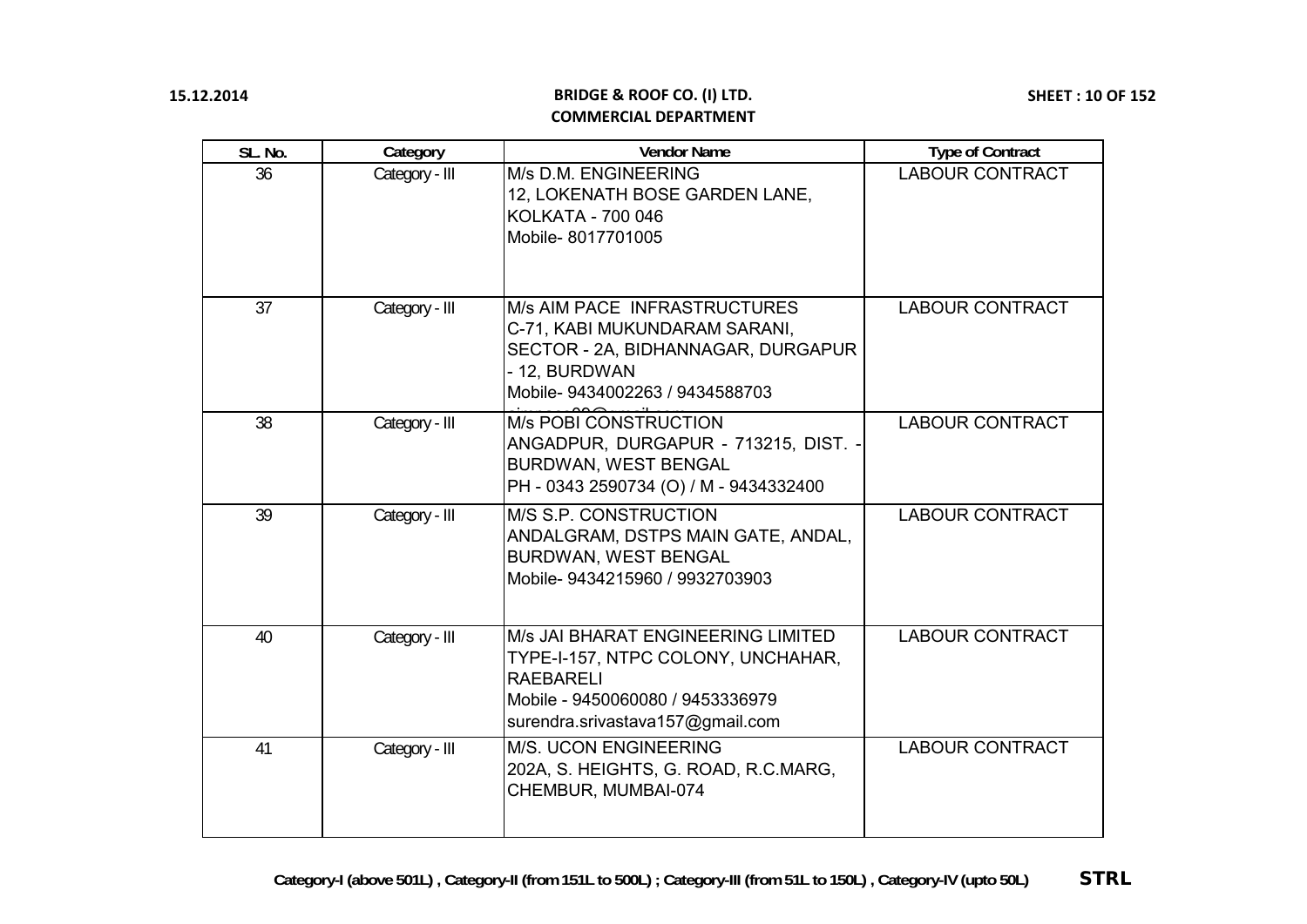**BRIDGE & ROOF CO. (I) LTD.**
**COMMERCIAL DEPARTMENT**

15.12.2014

| SL. No. | Category | Vendor Name | Type of Contract |
|---|---|---|---|
| 36 | Category - III | M/s D.M. ENGINEERING<br>12, LOKENATH BOSE GARDEN LANE,<br>KOLKATA - 700 046<br>Mobile- 8017701005 | LABOUR CONTRACT |
| 37 | Category - III | M/s AIM PACE INFRASTRUCTURES<br>C-71, KABI MUKUNDARAM SARANI,<br>SECTOR - 2A, BIDHANNAGAR, DURGAPUR - 12, BURDWAN<br>Mobile- 9434002263 / 9434588703 | LABOUR CONTRACT |
| 38 | Category - III | M/s POBI CONSTRUCTION<br>ANGADPUR, DURGAPUR - 713215, DIST. - BURDWAN, WEST BENGAL<br>PH - 0343 2590734 (O) / M - 9434332400 | LABOUR CONTRACT |
| 39 | Category - III | M/S S.P. CONSTRUCTION<br>ANDALGRAM, DSTPS MAIN GATE, ANDAL,<br>BURDWAN, WEST BENGAL<br>Mobile- 9434215960 / 9932703903 | LABOUR CONTRACT |
| 40 | Category - III | M/s JAI BHARAT ENGINEERING LIMITED<br>TYPE-I-157, NTPC COLONY, UNCHAHAR,<br>RAEBARELI<br>Mobile - 9450060080 / 9453336979<br>surendra.srivastava157@gmail.com | LABOUR CONTRACT |
| 41 | Category - III | M/S. UCON ENGINEERING<br>202A, S. HEIGHTS, G. ROAD, R.C.MARG,<br>CHEMBUR, MUMBAI-074 | LABOUR CONTRACT |

**Category-I (above 501L) , Category-II (from 151L to 500L) ; Category-III (from 51L to 150L) , Category-IV (upto 50L)** **STRL**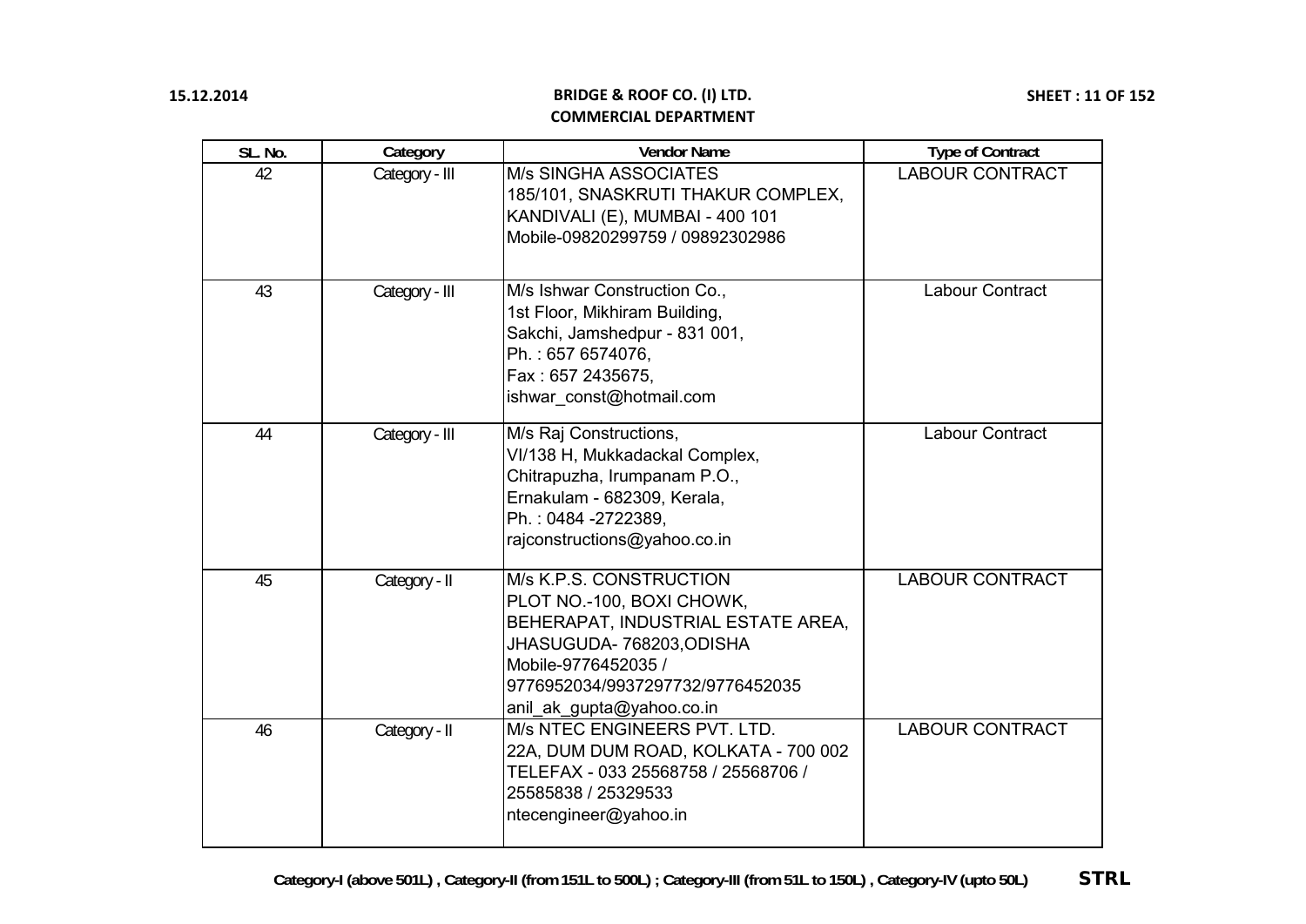| SL. No. | Category | Vendor Name | Type of Contract |
|---|---|---|---|
| 42 | Category - III | M/s SINGHA ASSOCIATES<br>185/101, SNASKRUTI THAKUR COMPLEX,<br>KANDIVALI (E), MUMBAI - 400 101<br>Mobile-09820299759 / 09892302986 | LABOUR CONTRACT |
| 43 | Category - III | M/s Ishwar Construction Co.,<br>1st Floor, Mikhiram Building,<br>Sakchi, Jamshedpur - 831 001,<br>Ph. : 657 6574076,<br>Fax : 657 2435675,<br>ishwar_const@hotmail.com | Labour Contract |
| 44 | Category - III | M/s Raj Constructions,<br>VI/138 H, Mukkadackal Complex,<br>Chitrapuzha, Irumpanam P.O.,<br>Ernakulam - 682309, Kerala,<br>Ph. : 0484 -2722389,<br>rajconstructions@yahoo.co.in | Labour Contract |
| 45 | Category - II | M/s K.P.S. CONSTRUCTION<br>PLOT NO.-100, BOXI CHOWK,<br>BEHERAPAT, INDUSTRIAL ESTATE AREA,<br>JHASUGUDA- 768203,ODISHA<br>Mobile-9776452035 /<br>9776952034/9937297732/9776452035<br>anil_ak_gupta@yahoo.co.in | LABOUR CONTRACT |
| 46 | Category - II | M/s NTEC ENGINEERS PVT. LTD.<br>22A, DUM DUM ROAD, KOLKATA - 700 002<br>TELEFAX - 033 25568758 / 25568706 /<br>25585838 / 25329533<br>ntecengineer@yahoo.in | LABOUR CONTRACT |

**Category-I (above 501L) , Category-II (from 151L to 500L) ; Category-III (from 51L to 150L) , Category-IV (upto 50L)**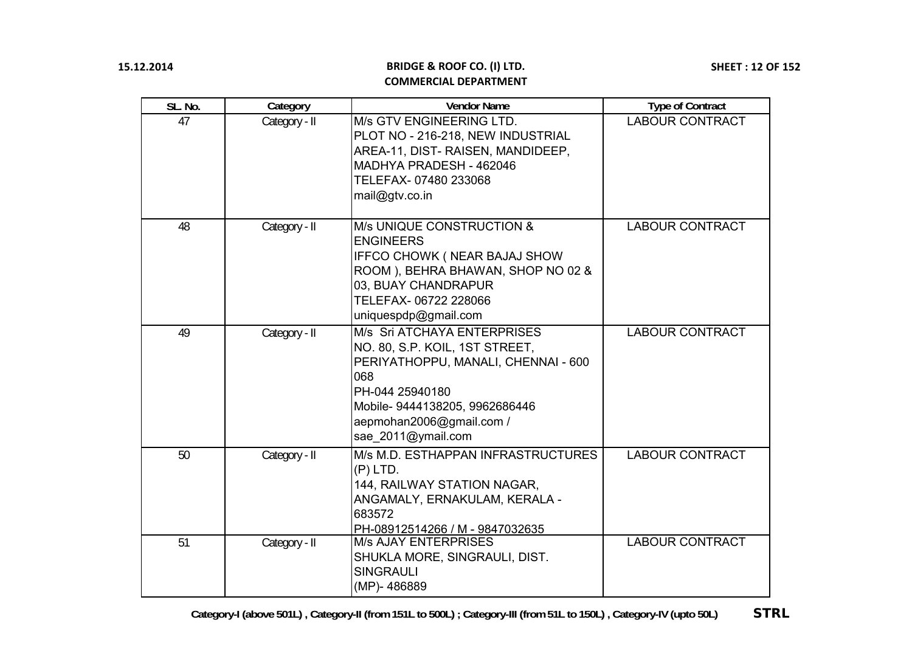**BRIDGE & ROOF CO. (I) LTD.**
**COMMERCIAL DEPARTMENT**

| SL. No. | Category | Vendor Name | Type of Contract |
|---|---|---|---|
| 47 | Category - II | M/s GTV ENGINEERING LTD.<br>PLOT NO - 216-218, NEW INDUSTRIAL AREA-11, DIST- RAISEN, MANDIDEEP, MADHYA PRADESH - 462046<br>TELEFAX- 07480 233068<br>mail@gtv.co.in | LABOUR CONTRACT |
| 48 | Category - II | M/s UNIQUE CONSTRUCTION & ENGINEERS<br>IFFCO CHOWK ( NEAR BAJAJ SHOW ROOM ), BEHRA BHAWAN, SHOP NO 02 & 03, BUAY CHANDRAPUR<br>TELEFAX- 06722 228066<br>uniquespdp@gmail.com | LABOUR CONTRACT |
| 49 | Category - II | M/s Sri ATCHAYA ENTERPRISES<br>NO. 80, S.P. KOIL, 1ST STREET, PERIYATHOPPU, MANALI, CHENNAI - 600 068<br>PH-044 25940180<br>Mobile- 9444138205, 9962686446<br>aepmohan2006@gmail.com / sae_2011@ymail.com | LABOUR CONTRACT |
| 50 | Category - II | M/s M.D. ESTHAPPAN INFRASTRUCTURES (P) LTD.<br>144, RAILWAY STATION NAGAR, ANGAMALY, ERNAKULAM, KERALA - 683572<br>PH-08912514266 / M - 9847032635 | LABOUR CONTRACT |
| 51 | Category - II | M/s AJAY ENTERPRISES<br>SHUKLA MORE, SINGRAULI, DIST. SINGRAULI<br>(MP)- 486889 | LABOUR CONTRACT |

**Category-I (above 501L) , Category-II (from 151L to 500L) ; Category-III (from 51L to 150L) , Category-IV (upto 50L)** **STRL**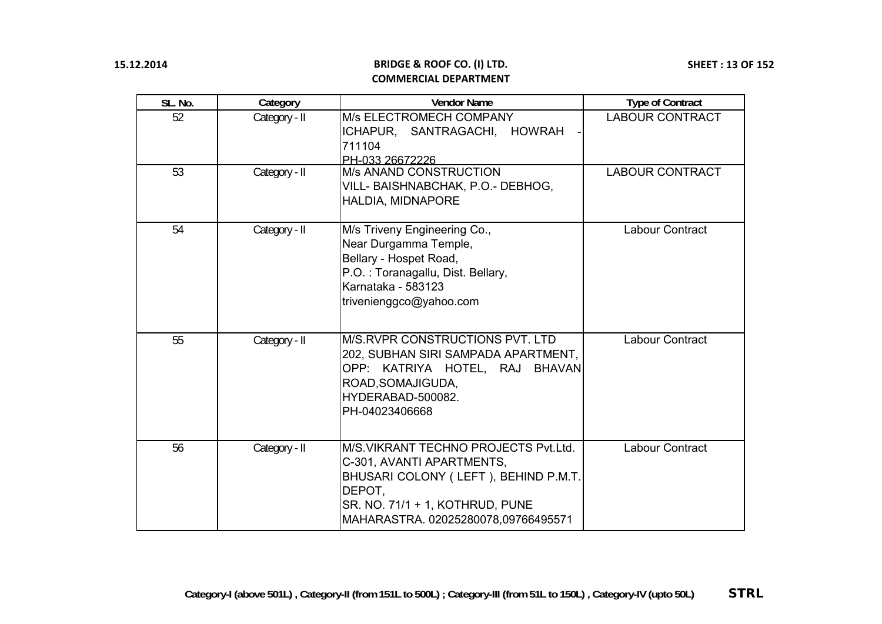# BRIDGE & ROOF CO. (I) LTD.

## COMMERCIAL DEPARTMENT

| SL. No. | Category | Vendor Name | Type of Contract |
|---|---|---|---|
| 52 | Category - II | M/s ELECTROMECH COMPANY<br>ICHAPUR, SANTRAGACHI, HOWRAH - 711104<br>PH-033 26672226 | LABOUR CONTRACT |
| 53 | Category - II | M/s ANAND CONSTRUCTION<br>VILL- BAISHNABCHAK, P.O.- DEBHOG, HALDIA, MIDNAPORE | LABOUR CONTRACT |
| 54 | Category - II | M/s Triveny Engineering Co.,<br>Near Durgamma Temple,<br>Bellary - Hospet Road,<br>P.O. : Toranagallu, Dist. Bellary,<br>Karnataka - 583123<br>trivenienggco@yahoo.com | Labour Contract |
| 55 | Category - II | M/S.RVPR CONSTRUCTIONS PVT. LTD<br>202, SUBHAN SIRI SAMPADA APARTMENT, OPP: KATRIYA HOTEL, RAJ BHAVAN ROAD,SOMAJIGUDA,<br>HYDERABAD-500082.<br>PH-04023406668 | Labour Contract |
| 56 | Category - II | M/S.VIKRANT TECHNO PROJECTS Pvt.Ltd.<br>C-301, AVANTI APARTMENTS,<br>BHUSARI COLONY ( LEFT ), BEHIND P.M.T. DEPOT,<br>SR. NO. 71/1 + 1, KOTHRUD, PUNE<br>MAHARASTRA. 02025280078,09766495571 | Labour Contract |

**Category-I (above 501L) , Category-II (from 151L to 500L) ; Category-III (from 51L to 150L) , Category-IV (upto 50L)** **STRL**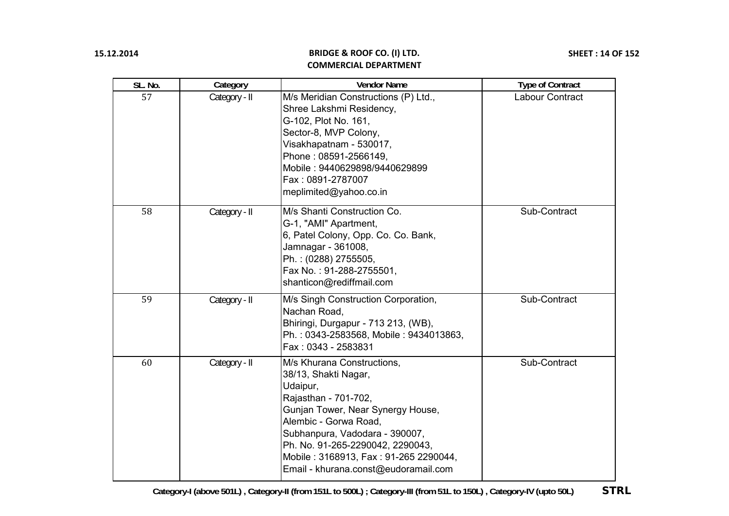| SL. No. | Category | Vendor Name | Type of Contract |
|---|---|---|---|
| 57 | Category - II | M/s Meridian Constructions (P) Ltd.,<br>Shree Lakshmi Residency,<br>G-102, Plot No. 161,<br>Sector-8, MVP Colony,<br>Visakhapatnam - 530017,<br>Phone : 08591-2566149,<br>Mobile : 9440629898/9440629899<br>Fax : 0891-2787007<br>meplimited@yahoo.co.in | Labour Contract |
| 58 | Category - II | M/s Shanti Construction Co.<br>G-1, "AMI" Apartment,<br>6, Patel Colony, Opp. Co. Co. Bank,<br>Jamnagar - 361008,<br>Ph. : (0288) 2755505,<br>Fax No. : 91-288-2755501,<br>shanticon@rediffmail.com | Sub-Contract |
| 59 | Category - II | M/s Singh Construction Corporation,<br>Nachan Road,<br>Bhiringi, Durgapur - 713 213, (WB),<br>Ph. : 0343-2583568, Mobile : 9434013863,<br>Fax : 0343 - 2583831 | Sub-Contract |
| 60 | Category - II | M/s Khurana Constructions,<br>38/13, Shakti Nagar,<br>Udaipur,<br>Rajasthan - 701-702,<br>Gunjan Tower, Near Synergy House,<br>Alembic - Gorwa Road,<br>Subhanpura, Vadodara - 390007,<br>Ph. No. 91-265-2290042, 2290043,<br>Mobile : 3168913, Fax : 91-265 2290044,<br>Email - khurana.const@eudoramail.com | Sub-Contract |

**Category-I (above 501L) , Category-II (from 151L to 500L) ; Category-III (from 51L to 150L) , Category-IV (upto 50L)** **STRL**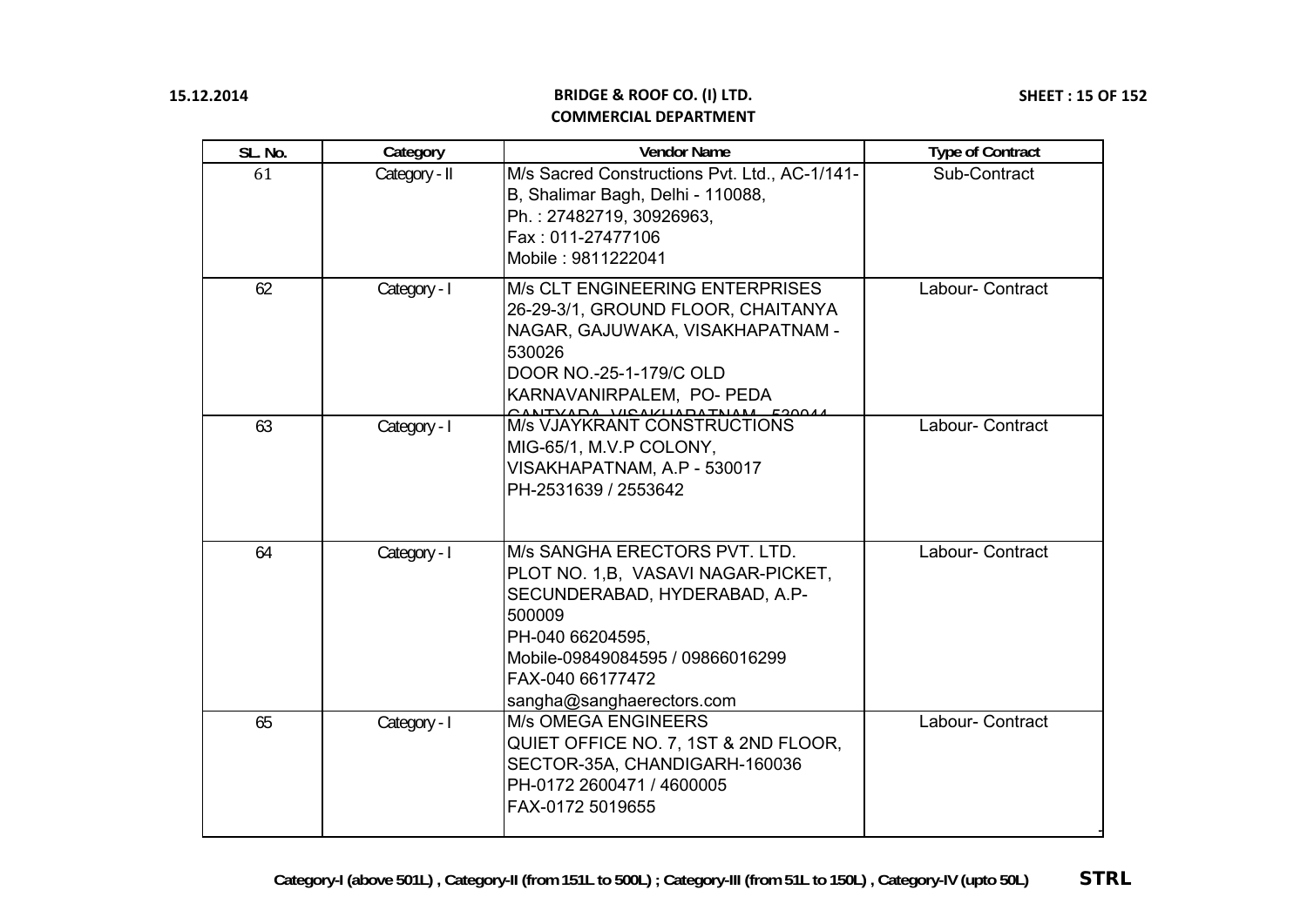| SL. No. | Category | Vendor Name | Type of Contract |
|---|---|---|---|
| 61 | Category - II | M/s Sacred Constructions Pvt. Ltd., AC-1/141-B, Shalimar Bagh, Delhi - 110088,<br>Ph. : 27482719, 30926963,<br>Fax : 011-27477106<br>Mobile : 9811222041 | Sub-Contract |
| 62 | Category - I | M/s CLT ENGINEERING ENTERPRISES<br>26-29-3/1, GROUND FLOOR, CHAITANYA NAGAR, GAJUWAKA, VISAKHAPATNAM - 530026<br>DOOR NO.-25-1-179/C OLD KARNAVANIRPALEM, PO- PEDA GANTYADA, VISAKHAPATNAM - 530044 | Labour- Contract |
| 63 | Category - I | M/s VJAYKRANT CONSTRUCTIONS<br>MIG-65/1, M.V.P COLONY,<br>VISAKHAPATNAM, A.P - 530017<br>PH-2531639 / 2553642 | Labour- Contract |
| 64 | Category - I | M/s SANGHA ERECTORS PVT. LTD.<br>PLOT NO. 1,B, VASAVI NAGAR-PICKET,<br>SECUNDERABAD, HYDERABAD, A.P-500009<br>PH-040 66204595,<br>Mobile-09849084595 / 09866016299<br>FAX-040 66177472<br>sangha@sanghaerectors.com | Labour- Contract |
| 65 | Category - I | M/s OMEGA ENGINEERS<br>QUIET OFFICE NO. 7, 1ST & 2ND FLOOR,<br>SECTOR-35A, CHANDIGARH-160036<br>PH-0172 2600471 / 4600005<br>FAX-0172 5019655 | Labour- Contract |

**Category-I (above 501L) , Category-II (from 151L to 500L) ; Category-III (from 51L to 150L) , Category-IV (upto 50L)**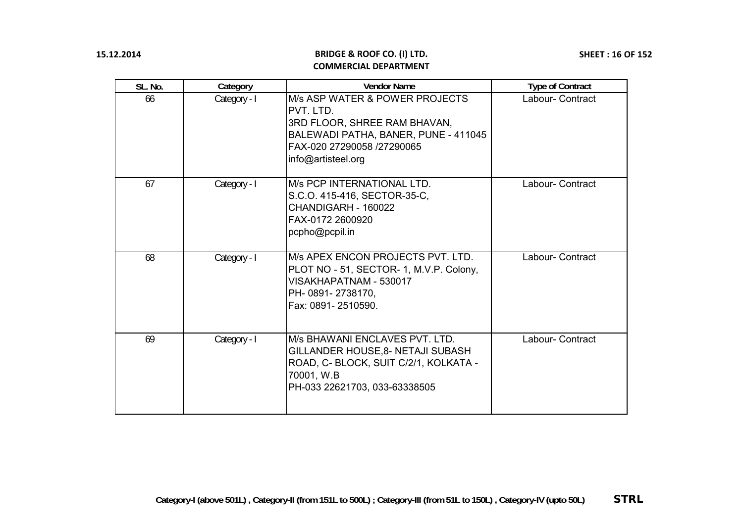| SL. No. | Category | Vendor Name | Type of Contract |
|---|---|---|---|
| 66 | Category - I | M/s ASP WATER & POWER PROJECTS PVT. LTD.<br>3RD FLOOR, SHREE RAM BHAVAN,<br>BALEWADI PATHA, BANER, PUNE - 411045<br>FAX-020 27290058 /27290065<br>info@artisteel.org | Labour- Contract |
| 67 | Category - I | M/s PCP INTERNATIONAL LTD.<br>S.C.O. 415-416, SECTOR-35-C,<br>CHANDIGARH - 160022<br>FAX-0172 2600920<br>pcpho@pcpil.in | Labour- Contract |
| 68 | Category - I | M/s APEX ENCON PROJECTS PVT. LTD.<br>PLOT NO - 51, SECTOR- 1, M.V.P. Colony,<br>VISAKHAPATNAM - 530017<br>PH- 0891- 2738170,<br>Fax: 0891- 2510590. | Labour- Contract |
| 69 | Category - I | M/s BHAWANI ENCLAVES PVT. LTD.<br>GILLANDER HOUSE,8- NETAJI SUBASH ROAD, C- BLOCK, SUIT C/2/1, KOLKATA - 70001, W.B<br>PH-033 22621703, 033-63338505 | Labour- Contract |

Category-I (above 501L) , Category-II (from 151L to 500L) ; Category-III (from 51L to 150L) , Category-IV (upto 50L) **STRL**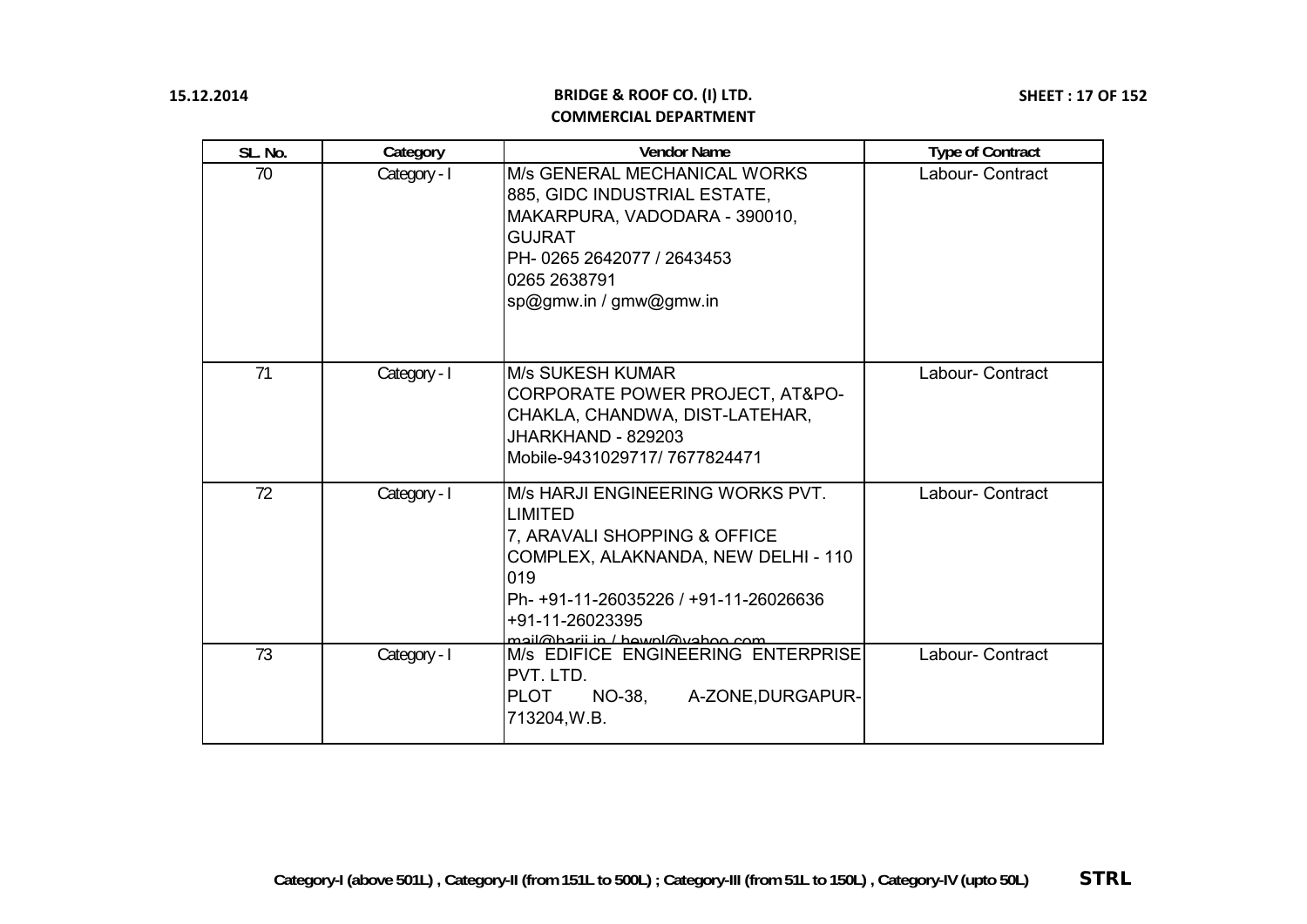BRIDGE & ROOF CO. (I) LTD.
COMMERCIAL DEPARTMENT

| SL. No. | Category | Vendor Name | Type of Contract |
|---|---|---|---|
| 70 | Category - I | M/s GENERAL MECHANICAL WORKS<br>885, GIDC INDUSTRIAL ESTATE,<br>MAKARPURA, VADODARA - 390010,<br>GUJRAT<br>PH- 0265 2642077 / 2643453<br>0265 2638791<br>sp@gmw.in / gmw@gmw.in | Labour- Contract |
| 71 | Category - I | M/s SUKESH KUMAR<br>CORPORATE POWER PROJECT, AT&PO-CHAKLA, CHANDWA, DIST-LATEHAR,<br>JHARKHAND - 829203<br>Mobile-9431029717/ 7677824471 | Labour- Contract |
| 72 | Category - I | M/s HARJI ENGINEERING WORKS PVT. LIMITED<br>7, ARAVALI SHOPPING & OFFICE COMPLEX, ALAKNANDA, NEW DELHI - 110 019<br>Ph- +91-11-26035226 / +91-11-26026636<br>+91-11-26023395<br>mail@harji.in / hewpl@yahoo.com | Labour- Contract |
| 73 | Category - I | M/s EDIFICE ENGINEERING ENTERPRISE PVT. LTD.<br>PLOT NO-38, A-ZONE,DURGAPUR-713204,W.B. | Labour- Contract |

Category-I (above 501L) , Category-II (from 151L to 500L) ; Category-III (from 51L to 150L) , Category-IV (upto 50L) **STRL**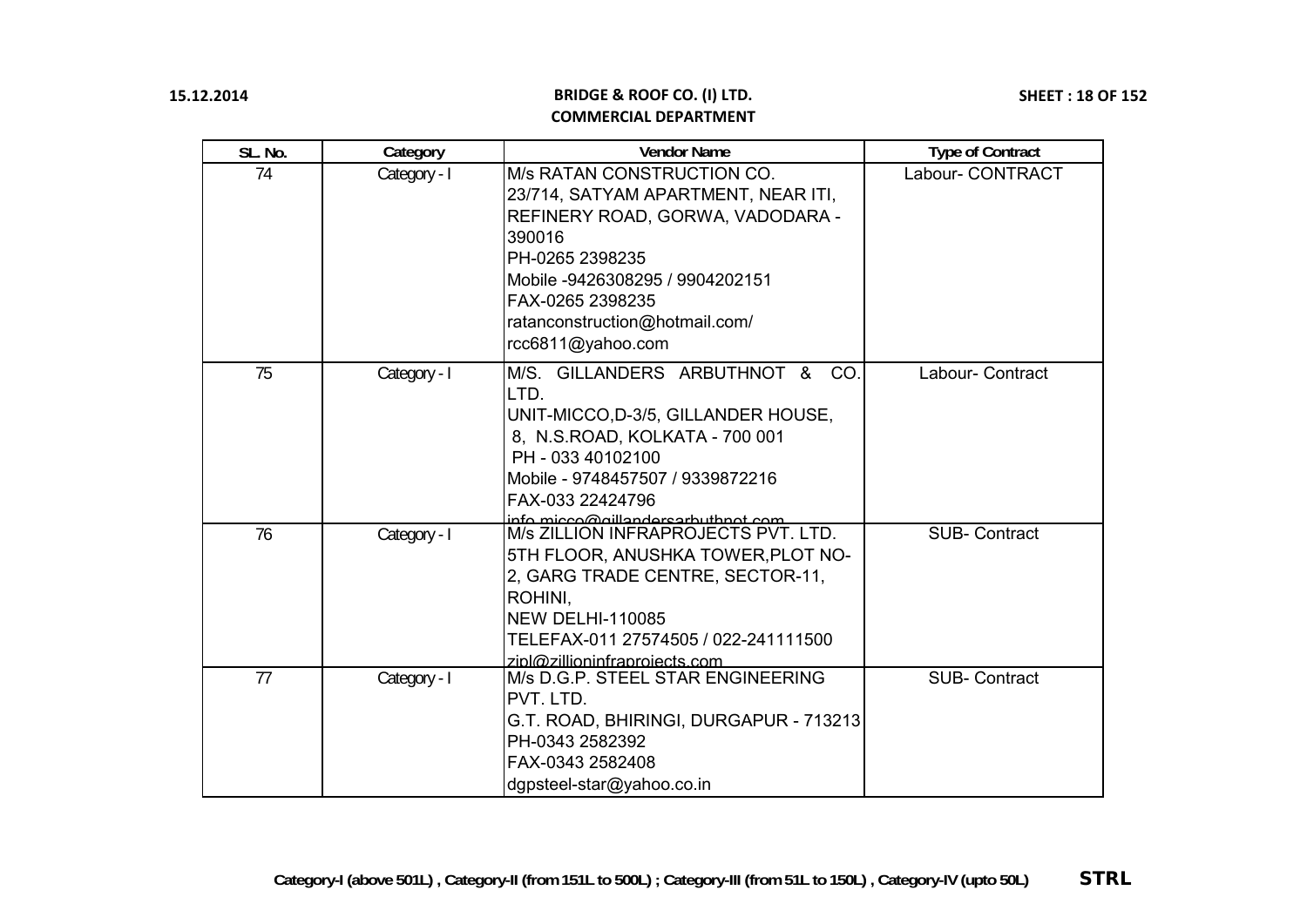| SL. No. | Category | Vendor Name | Type of Contract |
|---|---|---|---|
| 74 | Category - I | M/s RATAN CONSTRUCTION CO.<br>23/714, SATYAM APARTMENT, NEAR ITI, REFINERY ROAD, GORWA, VADODARA - 390016<br>PH-0265 2398235<br>Mobile -9426308295 / 9904202151<br>FAX-0265 2398235<br>ratanconstruction@hotmail.com/<br>rcc6811@yahoo.com | Labour- CONTRACT |
| 75 | Category - I | M/S. GILLANDERS ARBUTHNOT & CO. LTD.<br>UNIT-MICCO,D-3/5, GILLANDER HOUSE, 8, N.S.ROAD, KOLKATA - 700 001<br>PH - 033 40102100<br>Mobile - 9748457507 / 9339872216<br>FAX-033 22424796<br>info.micco@gillandersarbuthnot.com | Labour- Contract |
| 76 | Category - I | M/s ZILLION INFRAPROJECTS PVT. LTD.<br>5TH FLOOR, ANUSHKA TOWER,PLOT NO-2, GARG TRADE CENTRE, SECTOR-11, ROHINI,<br>NEW DELHI-110085<br>TELEFAX-011 27574505 / 022-241111500<br>zipl@zillioninfraprojects.com | SUB- Contract |
| 77 | Category - I | M/s D.G.P. STEEL STAR ENGINEERING PVT. LTD.<br>G.T. ROAD, BHIRINGI, DURGAPUR - 713213<br>PH-0343 2582392<br>FAX-0343 2582408<br>dgpsteel-star@yahoo.co.in | SUB- Contract |

Category-I (above 501L) , Category-II (from 151L to 500L) ; Category-III (from 51L to 150L) , Category-IV (upto 50L)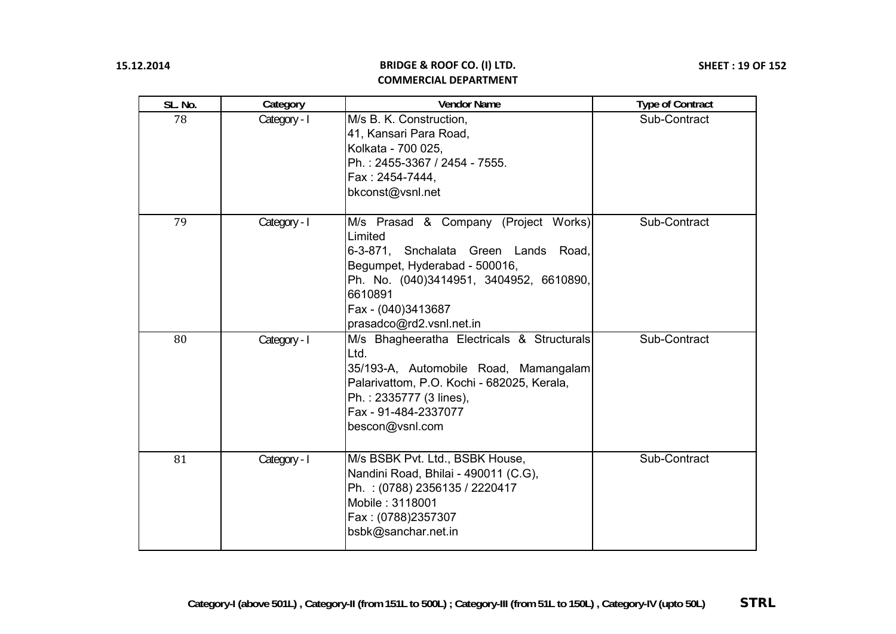| SL. No. | Category | Vendor Name | Type of Contract |
|---|---|---|---|
| 78 | Category - I | M/s B. K. Construction,<br>41, Kansari Para Road,<br>Kolkata - 700 025,<br>Ph. : 2455-3367 / 2454 - 7555.<br>Fax : 2454-7444,<br>bkconst@vsnl.net | Sub-Contract |
| 79 | Category - I | M/s Prasad & Company (Project Works) Limited<br>6-3-871, Snchalata Green Lands Road, Begumpet, Hyderabad - 500016,<br>Ph. No. (040)3414951, 3404952, 6610890, 6610891<br>Fax - (040)3413687<br>prasadco@rd2.vsnl.net.in | Sub-Contract |
| 80 | Category - I | M/s Bhagheeratha Electricals & Structurals Ltd.<br>35/193-A, Automobile Road, Mamangalam Palarivattom, P.O. Kochi - 682025, Kerala,<br>Ph. : 2335777 (3 lines),<br>Fax - 91-484-2337077<br>bescon@vsnl.com | Sub-Contract |
| 81 | Category - I | M/s BSBK Pvt. Ltd., BSBK House,<br>Nandini Road, Bhilai - 490011 (C.G),<br>Ph. : (0788) 2356135 / 2220417<br>Mobile : 3118001<br>Fax : (0788)2357307<br>bsbk@sanchar.net.in | Sub-Contract |

**Category-I (above 501L) , Category-II (from 151L to 500L) ; Category-III (from 51L to 150L) , Category-IV (upto 50L)** **STRL**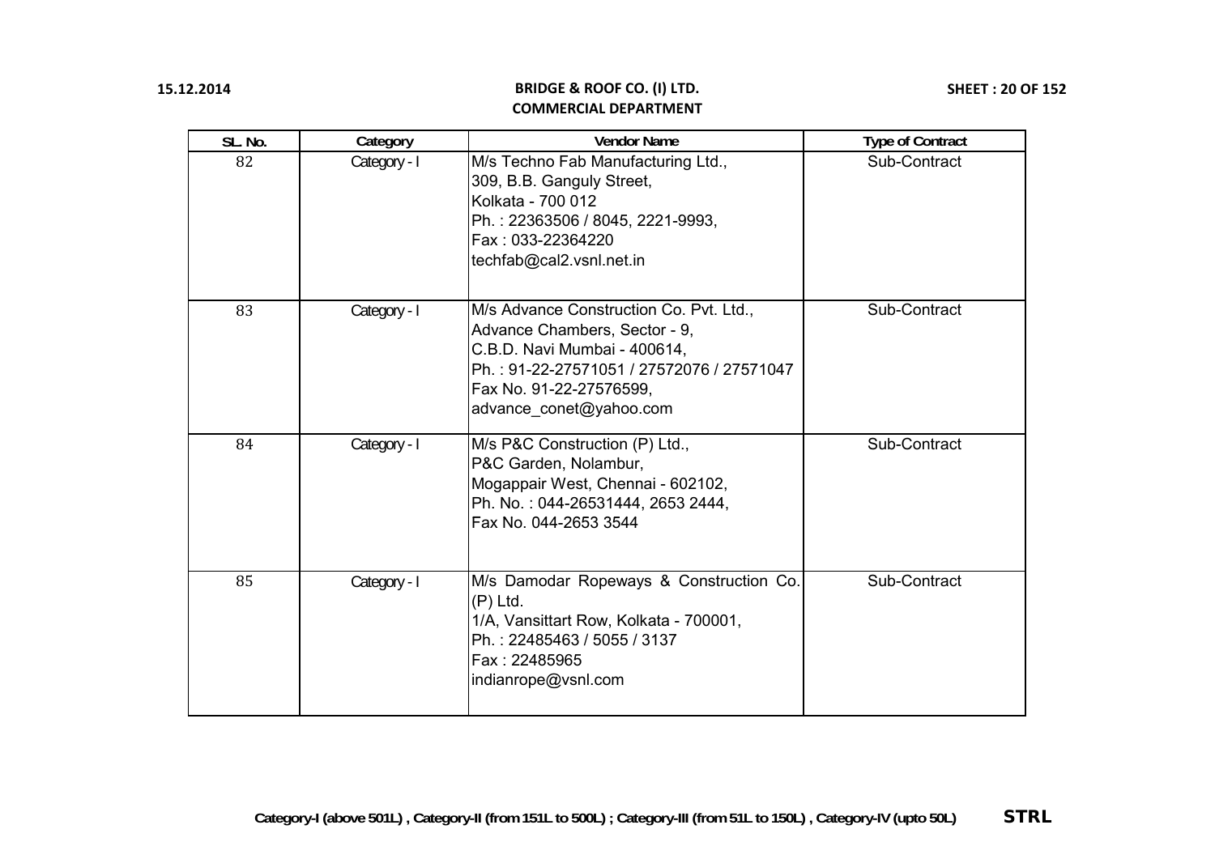**BRIDGE & ROOF CO. (I) LTD.**
**COMMERCIAL DEPARTMENT**

15.12.2014

| SL. No. | Category | Vendor Name | Type of Contract |
|---|---|---|---|
| 82 | Category - I | M/s Techno Fab Manufacturing Ltd.,<br>309, B.B. Ganguly Street,<br>Kolkata - 700 012<br>Ph. : 22363506 / 8045, 2221-9993,<br>Fax : 033-22364220<br>techfab@cal2.vsnl.net.in | Sub-Contract |
| 83 | Category - I | M/s Advance Construction Co. Pvt. Ltd.,<br>Advance Chambers, Sector - 9,<br>C.B.D. Navi Mumbai - 400614,<br>Ph. : 91-22-27571051 / 27572076 / 27571047<br>Fax No. 91-22-27576599,<br>advance_conet@yahoo.com | Sub-Contract |
| 84 | Category - I | M/s P&C Construction (P) Ltd.,<br>P&C Garden, Nolambur,<br>Mogappair West, Chennai - 602102,<br>Ph. No. : 044-26531444, 2653 2444,<br>Fax No. 044-2653 3544 | Sub-Contract |
| 85 | Category - I | M/s Damodar Ropeways & Construction Co. (P) Ltd.<br>1/A, Vansittart Row, Kolkata - 700001,<br>Ph. : 22485463 / 5055 / 3137<br>Fax : 22485965<br>indianrope@vsnl.com | Sub-Contract |

**Category-I (above 501L) , Category-II (from 151L to 500L) ; Category-III (from 51L to 150L) , Category-IV (upto 50L)** **STRL**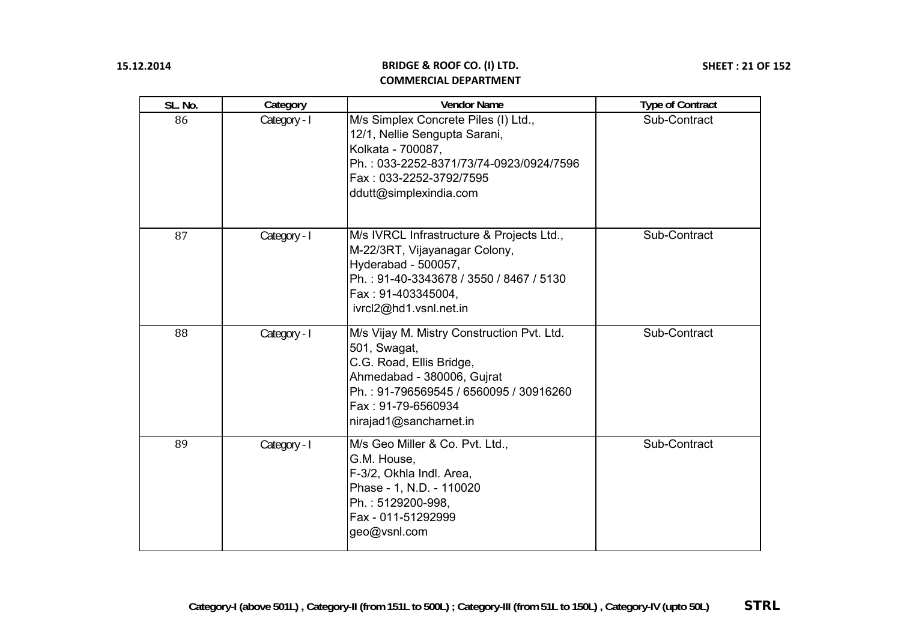**BRIDGE & ROOF CO. (I) LTD.**
**COMMERCIAL DEPARTMENT**

| SL. No. | Category | Vendor Name | Type of Contract |
|---|---|---|---|
| 86 | Category - I | M/s Simplex Concrete Piles (I) Ltd.,<br>12/1, Nellie Sengupta Sarani,<br>Kolkata - 700087,<br>Ph. : 033-2252-8371/73/74-0923/0924/7596<br>Fax : 033-2252-3792/7595<br>ddutt@simplexindia.com | Sub-Contract |
| 87 | Category - I | M/s IVRCL Infrastructure & Projects Ltd.,<br>M-22/3RT, Vijayanagar Colony,<br>Hyderabad - 500057,<br>Ph. : 91-40-3343678 / 3550 / 8467 / 5130<br>Fax : 91-403345004,<br>ivrcl2@hd1.vsnl.net.in | Sub-Contract |
| 88 | Category - I | M/s Vijay M. Mistry Construction Pvt. Ltd.<br>501, Swagat,<br>C.G. Road, Ellis Bridge,<br>Ahmedabad - 380006, Gujrat<br>Ph. : 91-796569545 / 6560095 / 30916260<br>Fax : 91-79-6560934<br>nirajad1@sancharnet.in | Sub-Contract |
| 89 | Category - I | M/s Geo Miller & Co. Pvt. Ltd.,<br>G.M. House,<br>F-3/2, Okhla Indl. Area,<br>Phase - 1, N.D. - 110020<br>Ph. : 5129200-998,<br>Fax - 011-51292999<br>geo@vsnl.com | Sub-Contract |

**Category-I (above 501L) , Category-II (from 151L to 500L) ; Category-III (from 51L to 150L) , Category-IV (upto 50L)** **STRL**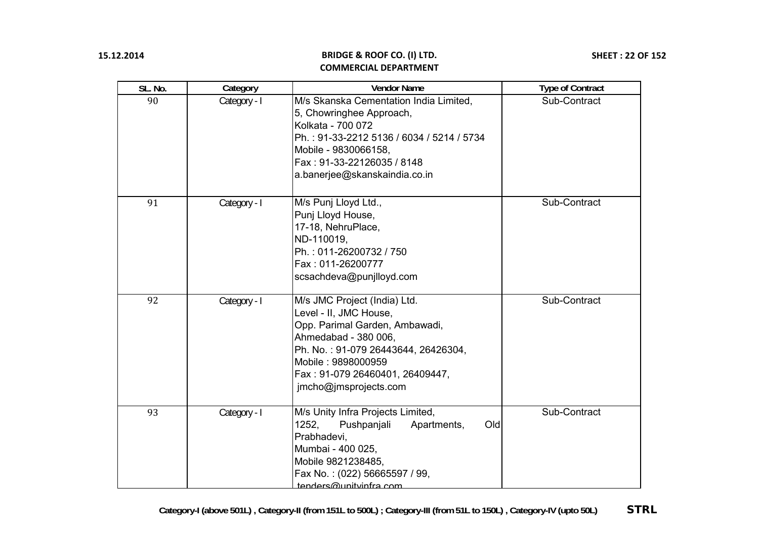| SL. No. | Category | Vendor Name | Type of Contract |
|---|---|---|---|
| 90 | Category - I | M/s Skanska Cementation India Limited,<br>5, Chowringhee Approach,<br>Kolkata - 700 072<br>Ph. : 91-33-2212 5136 / 6034 / 5214 / 5734<br>Mobile - 9830066158,<br>Fax : 91-33-22126035 / 8148<br>a.banerjee@skanskaindia.co.in | Sub-Contract |
| 91 | Category - I | M/s Punj Lloyd Ltd.,<br>Punj Lloyd House,<br>17-18, NehruPlace,<br>ND-110019,<br>Ph. : 011-26200732 / 750<br>Fax : 011-26200777<br>scsachdeva@punjlloyd.com | Sub-Contract |
| 92 | Category - I | M/s JMC Project (India) Ltd.<br>Level - II, JMC House,<br>Opp. Parimal Garden, Ambawadi,<br>Ahmedabad - 380 006,<br>Ph. No. : 91-079 26443644, 26426304,<br>Mobile : 9898000959<br>Fax : 91-079 26460401, 26409447,<br>jmcho@jmsprojects.com | Sub-Contract |
| 93 | Category - I | M/s Unity Infra Projects Limited,<br>1252, Pushpanjali Apartments, Old Prabhadevi,<br>Mumbai - 400 025,<br>Mobile 9821238485,<br>Fax No. : (022) 56665597 / 99,<br>tenders@unityinfra.com | Sub-Contract |

Category-I (above 501L) , Category-II (from 151L to 500L) ; Category-III (from 51L to 150L) , Category-IV (upto 50L) **STRL**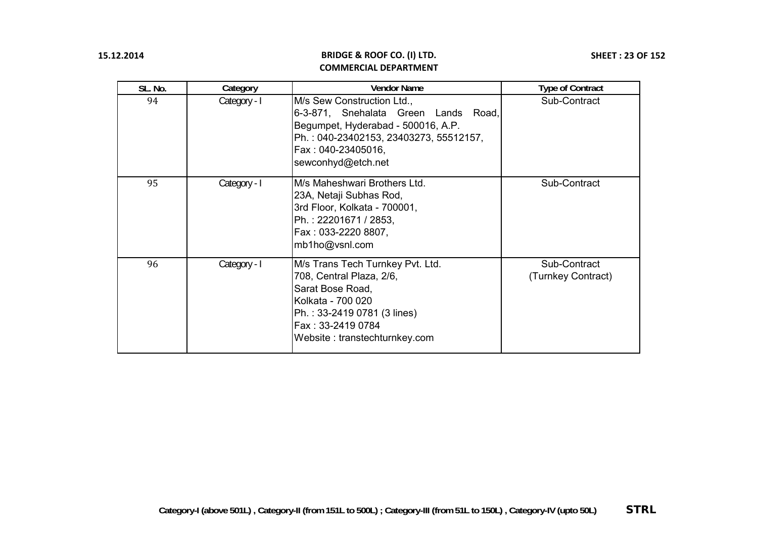| SL. No. | Category | Vendor Name | Type of Contract |
|---|---|---|---|
| 94 | Category - I | M/s Sew Construction Ltd.,<br>6-3-871, Snehalata Green Lands Road,<br>Begumpet, Hyderabad - 500016, A.P.<br>Ph. : 040-23402153, 23403273, 55512157,<br>Fax : 040-23405016,<br>sewconhyd@etch.net | Sub-Contract |
| 95 | Category - I | M/s Maheshwari Brothers Ltd.<br>23A, Netaji Subhas Rod,<br>3rd Floor, Kolkata - 700001,<br>Ph. : 22201671 / 2853,<br>Fax : 033-2220 8807,<br>mb1ho@vsnl.com | Sub-Contract |
| 96 | Category - I | M/s Trans Tech Turnkey Pvt. Ltd.<br>708, Central Plaza, 2/6,<br>Sarat Bose Road,<br>Kolkata - 700 020<br>Ph. : 33-2419 0781 (3 lines)<br>Fax : 33-2419 0784<br>Website : transtechturnkey.com | Sub-Contract<br>(Turnkey Contract) |

**Category-I (above 501L) , Category-II (from 151L to 500L) ; Category-III (from 51L to 150L) , Category-IV (upto 50L)** **STRL**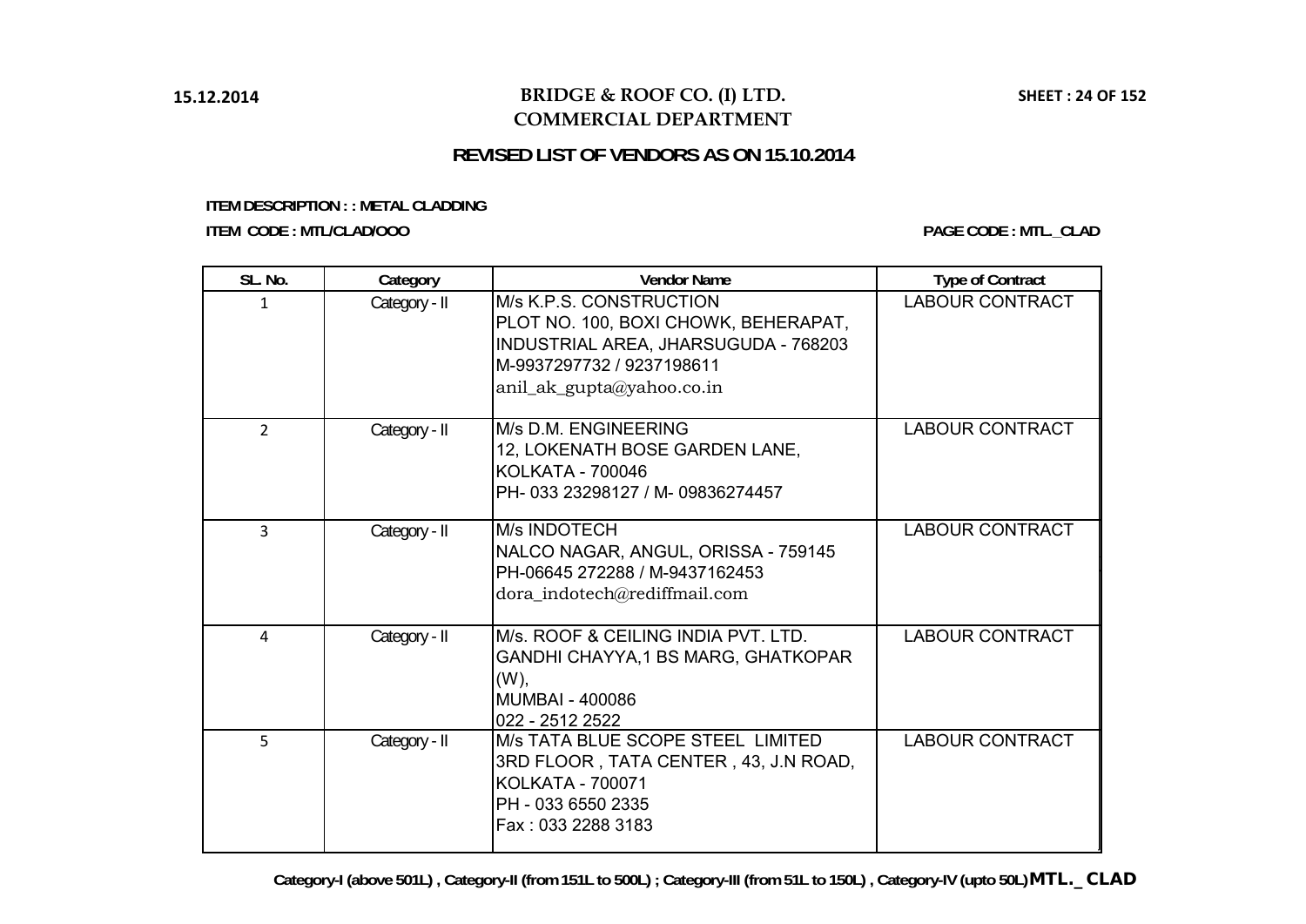# BRIDGE & ROOF CO. (I) LTD.
## COMMERCIAL DEPARTMENT

15.12.2014

### REVISED LIST OF VENDORS AS ON 15.10.2014

**ITEM DESCRIPTION : : METAL CLADDING**

**ITEM CODE : MTL/CLAD/OOO**

**PAGE CODE : MTL._CLAD**

| SL. No. | Category | Vendor Name | Type of Contract |
|---|---|---|---|
| 1 | Category - II | M/s K.P.S. CONSTRUCTION<br>PLOT NO. 100, BOXI CHOWK, BEHERAPAT, INDUSTRIAL AREA, JHARSUGUDA - 768203<br>M-9937297732 / 9237198611<br>anil_ak_gupta@yahoo.co.in | LABOUR CONTRACT |
| 2 | Category - II | M/s D.M. ENGINEERING<br>12, LOKENATH BOSE GARDEN LANE, KOLKATA - 700046<br>PH- 033 23298127 / M- 09836274457 | LABOUR CONTRACT |
| 3 | Category - II | M/s INDOTECH<br>NALCO NAGAR, ANGUL, ORISSA - 759145<br>PH-06645 272288 / M-9437162453<br>dora_indotech@rediffmail.com | LABOUR CONTRACT |
| 4 | Category - II | M/s. ROOF & CEILING INDIA PVT. LTD.<br>GANDHI CHAYYA,1 BS MARG, GHATKOPAR (W),<br>MUMBAI - 400086<br>022 - 2512 2522 | LABOUR CONTRACT |
| 5 | Category - II | M/s TATA BLUE SCOPE STEEL LIMITED<br>3RD FLOOR , TATA CENTER , 43, J.N ROAD, KOLKATA - 700071<br>PH - 033 6550 2335<br>Fax : 033 2288 3183 | LABOUR CONTRACT |

Category-I (above 501L) , Category-II (from 151L to 500L) ; Category-III (from 51L to 150L) , Category-IV (upto 50L) **MTL._CLAD**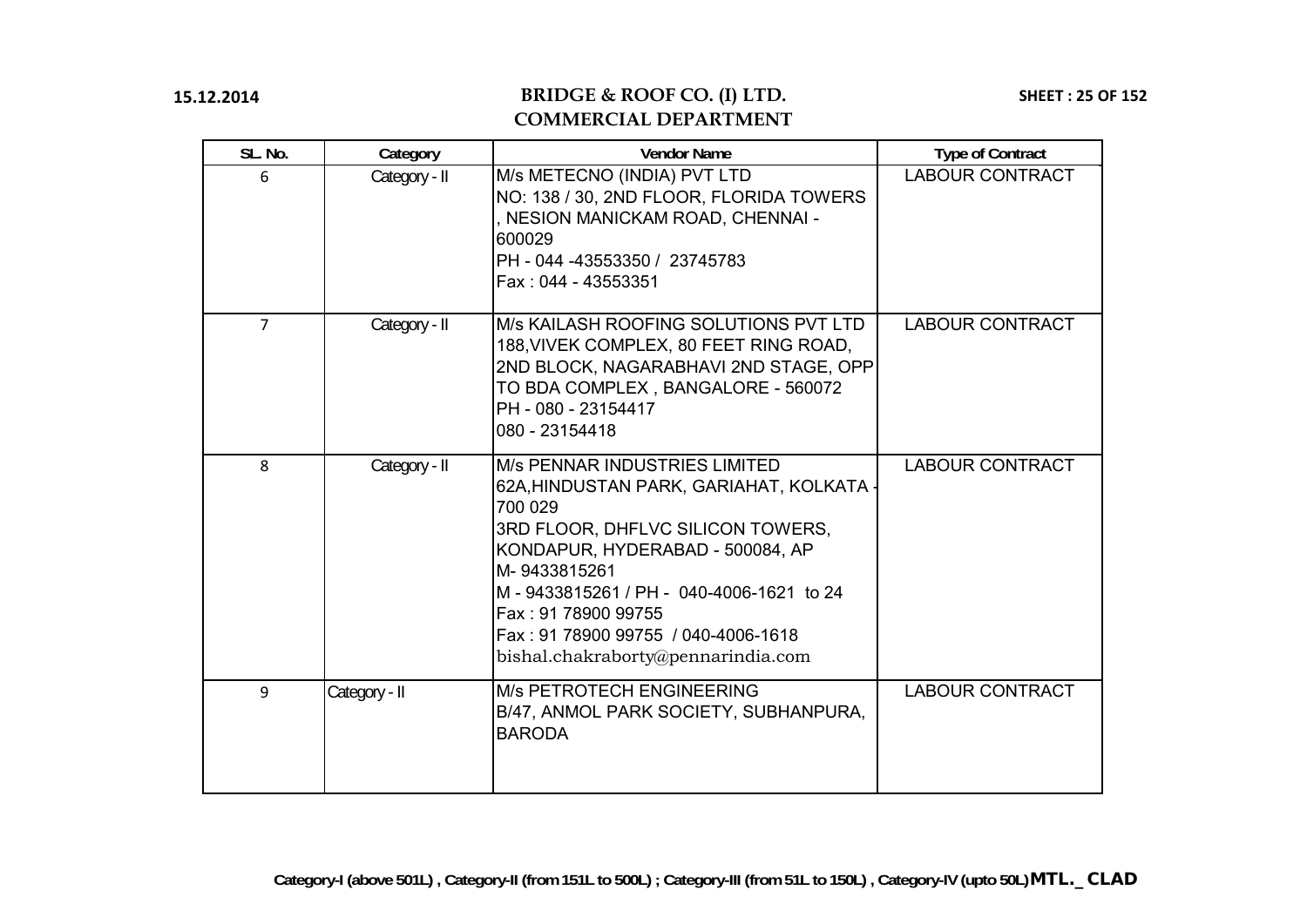# BRIDGE & ROOF CO. (I) LTD.
## COMMERCIAL DEPARTMENT

| SL. No. | Category | Vendor Name | Type of Contract |
|---|---|---|---|
| 6 | Category - II | M/s METECNO (INDIA) PVT LTD<br>NO: 138 / 30, 2ND FLOOR, FLORIDA TOWERS , NESION MANICKAM ROAD, CHENNAI - 600029<br>PH - 044 -43553350 / 23745783<br>Fax : 044 - 43553351 | LABOUR CONTRACT |
| 7 | Category - II | M/s KAILASH ROOFING SOLUTIONS PVT LTD<br>188,VIVEK COMPLEX, 80 FEET RING ROAD, 2ND BLOCK, NAGARABHAVI 2ND STAGE, OPP TO BDA COMPLEX , BANGALORE - 560072<br>PH - 080 - 23154417<br>080 - 23154418 | LABOUR CONTRACT |
| 8 | Category - II | M/s PENNAR INDUSTRIES LIMITED<br>62A,HINDUSTAN PARK, GARIAHAT, KOLKATA - 700 029<br>3RD FLOOR, DHFLVC SILICON TOWERS, KONDAPUR, HYDERABAD - 500084, AP<br>M- 9433815261<br>M - 9433815261 / PH - 040-4006-1621 to 24<br>Fax : 91 78900 99755<br>Fax : 91 78900 99755 / 040-4006-1618<br>bishal.chakraborty@pennarindia.com | LABOUR CONTRACT |
| 9 | Category - II | M/s PETROTECH ENGINEERING<br>B/47, ANMOL PARK SOCIETY, SUBHANPURA, BARODA | LABOUR CONTRACT |

Category-I (above 501L) , Category-II (from 151L to 500L) ; Category-III (from 51L to 150L) , Category-IV (upto 50L) **MTL._CLAD**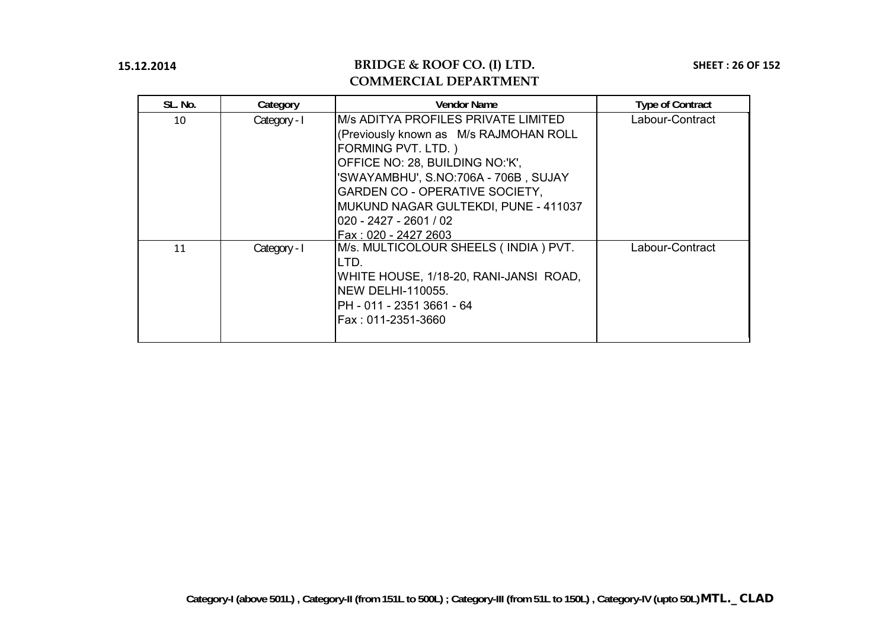# BRIDGE & ROOF CO. (I) LTD.
## COMMERCIAL DEPARTMENT

| SL. No. | Category | Vendor Name | Type of Contract |
|---|---|---|---|
| 10 | Category - I | M/s ADITYA PROFILES PRIVATE LIMITED (Previously known as M/s RAJMOHAN ROLL FORMING PVT. LTD. ) OFFICE NO: 28, BUILDING NO:'K', 'SWAYAMBHU', S.NO:706A - 706B , SUJAY GARDEN CO - OPERATIVE SOCIETY, MUKUND NAGAR GULTEKDI, PUNE - 411037 020 - 2427 - 2601 / 02 Fax : 020 - 2427 2603 | Labour-Contract |
| 11 | Category - I | M/s. MULTICOLOUR SHEELS ( INDIA ) PVT. LTD. WHITE HOUSE, 1/18-20, RANI-JANSI ROAD, NEW DELHI-110055. PH - 011 - 2351 3661 - 64 Fax : 011-2351-3660 | Labour-Contract |

Category-I (above 501L) , Category-II (from 151L to 500L) ; Category-III (from 51L to 150L) , Category-IV (upto 50L) **MTL._CLAD**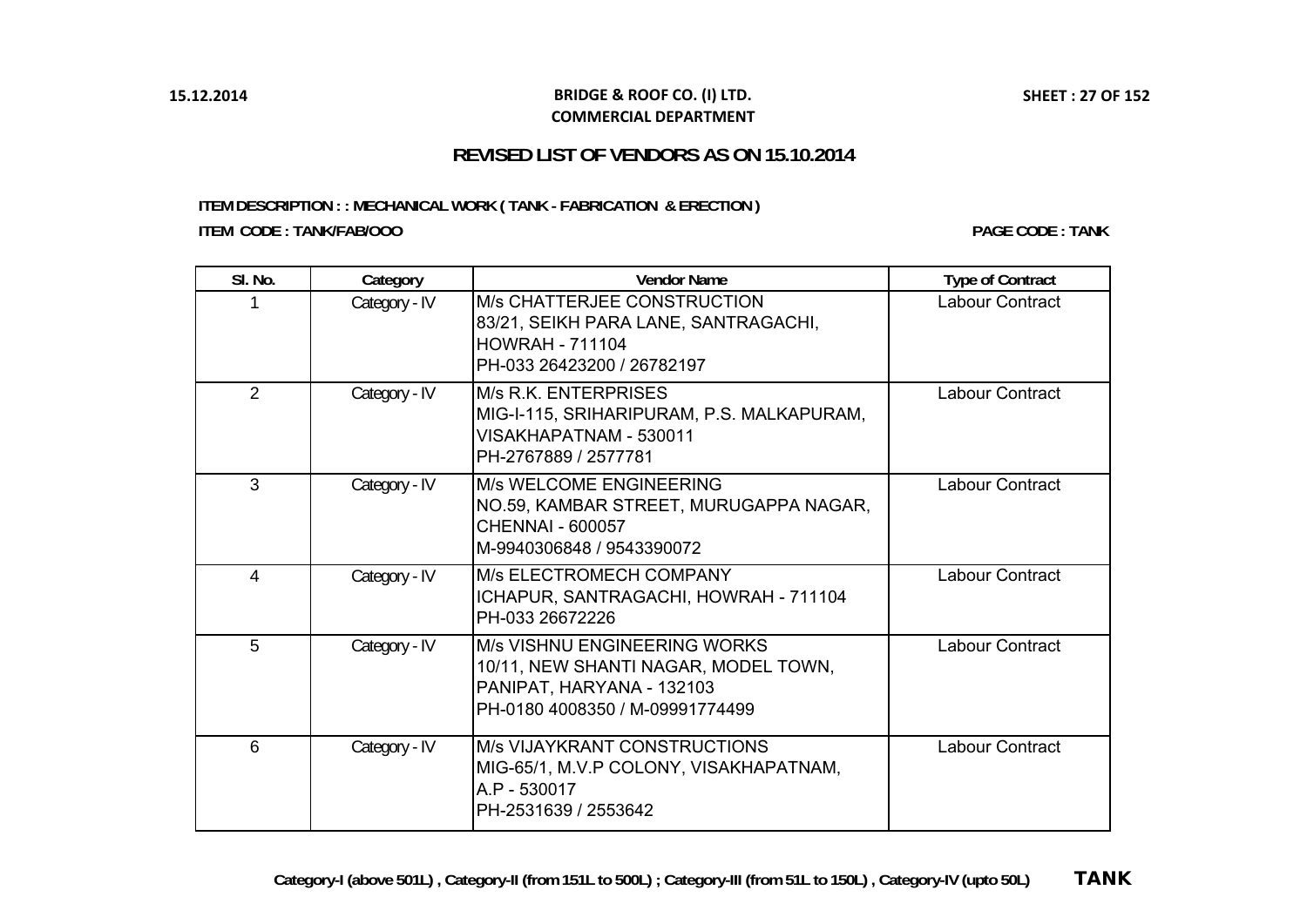**BRIDGE & ROOF CO. (I) LTD.**
**COMMERCIAL DEPARTMENT**

## REVISED LIST OF VENDORS AS ON 15.10.2014

**ITEM DESCRIPTION : : MECHANICAL WORK ( TANK - FABRICATION & ERECTION )**

**ITEM CODE : TANK/FAB/OOO**

**PAGE CODE : TANK**

| Sl. No. | Category | Vendor Name | Type of Contract |
|---|---|---|---|
| 1 | Category - IV | M/s CHATTERJEE CONSTRUCTION<br>83/21, SEIKH PARA LANE, SANTRAGACHI,<br>HOWRAH - 711104<br>PH-033 26423200 / 26782197 | Labour Contract |
| 2 | Category - IV | M/s R.K. ENTERPRISES<br>MIG-I-115, SRIHARIPURAM, P.S. MALKAPURAM,<br>VISAKHAPATNAM - 530011<br>PH-2767889 / 2577781 | Labour Contract |
| 3 | Category - IV | M/s WELCOME ENGINEERING<br>NO.59, KAMBAR STREET, MURUGAPPA NAGAR,<br>CHENNAI - 600057<br>M-9940306848 / 9543390072 | Labour Contract |
| 4 | Category - IV | M/s ELECTROMECH COMPANY<br>ICHAPUR, SANTRAGACHI, HOWRAH - 711104<br>PH-033 26672226 | Labour Contract |
| 5 | Category - IV | M/s VISHNU ENGINEERING WORKS<br>10/11, NEW SHANTI NAGAR, MODEL TOWN,<br>PANIPAT, HARYANA - 132103<br>PH-0180 4008350 / M-09991774499 | Labour Contract |
| 6 | Category - IV | M/s VIJAYKRANT CONSTRUCTIONS<br>MIG-65/1, M.V.P COLONY, VISAKHAPATNAM,<br>A.P - 530017<br>PH-2531639 / 2553642 | Labour Contract |

**Category-I (above 501L) , Category-II (from 151L to 500L) ; Category-III (from 51L to 150L) , Category-IV (upto 50L)** **TANK**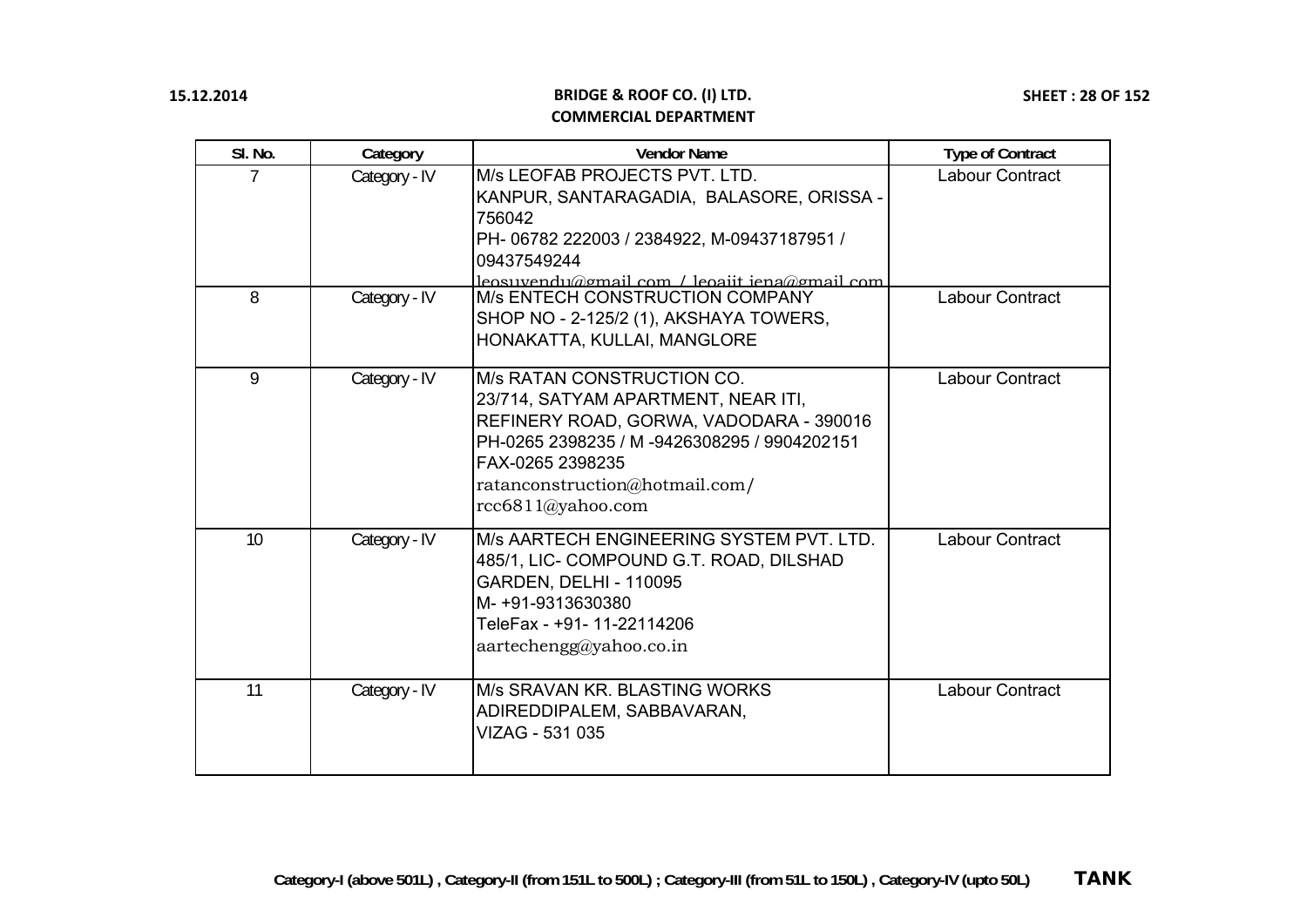**BRIDGE & ROOF CO. (I) LTD.**
**COMMERCIAL DEPARTMENT**

| Sl. No. | Category | Vendor Name | Type of Contract |
|---|---|---|---|
| 7 | Category - IV | M/s LEOFAB PROJECTS PVT. LTD.<br>KANPUR, SANTARAGADIA, BALASORE, ORISSA - 756042<br>PH- 06782 222003 / 2384922, M-09437187951 / 09437549244<br>leosuvendu@gmail.com / leoajit.jena@gmail.com | Labour Contract |
| 8 | Category - IV | M/s ENTECH CONSTRUCTION COMPANY<br>SHOP NO - 2-125/2 (1), AKSHAYA TOWERS, HONAKATTA, KULLAI, MANGLORE | Labour Contract |
| 9 | Category - IV | M/s RATAN CONSTRUCTION CO.<br>23/714, SATYAM APARTMENT, NEAR ITI, REFINERY ROAD, GORWA, VADODARA - 390016<br>PH-0265 2398235 / M -9426308295 / 9904202151<br>FAX-0265 2398235<br>ratanconstruction@hotmail.com/<br>rcc6811@yahoo.com | Labour Contract |
| 10 | Category - IV | M/s AARTECH ENGINEERING SYSTEM PVT. LTD.<br>485/1, LIC- COMPOUND G.T. ROAD, DILSHAD GARDEN, DELHI - 110095<br>M- +91-9313630380<br>TeleFax - +91- 11-22114206<br>aartechengg@yahoo.co.in | Labour Contract |
| 11 | Category - IV | M/s SRAVAN KR. BLASTING WORKS<br>ADIREDDIPALEM, SABBAVARAN,<br>VIZAG - 531 035 | Labour Contract |

**Category-I (above 501L) , Category-II (from 151L to 500L) ; Category-III (from 51L to 150L) , Category-IV (upto 50L)** **TANK**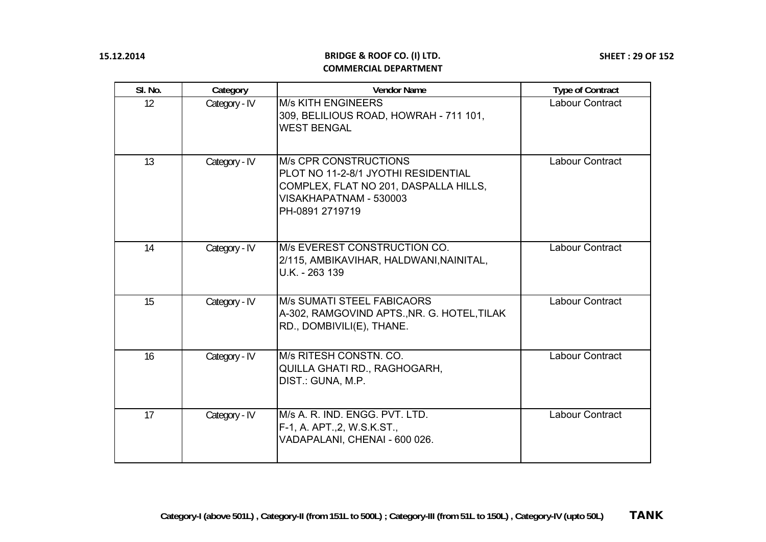**BRIDGE & ROOF CO. (I) LTD.**
**COMMERCIAL DEPARTMENT**

| Sl. No. | Category | Vendor Name | Type of Contract |
|---|---|---|---|
| 12 | Category - IV | M/s KITH ENGINEERS<br>309, BELILIOUS ROAD, HOWRAH - 711 101,<br>WEST BENGAL | Labour Contract |
| 13 | Category - IV | M/s CPR CONSTRUCTIONS<br>PLOT NO 11-2-8/1 JYOTHI RESIDENTIAL COMPLEX, FLAT NO 201, DASPALLA HILLS, VISAKHAPATNAM - 530003<br>PH-0891 2719719 | Labour Contract |
| 14 | Category - IV | M/s EVEREST CONSTRUCTION CO.<br>2/115, AMBIKAVIHAR, HALDWANI,NAINITAL, U.K. - 263 139 | Labour Contract |
| 15 | Category - IV | M/s SUMATI STEEL FABICAORS<br>A-302, RAMGOVIND APTS.,NR. G. HOTEL,TILAK RD., DOMBIVILI(E), THANE. | Labour Contract |
| 16 | Category - IV | M/s RITESH CONSTN. CO.<br>QUILLA GHATI RD., RAGHOGARH,<br>DIST.: GUNA, M.P. | Labour Contract |
| 17 | Category - IV | M/s A. R. IND. ENGG. PVT. LTD.<br>F-1, A. APT.,2, W.S.K.ST.,<br>VADAPALANI, CHENAI - 600 026. | Labour Contract |

**Category-I (above 501L) , Category-II (from 151L to 500L) ; Category-III (from 51L to 150L) , Category-IV (upto 50L)** **TANK**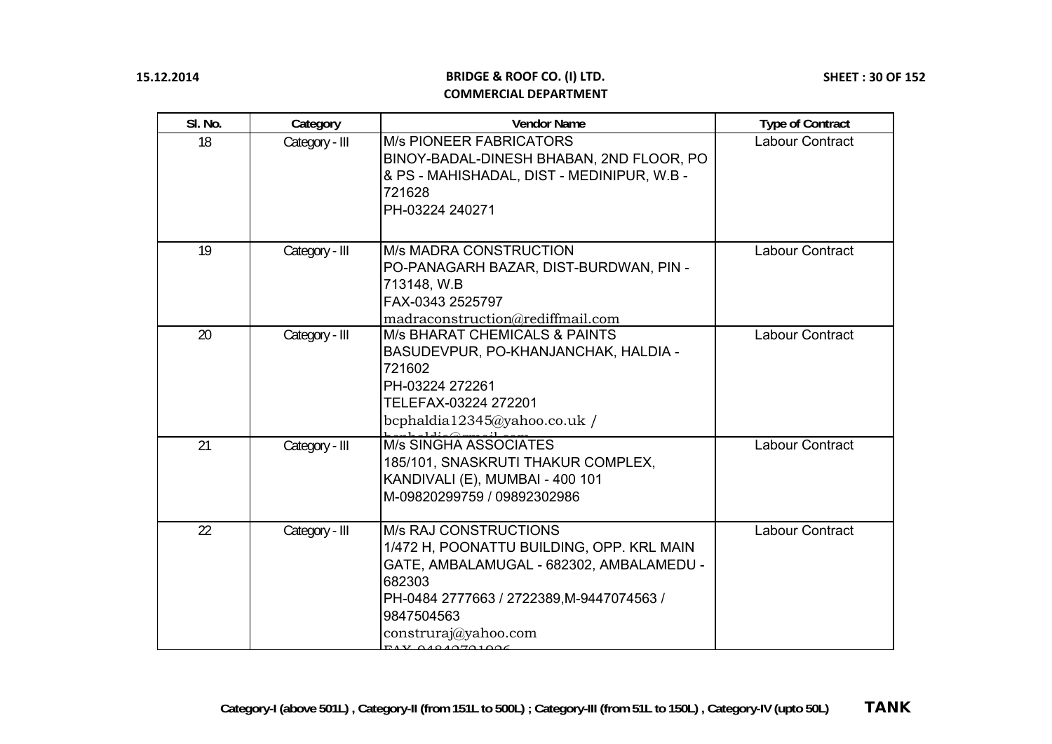| Sl. No. | Category | Vendor Name | Type of Contract |
|---|---|---|---|
| 18 | Category - III | M/s PIONEER FABRICATORS<br>BINOY-BADAL-DINESH BHABAN, 2ND FLOOR, PO & PS - MAHISHADAL, DIST - MEDINIPUR, W.B - 721628<br>PH-03224 240271 | Labour Contract |
| 19 | Category - III | M/s MADRA CONSTRUCTION<br>PO-PANAGARH BAZAR, DIST-BURDWAN, PIN - 713148, W.B<br>FAX-0343 2525797<br>madraconstruction@rediffmail.com | Labour Contract |
| 20 | Category - III | M/s BHARAT CHEMICALS & PAINTS<br>BASUDEVPUR, PO-KHANJANCHAK, HALDIA - 721602<br>PH-03224 272261<br>TELEFAX-03224 272201<br>bcphaldia12345@yahoo.co.uk / bcphaldia@gmail.com | Labour Contract |
| 21 | Category - III | M/s SINGHA ASSOCIATES<br>185/101, SNASKRUTI THAKUR COMPLEX, KANDIVALI (E), MUMBAI - 400 101<br>M-09820299759 / 09892302986 | Labour Contract |
| 22 | Category - III | M/s RAJ CONSTRUCTIONS<br>1/472 H, POONATTU BUILDING, OPP. KRL MAIN GATE, AMBALAMUGAL - 682302, AMBALAMEDU - 682303<br>PH-0484 2777663 / 2722389,M-9447074563 / 9847504563<br>construraj@yahoo.com<br>FAX-04842721926 | Labour Contract |

**Category-I (above 501L) , Category-II (from 151L to 500L) ; Category-III (from 51L to 150L) , Category-IV (upto 50L)** **TANK**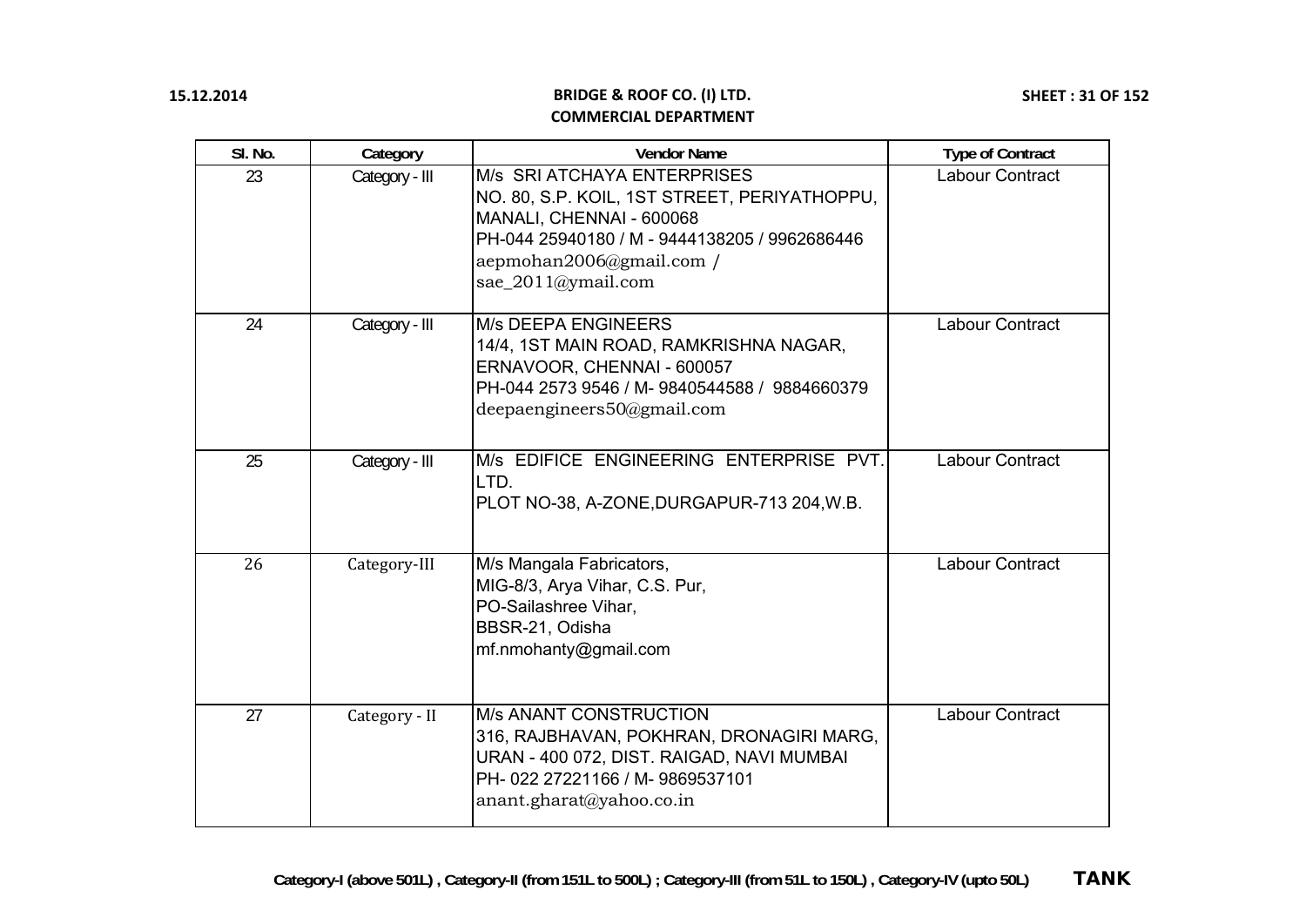| Sl. No. | Category | Vendor Name | Type of Contract |
|---|---|---|---|
| 23 | Category - III | M/s SRI ATCHAYA ENTERPRISES<br>NO. 80, S.P. KOIL, 1ST STREET, PERIYATHOPPU, MANALI, CHENNAI - 600068<br>PH-044 25940180 / M - 9444138205 / 9962686446<br>aepmohan2006@gmail.com / sae_2011@ymail.com | Labour Contract |
| 24 | Category - III | M/s DEEPA ENGINEERS<br>14/4, 1ST MAIN ROAD, RAMKRISHNA NAGAR, ERNAVOOR, CHENNAI - 600057<br>PH-044 2573 9546 / M- 9840544588 / 9884660379<br>deepaengineers50@gmail.com | Labour Contract |
| 25 | Category - III | M/s EDIFICE ENGINEERING ENTERPRISE PVT. LTD.<br>PLOT NO-38, A-ZONE,DURGAPUR-713 204,W.B. | Labour Contract |
| 26 | Category-III | M/s Mangala Fabricators,<br>MIG-8/3, Arya Vihar, C.S. Pur,<br>PO-Sailashree Vihar,<br>BBSR-21, Odisha<br>mf.nmohanty@gmail.com | Labour Contract |
| 27 | Category - II | M/s ANANT CONSTRUCTION<br>316, RAJBHAVAN, POKHRAN, DRONAGIRI MARG, URAN - 400 072, DIST. RAIGAD, NAVI MUMBAI<br>PH- 022 27221166 / M- 9869537101<br>anant.gharat@yahoo.co.in | Labour Contract |

**Category-I (above 501L) , Category-II (from 151L to 500L) ; Category-III (from 51L to 150L) , Category-IV (upto 50L)** **TANK**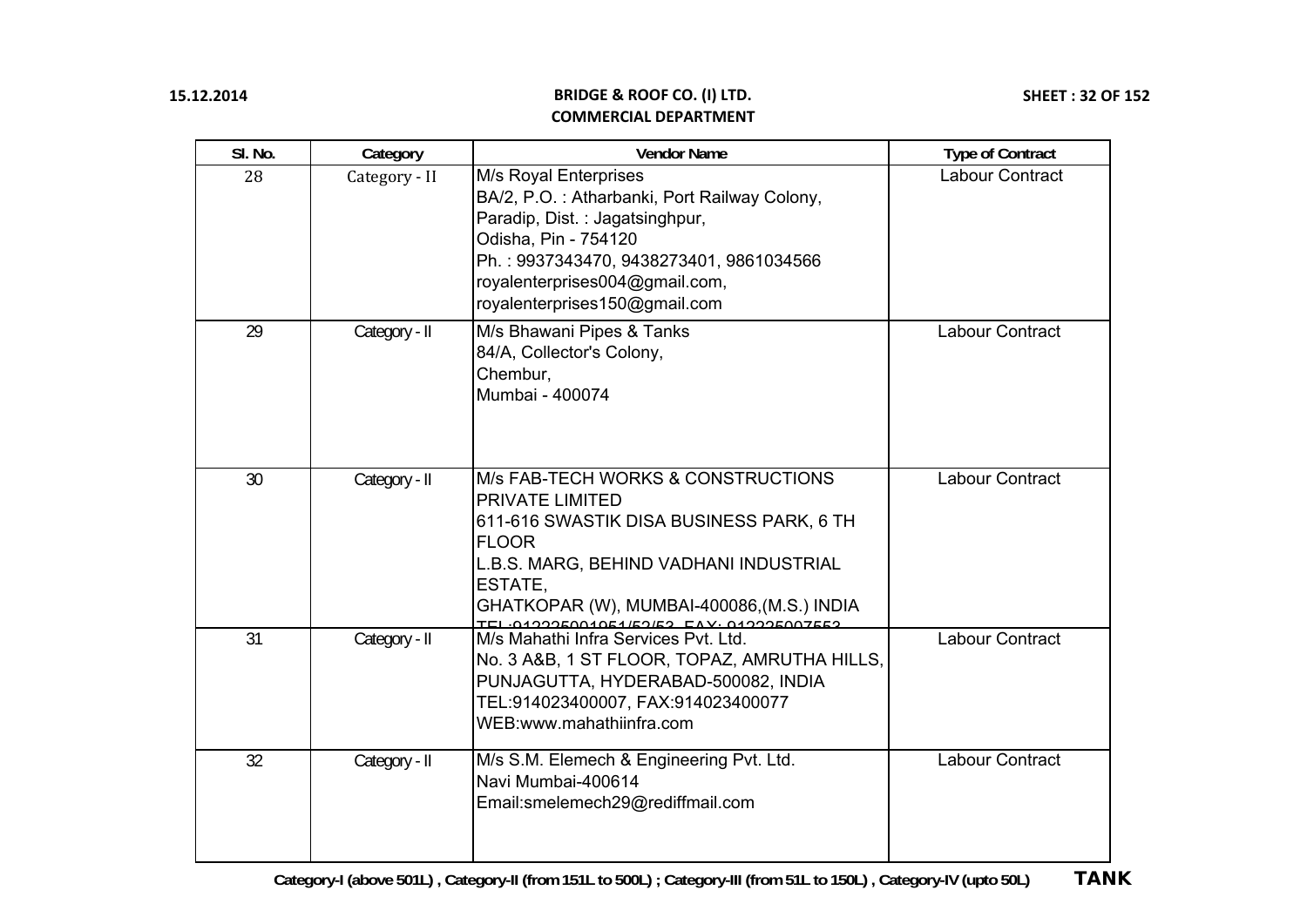| Sl. No. | Category | Vendor Name | Type of Contract |
|---|---|---|---|
| 28 | Category - II | M/s Royal Enterprises<br>BA/2, P.O. : Atharbanki, Port Railway Colony,<br>Paradip, Dist. : Jagatsinghpur,<br>Odisha, Pin - 754120<br>Ph. : 9937343470, 9438273401, 9861034566<br>royalenterprises004@gmail.com,<br>royalenterprises150@gmail.com | Labour Contract |
| 29 | Category - II | M/s Bhawani Pipes & Tanks<br>84/A, Collector's Colony,<br>Chembur,<br>Mumbai - 400074 | Labour Contract |
| 30 | Category - II | M/s FAB-TECH WORKS & CONSTRUCTIONS PRIVATE LIMITED<br>611-616 SWASTIK DISA BUSINESS PARK, 6 TH FLOOR<br>L.B.S. MARG, BEHIND VADHANI INDUSTRIAL ESTATE,<br>GHATKOPAR (W), MUMBAI-400086,(M.S.) INDIA<br>TEL:912225001951/52/53, FAX: 912225007553 | Labour Contract |
| 31 | Category - II | M/s Mahathi Infra Services Pvt. Ltd.<br>No. 3 A&B, 1 ST FLOOR, TOPAZ, AMRUTHA HILLS,<br>PUNJAGUTTA, HYDERABAD-500082, INDIA<br>TEL:914023400007, FAX:914023400077<br>WEB:www.mahathiinfra.com | Labour Contract |
| 32 | Category - II | M/s S.M. Elemech & Engineering Pvt. Ltd.<br>Navi Mumbai-400614<br>Email:smelemech29@rediffmail.com | Labour Contract |

**Category-I (above 501L) , Category-II (from 151L to 500L) ; Category-III (from 51L to 150L) , Category-IV (upto 50L)** **TANK**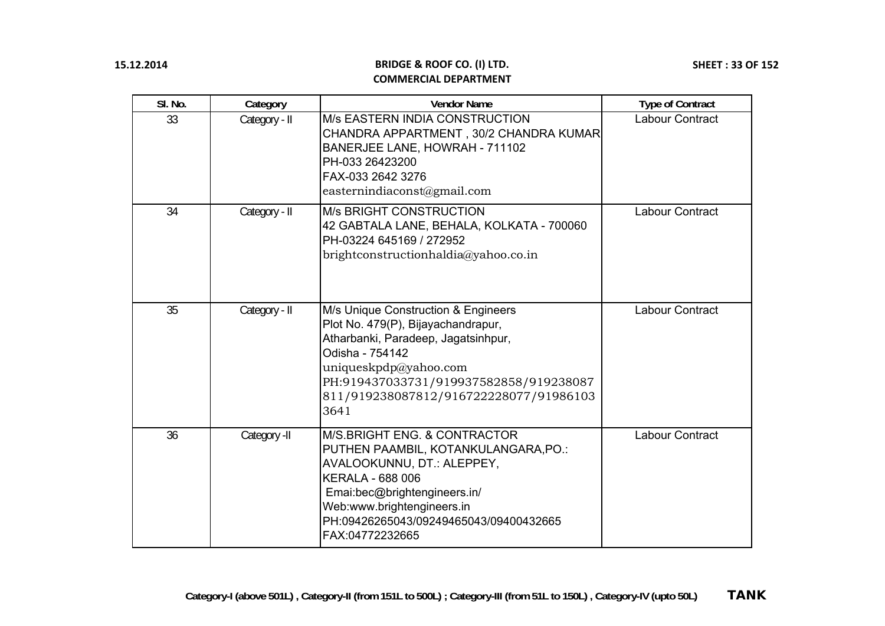| Sl. No. | Category | Vendor Name | Type of Contract |
|---|---|---|---|
| 33 | Category - II | M/s EASTERN INDIA CONSTRUCTION<br>CHANDRA APPARTMENT , 30/2 CHANDRA KUMAR BANERJEE LANE, HOWRAH - 711102<br>PH-033 26423200<br>FAX-033 2642 3276<br>easternindiaconst@gmail.com | Labour Contract |
| 34 | Category - II | M/s BRIGHT CONSTRUCTION<br>42 GABTALA LANE, BEHALA, KOLKATA - 700060<br>PH-03224 645169 / 272952<br>brightconstructionhaldia@yahoo.co.in | Labour Contract |
| 35 | Category - II | M/s Unique Construction & Engineers<br>Plot No. 479(P), Bijayachandrapur,<br>Atharbanki, Paradeep, Jagatsinhpur,<br>Odisha - 754142<br>uniqueskpdp@yahoo.com<br>PH:919437033731/919937582858/919238087811/919238087812/916722228077/919861033641 | Labour Contract |
| 36 | Category -II | M/S.BRIGHT ENG. & CONTRACTOR<br>PUTHEN PAAMBIL, KOTANKULANGARA,PO.: AVALOOKUNNU, DT.: ALEPPEY,<br>KERALA - 688 006<br>Emai:bec@brightengineers.in/<br>Web:www.brightengineers.in<br>PH:09426265043/09249465043/09400432665<br>FAX:04772232665 | Labour Contract |

Category-I (above 501L) , Category-II (from 151L to 500L) ; Category-III (from 51L to 150L) , Category-IV (upto 50L) **TANK**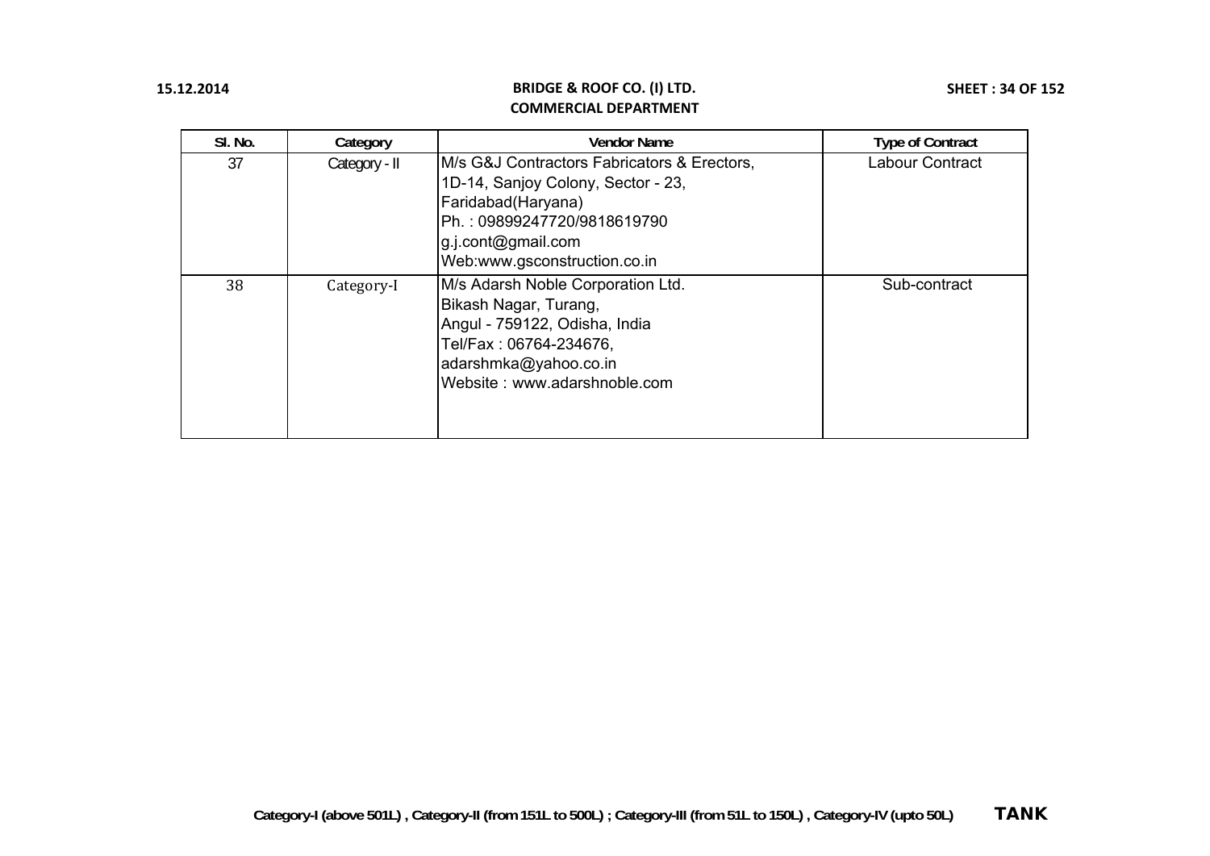| Sl. No. | Category | Vendor Name | Type of Contract |
|---|---|---|---|
| 37 | Category - II | M/s G&J Contractors Fabricators & Erectors,<br>1D-14, Sanjoy Colony, Sector - 23,<br>Faridabad(Haryana)<br>Ph. : 09899247720/9818619790<br>g.j.cont@gmail.com<br>Web:www.gsconstruction.co.in | Labour Contract |
| 38 | Category-I | M/s Adarsh Noble Corporation Ltd.<br>Bikash Nagar, Turang,<br>Angul - 759122, Odisha, India<br>Tel/Fax : 06764-234676,<br>adarshmka@yahoo.co.in<br>Website : www.adarshnoble.com | Sub-contract |

**Category-I (above 501L) , Category-II (from 151L to 500L) ; Category-III (from 51L to 150L) , Category-IV (upto 50L)** **TANK**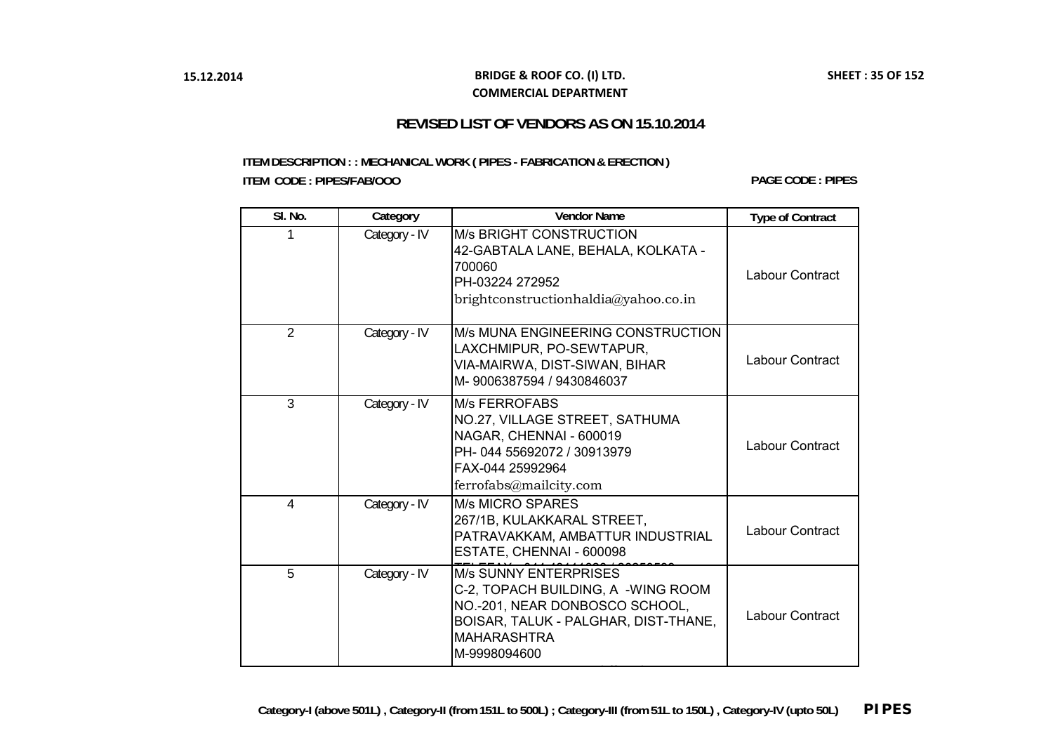**BRIDGE & ROOF CO. (I) LTD.**
**COMMERCIAL DEPARTMENT**

15.12.2014

## REVISED LIST OF VENDORS AS ON 15.10.2014

**ITEM DESCRIPTION : : MECHANICAL WORK ( PIPES - FABRICATION & ERECTION )**

**ITEM CODE : PIPES/FAB/OOO**

**PAGE CODE : PIPES**

| Sl. No. | Category | Vendor Name | Type of Contract |
|---|---|---|---|
| 1 | Category - IV | M/s BRIGHT CONSTRUCTION<br>42-GABTALA LANE, BEHALA, KOLKATA - 700060<br>PH-03224 272952<br>brightconstructionhaldia@yahoo.co.in | Labour Contract |
| 2 | Category - IV | M/s MUNA ENGINEERING CONSTRUCTION<br>LAXCHMIPUR, PO-SEWTAPUR,<br>VIA-MAIRWA, DIST-SIWAN, BIHAR<br>M- 9006387594 / 9430846037 | Labour Contract |
| 3 | Category - IV | M/s FERROFABS<br>NO.27, VILLAGE STREET, SATHUMA NAGAR, CHENNAI - 600019<br>PH- 044 55692072 / 30913979<br>FAX-044 25992964<br>ferrofabs@mailcity.com | Labour Contract |
| 4 | Category - IV | M/s MICRO SPARES<br>267/1B, KULAKKARAL STREET,<br>PATRAVAKKAM, AMBATTUR INDUSTRIAL ESTATE, CHENNAI - 600098 | Labour Contract |
| 5 | Category - IV | M/s SUNNY ENTERPRISES<br>C-2, TOPACH BUILDING, A -WING ROOM NO.-201, NEAR DONBOSCO SCHOOL,<br>BOISAR, TALUK - PALGHAR, DIST-THANE, MAHARASHTRA<br>M-9998094600 | Labour Contract |

**Category-I (above 501L) , Category-II (from 151L to 500L) ; Category-III (from 51L to 150L) , Category-IV (upto 50L)** **PIPES**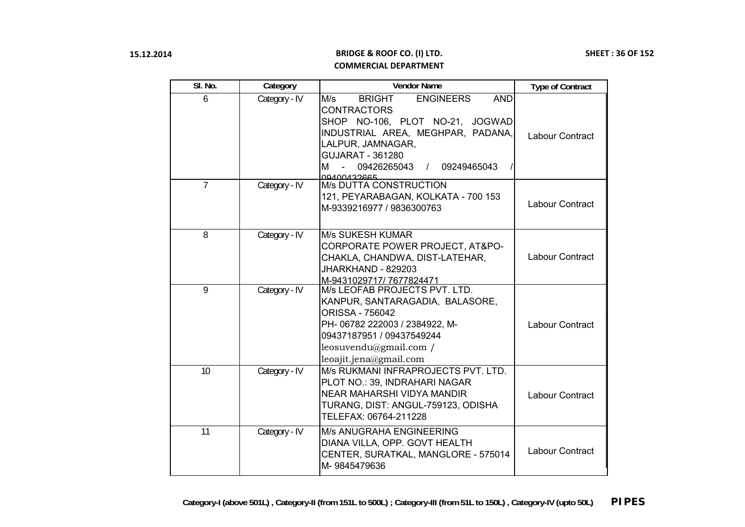**BRIDGE & ROOF CO. (I) LTD.**
**COMMERCIAL DEPARTMENT**

| Sl. No. | Category | Vendor Name | Type of Contract |
|---|---|---|---|
| 6 | Category - IV | M/s BRIGHT ENGINEERS AND CONTRACTORS<br>SHOP NO-106, PLOT NO-21, JOGWAD INDUSTRIAL AREA, MEGHPAR, PADANA, LALPUR, JAMNAGAR,<br>GUJARAT - 361280<br>M - 09426265043 / 09249465043 / 09400432665 | Labour Contract |
| 7 | Category - IV | M/s DUTTA CONSTRUCTION<br>121, PEYARABAGAN, KOLKATA - 700 153<br>M-9339216977 / 9836300763 | Labour Contract |
| 8 | Category - IV | M/s SUKESH KUMAR<br>CORPORATE POWER PROJECT, AT&PO-CHAKLA, CHANDWA, DIST-LATEHAR,<br>JHARKHAND - 829203<br>M-9431029717/ 7677824471 | Labour Contract |
| 9 | Category - IV | M/s LEOFAB PROJECTS PVT. LTD.<br>KANPUR, SANTARAGADIA, BALASORE,<br>ORISSA - 756042<br>PH- 06782 222003 / 2384922, M-09437187951 / 09437549244<br>leosuvendu@gmail.com /<br>leoajit.jena@gmail.com | Labour Contract |
| 10 | Category - IV | M/s RUKMANI INFRAPROJECTS PVT. LTD.<br>PLOT NO.: 39, INDRAHARI NAGAR<br>NEAR MAHARSHI VIDYA MANDIR<br>TURANG, DIST: ANGUL-759123, ODISHA<br>TELEFAX: 06764-211228 | Labour Contract |
| 11 | Category - IV | M/s ANUGRAHA ENGINEERING<br>DIANA VILLA, OPP. GOVT HEALTH CENTER, SURATKAL, MANGLORE - 575014<br>M- 9845479636 | Labour Contract |

Category-I (above 501L) , Category-II (from 151L to 500L) ; Category-III (from 51L to 150L) , Category-IV (upto 50L) **PIPES**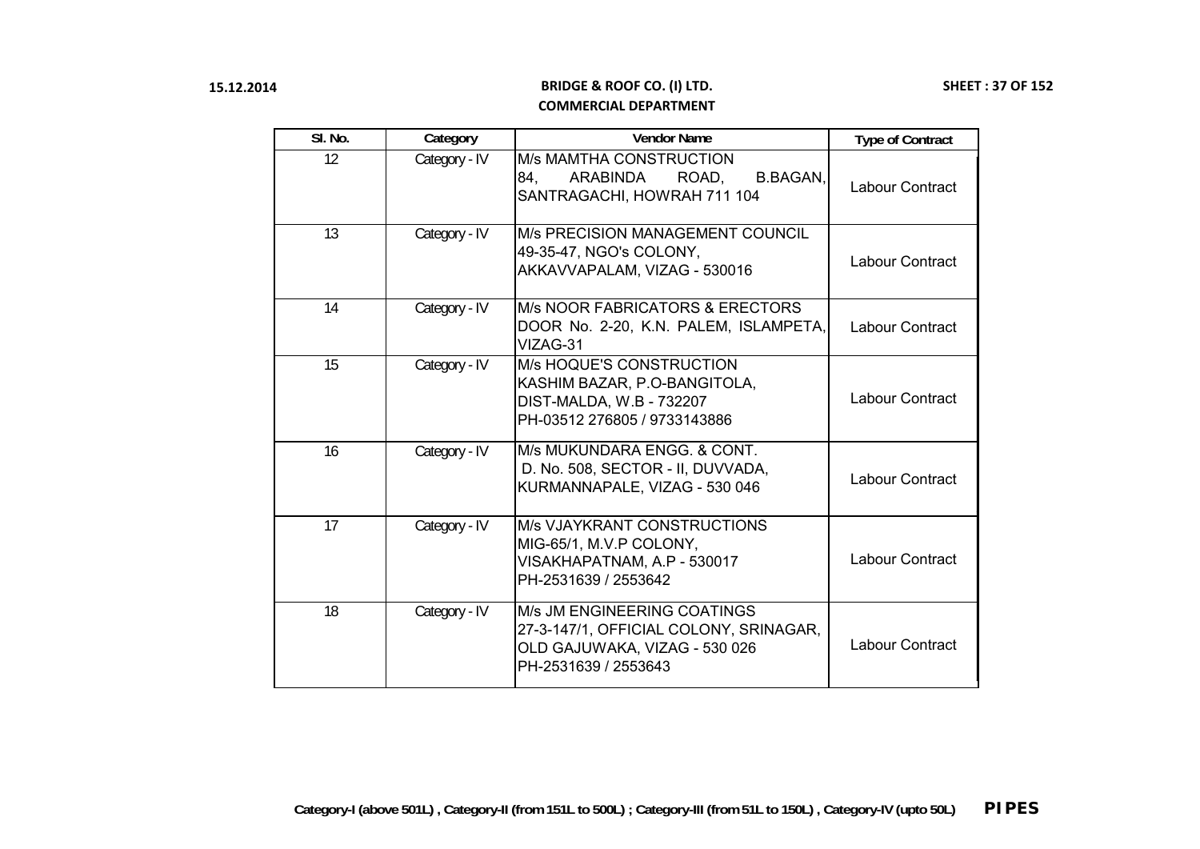15.12.2014

**BRIDGE & ROOF CO. (I) LTD.**
**COMMERCIAL DEPARTMENT**

| Sl. No. | Category | Vendor Name | Type of Contract |
|---|---|---|---|
| 12 | Category - IV | M/s MAMTHA CONSTRUCTION<br>84, ARABINDA ROAD, B.BAGAN, SANTRAGACHI, HOWRAH 711 104 | Labour Contract |
| 13 | Category - IV | M/s PRECISION MANAGEMENT COUNCIL<br>49-35-47, NGO's COLONY,<br>AKKAVVAPALAM, VIZAG - 530016 | Labour Contract |
| 14 | Category - IV | M/s NOOR FABRICATORS & ERECTORS<br>DOOR No. 2-20, K.N. PALEM, ISLAMPETA, VIZAG-31 | Labour Contract |
| 15 | Category - IV | M/s HOQUE'S CONSTRUCTION<br>KASHIM BAZAR, P.O-BANGITOLA,<br>DIST-MALDA, W.B - 732207<br>PH-03512 276805 / 9733143886 | Labour Contract |
| 16 | Category - IV | M/s MUKUNDARA ENGG. & CONT.<br>D. No. 508, SECTOR - II, DUVVADA,<br>KURMANNAPALE, VIZAG - 530 046 | Labour Contract |
| 17 | Category - IV | M/s VJAYKRANT CONSTRUCTIONS<br>MIG-65/1, M.V.P COLONY,<br>VISAKHAPATNAM, A.P - 530017<br>PH-2531639 / 2553642 | Labour Contract |
| 18 | Category - IV | M/s JM ENGINEERING COATINGS<br>27-3-147/1, OFFICIAL COLONY, SRINAGAR,<br>OLD GAJUWAKA, VIZAG - 530 026<br>PH-2531639 / 2553643 | Labour Contract |

**Category-I (above 501L) , Category-II (from 151L to 500L) ; Category-III (from 51L to 150L) , Category-IV (upto 50L)** **PIPES**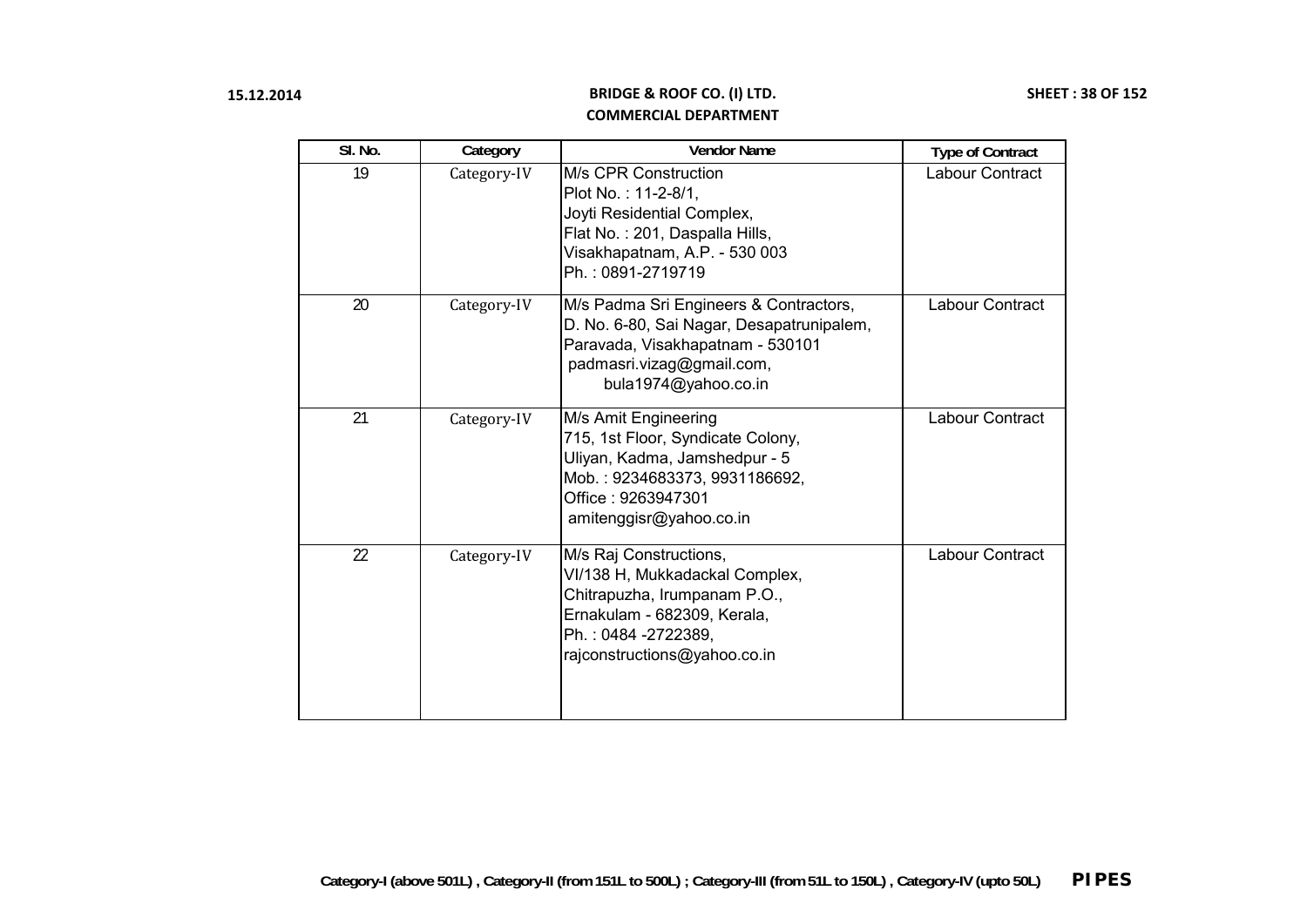| Sl. No. | Category | Vendor Name | Type of Contract |
|---|---|---|---|
| 19 | Category-IV | M/s CPR Construction<br>Plot No. : 11-2-8/1,<br>Joyti Residential Complex,<br>Flat No. : 201, Daspalla Hills,<br>Visakhapatnam, A.P. - 530 003<br>Ph. : 0891-2719719 | Labour Contract |
| 20 | Category-IV | M/s Padma Sri Engineers & Contractors,<br>D. No. 6-80, Sai Nagar, Desapatrunipalem,<br>Paravada, Visakhapatnam - 530101<br>padmasri.vizag@gmail.com,<br>bula1974@yahoo.co.in | Labour Contract |
| 21 | Category-IV | M/s Amit Engineering<br>715, 1st Floor, Syndicate Colony,<br>Uliyan, Kadma, Jamshedpur - 5<br>Mob. : 9234683373, 9931186692,<br>Office : 9263947301<br>amitenggisr@yahoo.co.in | Labour Contract |
| 22 | Category-IV | M/s Raj Constructions,<br>VI/138 H, Mukkadackal Complex,<br>Chitrapuzha, Irumpanam P.O.,<br>Ernakulam - 682309, Kerala,<br>Ph. : 0484 -2722389,<br>rajconstructions@yahoo.co.in | Labour Contract |

**Category-I (above 501L) , Category-II (from 151L to 500L) ; Category-III (from 51L to 150L) , Category-IV (upto 50L)** **PIPES**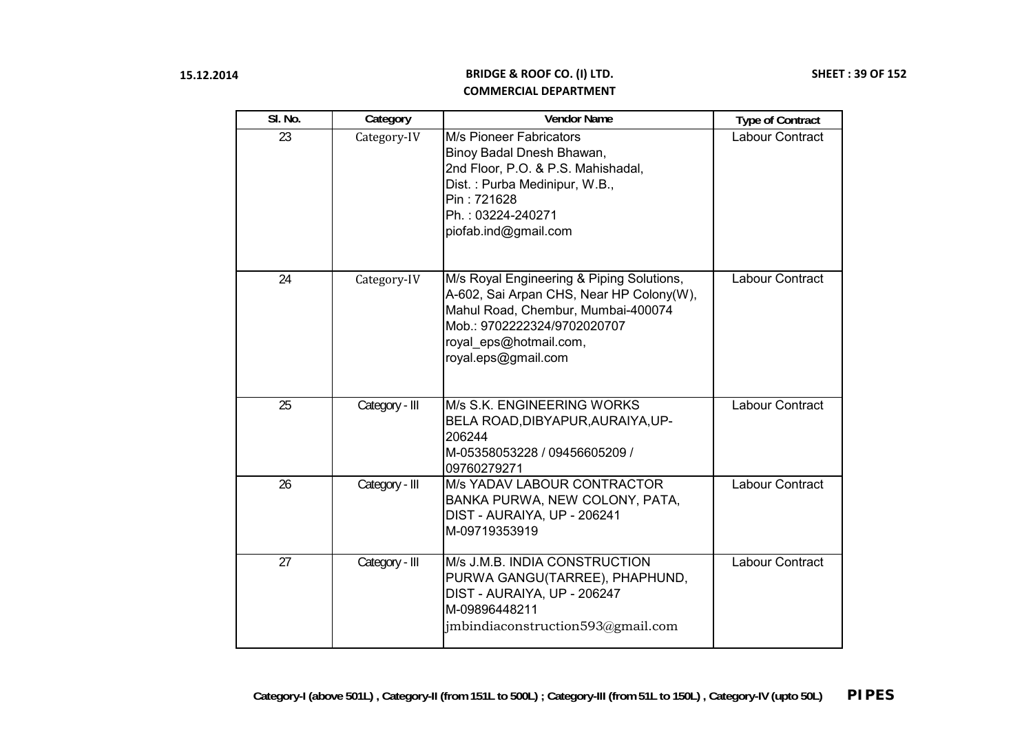**BRIDGE & ROOF CO. (I) LTD.**
**COMMERCIAL DEPARTMENT**

| Sl. No. | Category | Vendor Name | Type of Contract |
|---|---|---|---|
| 23 | Category-IV | M/s Pioneer Fabricators<br>Binoy Badal Dnesh Bhawan,<br>2nd Floor, P.O. & P.S. Mahishadal,<br>Dist. : Purba Medinipur, W.B.,<br>Pin : 721628<br>Ph. : 03224-240271<br>piofab.ind@gmail.com | Labour Contract |
| 24 | Category-IV | M/s Royal Engineering & Piping Solutions,<br>A-602, Sai Arpan CHS, Near HP Colony(W),<br>Mahul Road, Chembur, Mumbai-400074<br>Mob.: 9702222324/9702020707<br>royal_eps@hotmail.com,<br>royal.eps@gmail.com | Labour Contract |
| 25 | Category - III | M/s S.K. ENGINEERING WORKS<br>BELA ROAD,DIBYAPUR,AURAIYA,UP-206244<br>M-05358053228 / 09456605209 / 09760279271 | Labour Contract |
| 26 | Category - III | M/s YADAV LABOUR CONTRACTOR<br>BANKA PURWA, NEW COLONY, PATA,<br>DIST - AURAIYA, UP - 206241<br>M-09719353919 | Labour Contract |
| 27 | Category - III | M/s J.M.B. INDIA CONSTRUCTION<br>PURWA GANGU(TARREE), PHAPHUND,<br>DIST - AURAIYA, UP - 206247<br>M-09896448211<br>jmbindiaconstruction593@gmail.com | Labour Contract |

**Category-I (above 501L) , Category-II (from 151L to 500L) ; Category-III (from 51L to 150L) , Category-IV (upto 50L)** **PIPES**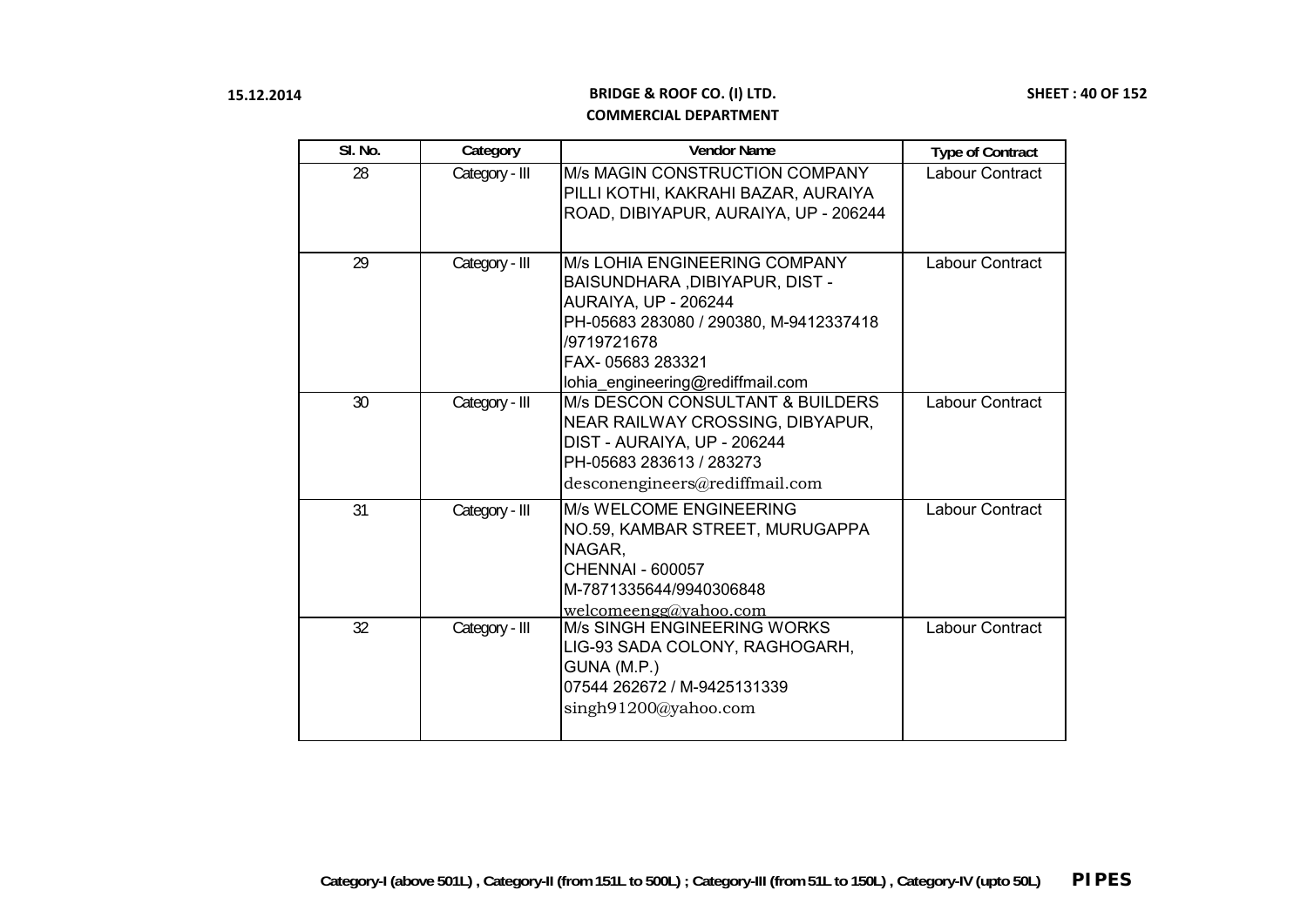| Sl. No. | Category | Vendor Name | Type of Contract |
|---|---|---|---|
| 28 | Category - III | M/s MAGIN CONSTRUCTION COMPANY<br>PILLI KOTHI, KAKRAHI BAZAR, AURAIYA ROAD, DIBIYAPUR, AURAIYA, UP - 206244 | Labour Contract |
| 29 | Category - III | M/s LOHIA ENGINEERING COMPANY<br>BAISUNDHARA ,DIBIYAPUR, DIST - AURAIYA, UP - 206244<br>PH-05683 283080 / 290380, M-9412337418 /9719721678<br>FAX- 05683 283321<br>lohia_engineering@rediffmail.com | Labour Contract |
| 30 | Category - III | M/s DESCON CONSULTANT & BUILDERS<br>NEAR RAILWAY CROSSING, DIBYAPUR, DIST - AURAIYA, UP - 206244<br>PH-05683 283613 / 283273<br>desconengineers@rediffmail.com | Labour Contract |
| 31 | Category - III | M/s WELCOME ENGINEERING<br>NO.59, KAMBAR STREET, MURUGAPPA NAGAR,<br>CHENNAI - 600057<br>M-7871335644/9940306848<br>welcomeengg@yahoo.com | Labour Contract |
| 32 | Category - III | M/s SINGH ENGINEERING WORKS<br>LIG-93 SADA COLONY, RAGHOGARH, GUNA (M.P.)<br>07544 262672 / M-9425131339<br>singh91200@yahoo.com | Labour Contract |

Category-I (above 501L) , Category-II (from 151L to 500L) ; Category-III (from 51L to 150L) , Category-IV (upto 50L) **PIPES**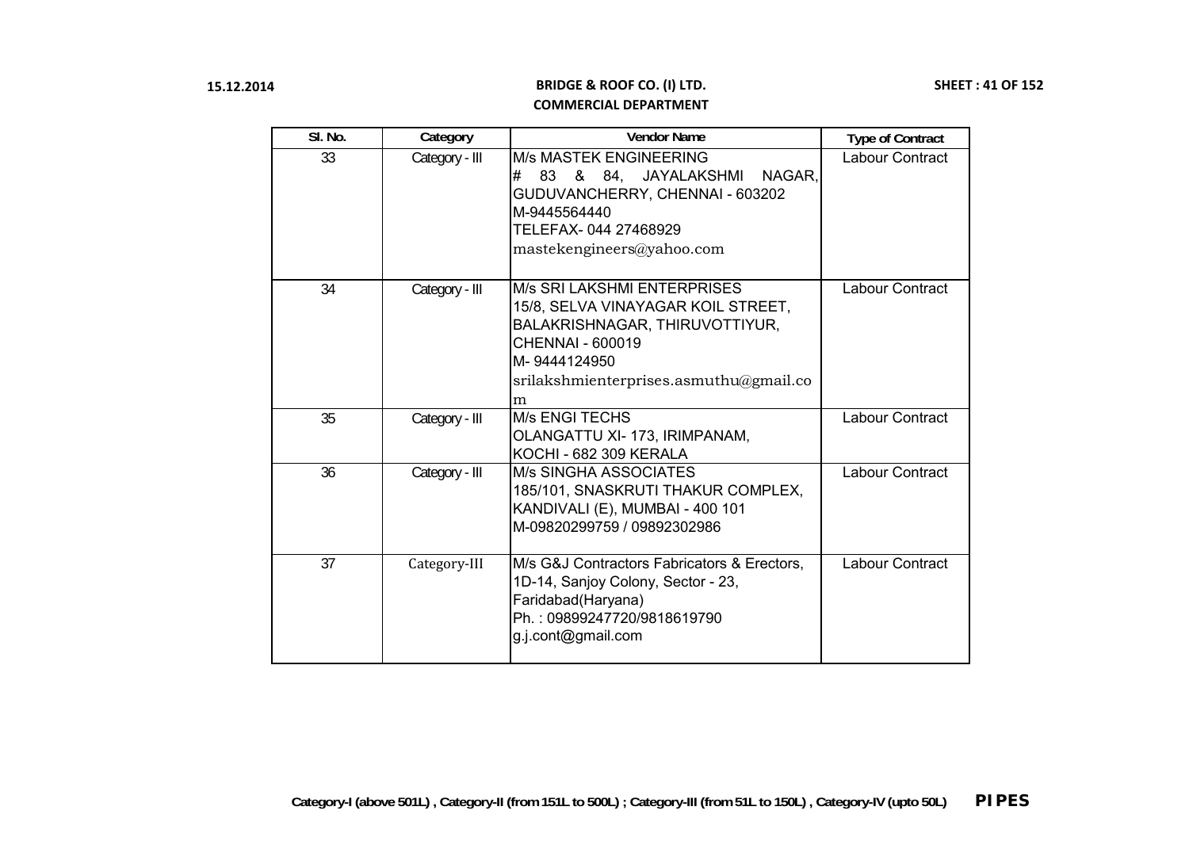| Sl. No. | Category | Vendor Name | Type of Contract |
|---|---|---|---|
| 33 | Category - III | M/s MASTEK ENGINEERING<br># 83 & 84, JAYALAKSHMI NAGAR, GUDUVANCHERRY, CHENNAI - 603202<br>M-9445564440<br>TELEFAX- 044 27468929<br>mastekengineers@yahoo.com | Labour Contract |
| 34 | Category - III | M/s SRI LAKSHMI ENTERPRISES<br>15/8, SELVA VINAYAGAR KOIL STREET, BALAKRISHNAGAR, THIRUVOTTIYUR, CHENNAI - 600019<br>M- 9444124950<br>srilakshmienterprises.asmuthu@gmail.com | Labour Contract |
| 35 | Category - III | M/s ENGI TECHS<br>OLANGATTU XI- 173, IRIMPANAM, KOCHI - 682 309 KERALA | Labour Contract |
| 36 | Category - III | M/s SINGHA ASSOCIATES<br>185/101, SNASKRUTI THAKUR COMPLEX, KANDIVALI (E), MUMBAI - 400 101<br>M-09820299759 / 09892302986 | Labour Contract |
| 37 | Category-III | M/s G&J Contractors Fabricators & Erectors, 1D-14, Sanjoy Colony, Sector - 23, Faridabad(Haryana)<br>Ph. : 09899247720/9818619790<br>g.j.cont@gmail.com | Labour Contract |

**Category-I (above 501L) , Category-II (from 151L to 500L) ; Category-III (from 51L to 150L) , Category-IV (upto 50L)** **PIPES**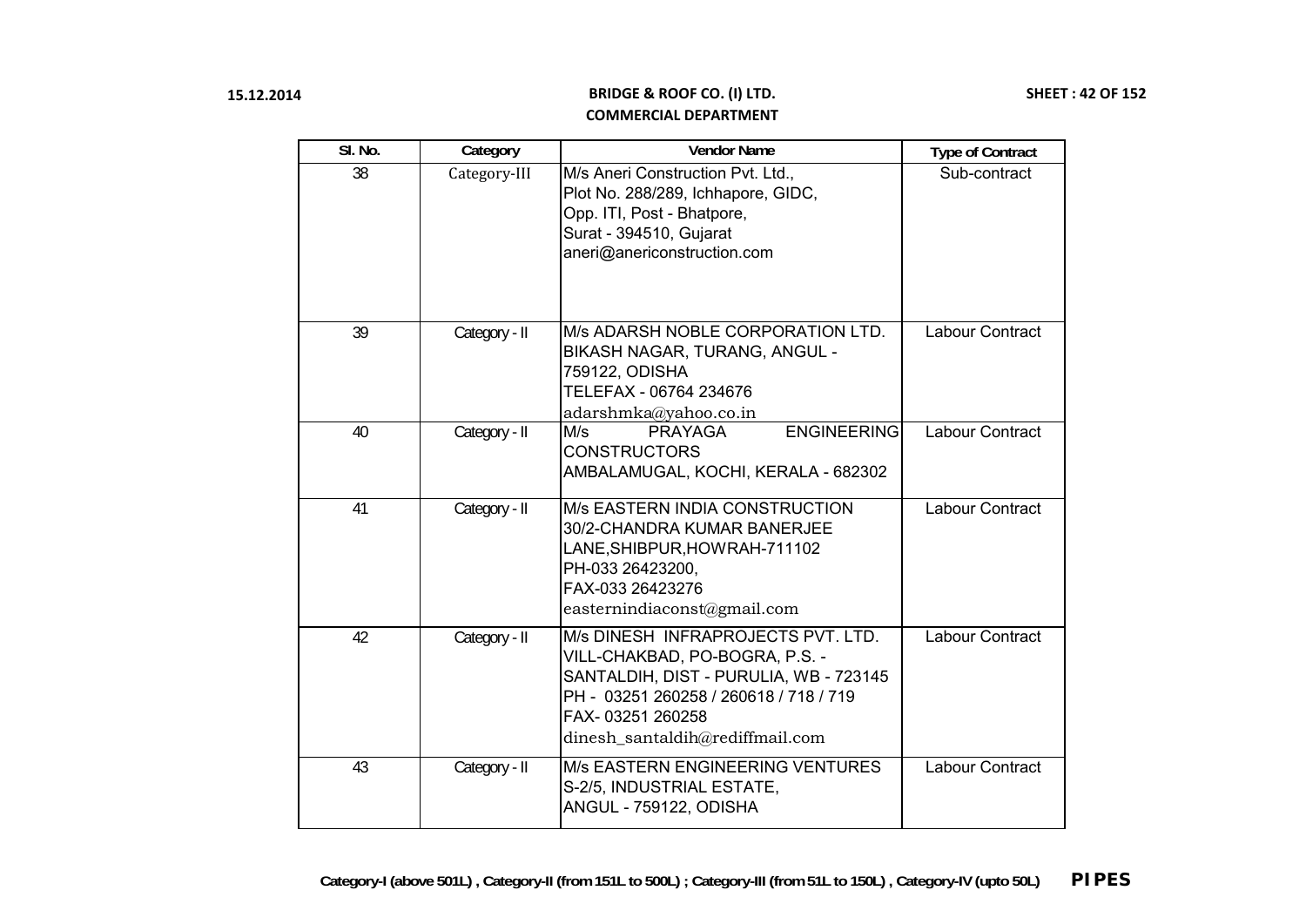15.12.2014

**BRIDGE & ROOF CO. (I) LTD.**
**COMMERCIAL DEPARTMENT**

| Sl. No. | Category | Vendor Name | Type of Contract |
|---|---|---|---|
| 38 | Category-III | M/s Aneri Construction Pvt. Ltd.,<br>Plot No. 288/289, Ichhapore, GIDC,<br>Opp. ITI, Post - Bhatpore,<br>Surat - 394510, Gujarat<br>aneri@anericonstruction.com | Sub-contract |
| 39 | Category - II | M/s ADARSH NOBLE CORPORATION LTD.<br>BIKASH NAGAR, TURANG, ANGUL - 759122, ODISHA<br>TELEFAX - 06764 234676<br>adarshmka@yahoo.co.in | Labour Contract |
| 40 | Category - II | M/s PRAYAGA ENGINEERING CONSTRUCTORS<br>AMBALAMUGAL, KOCHI, KERALA - 682302 | Labour Contract |
| 41 | Category - II | M/s EASTERN INDIA CONSTRUCTION<br>30/2-CHANDRA KUMAR BANERJEE LANE,SHIBPUR,HOWRAH-711102<br>PH-033 26423200,<br>FAX-033 26423276<br>easternindiaconst@gmail.com | Labour Contract |
| 42 | Category - II | M/s DINESH INFRAPROJECTS PVT. LTD.<br>VILL-CHAKBAD, PO-BOGRA, P.S. - SANTALDIH, DIST - PURULIA, WB - 723145<br>PH - 03251 260258 / 260618 / 718 / 719<br>FAX- 03251 260258<br>dinesh_santaldih@rediffmail.com | Labour Contract |
| 43 | Category - II | M/s EASTERN ENGINEERING VENTURES<br>S-2/5, INDUSTRIAL ESTATE,<br>ANGUL - 759122, ODISHA | Labour Contract |

Category-I (above 501L) , Category-II (from 151L to 500L) ; Category-III (from 51L to 150L) , Category-IV (upto 50L) **PIPES**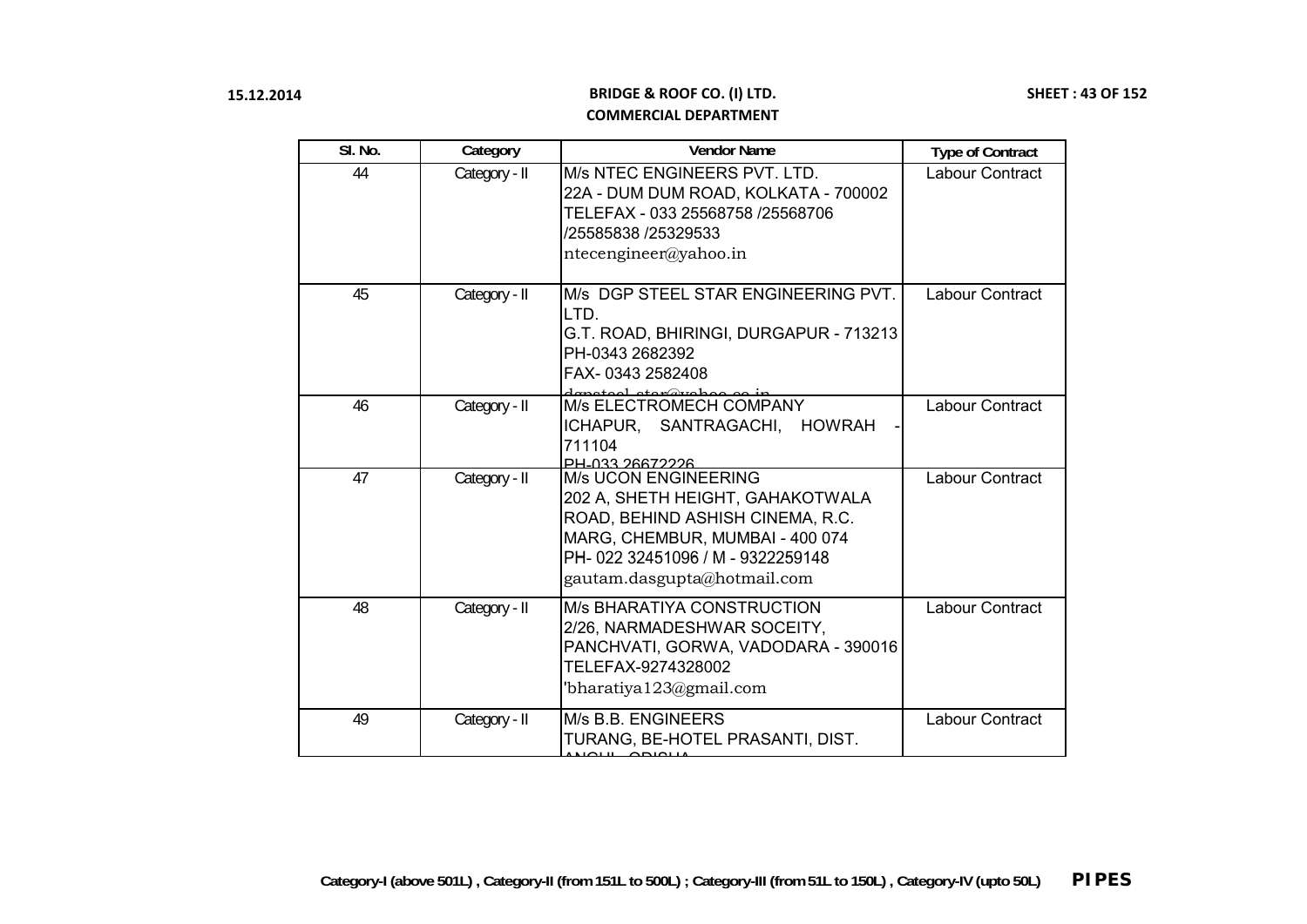| Sl. No. | Category | Vendor Name | Type of Contract |
|---|---|---|---|
| 44 | Category - II | M/s NTEC ENGINEERS PVT. LTD.<br>22A - DUM DUM ROAD, KOLKATA - 700002<br>TELEFAX - 033 25568758 /25568706<br>/25585838 /25329533<br>ntecengineer@yahoo.in | Labour Contract |
| 45 | Category - II | M/s DGP STEEL STAR ENGINEERING PVT. LTD.<br>G.T. ROAD, BHIRINGI, DURGAPUR - 713213<br>PH-0343 2682392<br>FAX- 0343 2582408<br>dgpsteel.star@yahoo.co.in | Labour Contract |
| 46 | Category - II | M/s ELECTROMECH COMPANY<br>ICHAPUR, SANTRAGACHI, HOWRAH - 711104<br>PH-033 26672226 | Labour Contract |
| 47 | Category - II | M/s UCON ENGINEERING<br>202 A, SHETH HEIGHT, GAHAKOTWALA ROAD, BEHIND ASHISH CINEMA, R.C. MARG, CHEMBUR, MUMBAI - 400 074<br>PH- 022 32451096 / M - 9322259148<br>gautam.dasgupta@hotmail.com | Labour Contract |
| 48 | Category - II | M/s BHARATIYA CONSTRUCTION<br>2/26, NARMADESHWAR SOCEITY, PANCHVATI, GORWA, VADODARA - 390016<br>TELEFAX-9274328002<br>'bharatiya123@gmail.com | Labour Contract |
| 49 | Category - II | M/s B.B. ENGINEERS<br>TURANG, BE-HOTEL PRASANTI, DIST. ANGUL, ODISHA | Labour Contract |

Category-I (above 501L) , Category-II (from 151L to 500L) ; Category-III (from 51L to 150L) , Category-IV (upto 50L) **PIPES**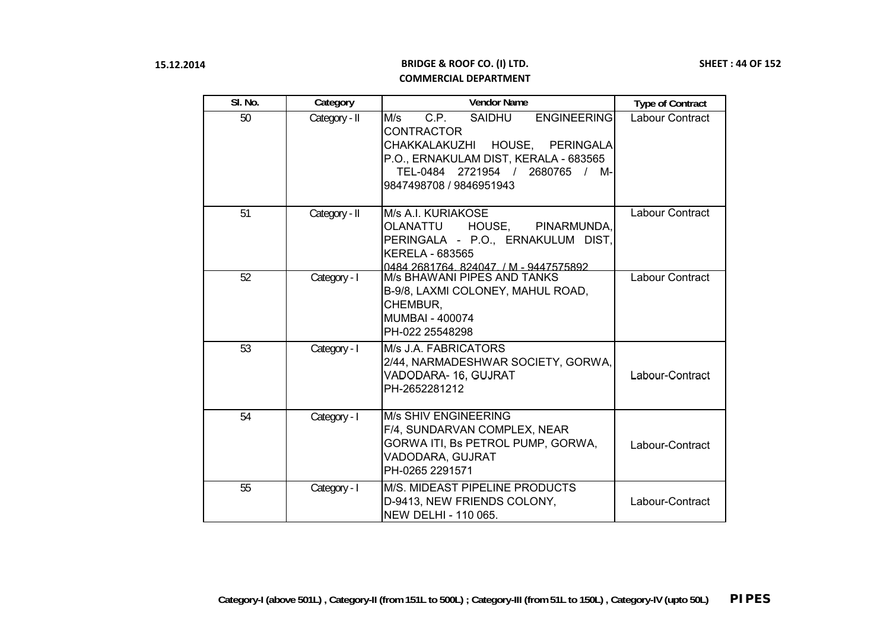| Sl. No. | Category | Vendor Name | Type of Contract |
|---|---|---|---|
| 50 | Category - II | M/s C.P. SAIDHU ENGINEERING CONTRACTOR<br>CHAKKALAKUZHI HOUSE, PERINGALA P.O., ERNAKULAM DIST, KERALA - 683565<br>TEL-0484 2721954 / 2680765 / M-9847498708 / 9846951943 | Labour Contract |
| 51 | Category - II | M/s A.I. KURIAKOSE<br>OLANATTU HOUSE, PINARMUNDA, PERINGALA - P.O., ERNAKULUM DIST, KERELA - 683565<br>0484 2681764, 824047, / M - 9447575892 | Labour Contract |
| 52 | Category - I | M/s BHAWANI PIPES AND TANKS<br>B-9/8, LAXMI COLONEY, MAHUL ROAD, CHEMBUR,<br>MUMBAI - 400074<br>PH-022 25548298 | Labour Contract |
| 53 | Category - I | M/s J.A. FABRICATORS<br>2/44, NARMADESHWAR SOCIETY, GORWA, VADODARA- 16, GUJRAT<br>PH-2652281212 | Labour-Contract |
| 54 | Category - I | M/s SHIV ENGINEERING<br>F/4, SUNDARVAN COMPLEX, NEAR GORWA ITI, Bs PETROL PUMP, GORWA, VADODARA, GUJRAT<br>PH-0265 2291571 | Labour-Contract |
| 55 | Category - I | M/S. MIDEAST PIPELINE PRODUCTS<br>D-9413, NEW FRIENDS COLONY,<br>NEW DELHI - 110 065. | Labour-Contract |

**Category-I (above 501L) , Category-II (from 151L to 500L) ; Category-III (from 51L to 150L) , Category-IV (upto 50L)** **PIPES**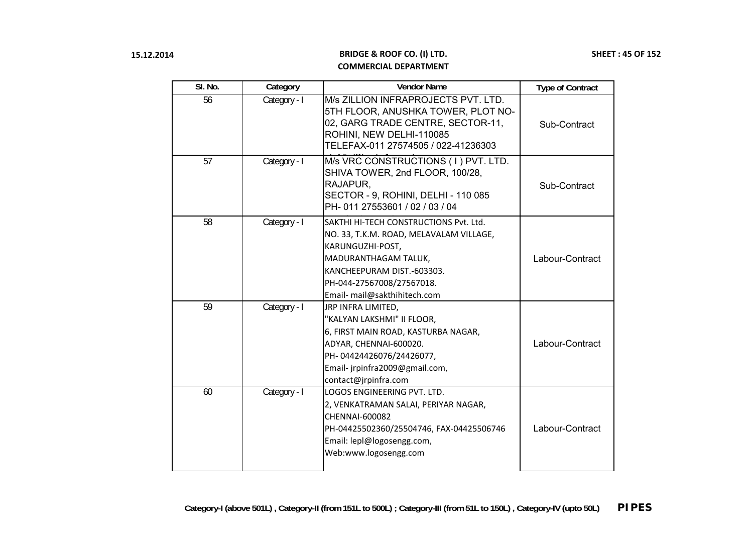15.12.2014

**BRIDGE & ROOF CO. (I) LTD.**
**COMMERCIAL DEPARTMENT**

| Sl. No. | Category | Vendor Name | Type of Contract |
|---|---|---|---|
| 56 | Category - I | M/s ZILLION INFRAPROJECTS PVT. LTD.<br>5TH FLOOR, ANUSHKA TOWER, PLOT NO-02, GARG TRADE CENTRE, SECTOR-11, ROHINI, NEW DELHI-110085<br>TELEFAX-011 27574505 / 022-41236303 | Sub-Contract |
| 57 | Category - I | M/s VRC CONSTRUCTIONS ( I ) PVT. LTD.<br>SHIVA TOWER, 2nd FLOOR, 100/28, RAJAPUR,<br>SECTOR - 9, ROHINI, DELHI - 110 085<br>PH- 011 27553601 / 02 / 03 / 04 | Sub-Contract |
| 58 | Category - I | SAKTHI HI-TECH CONSTRUCTIONS Pvt. Ltd.<br>NO. 33, T.K.M. ROAD, MELAVALAM VILLAGE,<br>KARUNGUZHI-POST,<br>MADURANTHAGAM TALUK,<br>KANCHEEPURAM DIST.-603303.<br>PH-044-27567008/27567018.<br>Email- mail@sakthihitech.com | Labour-Contract |
| 59 | Category - I | JRP INFRA LIMITED,<br>"KALYAN LAKSHMI" II FLOOR,<br>6, FIRST MAIN ROAD, KASTURBA NAGAR,<br>ADYAR, CHENNAI-600020.<br>PH- 04424426076/24426077,<br>Email- jrpinfra2009@gmail.com,<br>contact@jrpinfra.com | Labour-Contract |
| 60 | Category - I | LOGOS ENGINEERING PVT. LTD.<br>2, VENKATRAMAN SALAI, PERIYAR NAGAR,<br>CHENNAI-600082<br>PH-04425502360/25504746, FAX-04425506746<br>Email: lepl@logosengg.com,<br>Web:www.logosengg.com | Labour-Contract |

**Category-I (above 501L) , Category-II (from 151L to 500L) ; Category-III (from 51L to 150L) , Category-IV (upto 50L)** **PIPES**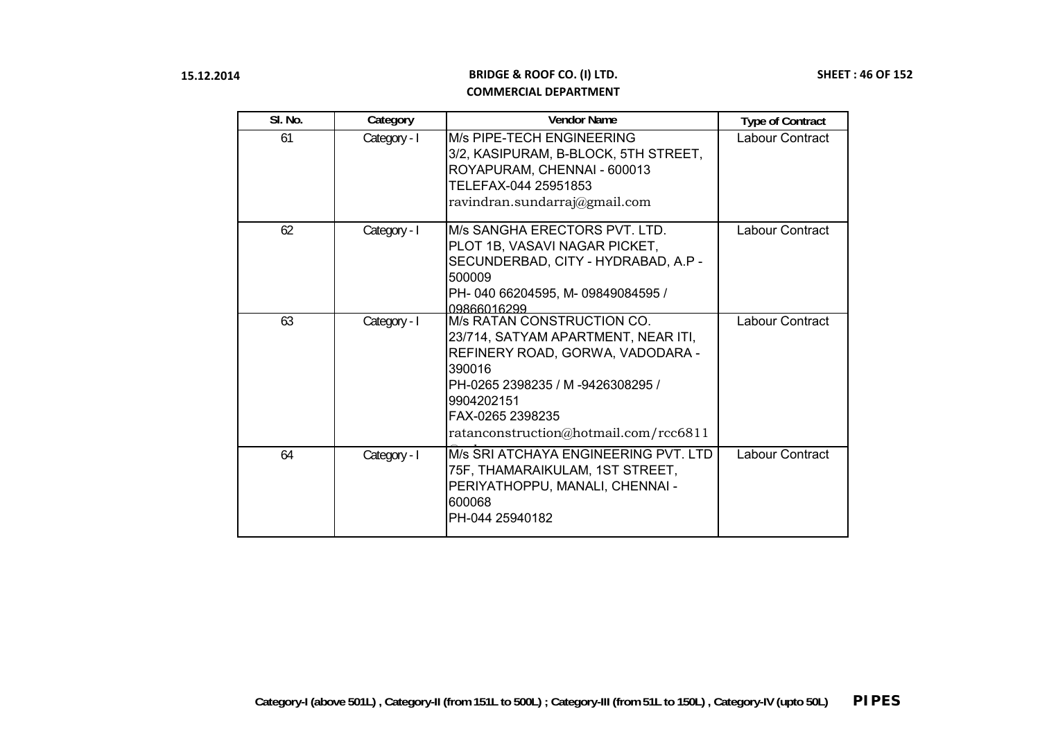**BRIDGE & ROOF CO. (I) LTD.**

**COMMERCIAL DEPARTMENT**

| Sl. No. | Category | Vendor Name | Type of Contract |
|---|---|---|---|
| 61 | Category - I | M/s PIPE-TECH ENGINEERING<br>3/2, KASIPURAM, B-BLOCK, 5TH STREET,<br>ROYAPURAM, CHENNAI - 600013<br>TELEFAX-044 25951853<br>ravindran.sundarraj@gmail.com | Labour Contract |
| 62 | Category - I | M/s SANGHA ERECTORS PVT. LTD.<br>PLOT 1B, VASAVI NAGAR PICKET,<br>SECUNDERBAD, CITY - HYDRABAD, A.P -<br>500009<br>PH- 040 66204595, M- 09849084595 /<br>09866016299 | Labour Contract |
| 63 | Category - I | M/s RATAN CONSTRUCTION CO.<br>23/714, SATYAM APARTMENT, NEAR ITI,<br>REFINERY ROAD, GORWA, VADODARA -<br>390016<br>PH-0265 2398235 / M -9426308295 /<br>9904202151<br>FAX-0265 2398235<br>ratanconstruction@hotmail.com/rcc6811 | Labour Contract |
| 64 | Category - I | M/s SRI ATCHAYA ENGINEERING PVT. LTD<br>75F, THAMARAIKULAM, 1ST STREET,<br>PERIYATHOPPU, MANALI, CHENNAI -<br>600068<br>PH-044 25940182 | Labour Contract |

Category-I (above 501L) , Category-II (from 151L to 500L) ; Category-III (from 51L to 150L) , Category-IV (upto 50L) **PIPES**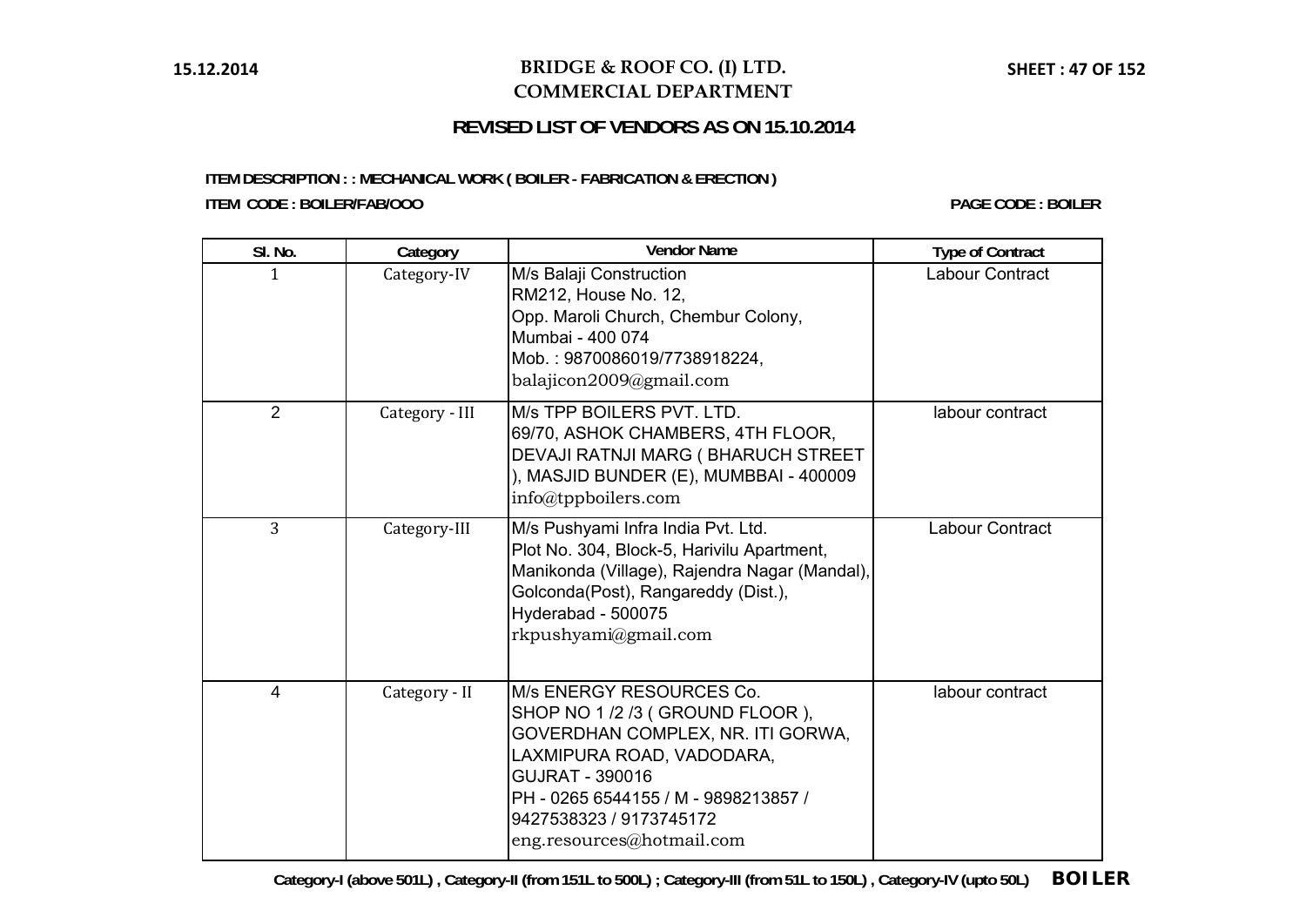15.12.2014

# BRIDGE & ROOF CO. (I) LTD.
## COMMERCIAL DEPARTMENT

### REVISED LIST OF VENDORS AS ON 15.10.2014

**ITEM DESCRIPTION : : MECHANICAL WORK ( BOILER - FABRICATION & ERECTION )**

**ITEM CODE : BOILER/FAB/OOO** | **PAGE CODE : BOILER**

| Sl. No. | Category | Vendor Name | Type of Contract |
|---|---|---|---|
| 1 | Category-IV | M/s Balaji Construction<br>RM212, House No. 12,<br>Opp. Maroli Church, Chembur Colony,<br>Mumbai - 400 074<br>Mob. : 9870086019/7738918224,<br>balajicon2009@gmail.com | Labour Contract |
| 2 | Category - III | M/s TPP BOILERS PVT. LTD.<br>69/70, ASHOK CHAMBERS, 4TH FLOOR,<br>DEVAJI RATNJI MARG ( BHARUCH STREET ), MASJID BUNDER (E), MUMBBAI - 400009<br>info@tppboilers.com | labour contract |
| 3 | Category-III | M/s Pushyami Infra India Pvt. Ltd.<br>Plot No. 304, Block-5, Harivilu Apartment,<br>Manikonda (Village), Rajendra Nagar (Mandal),<br>Golconda(Post), Rangareddy (Dist.),<br>Hyderabad - 500075<br>rkpushyami@gmail.com | Labour Contract |
| 4 | Category - II | M/s ENERGY RESOURCES Co.<br>SHOP NO 1 /2 /3 ( GROUND FLOOR ),<br>GOVERDHAN COMPLEX, NR. ITI GORWA,<br>LAXMIPURA ROAD, VADODARA,<br>GUJRAT - 390016<br>PH - 0265 6544155 / M - 9898213857 / 9427538323 / 9173745172<br>eng.resources@hotmail.com | labour contract |

**Category-I (above 501L) , Category-II (from 151L to 500L) ; Category-III (from 51L to 150L) , Category-IV (upto 50L)** **BOILER**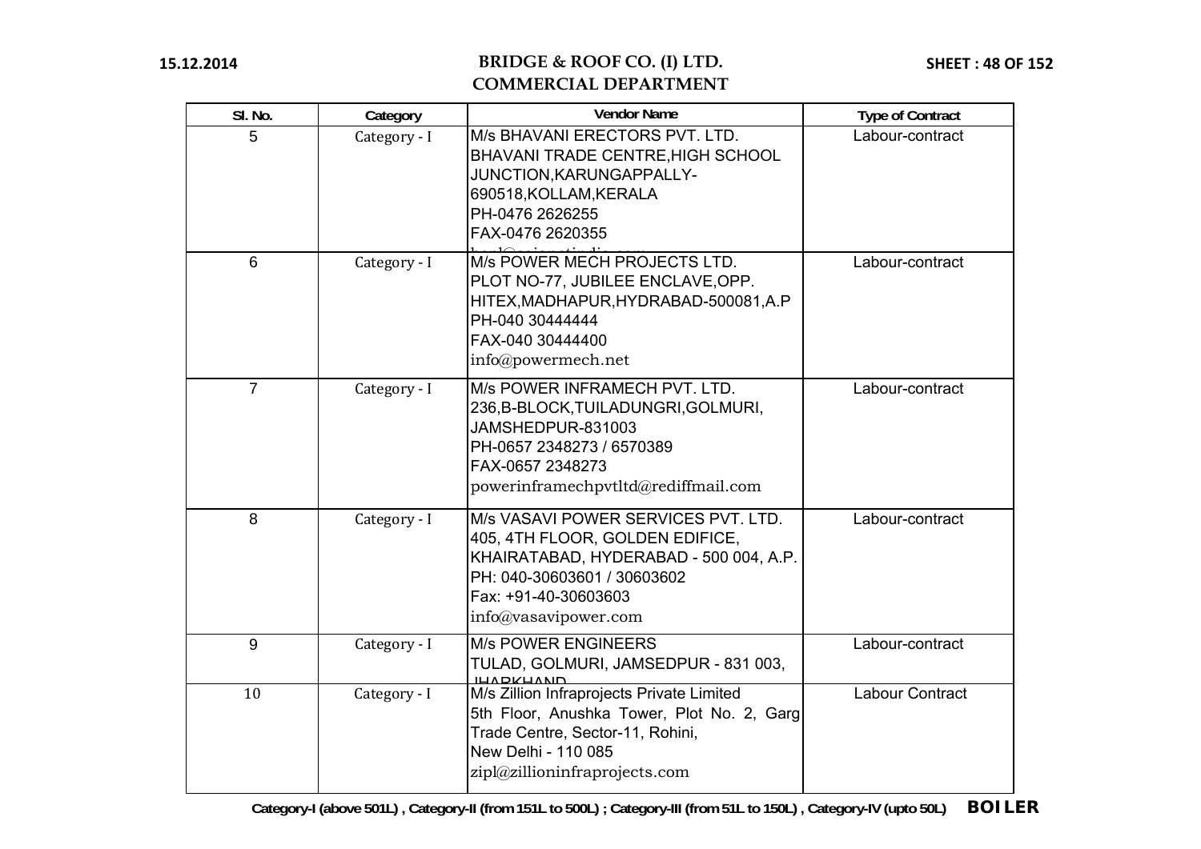**15.12.2014**

# BRIDGE & ROOF CO. (I) LTD.
## COMMERCIAL DEPARTMENT

| Sl. No. | Category | Vendor Name | Type of Contract |
|---|---|---|---|
| 5 | Category - I | M/s BHAVANI ERECTORS PVT. LTD.<br>BHAVANI TRADE CENTRE,HIGH SCHOOL JUNCTION,KARUNGAPPALLY-690518,KOLLAM,KERALA<br>PH-0476 2626255<br>FAX-0476 2620355 | Labour-contract |
| 6 | Category - I | M/s POWER MECH PROJECTS LTD.<br>PLOT NO-77, JUBILEE ENCLAVE,OPP. HITEX,MADHAPUR,HYDRABAD-500081,A.P<br>PH-040 30444444<br>FAX-040 30444400<br>info@powermech.net | Labour-contract |
| 7 | Category - I | M/s POWER INFRAMECH PVT. LTD.<br>236,B-BLOCK,TUILADUNGRI,GOLMURI, JAMSHEDPUR-831003<br>PH-0657 2348273 / 6570389<br>FAX-0657 2348273<br>powerinframechpvtltd@rediffmail.com | Labour-contract |
| 8 | Category - I | M/s VASAVI POWER SERVICES PVT. LTD.<br>405, 4TH FLOOR, GOLDEN EDIFICE, KHAIRATABAD, HYDERABAD - 500 004, A.P.<br>PH: 040-30603601 / 30603602<br>Fax: +91-40-30603603<br>info@vasavipower.com | Labour-contract |
| 9 | Category - I | M/s POWER ENGINEERS<br>TULAD, GOLMURI, JAMSEDPUR - 831 003, JHARKHAND | Labour-contract |
| 10 | Category - I | M/s Zillion Infraprojects Private Limited<br>5th Floor, Anushka Tower, Plot No. 2, Garg Trade Centre, Sector-11, Rohini,<br>New Delhi - 110 085<br>zipl@zillioninfraprojects.com | Labour Contract |

Category-I (above 501L) , Category-II (from 151L to 500L) ; Category-III (from 51L to 150L) , Category-IV (upto 50L) **BOILER**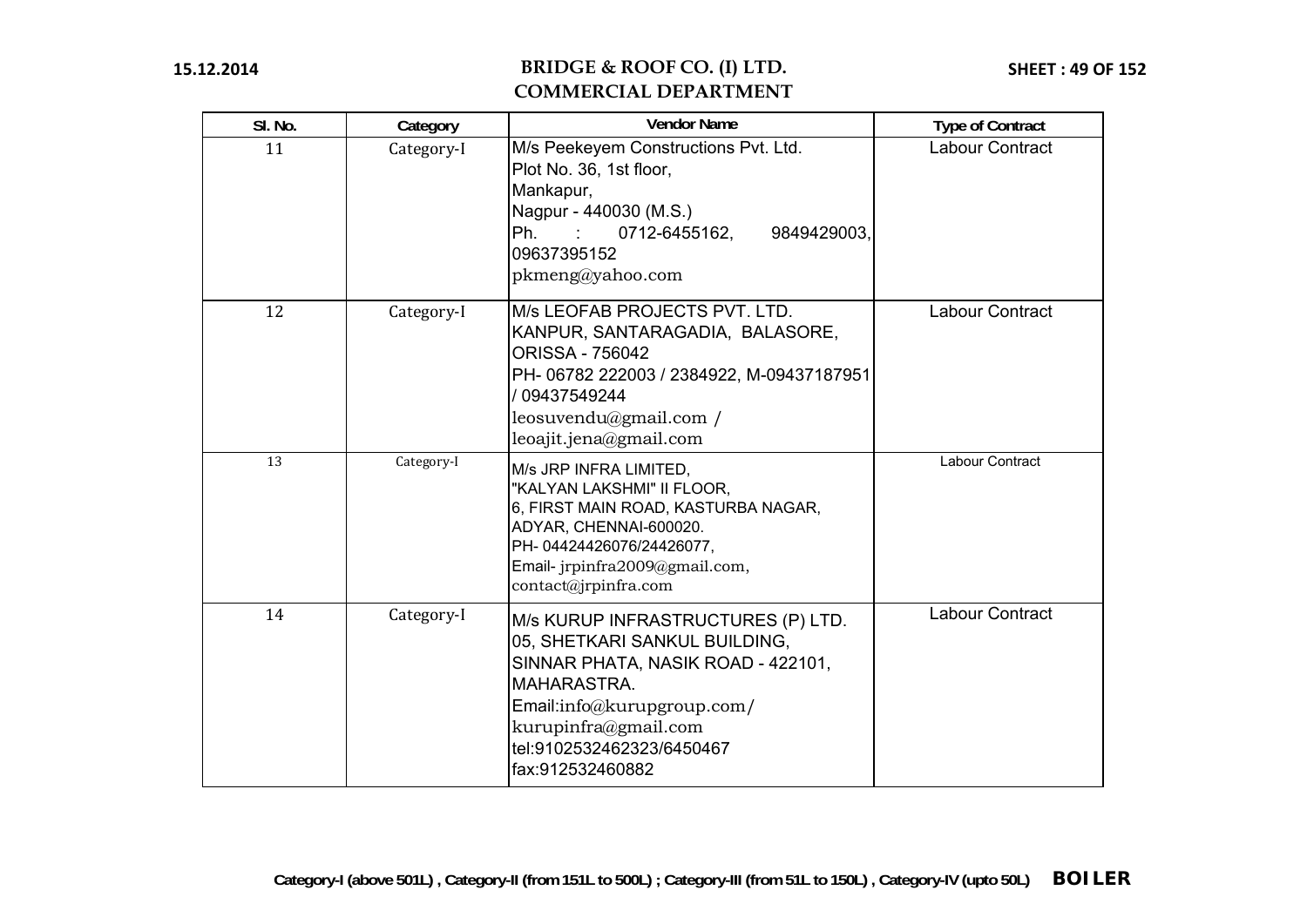# BRIDGE & ROOF CO. (I) LTD.
## COMMERCIAL DEPARTMENT

| Sl. No. | Category | Vendor Name | Type of Contract |
|---|---|---|---|
| 11 | Category-I | M/s Peekeyem Constructions Pvt. Ltd.<br>Plot No. 36, 1st floor,<br>Mankapur,<br>Nagpur - 440030 (M.S.)<br>Ph. : 0712-6455162, 9849429003, 09637395152<br>pkmeng@yahoo.com | Labour Contract |
| 12 | Category-I | M/s LEOFAB PROJECTS PVT. LTD.<br>KANPUR, SANTARAGADIA, BALASORE, ORISSA - 756042<br>PH- 06782 222003 / 2384922, M-09437187951 / 09437549244<br>leosuvendu@gmail.com / leoajit.jena@gmail.com | Labour Contract |
| 13 | Category-I | M/s JRP INFRA LIMITED,<br>"KALYAN LAKSHMI" II FLOOR,<br>6, FIRST MAIN ROAD, KASTURBA NAGAR,<br>ADYAR, CHENNAI-600020.<br>PH- 04424426076/24426077,<br>Email- jrpinfra2009@gmail.com, contact@jrpinfra.com | Labour Contract |
| 14 | Category-I | M/s KURUP INFRASTRUCTURES (P) LTD.<br>05, SHETKARI SANKUL BUILDING,<br>SINNAR PHATA, NASIK ROAD - 422101, MAHARASTRA.<br>Email:info@kurupgroup.com/ kurupinfra@gmail.com<br>tel:9102532462323/6450467<br>fax:912532460882 | Labour Contract |

**Category-I (above 501L) , Category-II (from 151L to 500L) ; Category-III (from 51L to 150L) , Category-IV (upto 50L)** **BOILER**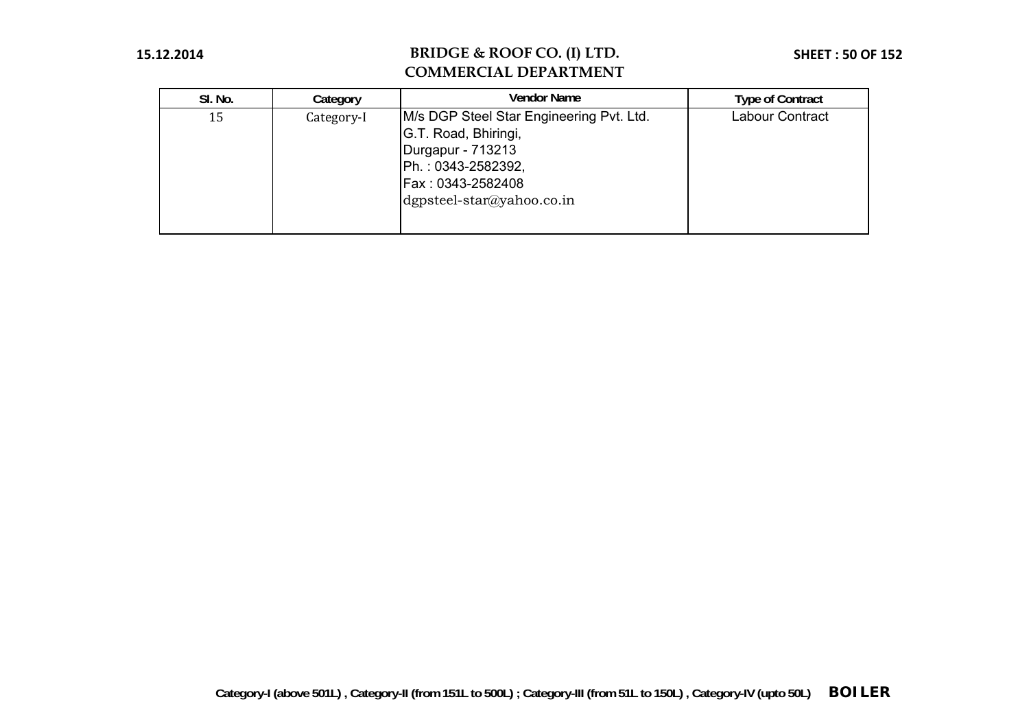# BRIDGE & ROOF CO. (I) LTD.
## COMMERCIAL DEPARTMENT

| Sl. No. | Category | Vendor Name | Type of Contract |
|---|---|---|---|
| 15 | Category-I | M/s DGP Steel Star Engineering Pvt. Ltd.<br>G.T. Road, Bhiringi,<br>Durgapur - 713213<br>Ph. : 0343-2582392,<br>Fax : 0343-2582408<br>dgpsteel-star@yahoo.co.in | Labour Contract |

Category-I (above 501L) , Category-II (from 151L to 500L) ; Category-III (from 51L to 150L) , Category-IV (upto 50L) **BOILER**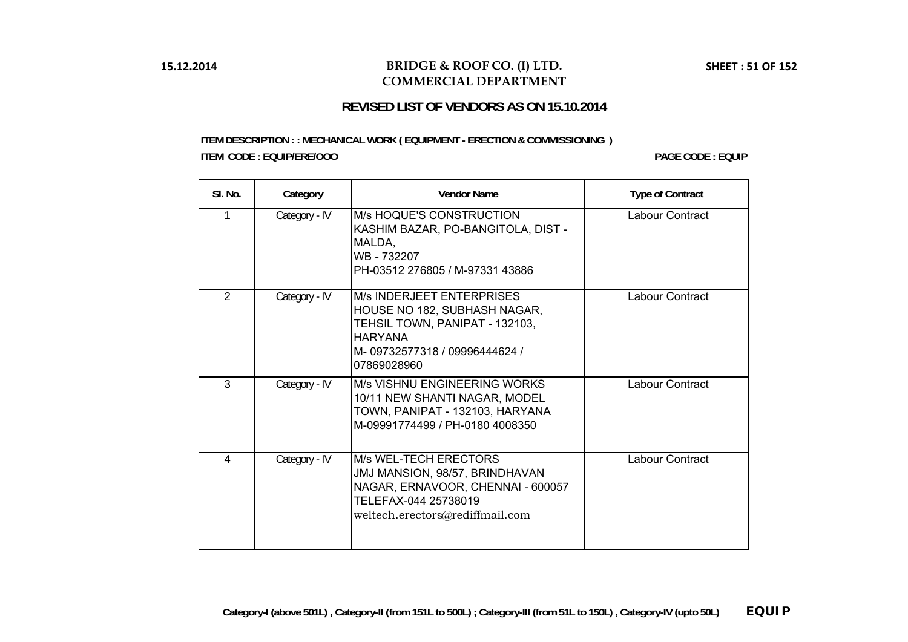# BRIDGE & ROOF CO. (I) LTD.
## COMMERCIAL DEPARTMENT

15.12.2014

SHEET : 51 OF 152

### REVISED LIST OF VENDORS AS ON 15.10.2014

**ITEM DESCRIPTION : : MECHANICAL WORK ( EQUIPMENT - ERECTION & COMMISSIONING )**

**ITEM CODE : EQUIP/ERE/OOO**

**PAGE CODE : EQUIP**

| Sl. No. | Category | Vendor Name | Type of Contract |
|---|---|---|---|
| 1 | Category - IV | M/s HOQUE'S CONSTRUCTION<br>KASHIM BAZAR, PO-BANGITOLA, DIST - MALDA,<br>WB - 732207<br>PH-03512 276805 / M-97331 43886 | Labour Contract |
| 2 | Category - IV | M/s INDERJEET ENTERPRISES<br>HOUSE NO 182, SUBHASH NAGAR, TEHSIL TOWN, PANIPAT - 132103, HARYANA<br>M- 09732577318 / 09996444624 / 07869028960 | Labour Contract |
| 3 | Category - IV | M/s VISHNU ENGINEERING WORKS<br>10/11 NEW SHANTI NAGAR, MODEL TOWN, PANIPAT - 132103, HARYANA<br>M-09991774499 / PH-0180 4008350 | Labour Contract |
| 4 | Category - IV | M/s WEL-TECH ERECTORS<br>JMJ MANSION, 98/57, BRINDHAVAN NAGAR, ERNAVOOR, CHENNAI - 600057<br>TELEFAX-044 25738019<br>weltech.erectors@rediffmail.com | Labour Contract |

**Category-I (above 501L) , Category-II (from 151L to 500L) ; Category-III (from 51L to 150L) , Category-IV (upto 50L)** **EQUIP**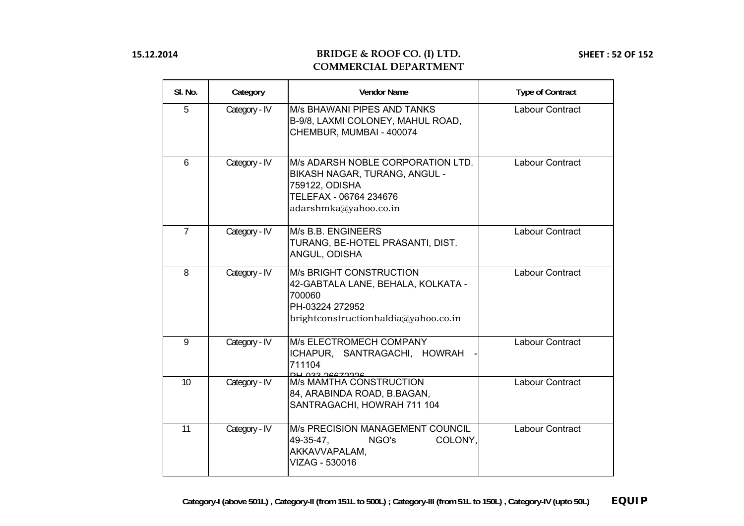# BRIDGE & ROOF CO. (I) LTD.
## COMMERCIAL DEPARTMENT

15.12.2014

| Sl. No. | Category | Vendor Name | Type of Contract |
|---|---|---|---|
| 5 | Category - IV | M/s BHAWANI PIPES AND TANKS<br>B-9/8, LAXMI COLONEY, MAHUL ROAD, CHEMBUR, MUMBAI - 400074 | Labour Contract |
| 6 | Category - IV | M/s ADARSH NOBLE CORPORATION LTD.<br>BIKASH NAGAR, TURANG, ANGUL - 759122, ODISHA<br>TELEFAX - 06764 234676<br>adarshmka@yahoo.co.in | Labour Contract |
| 7 | Category - IV | M/s B.B. ENGINEERS<br>TURANG, BE-HOTEL PRASANTI, DIST. ANGUL, ODISHA | Labour Contract |
| 8 | Category - IV | M/s BRIGHT CONSTRUCTION<br>42-GABTALA LANE, BEHALA, KOLKATA - 700060<br>PH-03224 272952<br>brightconstructionhaldia@yahoo.co.in | Labour Contract |
| 9 | Category - IV | M/s ELECTROMECH COMPANY<br>ICHAPUR, SANTRAGACHI, HOWRAH - 711104<br>PH 033 26672226 | Labour Contract |
| 10 | Category - IV | M/s MAMTHA CONSTRUCTION<br>84, ARABINDA ROAD, B.BAGAN, SANTRAGACHI, HOWRAH 711 104 | Labour Contract |
| 11 | Category - IV | M/s PRECISION MANAGEMENT COUNCIL<br>49-35-47, NGO's COLONY, AKKAVVAPALAM,<br>VIZAG - 530016 | Labour Contract |

Category-I (above 501L) , Category-II (from 151L to 500L) ; Category-III (from 51L to 150L) , Category-IV (upto 50L) **EQUIP**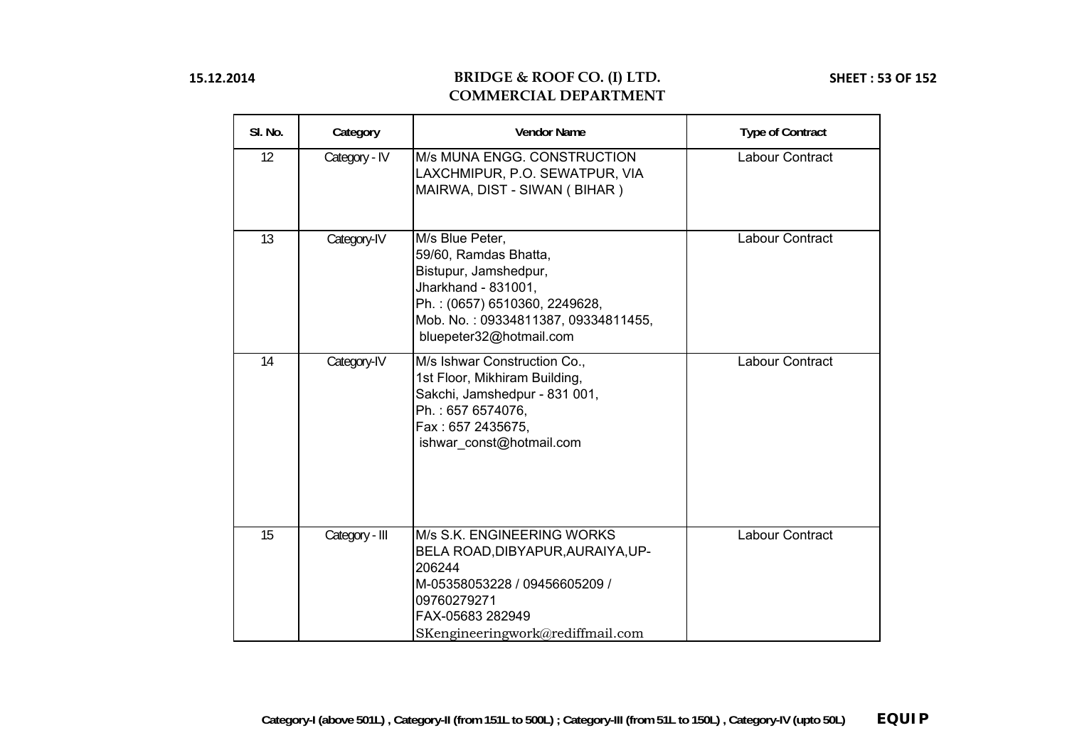**BRIDGE & ROOF CO. (I) LTD.**
**COMMERCIAL DEPARTMENT**

| Sl. No. | Category | Vendor Name | Type of Contract |
|---|---|---|---|
| 12 | Category - IV | M/s MUNA ENGG. CONSTRUCTION LAXCHMIPUR, P.O. SEWATPUR, VIA MAIRWA, DIST - SIWAN ( BIHAR ) | Labour Contract |
| 13 | Category-IV | M/s Blue Peter, 59/60, Ramdas Bhatta, Bistupur, Jamshedpur, Jharkhand - 831001, Ph. : (0657) 6510360, 2249628, Mob. No. : 09334811387, 09334811455, bluepeter32@hotmail.com | Labour Contract |
| 14 | Category-IV | M/s Ishwar Construction Co., 1st Floor, Mikhiram Building, Sakchi, Jamshedpur - 831 001, Ph. : 657 6574076, Fax : 657 2435675, ishwar_const@hotmail.com | Labour Contract |
| 15 | Category - III | M/s S.K. ENGINEERING WORKS BELA ROAD,DIBYAPUR,AURAIYA,UP-206244 M-05358053228 / 09456605209 / 09760279271 FAX-05683 282949 SKengineeringwork@rediffmail.com | Labour Contract |

Category-I (above 501L) , Category-II (from 151L to 500L) ; Category-III (from 51L to 150L) , Category-IV (upto 50L) **EQUIP**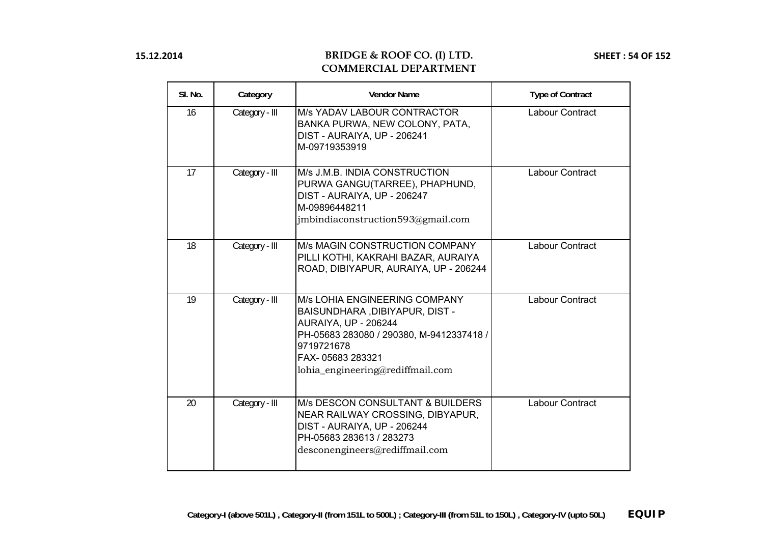# BRIDGE & ROOF CO. (I) LTD.
## COMMERCIAL DEPARTMENT

| Sl. No. | Category | Vendor Name | Type of Contract |
|---|---|---|---|
| 16 | Category - III | M/s YADAV LABOUR CONTRACTOR<br>BANKA PURWA, NEW COLONY, PATA,<br>DIST - AURAIYA, UP - 206241<br>M-09719353919 | Labour Contract |
| 17 | Category - III | M/s J.M.B. INDIA CONSTRUCTION<br>PURWA GANGU(TARREE), PHAPHUND,<br>DIST - AURAIYA, UP - 206247<br>M-09896448211<br>jmbindiaconstruction593@gmail.com | Labour Contract |
| 18 | Category - III | M/s MAGIN CONSTRUCTION COMPANY<br>PILLI KOTHI, KAKRAHI BAZAR, AURAIYA<br>ROAD, DIBIYAPUR, AURAIYA, UP - 206244 | Labour Contract |
| 19 | Category - III | M/s LOHIA ENGINEERING COMPANY<br>BAISUNDHARA ,DIBIYAPUR, DIST -<br>AURAIYA, UP - 206244<br>PH-05683 283080 / 290380, M-9412337418 /<br>9719721678<br>FAX- 05683 283321<br>lohia_engineering@rediffmail.com | Labour Contract |
| 20 | Category - III | M/s DESCON CONSULTANT & BUILDERS<br>NEAR RAILWAY CROSSING, DIBYAPUR,<br>DIST - AURAIYA, UP - 206244<br>PH-05683 283613 / 283273<br>desconengineers@rediffmail.com | Labour Contract |

Category-I (above 501L) , Category-II (from 151L to 500L) ; Category-III (from 51L to 150L) , Category-IV (upto 50L) **EQUIP**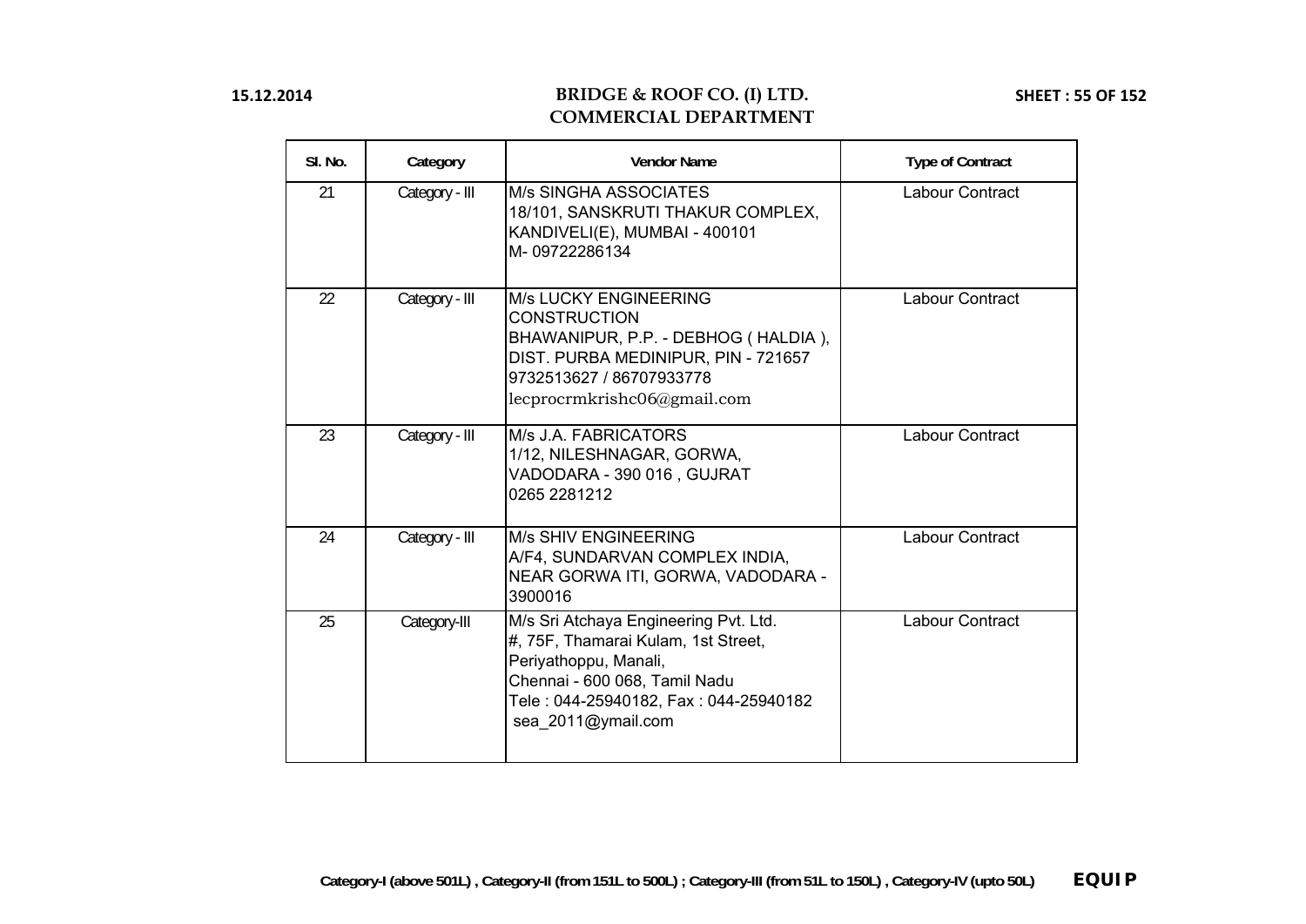| Sl. No. | Category | Vendor Name | Type of Contract |
|---|---|---|---|
| 21 | Category - III | M/s SINGHA ASSOCIATES<br>18/101, SANSKRUTI THAKUR COMPLEX,<br>KANDIVELI(E), MUMBAI - 400101<br>M- 09722286134 | Labour Contract |
| 22 | Category - III | M/s LUCKY ENGINEERING CONSTRUCTION<br>BHAWANIPUR, P.P. - DEBHOG ( HALDIA ),<br>DIST. PURBA MEDINIPUR, PIN - 721657<br>9732513627 / 86707933778<br>lecprocrmkrishc06@gmail.com | Labour Contract |
| 23 | Category - III | M/s J.A. FABRICATORS<br>1/12, NILESHNAGAR, GORWA,<br>VADODARA - 390 016 , GUJRAT<br>0265 2281212 | Labour Contract |
| 24 | Category - III | M/s SHIV ENGINEERING<br>A/F4, SUNDARVAN COMPLEX INDIA,<br>NEAR GORWA ITI, GORWA, VADODARA - 3900016 | Labour Contract |
| 25 | Category-III | M/s Sri Atchaya Engineering Pvt. Ltd.<br>#, 75F, Thamarai Kulam, 1st Street,<br>Periyathoppu, Manali,<br>Chennai - 600 068, Tamil Nadu<br>Tele : 044-25940182, Fax : 044-25940182<br>sea_2011@ymail.com | Labour Contract |

Category-I (above 501L) , Category-II (from 151L to 500L) ; Category-III (from 51L to 150L) , Category-IV (upto 50L)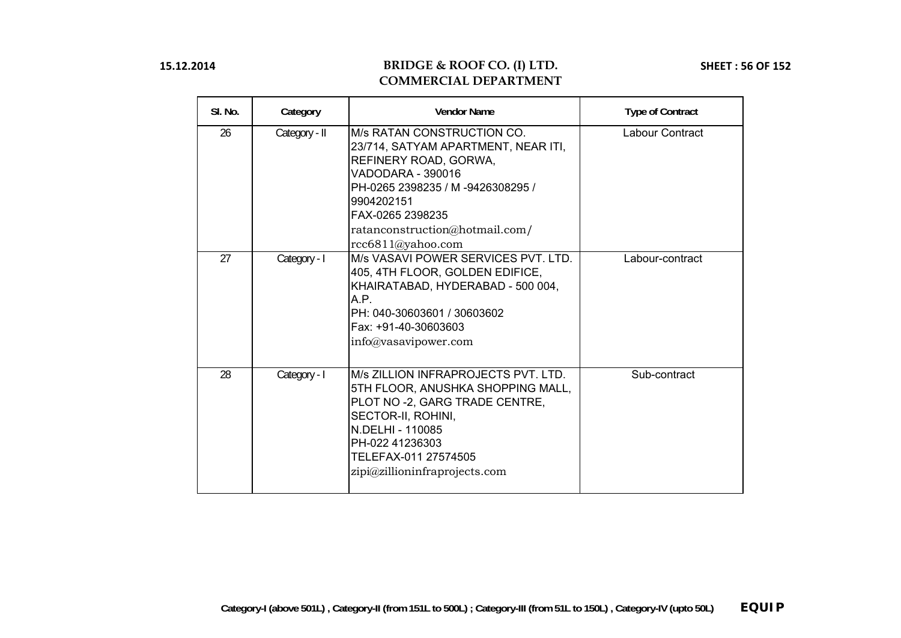| Sl. No. | Category | Vendor Name | Type of Contract |
|---|---|---|---|
| 26 | Category - II | M/s RATAN CONSTRUCTION CO.<br>23/714, SATYAM APARTMENT, NEAR ITI,<br>REFINERY ROAD, GORWA,<br>VADODARA - 390016<br>PH-0265 2398235 / M -9426308295 /<br>9904202151<br>FAX-0265 2398235<br>ratanconstruction@hotmail.com/<br>rcc6811@yahoo.com | Labour Contract |
| 27 | Category - I | M/s VASAVI POWER SERVICES PVT. LTD.<br>405, 4TH FLOOR, GOLDEN EDIFICE,<br>KHAIRATABAD, HYDERABAD - 500 004,<br>A.P.<br>PH: 040-30603601 / 30603602<br>Fax: +91-40-30603603<br>info@vasavipower.com | Labour-contract |
| 28 | Category - I | M/s ZILLION INFRAPROJECTS PVT. LTD.<br>5TH FLOOR, ANUSHKA SHOPPING MALL,<br>PLOT NO -2, GARG TRADE CENTRE,<br>SECTOR-II, ROHINI,<br>N.DELHI - 110085<br>PH-022 41236303<br>TELEFAX-011 27574505<br>zipi@zillioninfraprojects.com | Sub-contract |

Category-I (above 501L) , Category-II (from 151L to 500L) ; Category-III (from 51L to 150L) , Category-IV (upto 50L) **EQUIP**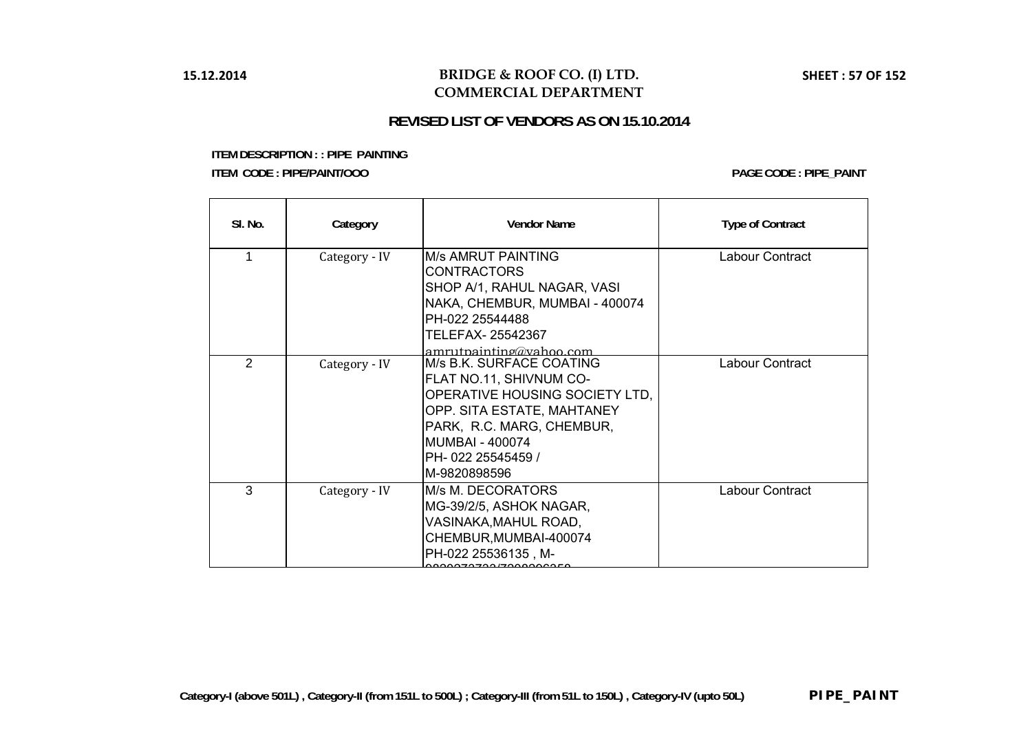# BRIDGE & ROOF CO. (I) LTD.
## COMMERCIAL DEPARTMENT

### REVISED LIST OF VENDORS AS ON 15.10.2014

**ITEM DESCRIPTION : : PIPE PAINTING**

**ITEM CODE : PIPE/PAINT/OOO**

**PAGE CODE : PIPE_PAINT**

| Sl. No. | Category | Vendor Name | Type of Contract |
|---|---|---|---|
| 1 | Category - IV | M/s AMRUT PAINTING CONTRACTORS SHOP A/1, RAHUL NAGAR, VASI NAKA, CHEMBUR, MUMBAI - 400074 PH-022 25544488 TELEFAX- 25542367 amrutpainting@yahoo.com | Labour Contract |
| 2 | Category - IV | M/s B.K. SURFACE COATING FLAT NO.11, SHIVNUM CO-OPERATIVE HOUSING SOCIETY LTD, OPP. SITA ESTATE, MAHTANEY PARK, R.C. MARG, CHEMBUR, MUMBAI - 400074 PH- 022 25545459 / M-9820898596 | Labour Contract |
| 3 | Category - IV | M/s M. DECORATORS MG-39/2/5, ASHOK NAGAR, VASINAKA,MAHUL ROAD, CHEMBUR,MUMBAI-400074 PH-022 25536135 , M- | Labour Contract |

Category-I (above 501L) , Category-II (from 151L to 500L) ; Category-III (from 51L to 150L) , Category-IV (upto 50L)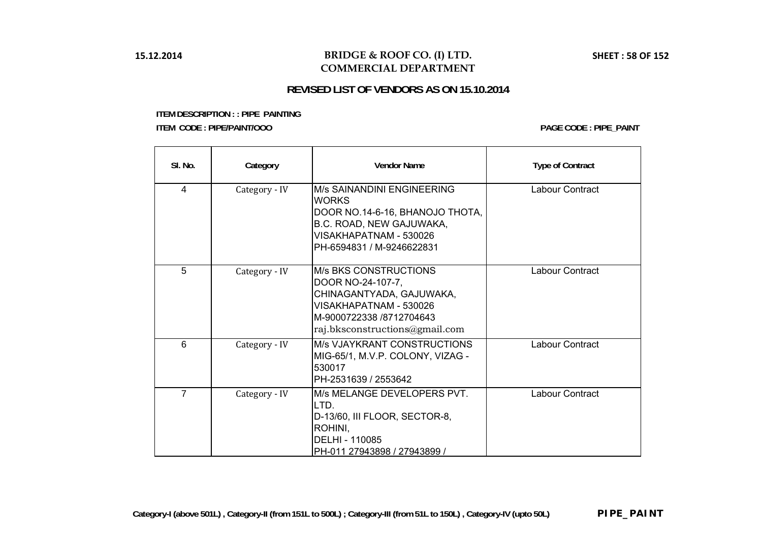**15.12.2014**

# BRIDGE & ROOF CO. (I) LTD.
## COMMERCIAL DEPARTMENT

### REVISED LIST OF VENDORS AS ON 15.10.2014

**ITEM DESCRIPTION : : PIPE PAINTING**

**ITEM CODE : PIPE/PAINT/OOO**

**PAGE CODE : PIPE_PAINT**

| Sl. No. | Category | Vendor Name | Type of Contract |
|---|---|---|---|
| 4 | Category - IV | M/s SAINANDINI ENGINEERING WORKS<br>DOOR NO.14-6-16, BHANOJO THOTA, B.C. ROAD, NEW GAJUWAKA,<br>VISAKHAPATNAM - 530026<br>PH-6594831 / M-9246622831 | Labour Contract |
| 5 | Category - IV | M/s BKS CONSTRUCTIONS<br>DOOR NO-24-107-7,<br>CHINAGANTYADA, GAJUWAKA,<br>VISAKHAPATNAM - 530026<br>M-9000722338 /8712704643<br>raj.bksconstructions@gmail.com | Labour Contract |
| 6 | Category - IV | M/s VJAYKRANT CONSTRUCTIONS<br>MIG-65/1, M.V.P. COLONY, VIZAG - 530017<br>PH-2531639 / 2553642 | Labour Contract |
| 7 | Category - IV | M/s MELANGE DEVELOPERS PVT. LTD.<br>D-13/60, III FLOOR, SECTOR-8, ROHINI,<br>DELHI - 110085<br>PH-011 27943898 / 27943899 / | Labour Contract |

**Category-I (above 501L) , Category-II (from 151L to 500L) ; Category-III (from 51L to 150L) , Category-IV (upto 50L)**

**PIPE_PAINT**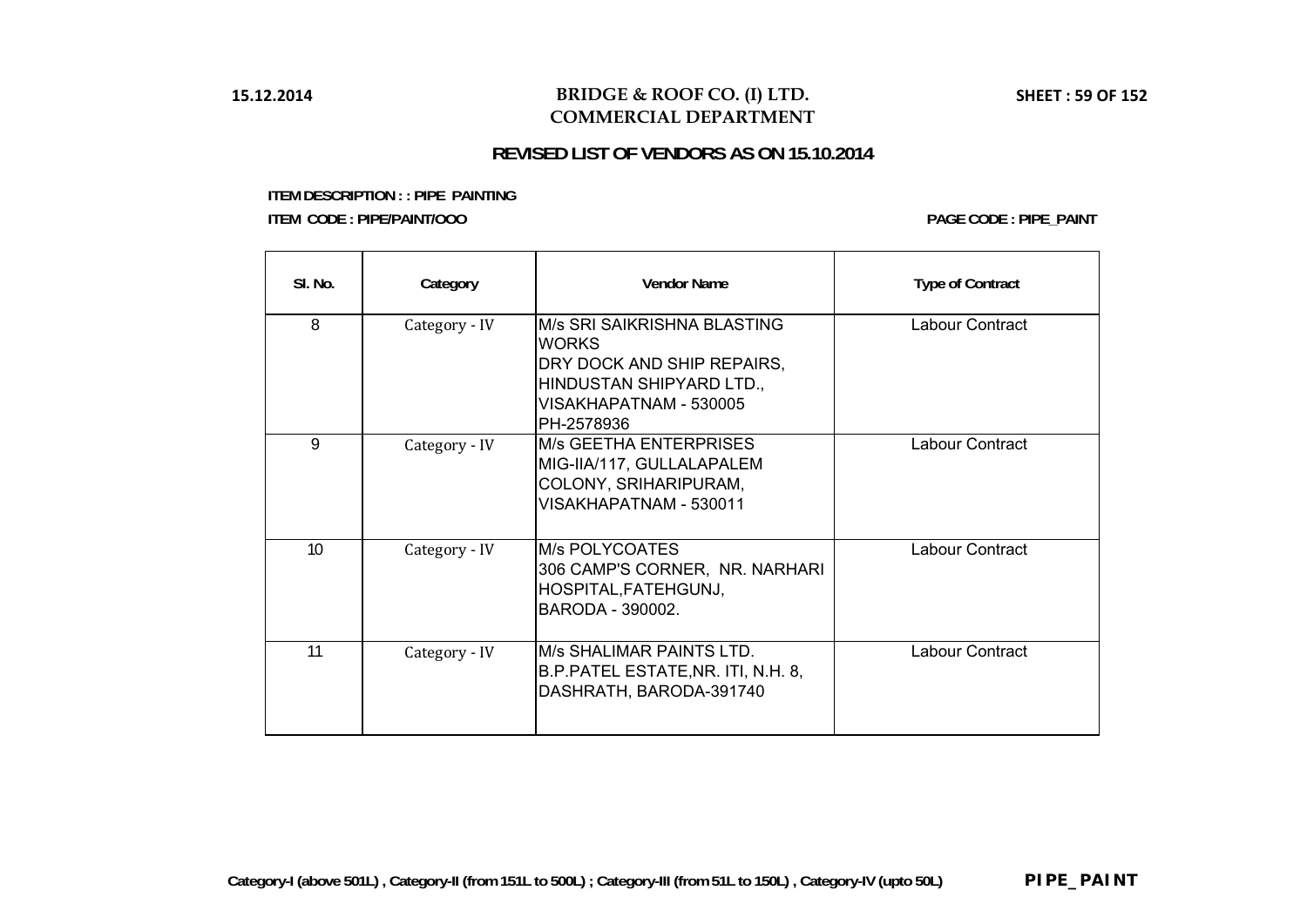# BRIDGE & ROOF CO. (I) LTD.
## COMMERCIAL DEPARTMENT

### REVISED LIST OF VENDORS AS ON 15.10.2014

**ITEM DESCRIPTION : : PIPE PAINTING**

**ITEM CODE : PIPE/PAINT/OOO** **PAGE CODE : PIPE_PAINT**

| Sl. No. | Category | Vendor Name | Type of Contract |
|---|---|---|---|
| 8 | Category - IV | M/s SRI SAIKRISHNA BLASTING WORKS<br>DRY DOCK AND SHIP REPAIRS,<br>HINDUSTAN SHIPYARD LTD.,<br>VISAKHAPATNAM - 530005<br>PH-2578936 | Labour Contract |
| 9 | Category - IV | M/s GEETHA ENTERPRISES<br>MIG-IIA/117, GULLALAPALEM<br>COLONY, SRIHARIPURAM,<br>VISAKHAPATNAM - 530011 | Labour Contract |
| 10 | Category - IV | M/s POLYCOATES<br>306 CAMP'S CORNER, NR. NARHARI<br>HOSPITAL,FATEHGUNJ,<br>BARODA - 390002. | Labour Contract |
| 11 | Category - IV | M/s SHALIMAR PAINTS LTD.<br>B.P.PATEL ESTATE,NR. ITI, N.H. 8,<br>DASHRATH, BARODA-391740 | Labour Contract |

**Category-I (above 501L) , Category-II (from 151L to 500L) ; Category-III (from 51L to 150L) , Category-IV (upto 50L)**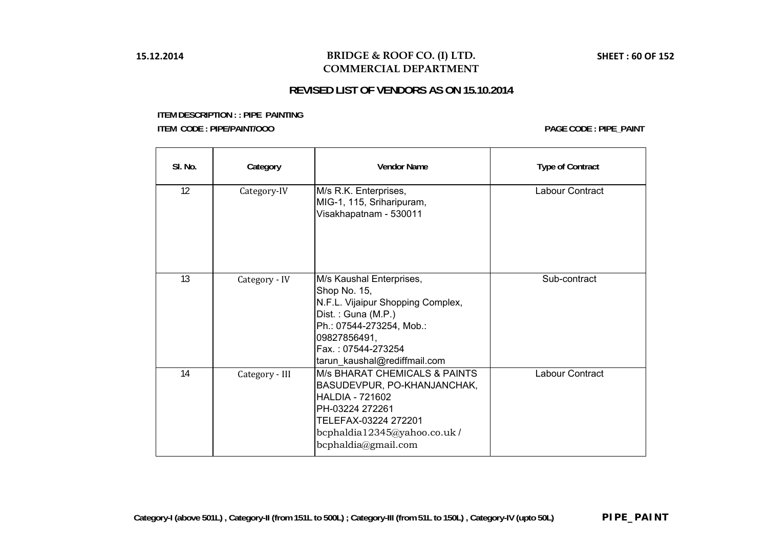**BRIDGE & ROOF CO. (I) LTD.**
**COMMERCIAL DEPARTMENT**

15.12.2014

## REVISED LIST OF VENDORS AS ON 15.10.2014

**ITEM DESCRIPTION : : PIPE PAINTING**

**ITEM CODE : PIPE/PAINT/OOO**

**PAGE CODE : PIPE_PAINT**

| Sl. No. | Category | Vendor Name | Type of Contract |
|---|---|---|---|
| 12 | Category-IV | M/s R.K. Enterprises,<br>MIG-1, 115, Sriharipuram,<br>Visakhapatnam - 530011 | Labour Contract |
| 13 | Category - IV | M/s Kaushal Enterprises,<br>Shop No. 15,<br>N.F.L. Vijaipur Shopping Complex,<br>Dist. : Guna (M.P.)<br>Ph.: 07544-273254, Mob.: 09827856491,<br>Fax. : 07544-273254<br>tarun_kaushal@rediffmail.com | Sub-contract |
| 14 | Category - III | M/s BHARAT CHEMICALS & PAINTS<br>BASUDEVPUR, PO-KHANJANCHAK,<br>HALDIA - 721602<br>PH-03224 272261<br>TELEFAX-03224 272201<br>bcphaldia12345@yahoo.co.uk /<br>bcphaldia@gmail.com | Labour Contract |

**Category-I (above 501L) , Category-II (from 151L to 500L) ; Category-III (from 51L to 150L) , Category-IV (upto 50L)**

**PIPE_PAINT**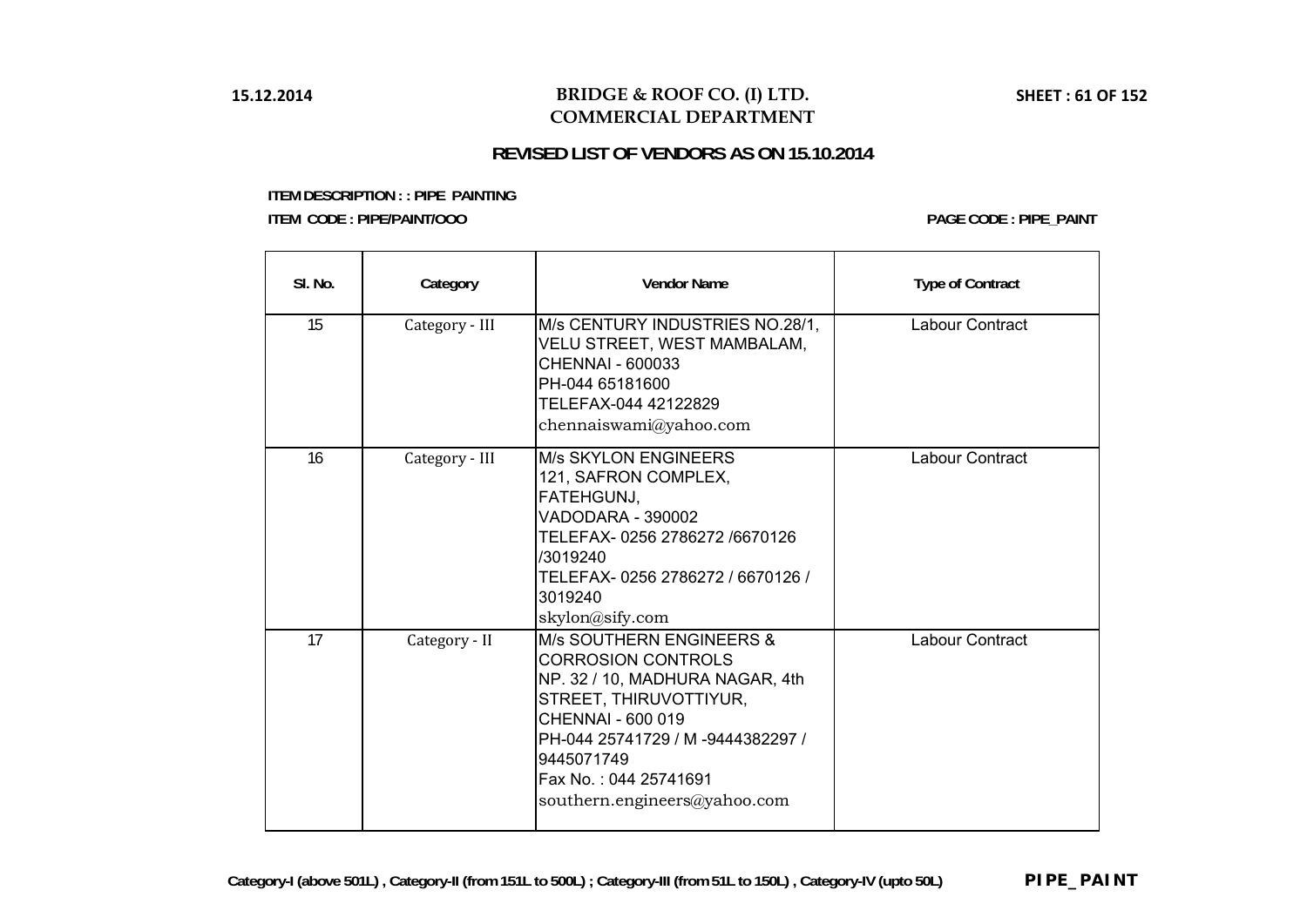**BRIDGE & ROOF CO. (I) LTD.**
**COMMERCIAL DEPARTMENT**

15.12.2014

## REVISED LIST OF VENDORS AS ON 15.10.2014

**ITEM DESCRIPTION : : PIPE PAINTING**

**ITEM CODE : PIPE/PAINT/OOO**

**PAGE CODE : PIPE_PAINT**

| Sl. No. | Category | Vendor Name | Type of Contract |
|---|---|---|---|
| 15 | Category - III | M/s CENTURY INDUSTRIES NO.28/1, VELU STREET, WEST MAMBALAM, CHENNAI - 600033<br>PH-044 65181600<br>TELEFAX-044 42122829<br>chennaiswami@yahoo.com | Labour Contract |
| 16 | Category - III | M/s SKYLON ENGINEERS<br>121, SAFRON COMPLEX,<br>FATEHGUNJ,<br>VADODARA - 390002<br>TELEFAX- 0256 2786272 /6670126 /3019240<br>TELEFAX- 0256 2786272 / 6670126 / 3019240<br>skylon@sify.com | Labour Contract |
| 17 | Category - II | M/s SOUTHERN ENGINEERS & CORROSION CONTROLS<br>NP. 32 / 10, MADHURA NAGAR, 4th STREET, THIRUVOTTIYUR,<br>CHENNAI - 600 019<br>PH-044 25741729 / M -9444382297 / 9445071749<br>Fax No. : 044 25741691<br>southern.engineers@yahoo.com | Labour Contract |

**Category-I (above 501L) , Category-II (from 151L to 500L) ; Category-III (from 51L to 150L) , Category-IV (upto 50L)**

**PIPE_PAINT**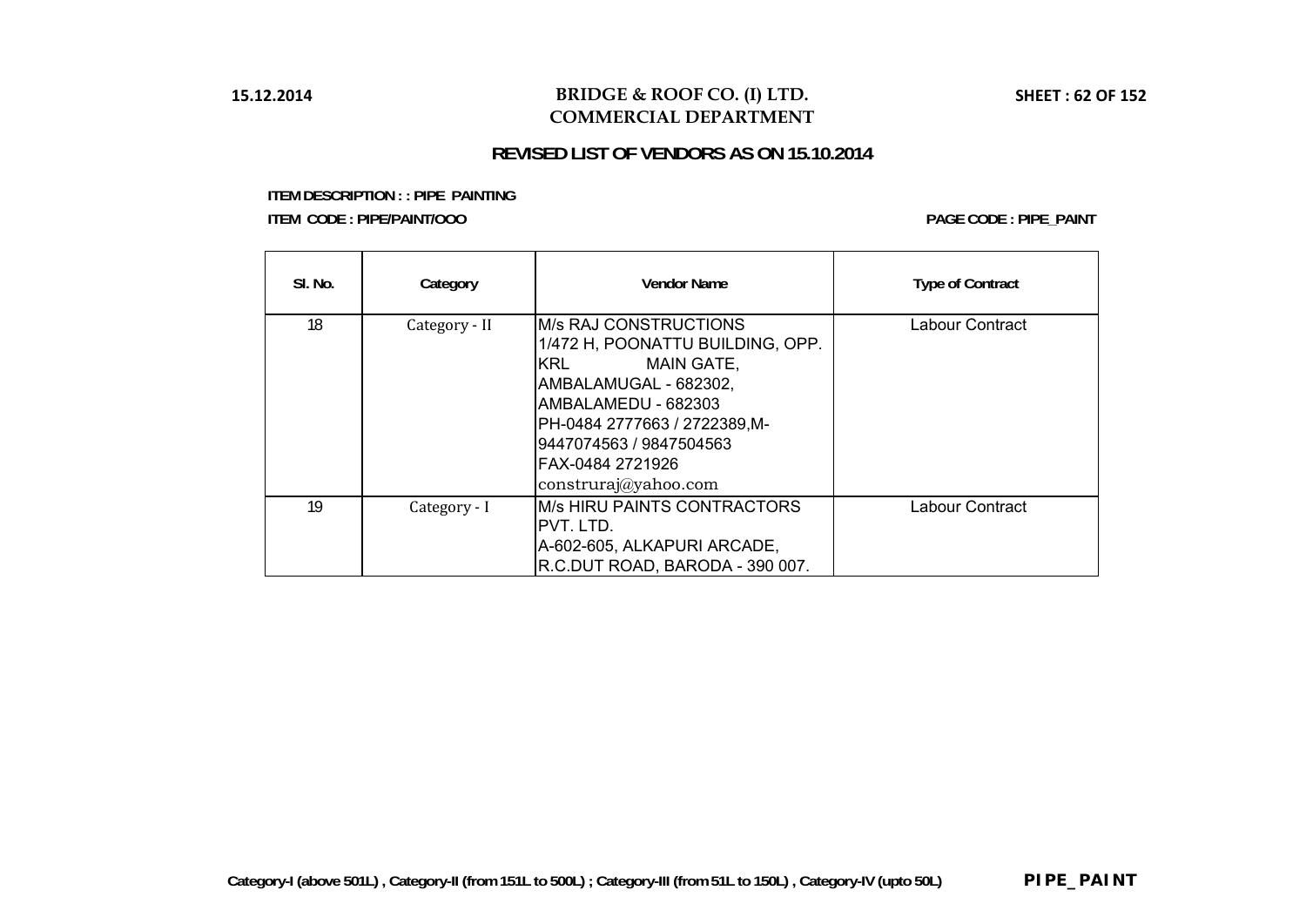# BRIDGE & ROOF CO. (I) LTD.
## COMMERCIAL DEPARTMENT

### REVISED LIST OF VENDORS AS ON 15.10.2014

**ITEM DESCRIPTION : : PIPE PAINTING**

**ITEM CODE : PIPE/PAINT/OOO** **PAGE CODE : PIPE_PAINT**

| Sl. No. | Category | Vendor Name | Type of Contract |
|---|---|---|---|
| 18 | Category - II | M/s RAJ CONSTRUCTIONS<br>1/472 H, POONATTU BUILDING, OPP. KRL MAIN GATE,<br>AMBALAMUGAL - 682302,<br>AMBALAMEDU - 682303<br>PH-0484 2777663 / 2722389,M-9447074563 / 9847504563<br>FAX-0484 2721926<br>construraj@yahoo.com | Labour Contract |
| 19 | Category - I | M/s HIRU PAINTS CONTRACTORS PVT. LTD.<br>A-602-605, ALKAPURI ARCADE,<br>R.C.DUT ROAD, BARODA - 390 007. | Labour Contract |

Category-I (above 501L) , Category-II (from 151L to 500L) ; Category-III (from 51L to 150L) , Category-IV (upto 50L)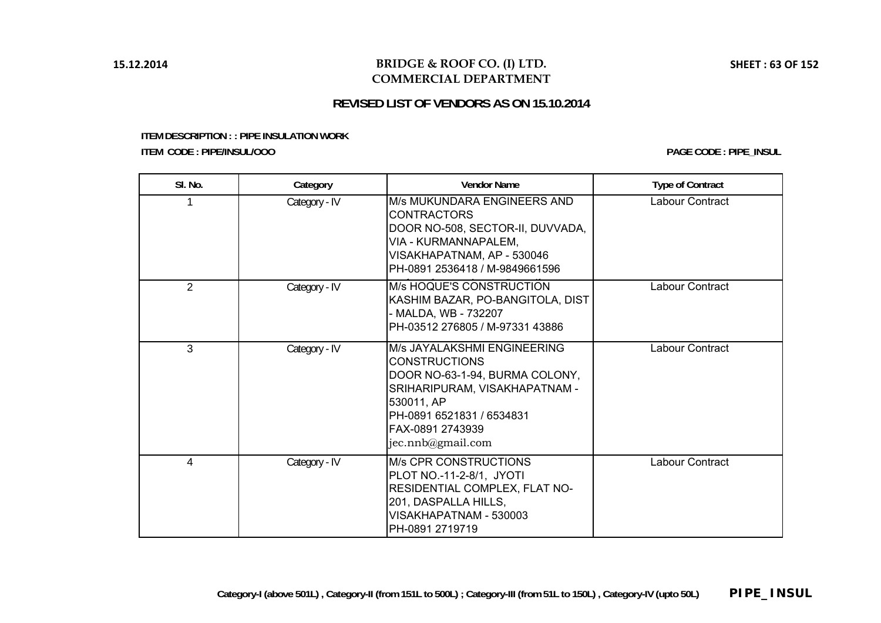# BRIDGE & ROOF CO. (I) LTD.
## COMMERCIAL DEPARTMENT

### REVISED LIST OF VENDORS AS ON 15.10.2014

**ITEM DESCRIPTION : : PIPE INSULATION WORK**

**ITEM CODE : PIPE/INSUL/OOO**

**PAGE CODE : PIPE_INSUL**

| Sl. No. | Category | Vendor Name | Type of Contract |
|---|---|---|---|
| 1 | Category - IV | M/s MUKUNDARA ENGINEERS AND CONTRACTORS<br>DOOR NO-508, SECTOR-II, DUVVADA, VIA - KURMANNAPALEM, VISAKHAPATNAM, AP - 530046<br>PH-0891 2536418 / M-9849661596 | Labour Contract |
| 2 | Category - IV | M/s HOQUE'S CONSTRUCTION<br>KASHIM BAZAR, PO-BANGITOLA, DIST - MALDA, WB - 732207<br>PH-03512 276805 / M-97331 43886 | Labour Contract |
| 3 | Category - IV | M/s JAYALAKSHMI ENGINEERING CONSTRUCTIONS<br>DOOR NO-63-1-94, BURMA COLONY, SRIHARIPURAM, VISAKHAPATNAM - 530011, AP<br>PH-0891 6521831 / 6534831<br>FAX-0891 2743939<br>jec.nnb@gmail.com | Labour Contract |
| 4 | Category - IV | M/s CPR CONSTRUCTIONS<br>PLOT NO.-11-2-8/1, JYOTI RESIDENTIAL COMPLEX, FLAT NO-201, DASPALLA HILLS, VISAKHAPATNAM - 530003<br>PH-0891 2719719 | Labour Contract |

**Category-I (above 501L) , Category-II (from 151L to 500L) ; Category-III (from 51L to 150L) , Category-IV (upto 50L)**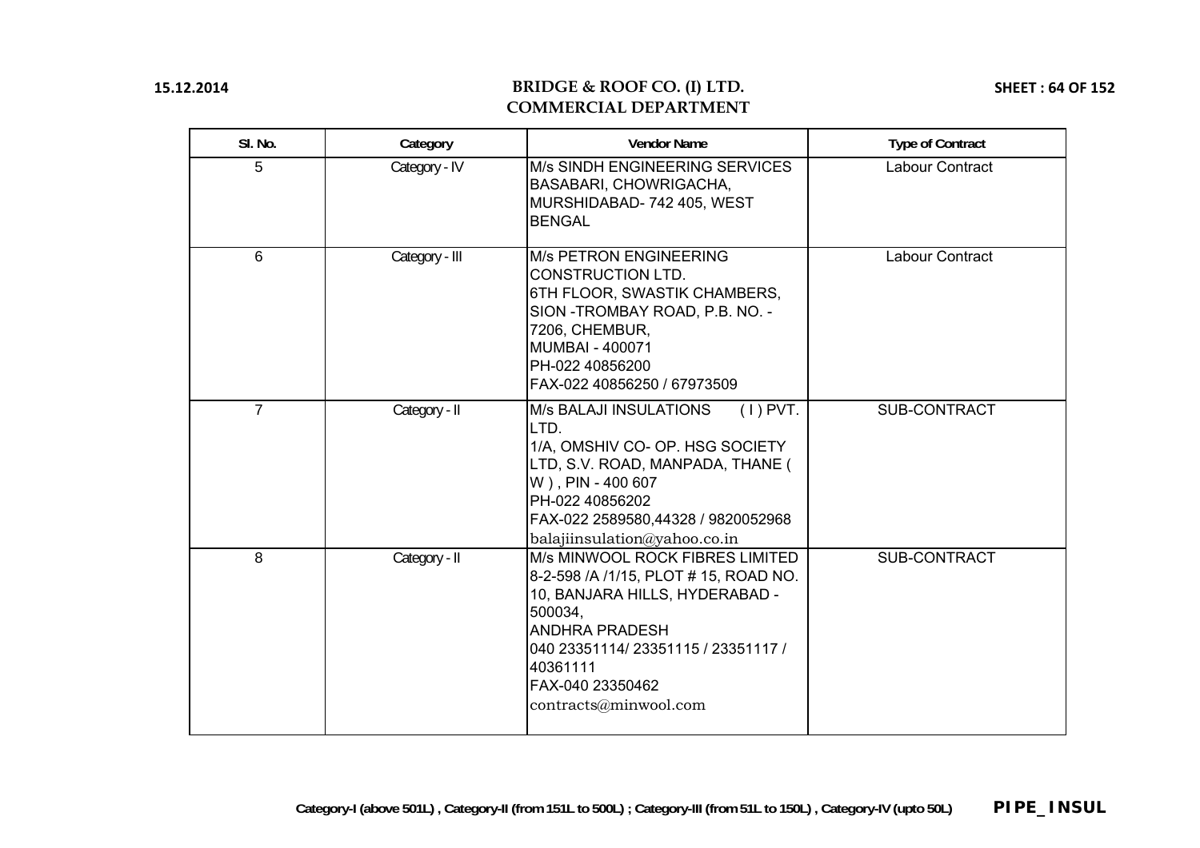# BRIDGE & ROOF CO. (I) LTD.
## COMMERCIAL DEPARTMENT

| Sl. No. | Category | Vendor Name | Type of Contract |
|---|---|---|---|
| 5 | Category - IV | M/s SINDH ENGINEERING SERVICES BASABARI, CHOWRIGACHA, MURSHIDABAD- 742 405, WEST BENGAL | Labour Contract |
| 6 | Category - III | M/s PETRON ENGINEERING CONSTRUCTION LTD.<br>6TH FLOOR, SWASTIK CHAMBERS, SION -TROMBAY ROAD, P.B. NO. - 7206, CHEMBUR,<br>MUMBAI - 400071<br>PH-022 40856200<br>FAX-022 40856250 / 67973509 | Labour Contract |
| 7 | Category - II | M/s BALAJI INSULATIONS ( I ) PVT. LTD.<br>1/A, OMSHIV CO- OP. HSG SOCIETY LTD, S.V. ROAD, MANPADA, THANE ( W ) , PIN - 400 607<br>PH-022 40856202<br>FAX-022 2589580,44328 / 9820052968<br>balajiinsulation@yahoo.co.in | SUB-CONTRACT |
| 8 | Category - II | M/s MINWOOL ROCK FIBRES LIMITED<br>8-2-598 /A /1/15, PLOT # 15, ROAD NO. 10, BANJARA HILLS, HYDERABAD - 500034,<br>ANDHRA PRADESH<br>040 23351114/ 23351115 / 23351117 / 40361111<br>FAX-040 23350462<br>contracts@minwool.com | SUB-CONTRACT |

Category-I (above 501L) , Category-II (from 151L to 500L) ; Category-III (from 51L to 150L) , Category-IV (upto 50L)

**PIPE_INSUL**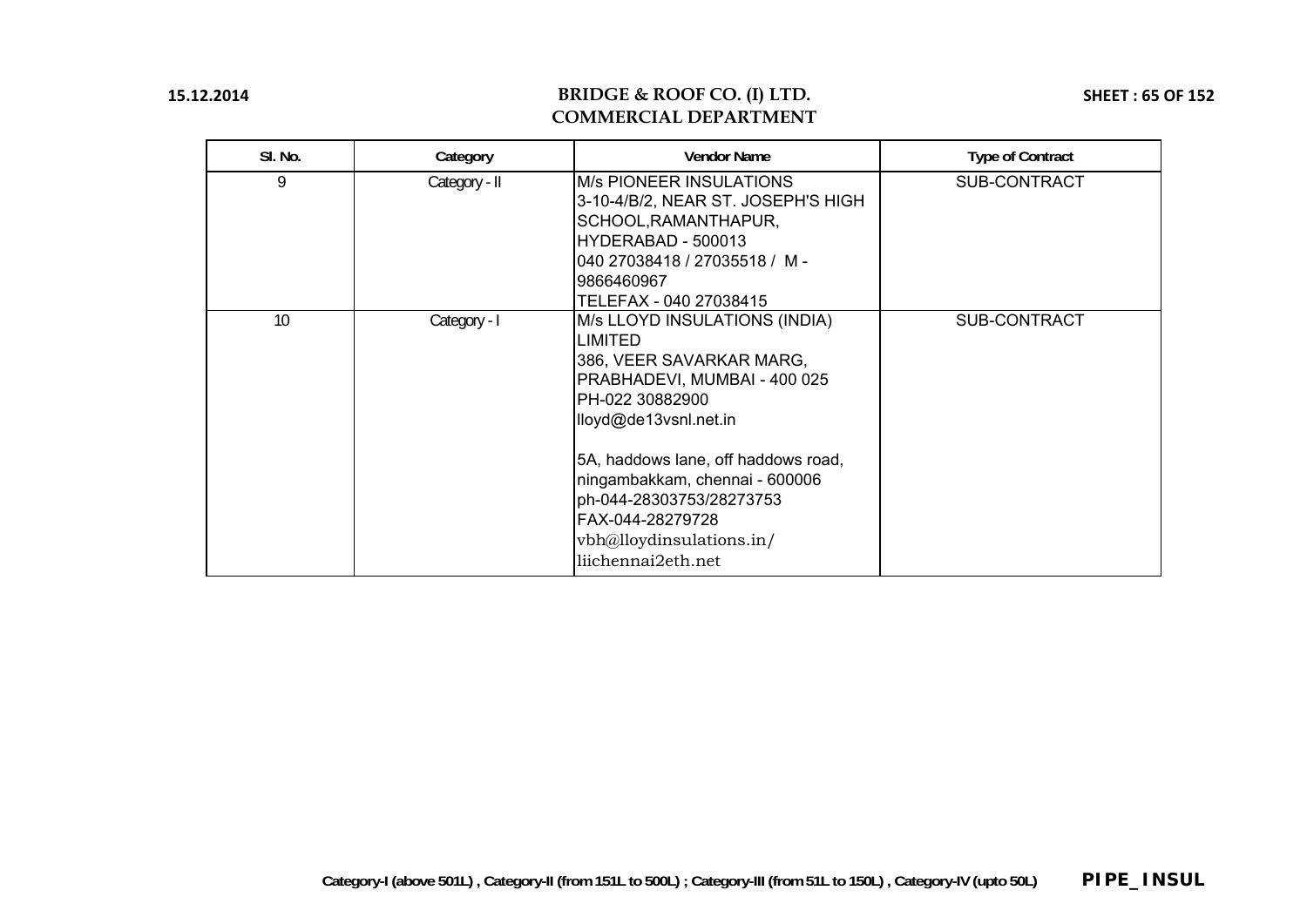# BRIDGE & ROOF CO. (I) LTD.
## COMMERCIAL DEPARTMENT

| Sl. No. | Category | Vendor Name | Type of Contract |
|---|---|---|---|
| 9 | Category - II | M/s PIONEER INSULATIONS<br>3-10-4/B/2, NEAR ST. JOSEPH'S HIGH SCHOOL,RAMANTHAPUR,<br>HYDERABAD - 500013<br>040 27038418 / 27035518 / M - 9866460967<br>TELEFAX - 040 27038415 | SUB-CONTRACT |
| 10 | Category - I | M/s LLOYD INSULATIONS (INDIA) LIMITED<br>386, VEER SAVARKAR MARG, PRABHADEVI, MUMBAI - 400 025<br>PH-022 30882900<br>lloyd@de13vsnl.net.in<br><br>5A, haddows lane, off haddows road, ningambakkam, chennai - 600006<br>ph-044-28303753/28273753<br>FAX-044-28279728<br>vbh@lloydinsulations.in/<br>liichennai2eth.net | SUB-CONTRACT |

Category-I (above 501L) , Category-II (from 151L to 500L) ; Category-III (from 51L to 150L) , Category-IV (upto 50L) **PIPE_INSUL**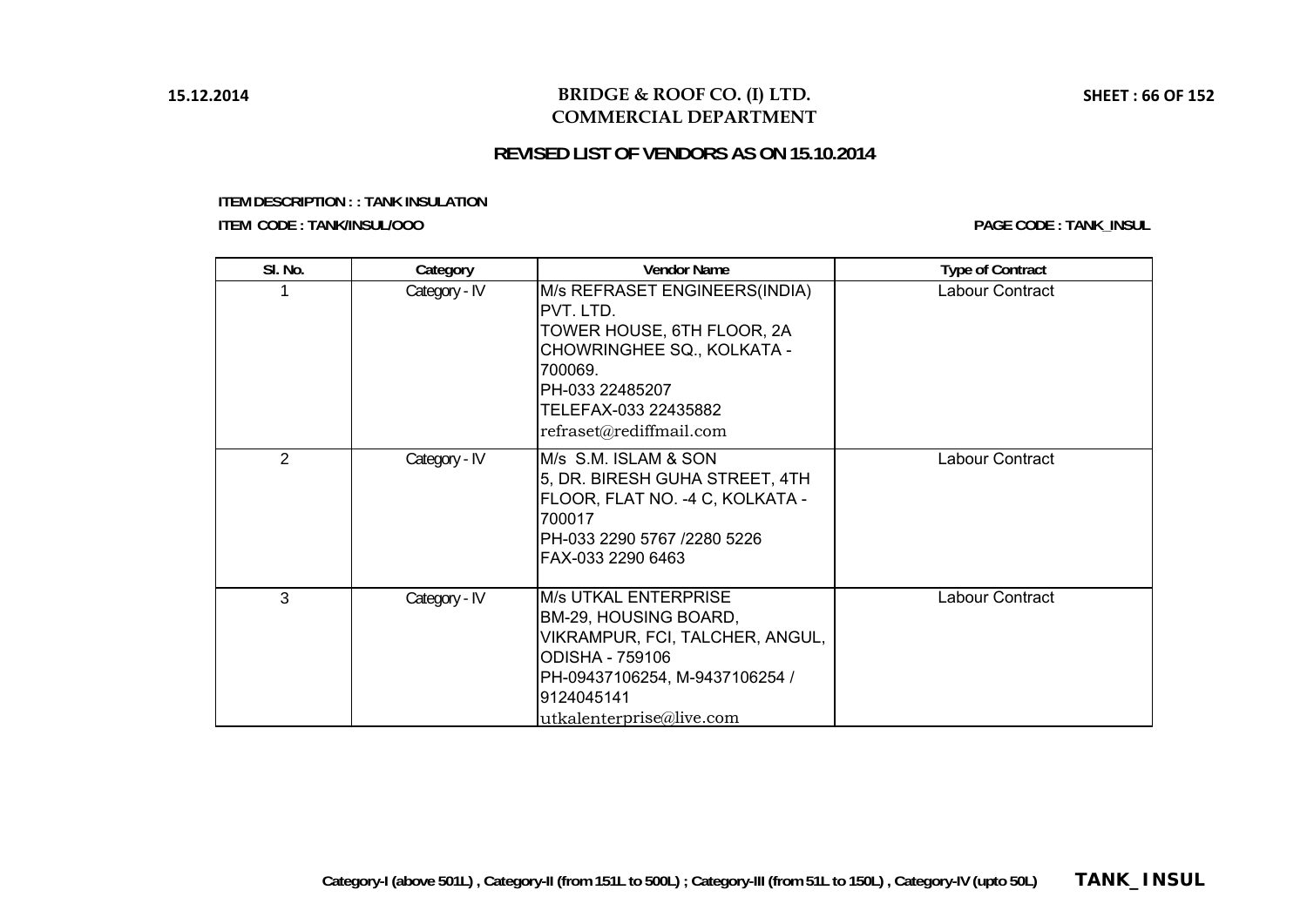# BRIDGE & ROOF CO. (I) LTD.
## COMMERCIAL DEPARTMENT

### REVISED LIST OF VENDORS AS ON 15.10.2014

**ITEM DESCRIPTION : : TANK INSULATION**

**ITEM CODE : TANK/INSUL/OOO**

**PAGE CODE : TANK_INSUL**

| Sl. No. | Category | Vendor Name | Type of Contract |
|---|---|---|---|
| 1 | Category - IV | M/s REFRASET ENGINEERS(INDIA) PVT. LTD.<br>TOWER HOUSE, 6TH FLOOR, 2A CHOWRINGHEE SQ., KOLKATA - 700069.<br>PH-033 22485207<br>TELEFAX-033 22435882<br>refraset@rediffmail.com | Labour Contract |
| 2 | Category - IV | M/s S.M. ISLAM & SON<br>5, DR. BIRESH GUHA STREET, 4TH FLOOR, FLAT NO. -4 C, KOLKATA - 700017<br>PH-033 2290 5767 /2280 5226<br>FAX-033 2290 6463 | Labour Contract |
| 3 | Category - IV | M/s UTKAL ENTERPRISE<br>BM-29, HOUSING BOARD, VIKRAMPUR, FCI, TALCHER, ANGUL, ODISHA - 759106<br>PH-09437106254, M-9437106254 / 9124045141<br>utkalenterprise@live.com | Labour Contract |

**Category-I (above 501L) , Category-II (from 151L to 500L) ; Category-III (from 51L to 150L) , Category-IV (upto 50L)**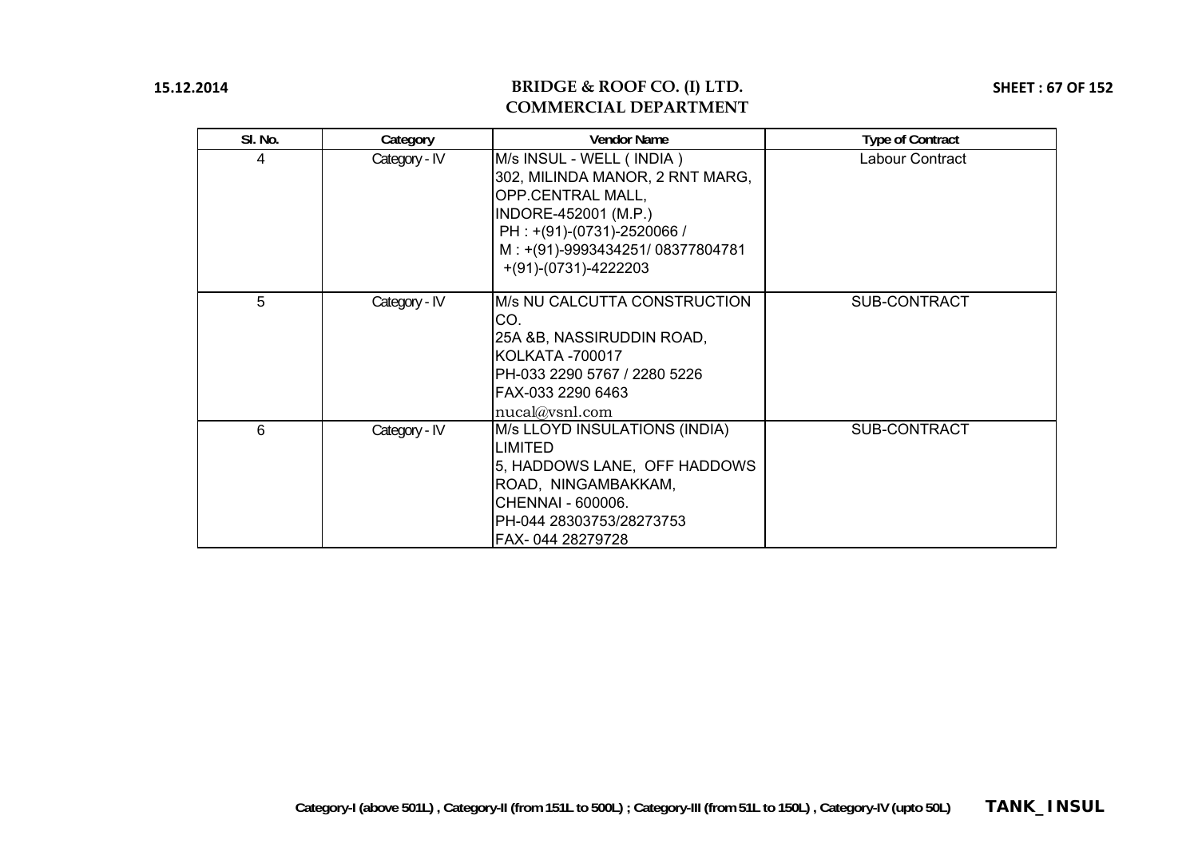# BRIDGE & ROOF CO. (I) LTD.
## COMMERCIAL DEPARTMENT

15.12.2014

| Sl. No. | Category | Vendor Name | Type of Contract |
|---|---|---|---|
| 4 | Category - IV | M/s INSUL - WELL ( INDIA )<br>302, MILINDA MANOR, 2 RNT MARG,<br>OPP.CENTRAL MALL,<br>INDORE-452001 (M.P.)<br>PH : +(91)-(0731)-2520066 /<br>M : +(91)-9993434251/ 08377804781<br>+(91)-(0731)-4222203 | Labour Contract |
| 5 | Category - IV | M/s NU CALCUTTA CONSTRUCTION CO.<br>25A &B, NASSIRUDDIN ROAD,<br>KOLKATA -700017<br>PH-033 2290 5767 / 2280 5226<br>FAX-033 2290 6463<br>nucal@vsnl.com | SUB-CONTRACT |
| 6 | Category - IV | M/s LLOYD INSULATIONS (INDIA) LIMITED<br>5, HADDOWS LANE, OFF HADDOWS ROAD, NINGAMBAKKAM,<br>CHENNAI - 600006.<br>PH-044 28303753/28273753<br>FAX- 044 28279728 | SUB-CONTRACT |

Category-I (above 501L) , Category-II (from 151L to 500L) ; Category-III (from 51L to 150L) , Category-IV (upto 50L) **TANK_INSUL**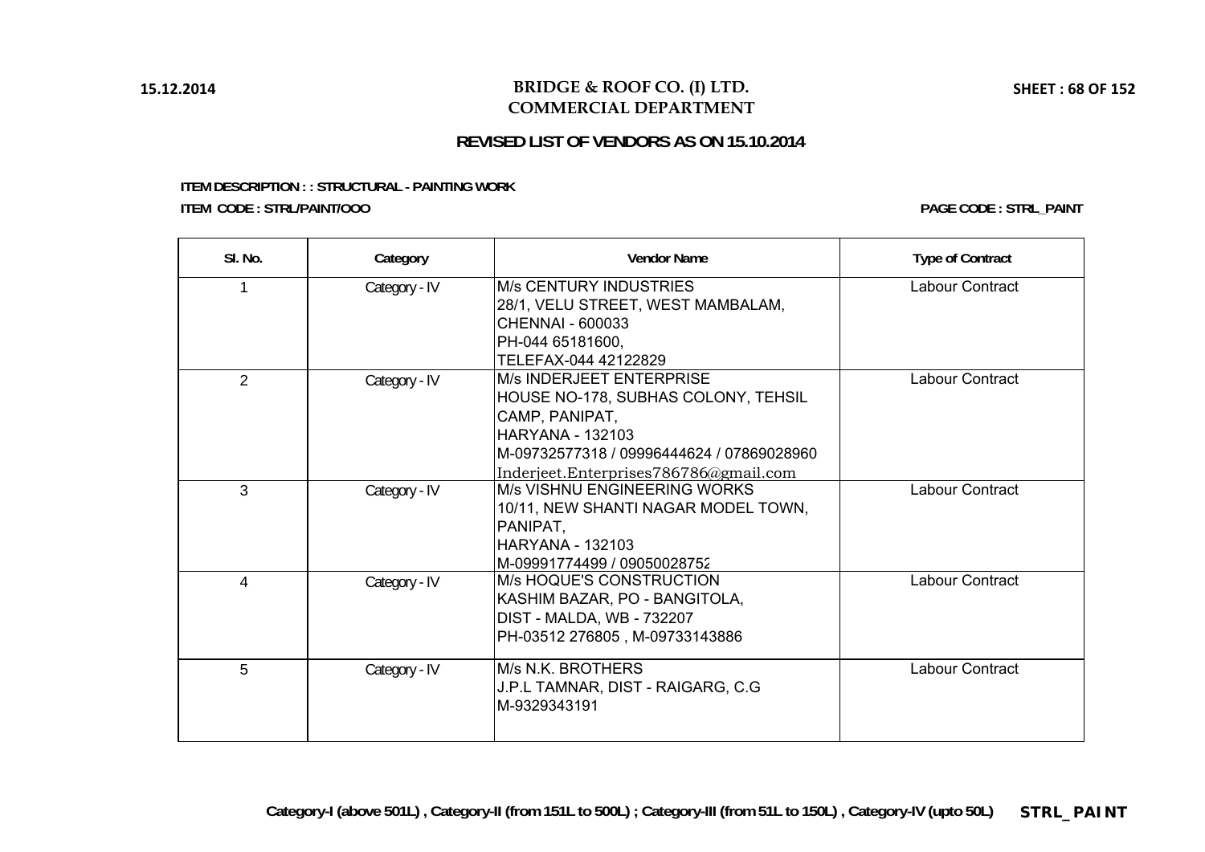# BRIDGE & ROOF CO. (I) LTD.
## COMMERCIAL DEPARTMENT

### REVISED LIST OF VENDORS AS ON 15.10.2014

**ITEM DESCRIPTION : : STRUCTURAL - PAINTING WORK**

**ITEM CODE : STRL/PAINT/OOO**

**PAGE CODE : STRL_PAINT**

| Sl. No. | Category | Vendor Name | Type of Contract |
|---|---|---|---|
| 1 | Category - IV | M/s CENTURY INDUSTRIES<br>28/1, VELU STREET, WEST MAMBALAM,<br>CHENNAI - 600033<br>PH-044 65181600,<br>TELEFAX-044 42122829 | Labour Contract |
| 2 | Category - IV | M/s INDERJEET ENTERPRISE<br>HOUSE NO-178, SUBHAS COLONY, TEHSIL<br>CAMP, PANIPAT,<br>HARYANA - 132103<br>M-09732577318 / 09996444624 / 07869028960<br>Inderjeet.Enterprises786786@gmail.com | Labour Contract |
| 3 | Category - IV | M/s VISHNU ENGINEERING WORKS<br>10/11, NEW SHANTI NAGAR MODEL TOWN,<br>PANIPAT,<br>HARYANA - 132103<br>M-09991774499 / 09050028752 | Labour Contract |
| 4 | Category - IV | M/s HOQUE'S CONSTRUCTION<br>KASHIM BAZAR, PO - BANGITOLA,<br>DIST - MALDA, WB - 732207<br>PH-03512 276805 , M-09733143886 | Labour Contract |
| 5 | Category - IV | M/s N.K. BROTHERS<br>J.P.L TAMNAR, DIST - RAIGARG, C.G<br>M-9329343191 | Labour Contract |

**Category-I (above 501L) , Category-II (from 151L to 500L) ; Category-III (from 51L to 150L) , Category-IV (upto 50L)**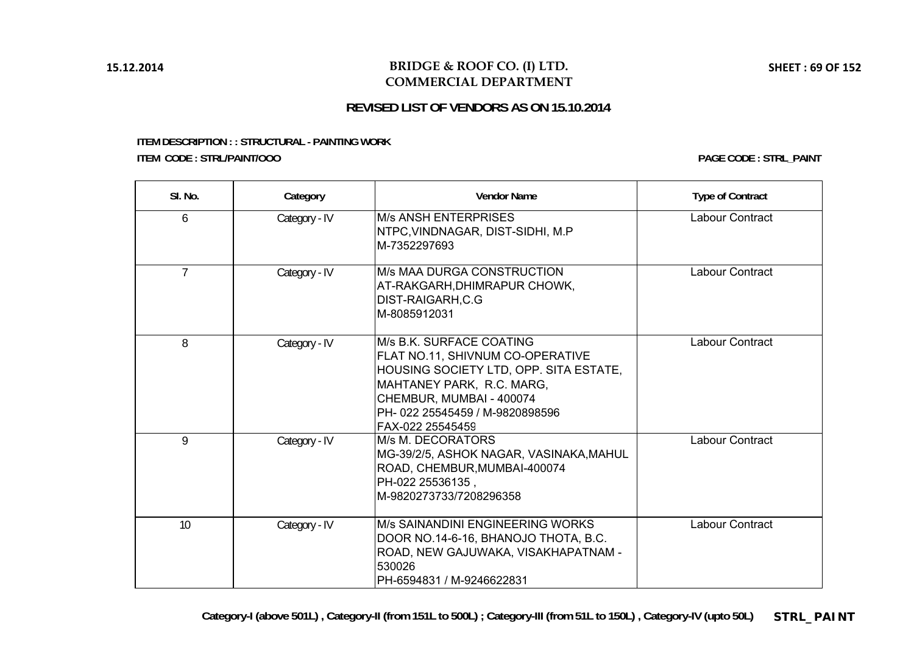# BRIDGE & ROOF CO. (I) LTD.
## COMMERCIAL DEPARTMENT

### REVISED LIST OF VENDORS AS ON 15.10.2014

**ITEM DESCRIPTION : : STRUCTURAL - PAINTING WORK**

**ITEM CODE : STRL/PAINT/OOO** **PAGE CODE : STRL_PAINT**

| Sl. No. | Category | Vendor Name | Type of Contract |
|---|---|---|---|
| 6 | Category - IV | M/s ANSH ENTERPRISES<br>NTPC,VINDNAGAR, DIST-SIDHI, M.P<br>M-7352297693 | Labour Contract |
| 7 | Category - IV | M/s MAA DURGA CONSTRUCTION<br>AT-RAKGARH,DHIMRAPUR CHOWK,<br>DIST-RAIGARH,C.G<br>M-8085912031 | Labour Contract |
| 8 | Category - IV | M/s B.K. SURFACE COATING<br>FLAT NO.11, SHIVNUM CO-OPERATIVE HOUSING SOCIETY LTD, OPP. SITA ESTATE, MAHTANEY PARK, R.C. MARG,<br>CHEMBUR, MUMBAI - 400074<br>PH- 022 25545459 / M-9820898596<br>FAX-022 25545459 | Labour Contract |
| 9 | Category - IV | M/s M. DECORATORS<br>MG-39/2/5, ASHOK NAGAR, VASINAKA,MAHUL ROAD, CHEMBUR,MUMBAI-400074<br>PH-022 25536135 ,<br>M-9820273733/7208296358 | Labour Contract |
| 10 | Category - IV | M/s SAINANDINI ENGINEERING WORKS<br>DOOR NO.14-6-16, BHANOJO THOTA, B.C. ROAD, NEW GAJUWAKA, VISAKHAPATNAM - 530026<br>PH-6594831 / M-9246622831 | Labour Contract |

**Category-I (above 501L) , Category-II (from 151L to 500L) ; Category-III (from 51L to 150L) , Category-IV (upto 50L)**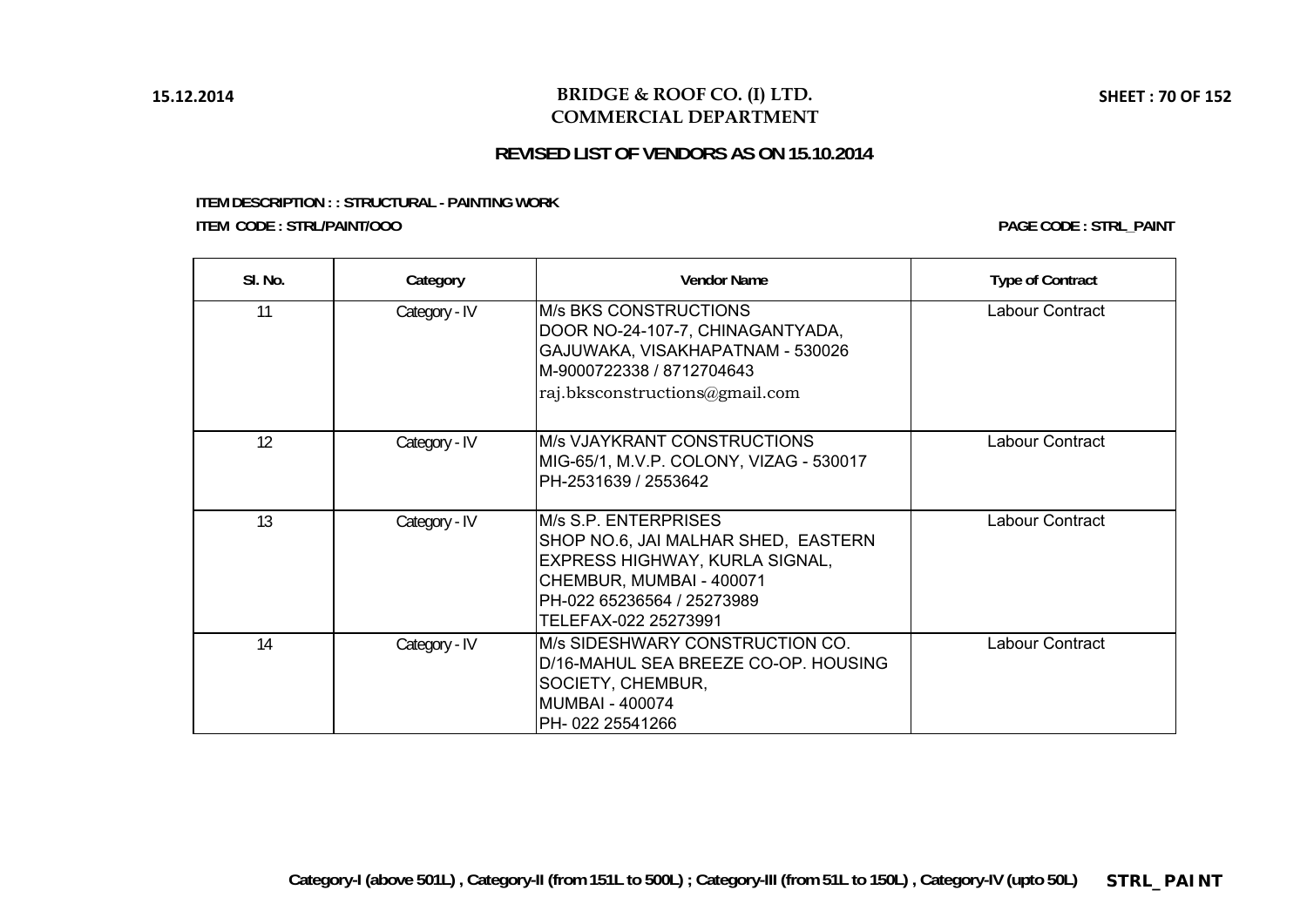# BRIDGE & ROOF CO. (I) LTD.
## COMMERCIAL DEPARTMENT

### REVISED LIST OF VENDORS AS ON 15.10.2014

**ITEM DESCRIPTION : : STRUCTURAL - PAINTING WORK**

**ITEM CODE : STRL/PAINT/OOO**

**PAGE CODE : STRL_PAINT**

| Sl. No. | Category | Vendor Name | Type of Contract |
|---|---|---|---|
| 11 | Category - IV | M/s BKS CONSTRUCTIONS<br>DOOR NO-24-107-7, CHINAGANTYADA,<br>GAJUWAKA, VISAKHAPATNAM - 530026<br>M-9000722338 / 8712704643<br>raj.bksconstructions@gmail.com | Labour Contract |
| 12 | Category - IV | M/s VJAYKRANT CONSTRUCTIONS<br>MIG-65/1, M.V.P. COLONY, VIZAG - 530017<br>PH-2531639 / 2553642 | Labour Contract |
| 13 | Category - IV | M/s S.P. ENTERPRISES<br>SHOP NO.6, JAI MALHAR SHED, EASTERN<br>EXPRESS HIGHWAY, KURLA SIGNAL,<br>CHEMBUR, MUMBAI - 400071<br>PH-022 65236564 / 25273989<br>TELEFAX-022 25273991 | Labour Contract |
| 14 | Category - IV | M/s SIDESHWARY CONSTRUCTION CO.<br>D/16-MAHUL SEA BREEZE CO-OP. HOUSING<br>SOCIETY, CHEMBUR,<br>MUMBAI - 400074<br>PH- 022 25541266 | Labour Contract |

**Category-I (above 501L) , Category-II (from 151L to 500L) ; Category-III (from 51L to 150L) , Category-IV (upto 50L)**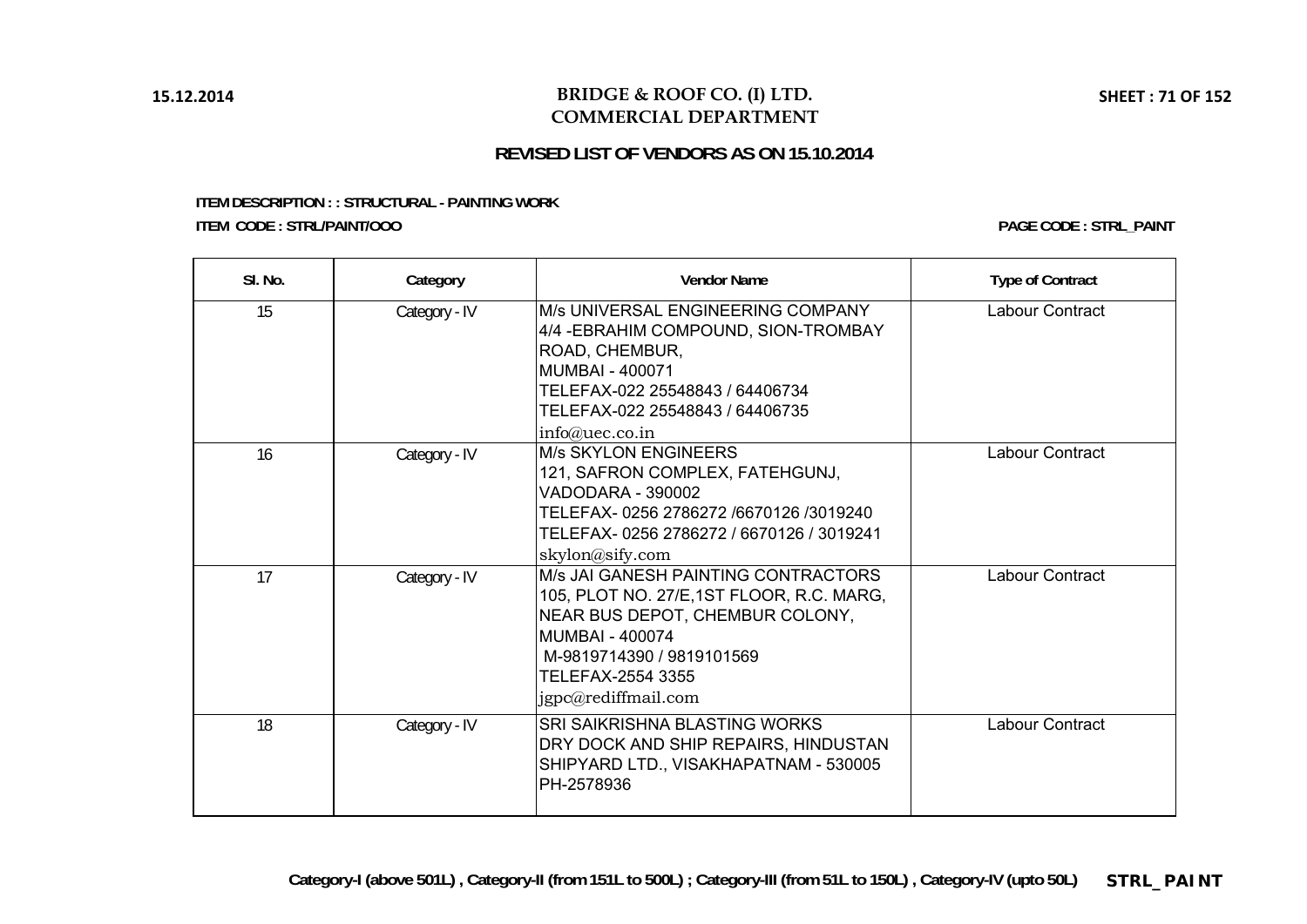15.12.2014

# BRIDGE & ROOF CO. (I) LTD.
## COMMERCIAL DEPARTMENT

SHEET : 71 OF 152

### REVISED LIST OF VENDORS AS ON 15.10.2014

**ITEM DESCRIPTION : : STRUCTURAL - PAINTING WORK**

**ITEM CODE : STRL/PAINT/OOO**

**PAGE CODE : STRL_PAINT**

| Sl. No. | Category | Vendor Name | Type of Contract |
|---|---|---|---|
| 15 | Category - IV | M/s UNIVERSAL ENGINEERING COMPANY<br>4/4 -EBRAHIM COMPOUND, SION-TROMBAY ROAD, CHEMBUR,<br>MUMBAI - 400071<br>TELEFAX-022 25548843 / 64406734<br>TELEFAX-022 25548843 / 64406735<br>info@uec.co.in | Labour Contract |
| 16 | Category - IV | M/s SKYLON ENGINEERS<br>121, SAFRON COMPLEX, FATEHGUNJ,<br>VADODARA - 390002<br>TELEFAX- 0256 2786272 /6670126 /3019240<br>TELEFAX- 0256 2786272 / 6670126 / 3019241<br>skylon@sify.com | Labour Contract |
| 17 | Category - IV | M/s JAI GANESH PAINTING CONTRACTORS<br>105, PLOT NO. 27/E,1ST FLOOR, R.C. MARG,<br>NEAR BUS DEPOT, CHEMBUR COLONY,<br>MUMBAI - 400074<br>M-9819714390 / 9819101569<br>TELEFAX-2554 3355<br>jgpc@rediffmail.com | Labour Contract |
| 18 | Category - IV | SRI SAIKRISHNA BLASTING WORKS<br>DRY DOCK AND SHIP REPAIRS, HINDUSTAN SHIPYARD LTD., VISAKHAPATNAM - 530005<br>PH-2578936 | Labour Contract |

**Category-I (above 501L) , Category-II (from 151L to 500L) ; Category-III (from 51L to 150L) , Category-IV (upto 50L)** **STRL_PAINT**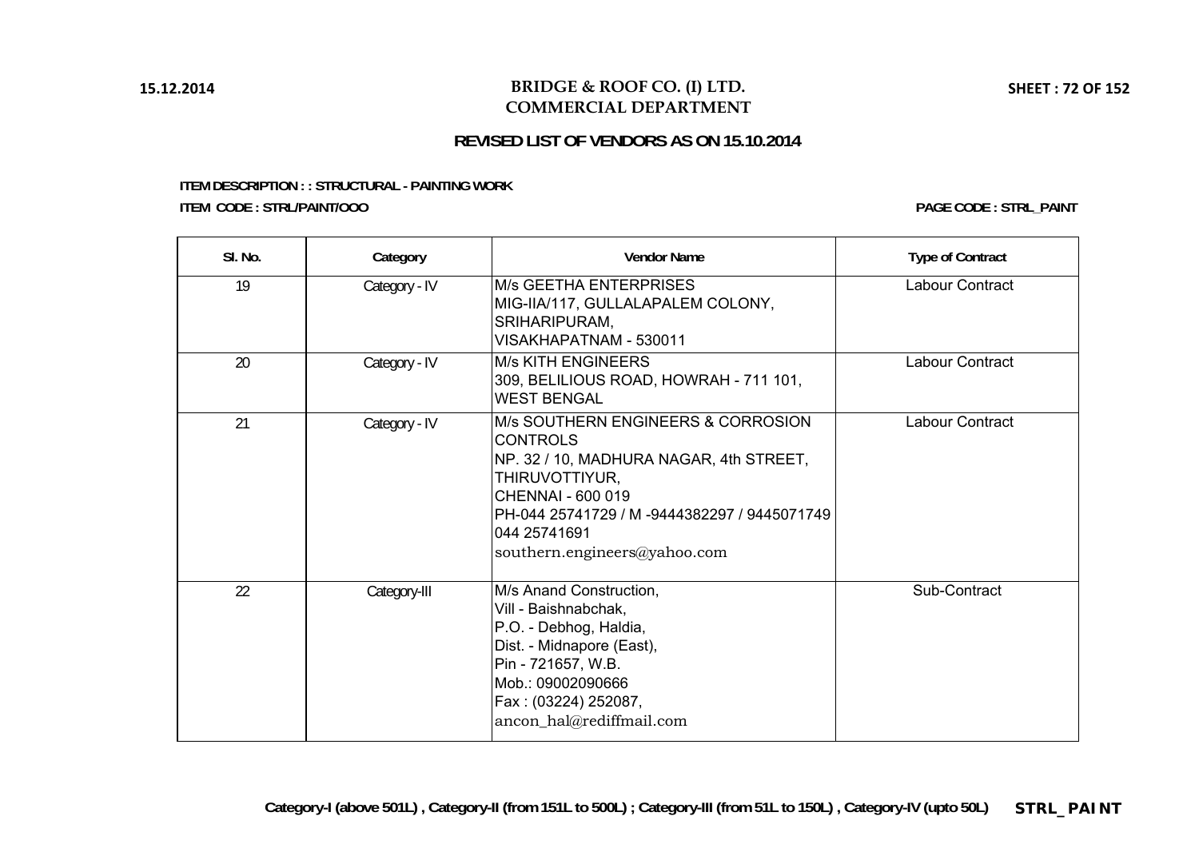**BRIDGE & ROOF CO. (I) LTD.**
**COMMERCIAL DEPARTMENT**

**REVISED LIST OF VENDORS AS ON 15.10.2014**

**ITEM DESCRIPTION : : STRUCTURAL - PAINTING WORK**

**ITEM CODE : STRL/PAINT/OOO** — **PAGE CODE : STRL_PAINT**

| Sl. No. | Category | Vendor Name | Type of Contract |
|---|---|---|---|
| 19 | Category - IV | M/s GEETHA ENTERPRISES<br>MIG-IIA/117, GULLALAPALEM COLONY,<br>SRIHARIPURAM,<br>VISAKHAPATNAM - 530011 | Labour Contract |
| 20 | Category - IV | M/s KITH ENGINEERS<br>309, BELILIOUS ROAD, HOWRAH - 711 101,<br>WEST BENGAL | Labour Contract |
| 21 | Category - IV | M/s SOUTHERN ENGINEERS & CORROSION CONTROLS<br>NP. 32 / 10, MADHURA NAGAR, 4th STREET,<br>THIRUVOTTIYUR,<br>CHENNAI - 600 019<br>PH-044 25741729 / M -9444382297 / 9445071749<br>044 25741691<br>southern.engineers@yahoo.com | Labour Contract |
| 22 | Category-III | M/s Anand Construction,<br>Vill - Baishnabchak,<br>P.O. - Debhog, Haldia,<br>Dist. - Midnapore (East),<br>Pin - 721657, W.B.<br>Mob.: 09002090666<br>Fax : (03224) 252087,<br>ancon_hal@rediffmail.com | Sub-Contract |

**Category-I (above 501L) , Category-II (from 151L to 500L) ; Category-III (from 51L to 150L) , Category-IV (upto 50L)**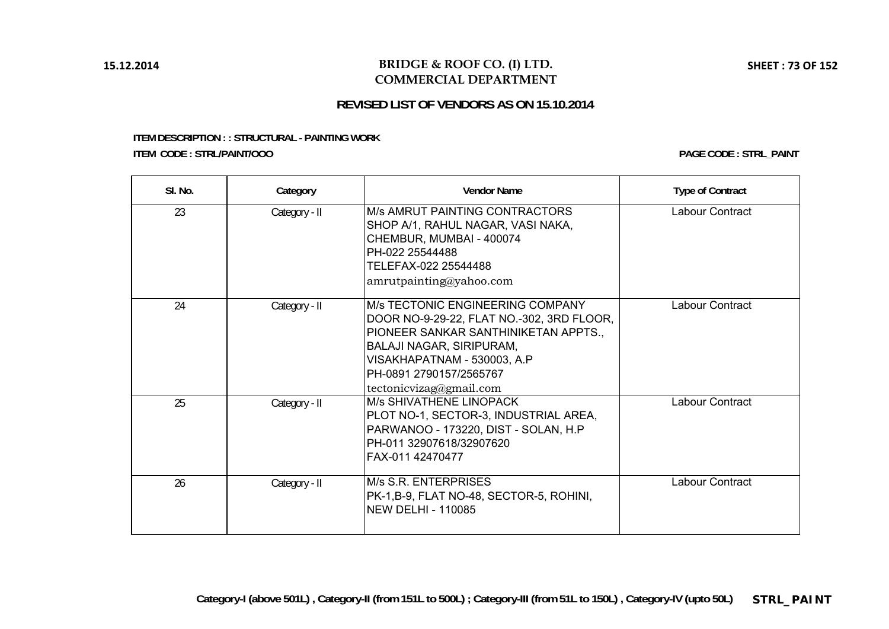**BRIDGE & ROOF CO. (I) LTD.**
**COMMERCIAL DEPARTMENT**

15.12.2014

**REVISED LIST OF VENDORS AS ON 15.10.2014**

**ITEM DESCRIPTION : : STRUCTURAL - PAINTING WORK**

**ITEM CODE : STRL/PAINT/OOO**

**PAGE CODE : STRL_PAINT**

| Sl. No. | Category | Vendor Name | Type of Contract |
|---|---|---|---|
| 23 | Category - II | M/s AMRUT PAINTING CONTRACTORS<br>SHOP A/1, RAHUL NAGAR, VASI NAKA,<br>CHEMBUR, MUMBAI - 400074<br>PH-022 25544488<br>TELEFAX-022 25544488<br>amrutpainting@yahoo.com | Labour Contract |
| 24 | Category - II | M/s TECTONIC ENGINEERING COMPANY<br>DOOR NO-9-29-22, FLAT NO.-302, 3RD FLOOR,<br>PIONEER SANKAR SANTHINIKETAN APPTS.,<br>BALAJI NAGAR, SIRIPURAM,<br>VISAKHAPATNAM - 530003, A.P<br>PH-0891 2790157/2565767<br>tectonicvizag@gmail.com | Labour Contract |
| 25 | Category - II | M/s SHIVATHENE LINOPACK<br>PLOT NO-1, SECTOR-3, INDUSTRIAL AREA,<br>PARWANOO - 173220, DIST - SOLAN, H.P<br>PH-011 32907618/32907620<br>FAX-011 42470477 | Labour Contract |
| 26 | Category - II | M/s S.R. ENTERPRISES<br>PK-1,B-9, FLAT NO-48, SECTOR-5, ROHINI,<br>NEW DELHI - 110085 | Labour Contract |

**Category-I (above 501L) , Category-II (from 151L to 500L) ; Category-III (from 51L to 150L) , Category-IV (upto 50L)** **STRL_PAINT**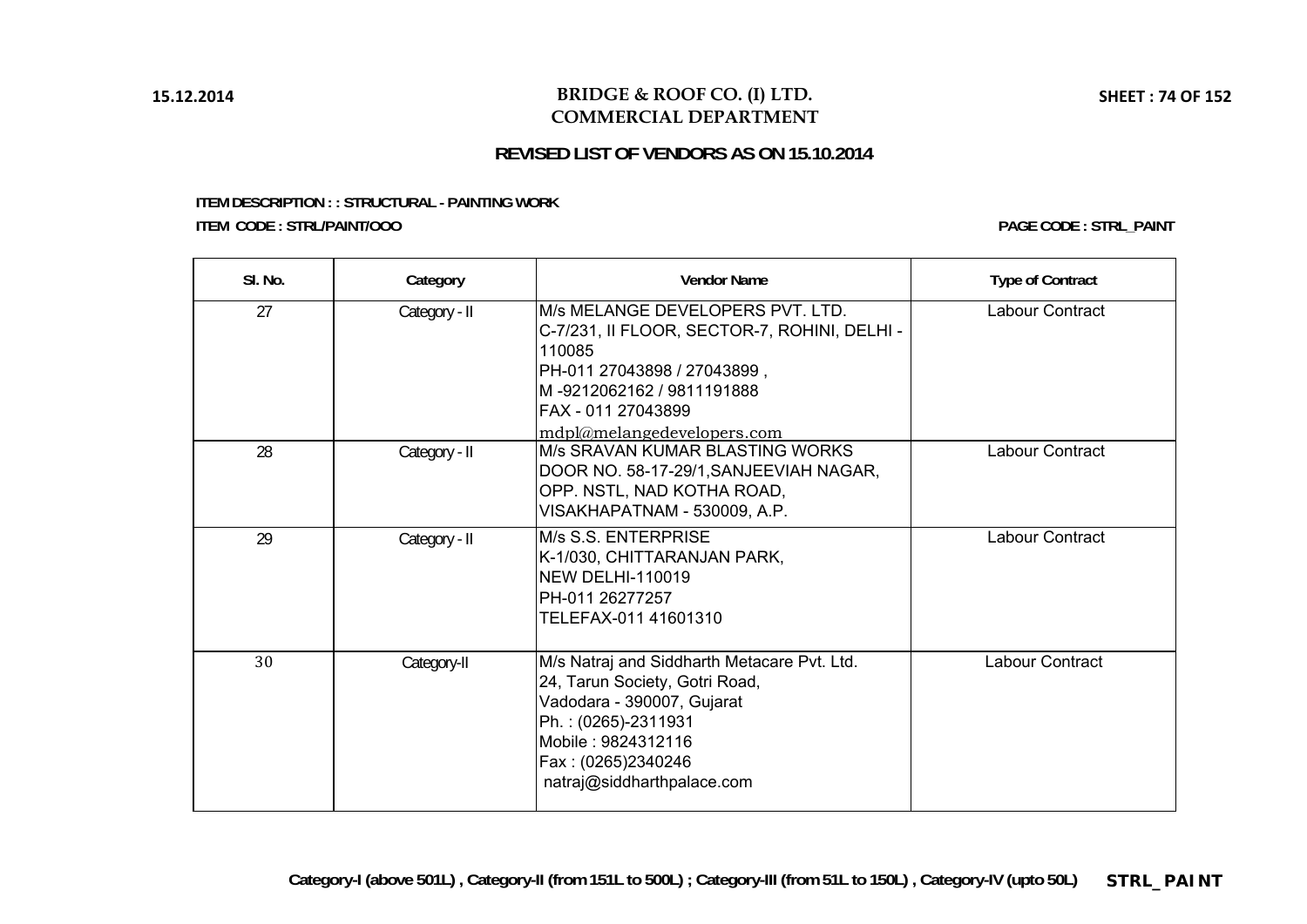# BRIDGE & ROOF CO. (I) LTD.
## COMMERCIAL DEPARTMENT

### REVISED LIST OF VENDORS AS ON 15.10.2014

**ITEM DESCRIPTION : : STRUCTURAL - PAINTING WORK**

**ITEM CODE : STRL/PAINT/OOO**

**PAGE CODE : STRL_PAINT**

| Sl. No. | Category | Vendor Name | Type of Contract |
|---|---|---|---|
| 27 | Category - II | M/s MELANGE DEVELOPERS PVT. LTD.<br>C-7/231, II FLOOR, SECTOR-7, ROHINI, DELHI - 110085<br>PH-011 27043898 / 27043899 ,<br>M -9212062162 / 9811191888<br>FAX - 011 27043899<br>mdpl@melangedevelopers.com | Labour Contract |
| 28 | Category - II | M/s SRAVAN KUMAR BLASTING WORKS<br>DOOR NO. 58-17-29/1,SANJEEVIAH NAGAR, OPP. NSTL, NAD KOTHA ROAD, VISAKHAPATNAM - 530009, A.P. | Labour Contract |
| 29 | Category - II | M/s S.S. ENTERPRISE<br>K-1/030, CHITTARANJAN PARK,<br>NEW DELHI-110019<br>PH-011 26277257<br>TELEFAX-011 41601310 | Labour Contract |
| 30 | Category-II | M/s Natraj and Siddharth Metacare Pvt. Ltd.<br>24, Tarun Society, Gotri Road,<br>Vadodara - 390007, Gujarat<br>Ph. : (0265)-2311931<br>Mobile : 9824312116<br>Fax : (0265)2340246<br>natraj@siddharthpalace.com | Labour Contract |

**Category-I (above 501L) , Category-II (from 151L to 500L) ; Category-III (from 51L to 150L) , Category-IV (upto 50L)**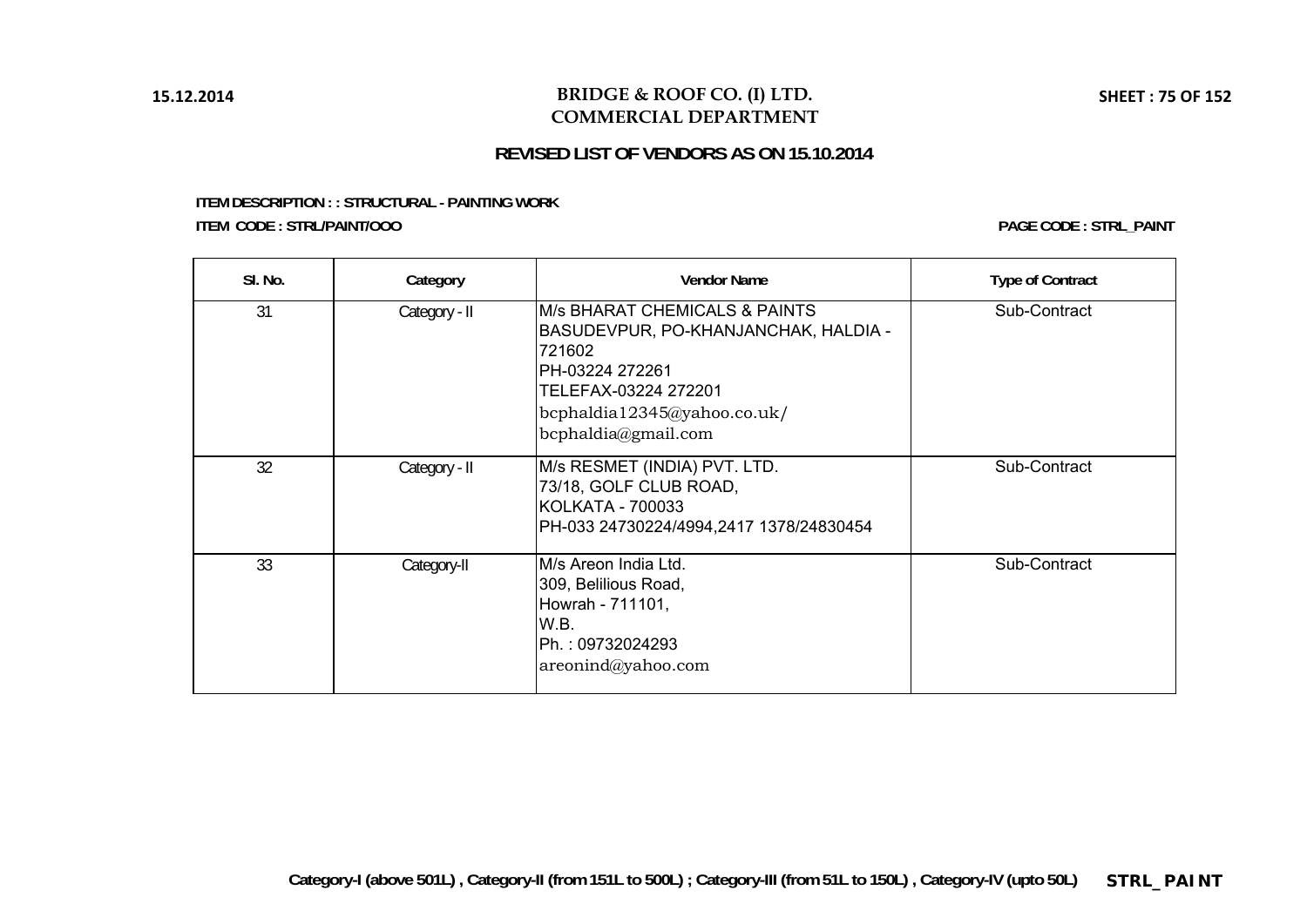# BRIDGE & ROOF CO. (I) LTD.
## COMMERCIAL DEPARTMENT

### REVISED LIST OF VENDORS AS ON 15.10.2014

**ITEM DESCRIPTION : : STRUCTURAL - PAINTING WORK**

**ITEM CODE : STRL/PAINT/OOO**

**PAGE CODE : STRL_PAINT**

| Sl. No. | Category | Vendor Name | Type of Contract |
|---|---|---|---|
| 31 | Category - II | M/s BHARAT CHEMICALS & PAINTS<br>BASUDEVPUR, PO-KHANJANCHAK, HALDIA - 721602<br>PH-03224 272261<br>TELEFAX-03224 272201<br>bcphaldia12345@yahoo.co.uk/<br>bcphaldia@gmail.com | Sub-Contract |
| 32 | Category - II | M/s RESMET (INDIA) PVT. LTD.<br>73/18, GOLF CLUB ROAD,<br>KOLKATA - 700033<br>PH-033 24730224/4994,2417 1378/24830454 | Sub-Contract |
| 33 | Category-II | M/s Areon India Ltd.<br>309, Belilious Road,<br>Howrah - 711101,<br>W.B.<br>Ph. : 09732024293<br>areonind@yahoo.com | Sub-Contract |

**Category-I (above 501L) , Category-II (from 151L to 500L) ; Category-III (from 51L to 150L) , Category-IV (upto 50L)**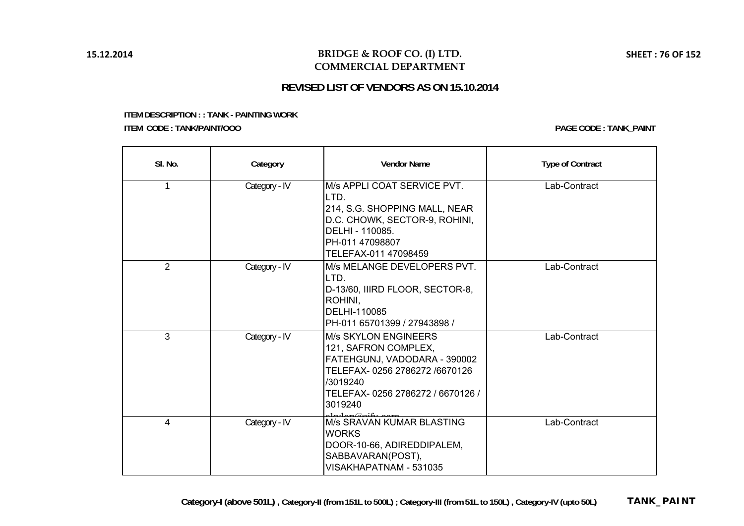15.12.2014

**BRIDGE & ROOF CO. (I) LTD.**
**COMMERCIAL DEPARTMENT**

## REVISED LIST OF VENDORS AS ON 15.10.2014

**ITEM DESCRIPTION : : TANK - PAINTING WORK**

**ITEM CODE : TANK/PAINT/OOO**

**PAGE CODE : TANK_PAINT**

| Sl. No. | Category | Vendor Name | Type of Contract |
|---|---|---|---|
| 1 | Category - IV | M/s APPLI COAT SERVICE PVT. LTD.<br>214, S.G. SHOPPING MALL, NEAR D.C. CHOWK, SECTOR-9, ROHINI, DELHI - 110085.<br>PH-011 47098807<br>TELEFAX-011 47098459 | Lab-Contract |
| 2 | Category - IV | M/s MELANGE DEVELOPERS PVT. LTD.<br>D-13/60, IIIRD FLOOR, SECTOR-8, ROHINI,<br>DELHI-110085<br>PH-011 65701399 / 27943898 / | Lab-Contract |
| 3 | Category - IV | M/s SKYLON ENGINEERS<br>121, SAFRON COMPLEX, FATEHGUNJ, VADODARA - 390002<br>TELEFAX- 0256 2786272 /6670126 /3019240<br>TELEFAX- 0256 2786272 / 6670126 / 3019240<br>skylon@sify.com | Lab-Contract |
| 4 | Category - IV | M/s SRAVAN KUMAR BLASTING WORKS<br>DOOR-10-66, ADIREDDIPALEM, SABBAVARAN(POST),<br>VISAKHAPATNAM - 531035 | Lab-Contract |

**Category-I (above 501L) , Category-II (from 151L to 500L) ; Category-III (from 51L to 150L) , Category-IV (upto 50L)**

**TANK_PAINT**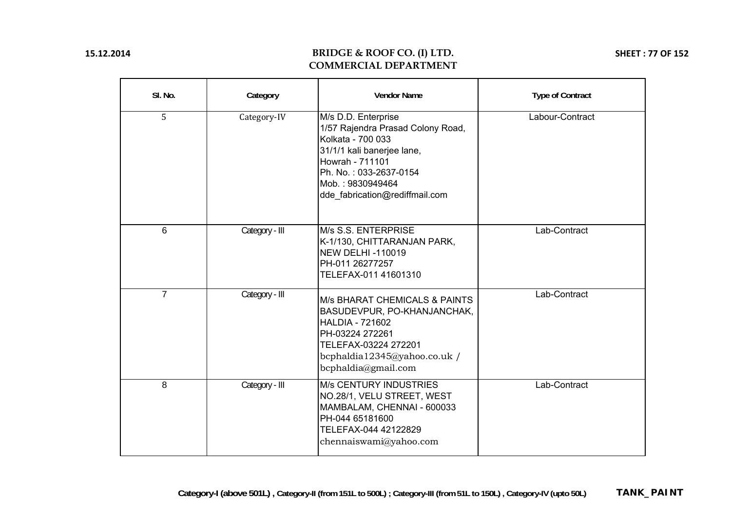# BRIDGE & ROOF CO. (I) LTD.
## COMMERCIAL DEPARTMENT

| Sl. No. | Category | Vendor Name | Type of Contract |
|---|---|---|---|
| 5 | Category-IV | M/s D.D. Enterprise<br>1/57 Rajendra Prasad Colony Road,<br>Kolkata - 700 033<br>31/1/1 kali banerjee lane,<br>Howrah - 711101<br>Ph. No. : 033-2637-0154<br>Mob. : 9830949464<br>dde_fabrication@rediffmail.com | Labour-Contract |
| 6 | Category - III | M/s S.S. ENTERPRISE<br>K-1/130, CHITTARANJAN PARK,<br>NEW DELHI -110019<br>PH-011 26277257<br>TELEFAX-011 41601310 | Lab-Contract |
| 7 | Category - III | M/s BHARAT CHEMICALS & PAINTS<br>BASUDEVPUR, PO-KHANJANCHAK,<br>HALDIA - 721602<br>PH-03224 272261<br>TELEFAX-03224 272201<br>bcphaldia12345@yahoo.co.uk /<br>bcphaldia@gmail.com | Lab-Contract |
| 8 | Category - III | M/s CENTURY INDUSTRIES<br>NO.28/1, VELU STREET, WEST<br>MAMBALAM, CHENNAI - 600033<br>PH-044 65181600<br>TELEFAX-044 42122829<br>chennaiswami@yahoo.com | Lab-Contract |

**Category-I (above 501L) , Category-II (from 151L to 500L) ; Category-III (from 51L to 150L) , Category-IV (upto 50L)**

**TANK_ PAINT**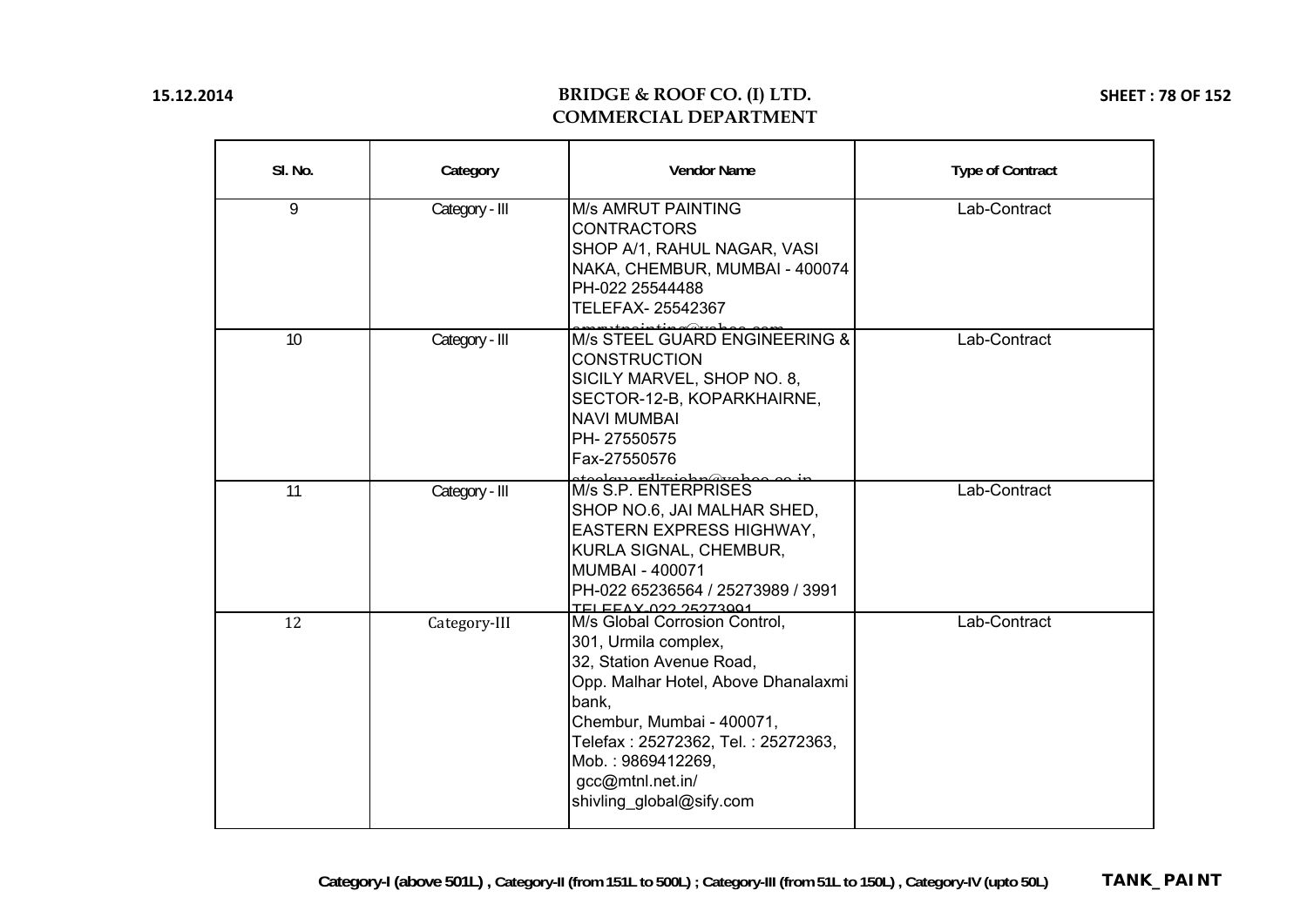| Sl. No. | Category | Vendor Name | Type of Contract |
|---|---|---|---|
| 9 | Category - III | M/s AMRUT PAINTING CONTRACTORS<br>SHOP A/1, RAHUL NAGAR, VASI NAKA, CHEMBUR, MUMBAI - 400074<br>PH-022 25544488<br>TELEFAX- 25542367<br>amrutpainting@yahoo.com | Lab-Contract |
| 10 | Category - III | M/s STEEL GUARD ENGINEERING & CONSTRUCTION<br>SICILY MARVEL, SHOP NO. 8, SECTOR-12-B, KOPARKHAIRNE, NAVI MUMBAI<br>PH- 27550575<br>Fax-27550576<br>steelguardksjohn@yahoo.co.in | Lab-Contract |
| 11 | Category - III | M/s S.P. ENTERPRISES<br>SHOP NO.6, JAI MALHAR SHED, EASTERN EXPRESS HIGHWAY, KURLA SIGNAL, CHEMBUR, MUMBAI - 400071<br>PH-022 65236564 / 25273989 / 3991<br>TELEFAX 022 25273991 | Lab-Contract |
| 12 | Category-III | M/s Global Corrosion Control,<br>301, Urmila complex,<br>32, Station Avenue Road,<br>Opp. Malhar Hotel, Above Dhanalaxmi bank,<br>Chembur, Mumbai - 400071,<br>Telefax : 25272362, Tel. : 25272363,<br>Mob. : 9869412269,<br>gcc@mtnl.net.in/<br>shivling_global@sify.com | Lab-Contract |

**Category-I (above 501L) , Category-II (from 151L to 500L) ; Category-III (from 51L to 150L) , Category-IV (upto 50L)** **TANK_ PAINT**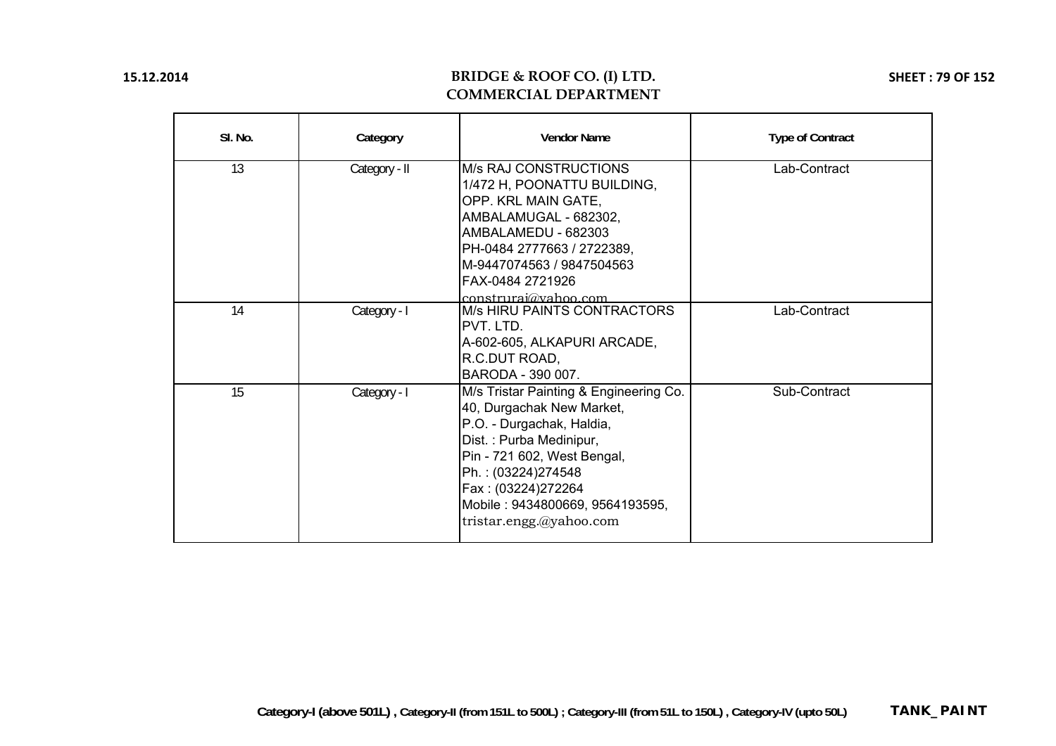# BRIDGE & ROOF CO. (I) LTD.
## COMMERCIAL DEPARTMENT

| Sl. No. | Category | Vendor Name | Type of Contract |
|---|---|---|---|
| 13 | Category - II | M/s RAJ CONSTRUCTIONS<br>1/472 H, POONATTU BUILDING,<br>OPP. KRL MAIN GATE,<br>AMBALAMUGAL - 682302,<br>AMBALAMEDU - 682303<br>PH-0484 2777663 / 2722389,<br>M-9447074563 / 9847504563<br>FAX-0484 2721926<br>construraj@yahoo.com | Lab-Contract |
| 14 | Category - I | M/s HIRU PAINTS CONTRACTORS PVT. LTD.<br>A-602-605, ALKAPURI ARCADE,<br>R.C.DUT ROAD,<br>BARODA - 390 007. | Lab-Contract |
| 15 | Category - I | M/s Tristar Painting & Engineering Co.<br>40, Durgachak New Market,<br>P.O. - Durgachak, Haldia,<br>Dist. : Purba Medinipur,<br>Pin - 721 602, West Bengal,<br>Ph. : (03224)274548<br>Fax : (03224)272264<br>Mobile : 9434800669, 9564193595,<br>tristar.engg.@yahoo.com | Sub-Contract |

**Category-I (above 501L) , Category-II (from 151L to 500L) ; Category-III (from 51L to 150L) , Category-IV (upto 50L)**

**TANK_PAINT**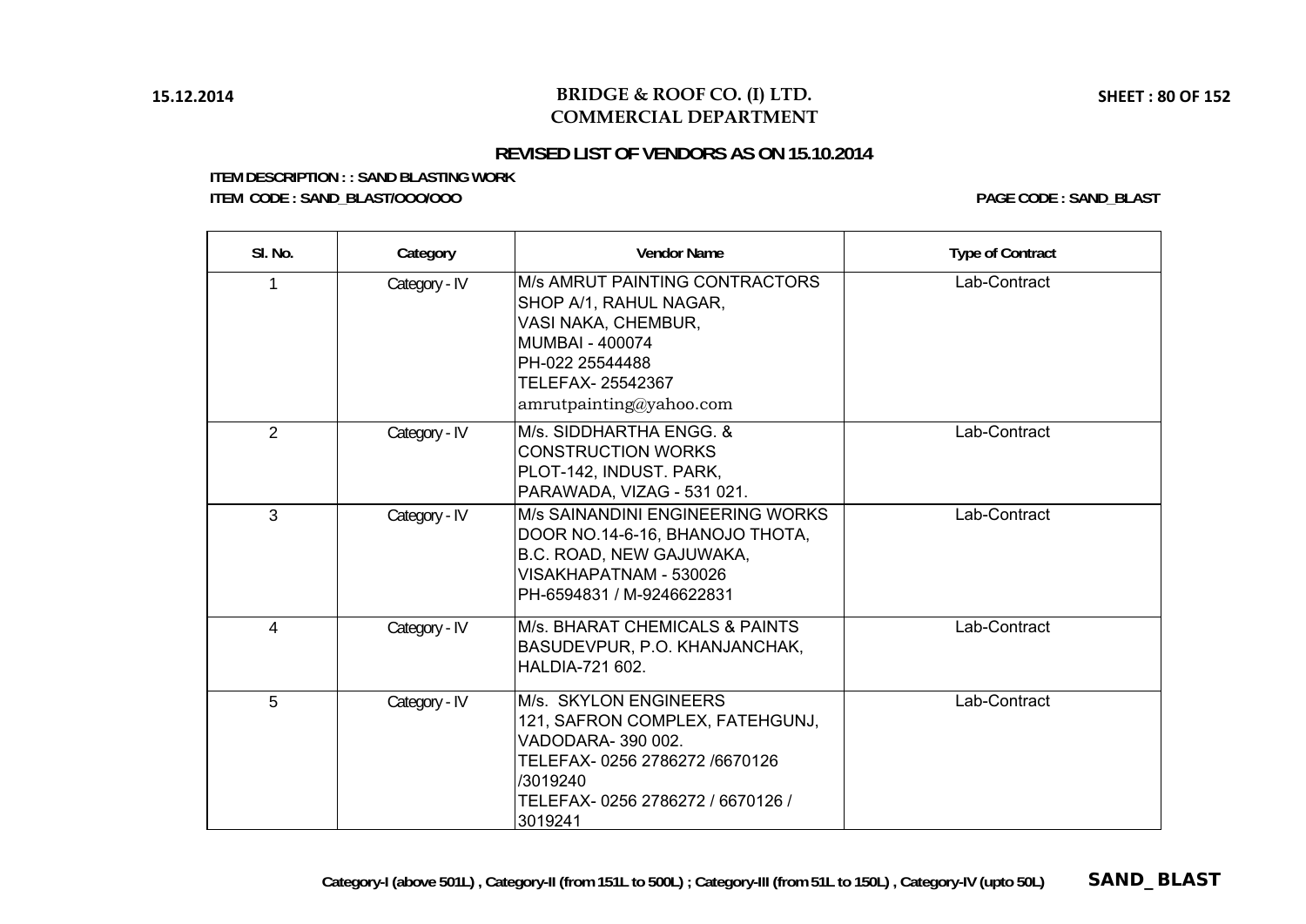# BRIDGE & ROOF CO. (I) LTD.
## COMMERCIAL DEPARTMENT

15.12.2014

### REVISED LIST OF VENDORS AS ON 15.10.2014

**ITEM DESCRIPTION : : SAND BLASTING WORK**

**ITEM CODE : SAND_BLAST/OOO/OOO**

**PAGE CODE : SAND_BLAST**

| Sl. No. | Category | Vendor Name | Type of Contract |
|---|---|---|---|
| 1 | Category - IV | M/s AMRUT PAINTING CONTRACTORS<br>SHOP A/1, RAHUL NAGAR,<br>VASI NAKA, CHEMBUR,<br>MUMBAI - 400074<br>PH-022 25544488<br>TELEFAX- 25542367<br>amrutpainting@yahoo.com | Lab-Contract |
| 2 | Category - IV | M/s. SIDDHARTHA ENGG. &<br>CONSTRUCTION WORKS<br>PLOT-142, INDUST. PARK,<br>PARAWADA, VIZAG - 531 021. | Lab-Contract |
| 3 | Category - IV | M/s SAINANDINI ENGINEERING WORKS<br>DOOR NO.14-6-16, BHANOJO THOTA,<br>B.C. ROAD, NEW GAJUWAKA,<br>VISAKHAPATNAM - 530026<br>PH-6594831 / M-9246622831 | Lab-Contract |
| 4 | Category - IV | M/s. BHARAT CHEMICALS & PAINTS<br>BASUDEVPUR, P.O. KHANJANCHAK,<br>HALDIA-721 602. | Lab-Contract |
| 5 | Category - IV | M/s. SKYLON ENGINEERS<br>121, SAFRON COMPLEX, FATEHGUNJ,<br>VADODARA- 390 002.<br>TELEFAX- 0256 2786272 /6670126<br>/3019240<br>TELEFAX- 0256 2786272 / 6670126 /<br>3019241 | Lab-Contract |

**Category-I (above 501L) , Category-II (from 151L to 500L) ; Category-III (from 51L to 150L) , Category-IV (upto 50L)**

**SAND_ BLAST**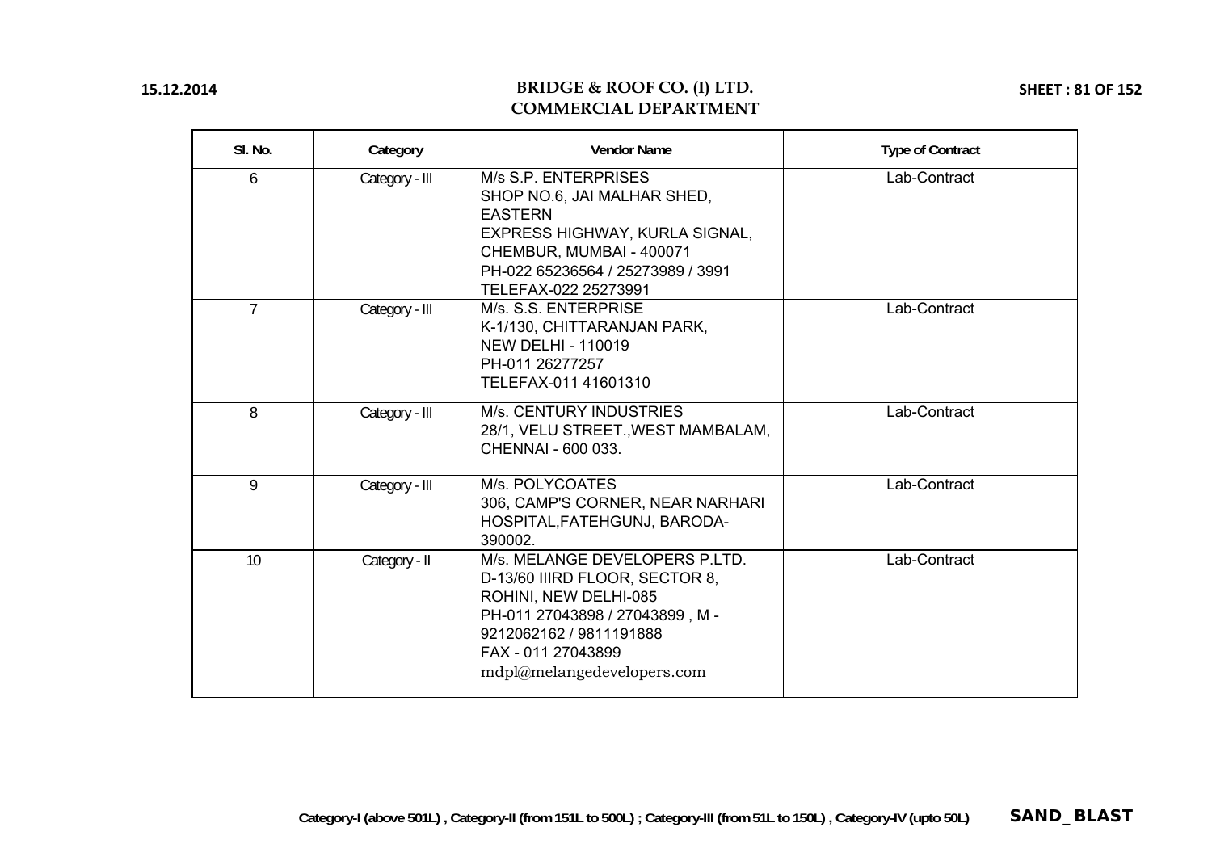| Sl. No. | Category | Vendor Name | Type of Contract |
|---|---|---|---|
| 6 | Category - III | M/s S.P. ENTERPRISES<br>SHOP NO.6, JAI MALHAR SHED, EASTERN<br>EXPRESS HIGHWAY, KURLA SIGNAL,<br>CHEMBUR, MUMBAI - 400071<br>PH-022 65236564 / 25273989 / 3991<br>TELEFAX-022 25273991 | Lab-Contract |
| 7 | Category - III | M/s. S.S. ENTERPRISE<br>K-1/130, CHITTARANJAN PARK,<br>NEW DELHI - 110019<br>PH-011 26277257<br>TELEFAX-011 41601310 | Lab-Contract |
| 8 | Category - III | M/s. CENTURY INDUSTRIES<br>28/1, VELU STREET.,WEST MAMBALAM,<br>CHENNAI - 600 033. | Lab-Contract |
| 9 | Category - III | M/s. POLYCOATES<br>306, CAMP'S CORNER, NEAR NARHARI<br>HOSPITAL,FATEHGUNJ, BARODA-<br>390002. | Lab-Contract |
| 10 | Category - II | M/s. MELANGE DEVELOPERS P.LTD.<br>D-13/60 IIIRD FLOOR, SECTOR 8,<br>ROHINI, NEW DELHI-085<br>PH-011 27043898 / 27043899 , M -<br>9212062162 / 9811191888<br>FAX - 011 27043899<br>mdpl@melangedevelopers.com | Lab-Contract |

**Category-I (above 501L) , Category-II (from 151L to 500L) ; Category-III (from 51L to 150L) , Category-IV (upto 50L)** **SAND_ BLAST**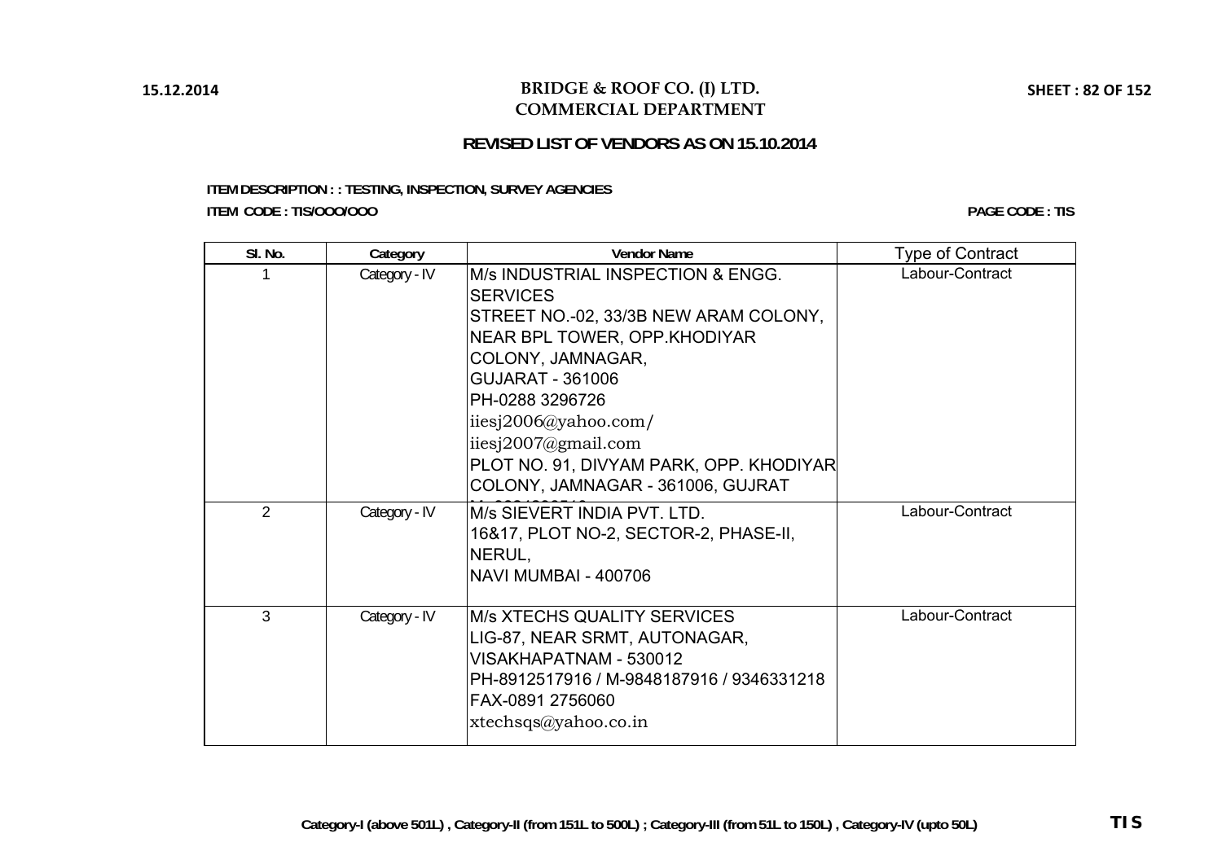# BRIDGE & ROOF CO. (I) LTD.
## COMMERCIAL DEPARTMENT

15.12.2014

### REVISED LIST OF VENDORS AS ON 15.10.2014

**ITEM DESCRIPTION : : TESTING, INSPECTION, SURVEY AGENCIES**

**ITEM CODE : TIS/OOO/OOO**

**PAGE CODE : TIS**

| Sl. No. | Category | Vendor Name | Type of Contract |
|---|---|---|---|
| 1 | Category - IV | M/s INDUSTRIAL INSPECTION & ENGG. SERVICES<br>STREET NO.-02, 33/3B NEW ARAM COLONY, NEAR BPL TOWER, OPP.KHODIYAR COLONY, JAMNAGAR,<br>GUJARAT - 361006<br>PH-0288 3296726<br>iiesj2006@yahoo.com/<br>iiesj2007@gmail.com<br>PLOT NO. 91, DIVYAM PARK, OPP. KHODIYAR COLONY, JAMNAGAR - 361006, GUJRAT | Labour-Contract |
| 2 | Category - IV | M/s SIEVERT INDIA PVT. LTD.<br>16&17, PLOT NO-2, SECTOR-2, PHASE-II, NERUL,<br>NAVI MUMBAI - 400706 | Labour-Contract |
| 3 | Category - IV | M/s XTECHS QUALITY SERVICES<br>LIG-87, NEAR SRMT, AUTONAGAR,<br>VISAKHAPATNAM - 530012<br>PH-8912517916 / M-9848187916 / 9346331218<br>FAX-0891 2756060<br>xtechsqs@yahoo.co.in | Labour-Contract |

**Category-I (above 501L) , Category-II (from 151L to 500L) ; Category-III (from 51L to 150L) , Category-IV (upto 50L)**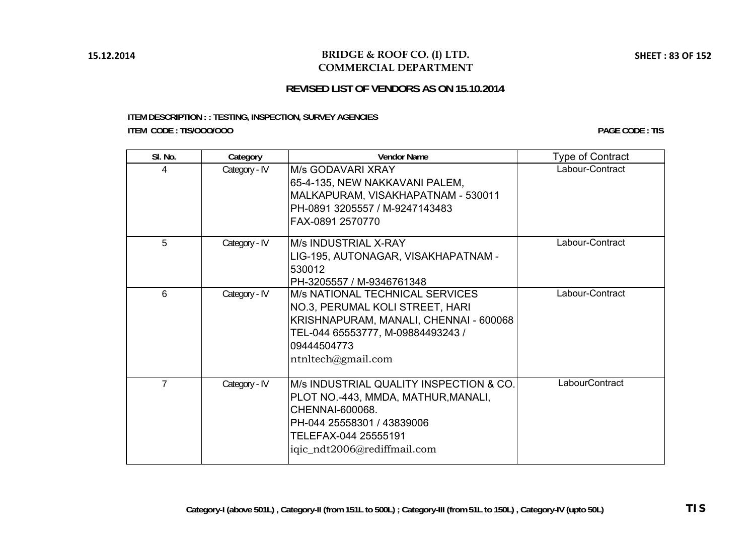# BRIDGE & ROOF CO. (I) LTD.
## COMMERCIAL DEPARTMENT

15.12.2014

SHEET : 83 OF 152

### REVISED LIST OF VENDORS AS ON 15.10.2014

**ITEM DESCRIPTION : : TESTING, INSPECTION, SURVEY AGENCIES**

**ITEM CODE : TIS/OOO/OOO**

**PAGE CODE : TIS**

| Sl. No. | Category | Vendor Name | Type of Contract |
|---|---|---|---|
| 4 | Category - IV | M/s GODAVARI XRAY<br>65-4-135, NEW NAKKAVANI PALEM,<br>MALKAPURAM, VISAKHAPATNAM - 530011<br>PH-0891 3205557 / M-9247143483<br>FAX-0891 2570770 | Labour-Contract |
| 5 | Category - IV | M/s INDUSTRIAL X-RAY<br>LIG-195, AUTONAGAR, VISAKHAPATNAM - 530012<br>PH-3205557 / M-9346761348 | Labour-Contract |
| 6 | Category - IV | M/s NATIONAL TECHNICAL SERVICES<br>NO.3, PERUMAL KOLI STREET, HARI KRISHNAPURAM, MANALI, CHENNAI - 600068<br>TEL-044 65553777, M-09884493243 / 09444504773<br>ntnltech@gmail.com | Labour-Contract |
| 7 | Category - IV | M/s INDUSTRIAL QUALITY INSPECTION & CO.<br>PLOT NO.-443, MMDA, MATHUR,MANALI, CHENNAI-600068.<br>PH-044 25558301 / 43839006<br>TELEFAX-044 25555191<br>iqic_ndt2006@rediffmail.com | LabourContract |

**Category-I (above 501L) , Category-II (from 151L to 500L) ; Category-III (from 51L to 150L) , Category-IV (upto 50L)**

**TIS**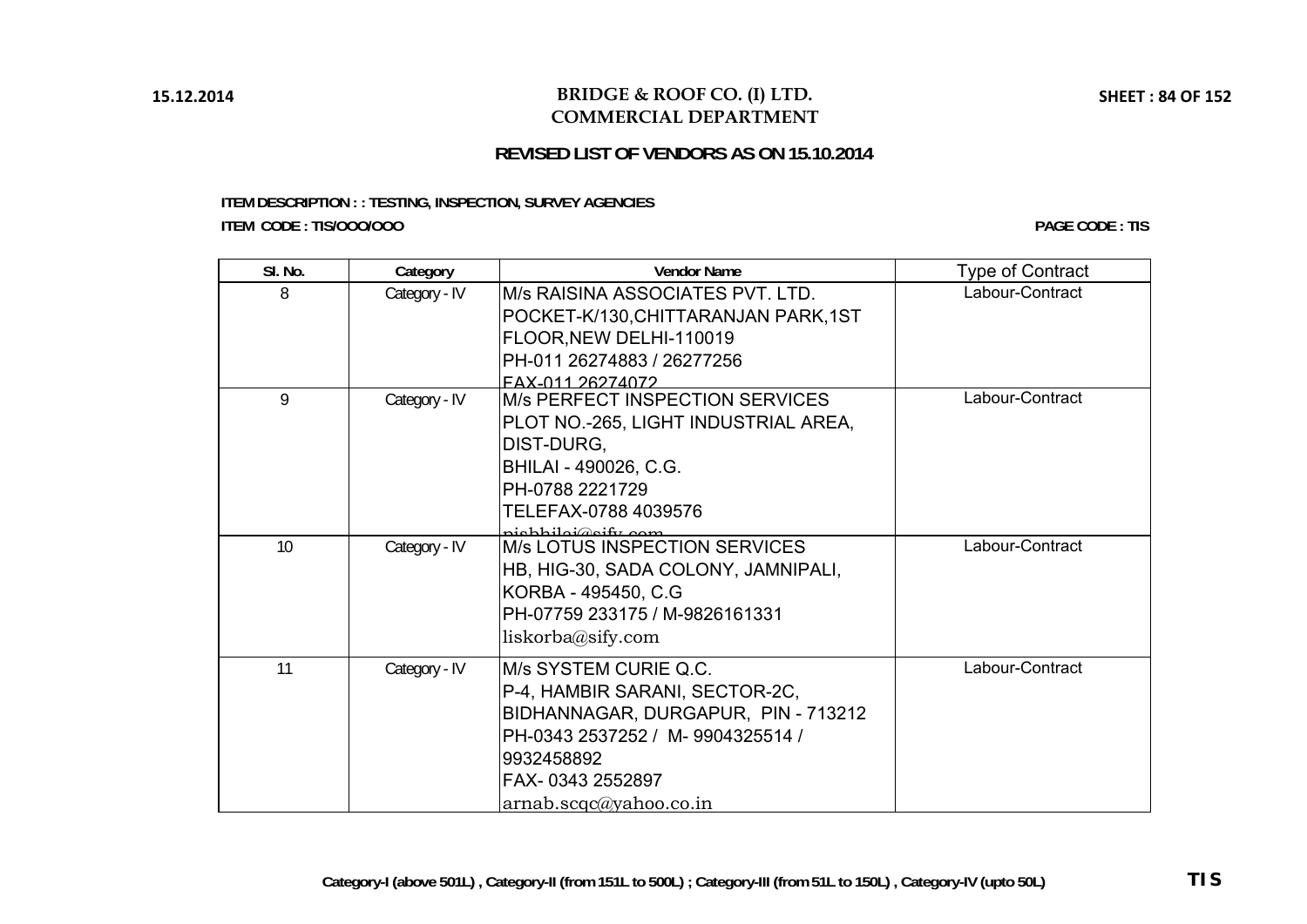# BRIDGE & ROOF CO. (I) LTD.
## COMMERCIAL DEPARTMENT

### REVISED LIST OF VENDORS AS ON 15.10.2014

**ITEM DESCRIPTION : : TESTING, INSPECTION, SURVEY AGENCIES**

**ITEM CODE : TIS/OOO/OOO**

**PAGE CODE : TIS**

| Sl. No. | Category | Vendor Name | Type of Contract |
|---|---|---|---|
| 8 | Category - IV | M/s RAISINA ASSOCIATES PVT. LTD.<br>POCKET-K/130,CHITTARANJAN PARK,1ST FLOOR,NEW DELHI-110019<br>PH-011 26274883 / 26277256<br>FAX-011 26274072 | Labour-Contract |
| 9 | Category - IV | M/s PERFECT INSPECTION SERVICES<br>PLOT NO.-265, LIGHT INDUSTRIAL AREA, DIST-DURG,<br>BHILAI - 490026, C.G.<br>PH-0788 2221729<br>TELEFAX-0788 4039576<br>pisbhilai@sify.com | Labour-Contract |
| 10 | Category - IV | M/s LOTUS INSPECTION SERVICES<br>HB, HIG-30, SADA COLONY, JAMNIPALI,<br>KORBA - 495450, C.G<br>PH-07759 233175 / M-9826161331<br>liskorba@sify.com | Labour-Contract |
| 11 | Category - IV | M/s SYSTEM CURIE Q.C.<br>P-4, HAMBIR SARANI, SECTOR-2C,<br>BIDHANNAGAR, DURGAPUR, PIN - 713212<br>PH-0343 2537252 / M- 9904325514 / 9932458892<br>FAX- 0343 2552897<br>arnab.scqc@yahoo.co.in | Labour-Contract |

Category-I (above 501L) , Category-II (from 151L to 500L) ; Category-III (from 51L to 150L) , Category-IV (upto 50L)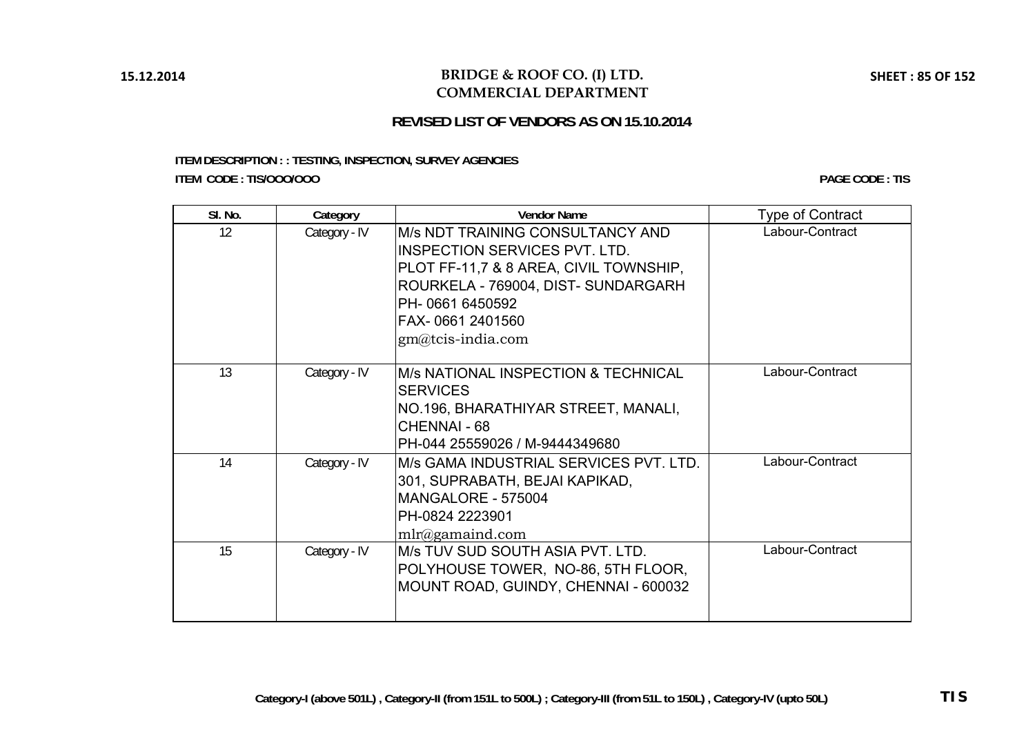# BRIDGE & ROOF CO. (I) LTD.
## COMMERCIAL DEPARTMENT

**REVISED LIST OF VENDORS AS ON 15.10.2014**

**ITEM DESCRIPTION : : TESTING, INSPECTION, SURVEY AGENCIES**

**ITEM CODE : TIS/OOO/OOO**

**PAGE CODE : TIS**

| Sl. No. | Category | Vendor Name | Type of Contract |
|---|---|---|---|
| 12 | Category - IV | M/s NDT TRAINING CONSULTANCY AND INSPECTION SERVICES PVT. LTD.<br>PLOT FF-11,7 & 8 AREA, CIVIL TOWNSHIP,<br>ROURKELA - 769004, DIST- SUNDARGARH<br>PH- 0661 6450592<br>FAX- 0661 2401560<br>gm@tcis-india.com | Labour-Contract |
| 13 | Category - IV | M/s NATIONAL INSPECTION & TECHNICAL SERVICES<br>NO.196, BHARATHIYAR STREET, MANALI,<br>CHENNAI - 68<br>PH-044 25559026 / M-9444349680 | Labour-Contract |
| 14 | Category - IV | M/s GAMA INDUSTRIAL SERVICES PVT. LTD.<br>301, SUPRABATH, BEJAI KAPIKAD,<br>MANGALORE - 575004<br>PH-0824 2223901<br>mlr@gamaind.com | Labour-Contract |
| 15 | Category - IV | M/s TUV SUD SOUTH ASIA PVT. LTD.<br>POLYHOUSE TOWER, NO-86, 5TH FLOOR,<br>MOUNT ROAD, GUINDY, CHENNAI - 600032 | Labour-Contract |

**Category-I (above 501L) , Category-II (from 151L to 500L) ; Category-III (from 51L to 150L) , Category-IV (upto 50L)**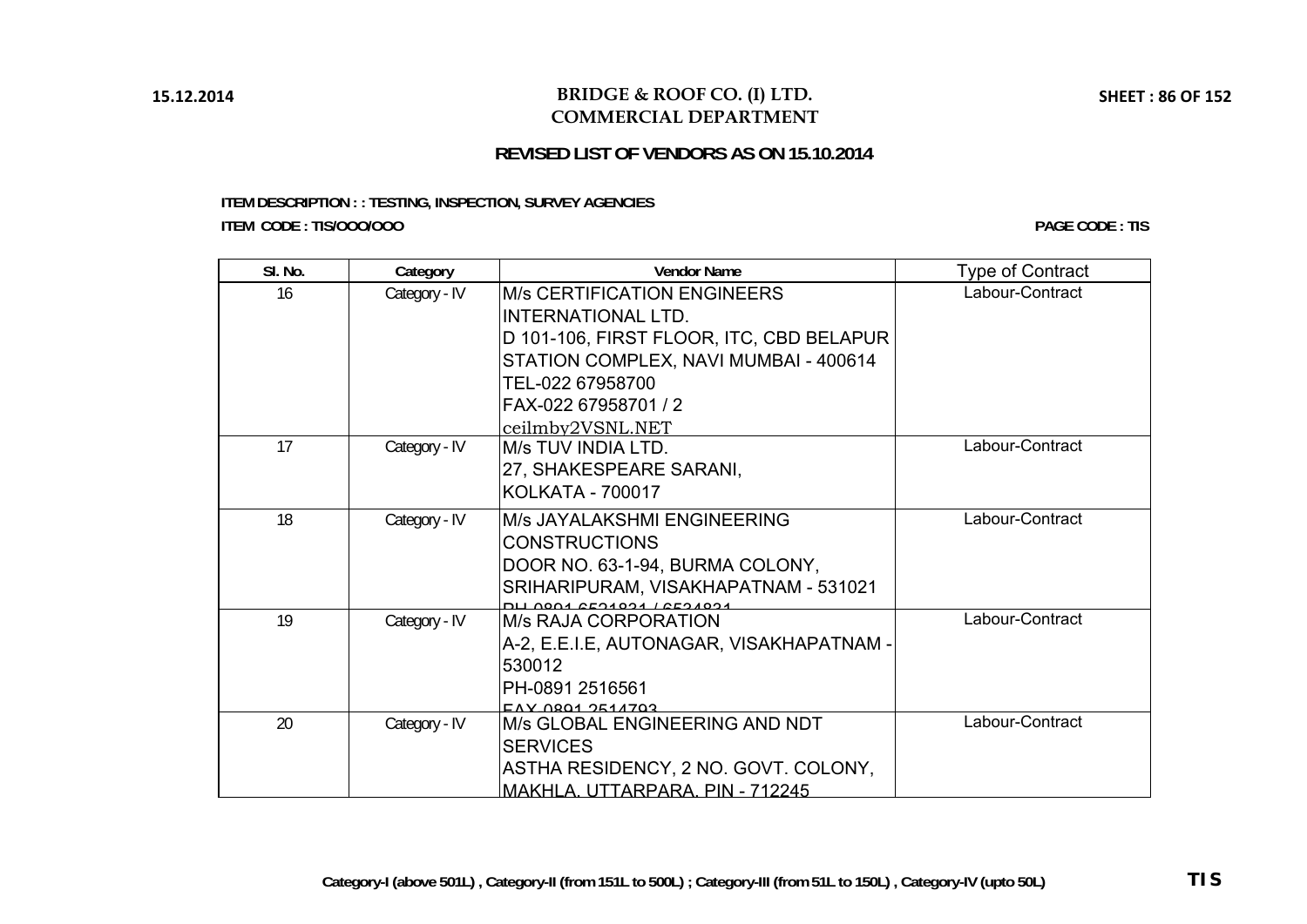**BRIDGE & ROOF CO. (I) LTD.**
**COMMERCIAL DEPARTMENT**

**REVISED LIST OF VENDORS AS ON 15.10.2014**

**ITEM DESCRIPTION : : TESTING, INSPECTION, SURVEY AGENCIES**

**ITEM CODE : TIS/OOO/OOO**

**PAGE CODE : TIS**

| Sl. No. | Category | Vendor Name | Type of Contract |
|---|---|---|---|
| 16 | Category - IV | M/s CERTIFICATION ENGINEERS INTERNATIONAL LTD.<br>D 101-106, FIRST FLOOR, ITC, CBD BELAPUR STATION COMPLEX, NAVI MUMBAI - 400614<br>TEL-022 67958700<br>FAX-022 67958701 / 2<br>ceilmby2VSNL.NET | Labour-Contract |
| 17 | Category - IV | M/s TUV INDIA LTD.<br>27, SHAKESPEARE SARANI,<br>KOLKATA - 700017 | Labour-Contract |
| 18 | Category - IV | M/s JAYALAKSHMI ENGINEERING CONSTRUCTIONS<br>DOOR NO. 63-1-94, BURMA COLONY,<br>SRIHARIPURAM, VISAKHAPATNAM - 531021<br>PH-0891 6521831 / 6534831 | Labour-Contract |
| 19 | Category - IV | M/s RAJA CORPORATION<br>A-2, E.E.I.E, AUTONAGAR, VISAKHAPATNAM - 530012<br>PH-0891 2516561<br>FAX-0891 2514793 | Labour-Contract |
| 20 | Category - IV | M/s GLOBAL ENGINEERING AND NDT SERVICES<br>ASTHA RESIDENCY, 2 NO. GOVT. COLONY,<br>MAKHLA, UTTARPARA, PIN - 712245 | Labour-Contract |

**Category-I (above 501L) , Category-II (from 151L to 500L) ; Category-III (from 51L to 150L) , Category-IV (upto 50L)**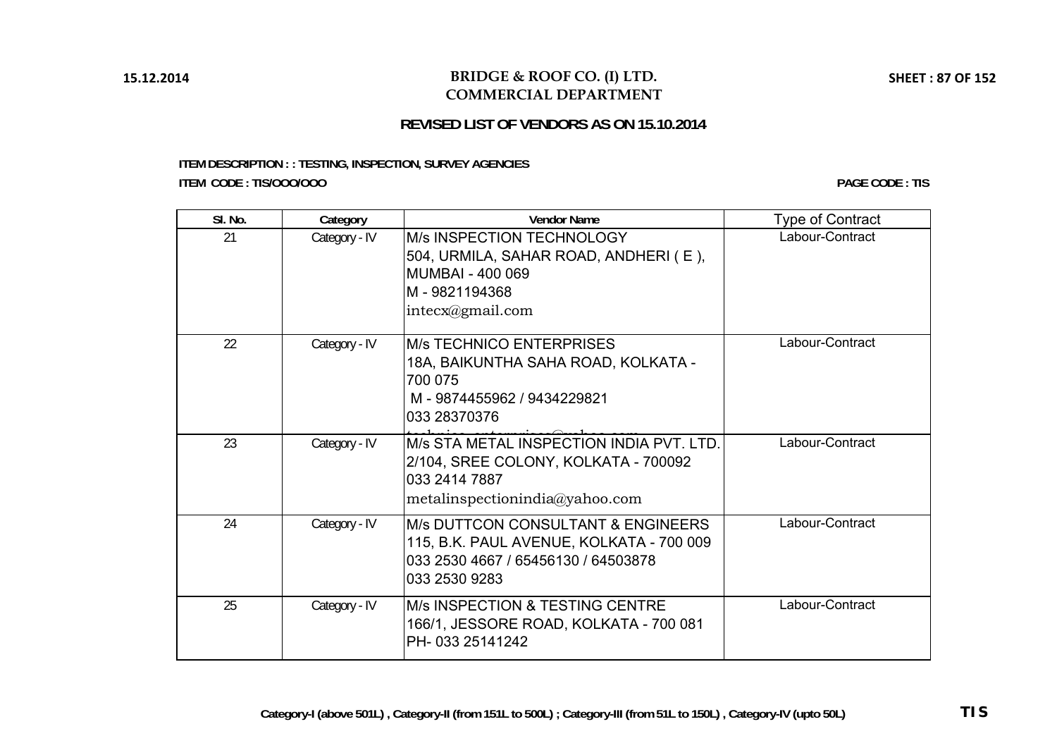# BRIDGE & ROOF CO. (I) LTD.
## COMMERCIAL DEPARTMENT

### REVISED LIST OF VENDORS AS ON 15.10.2014

**ITEM DESCRIPTION : : TESTING, INSPECTION, SURVEY AGENCIES**

**ITEM CODE : TIS/OOO/OOO**

**PAGE CODE : TIS**

| Sl. No. | Category | Vendor Name | Type of Contract |
|---|---|---|---|
| 21 | Category - IV | M/s INSPECTION TECHNOLOGY<br>504, URMILA, SAHAR ROAD, ANDHERI ( E ),<br>MUMBAI - 400 069<br>M - 9821194368<br>intecx@gmail.com | Labour-Contract |
| 22 | Category - IV | M/s TECHNICO ENTERPRISES<br>18A, BAIKUNTHA SAHA ROAD, KOLKATA -<br>700 075<br>M - 9874455962 / 9434229821<br>033 28370376<br>technico_enterprises@yahoo.com | Labour-Contract |
| 23 | Category - IV | M/s STA METAL INSPECTION INDIA PVT. LTD.<br>2/104, SREE COLONY, KOLKATA - 700092<br>033 2414 7887<br>metalinspectionindia@yahoo.com | Labour-Contract |
| 24 | Category - IV | M/s DUTTCON CONSULTANT & ENGINEERS<br>115, B.K. PAUL AVENUE, KOLKATA - 700 009<br>033 2530 4667 / 65456130 / 64503878<br>033 2530 9283 | Labour-Contract |
| 25 | Category - IV | M/s INSPECTION & TESTING CENTRE<br>166/1, JESSORE ROAD, KOLKATA - 700 081<br>PH- 033 25141242 | Labour-Contract |

**Category-I (above 501L) , Category-II (from 151L to 500L) ; Category-III (from 51L to 150L) , Category-IV (upto 50L)**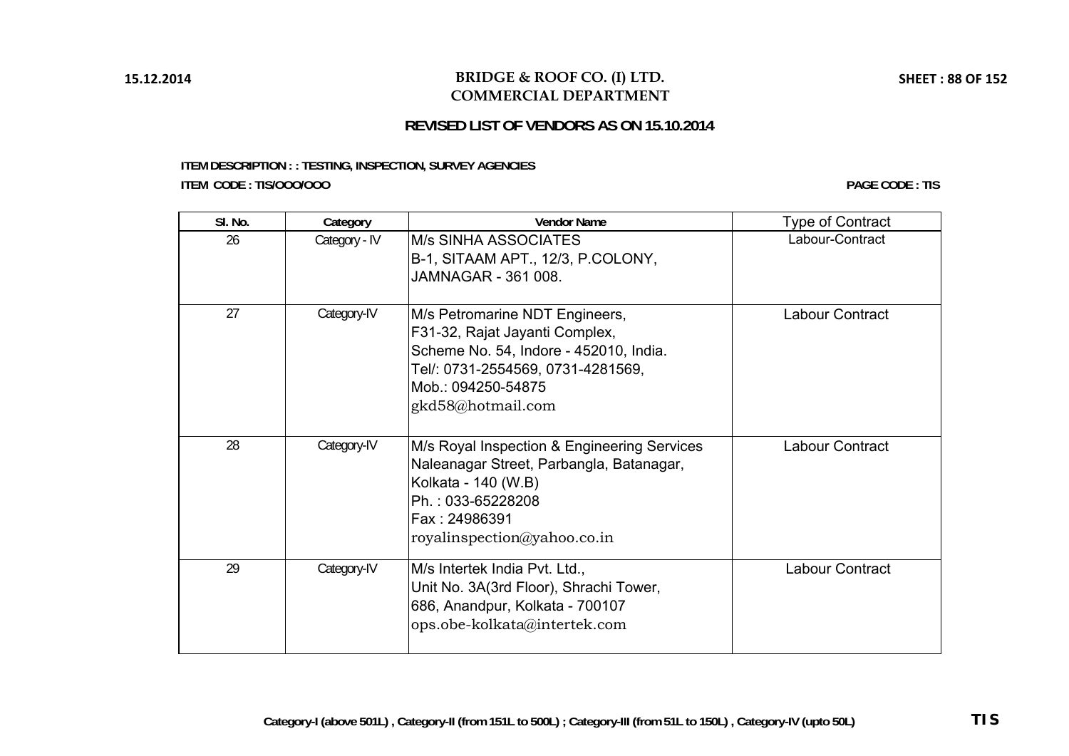# BRIDGE & ROOF CO. (I) LTD.
## COMMERCIAL DEPARTMENT

### REVISED LIST OF VENDORS AS ON 15.10.2014

**ITEM DESCRIPTION : : TESTING, INSPECTION, SURVEY AGENCIES**

**ITEM CODE : TIS/OOO/OOO**

**PAGE CODE : TIS**

| Sl. No. | Category | Vendor Name | Type of Contract |
|---|---|---|---|
| 26 | Category - IV | M/s SINHA ASSOCIATES<br>B-1, SITAAM APT., 12/3, P.COLONY,<br>JAMNAGAR - 361 008. | Labour-Contract |
| 27 | Category-IV | M/s Petromarine NDT Engineers,<br>F31-32, Rajat Jayanti Complex,<br>Scheme No. 54, Indore - 452010, India.<br>Tel/: 0731-2554569, 0731-4281569,<br>Mob.: 094250-54875<br>gkd58@hotmail.com | Labour Contract |
| 28 | Category-IV | M/s Royal Inspection & Engineering Services<br>Naleanagar Street, Parbangla, Batanagar,<br>Kolkata - 140 (W.B)<br>Ph. : 033-65228208<br>Fax : 24986391<br>royalinspection@yahoo.co.in | Labour Contract |
| 29 | Category-IV | M/s Intertek India Pvt. Ltd.,<br>Unit No. 3A(3rd Floor), Shrachi Tower,<br>686, Anandpur, Kolkata - 700107<br>ops.obe-kolkata@intertek.com | Labour Contract |

Category-I (above 501L) , Category-II (from 151L to 500L) ; Category-III (from 51L to 150L) , Category-IV (upto 50L)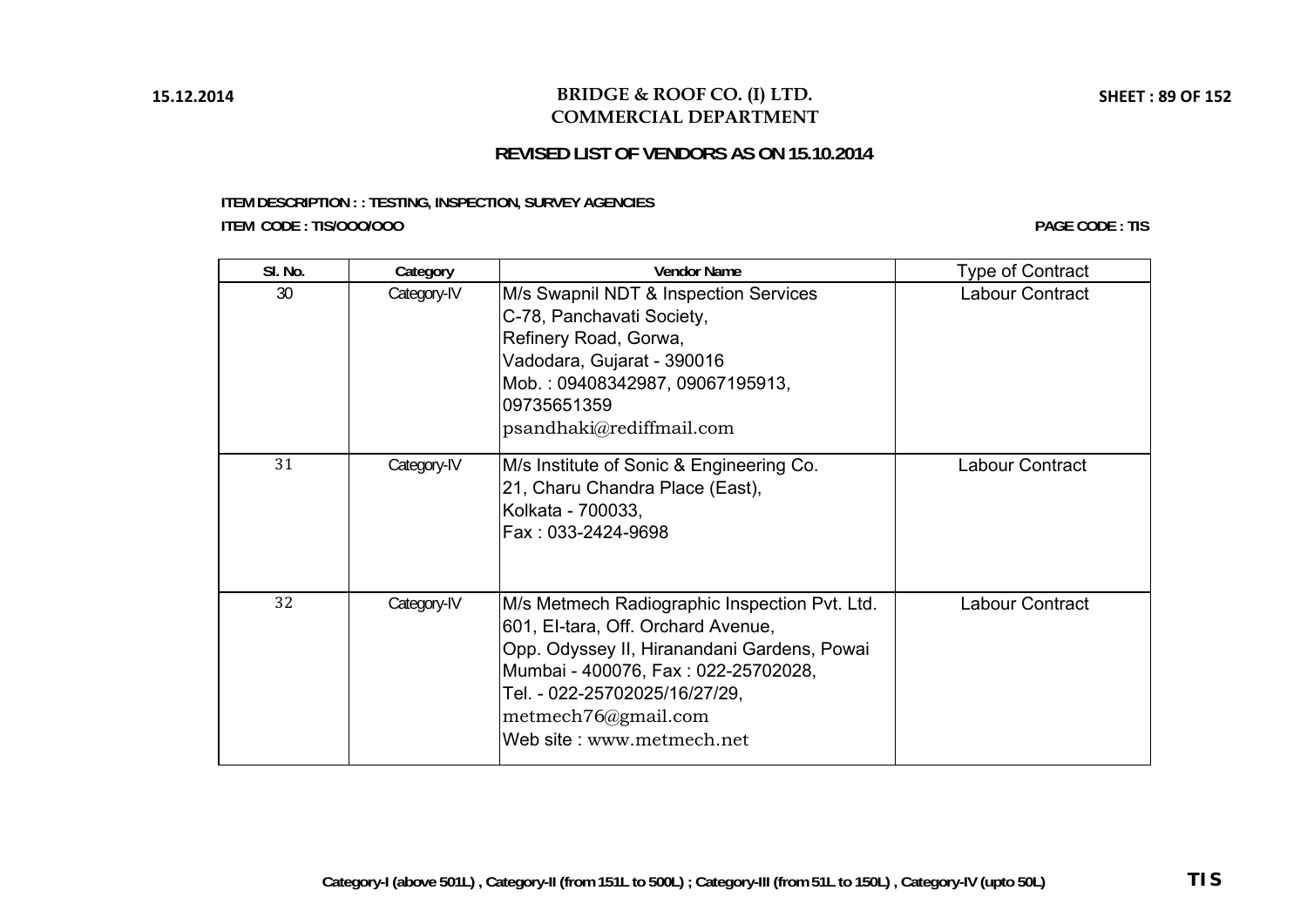# BRIDGE & ROOF CO. (I) LTD.
## COMMERCIAL DEPARTMENT

### REVISED LIST OF VENDORS AS ON 15.10.2014

**ITEM DESCRIPTION : : TESTING, INSPECTION, SURVEY AGENCIES**

**ITEM CODE : TIS/OOO/OOO**

**PAGE CODE : TIS**

| Sl. No. | Category | Vendor Name | Type of Contract |
|---|---|---|---|
| 30 | Category-IV | M/s Swapnil NDT & Inspection Services<br>C-78, Panchavati Society,<br>Refinery Road, Gorwa,<br>Vadodara, Gujarat - 390016<br>Mob. : 09408342987, 09067195913,<br>09735651359<br>psandhaki@rediffmail.com | Labour Contract |
| 31 | Category-IV | M/s Institute of Sonic & Engineering Co.<br>21, Charu Chandra Place (East),<br>Kolkata - 700033,<br>Fax : 033-2424-9698 | Labour Contract |
| 32 | Category-IV | M/s Metmech Radiographic Inspection Pvt. Ltd.<br>601, El-tara, Off. Orchard Avenue,<br>Opp. Odyssey II, Hiranandani Gardens, Powai<br>Mumbai - 400076, Fax : 022-25702028,<br>Tel. - 022-25702025/16/27/29,<br>metmech76@gmail.com<br>Web site : www.metmech.net | Labour Contract |

Category-I (above 501L) , Category-II (from 151L to 500L) ; Category-III (from 51L to 150L) , Category-IV (upto 50L)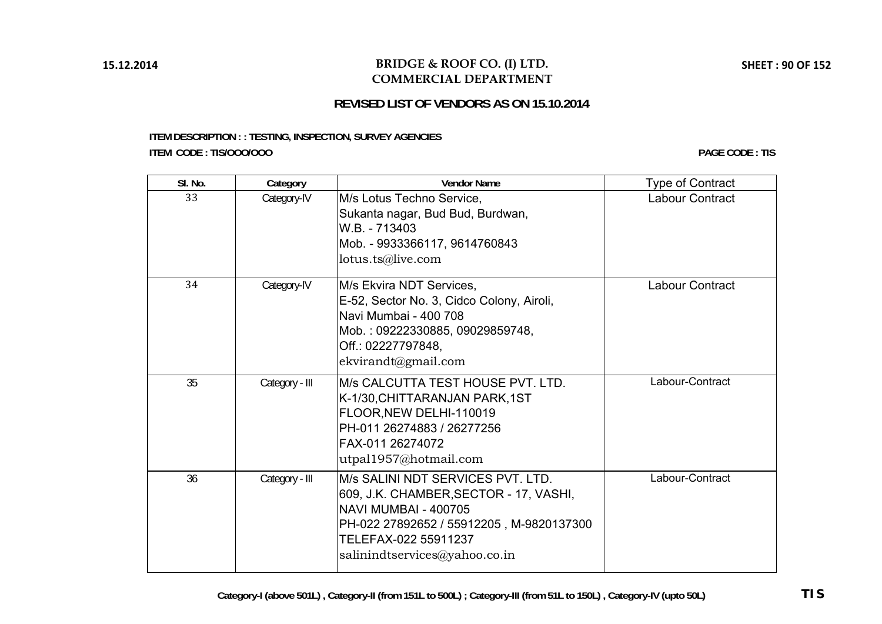# BRIDGE & ROOF CO. (I) LTD.
## COMMERCIAL DEPARTMENT

### REVISED LIST OF VENDORS AS ON 15.10.2014

**ITEM DESCRIPTION : : TESTING, INSPECTION, SURVEY AGENCIES**

**ITEM CODE : TIS/OOO/OOO**

**PAGE CODE : TIS**

| Sl. No. | Category | Vendor Name | Type of Contract |
|---|---|---|---|
| 33 | Category-IV | M/s Lotus Techno Service,<br>Sukanta nagar, Bud Bud, Burdwan,<br>W.B. - 713403<br>Mob. - 9933366117, 9614760843<br>lotus.ts@live.com | Labour Contract |
| 34 | Category-IV | M/s Ekvira NDT Services,<br>E-52, Sector No. 3, Cidco Colony, Airoli,<br>Navi Mumbai - 400 708<br>Mob. : 09222330885, 09029859748,<br>Off.: 02227797848,<br>ekvirandt@gmail.com | Labour Contract |
| 35 | Category - III | M/s CALCUTTA TEST HOUSE PVT. LTD.<br>K-1/30,CHITTARANJAN PARK,1ST<br>FLOOR,NEW DELHI-110019<br>PH-011 26274883 / 26277256<br>FAX-011 26274072<br>utpal1957@hotmail.com | Labour-Contract |
| 36 | Category - III | M/s SALINI NDT SERVICES PVT. LTD.<br>609, J.K. CHAMBER,SECTOR - 17, VASHI,<br>NAVI MUMBAI - 400705<br>PH-022 27892652 / 55912205 , M-9820137300<br>TELEFAX-022 55911237<br>salinindtservices@yahoo.co.in | Labour-Contract |

**Category-I (above 501L) , Category-II (from 151L to 500L) ; Category-III (from 51L to 150L) , Category-IV (upto 50L)**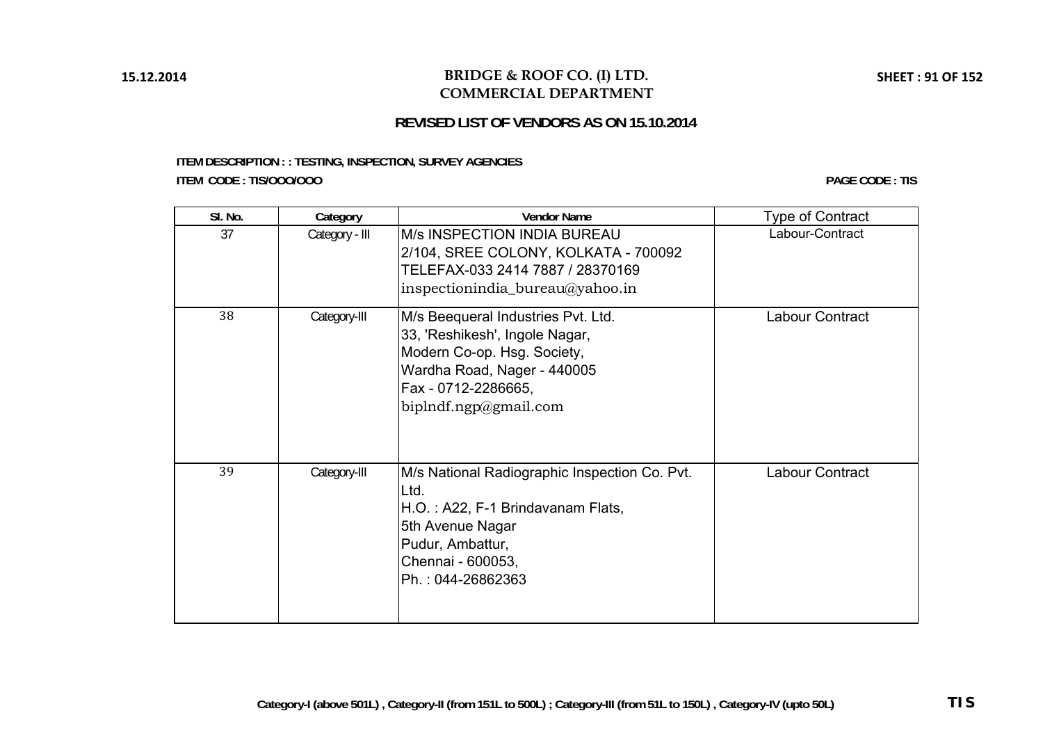# BRIDGE & ROOF CO. (I) LTD.
## COMMERCIAL DEPARTMENT

**REVISED LIST OF VENDORS AS ON 15.10.2014**

**ITEM DESCRIPTION : : TESTING, INSPECTION, SURVEY AGENCIES**

**ITEM CODE : TIS/OOO/OOO**

**PAGE CODE : TIS**

| Sl. No. | Category | Vendor Name | Type of Contract |
|---|---|---|---|
| 37 | Category - III | M/s INSPECTION INDIA BUREAU<br>2/104, SREE COLONY, KOLKATA - 700092<br>TELEFAX-033 2414 7887 / 28370169<br>inspectionindia_bureau@yahoo.in | Labour-Contract |
| 38 | Category-III | M/s Beequeral Industries Pvt. Ltd.<br>33, 'Reshikesh', Ingole Nagar,<br>Modern Co-op. Hsg. Society,<br>Wardha Road, Nager - 440005<br>Fax - 0712-2286665,<br>biplndf.ngp@gmail.com | Labour Contract |
| 39 | Category-III | M/s National Radiographic Inspection Co. Pvt. Ltd.<br>H.O. : A22, F-1 Brindavanam Flats,<br>5th Avenue Nagar<br>Pudur, Ambattur,<br>Chennai - 600053,<br>Ph. : 044-26862363 | Labour Contract |

**Category-I (above 501L) , Category-II (from 151L to 500L) ; Category-III (from 51L to 150L) , Category-IV (upto 50L)**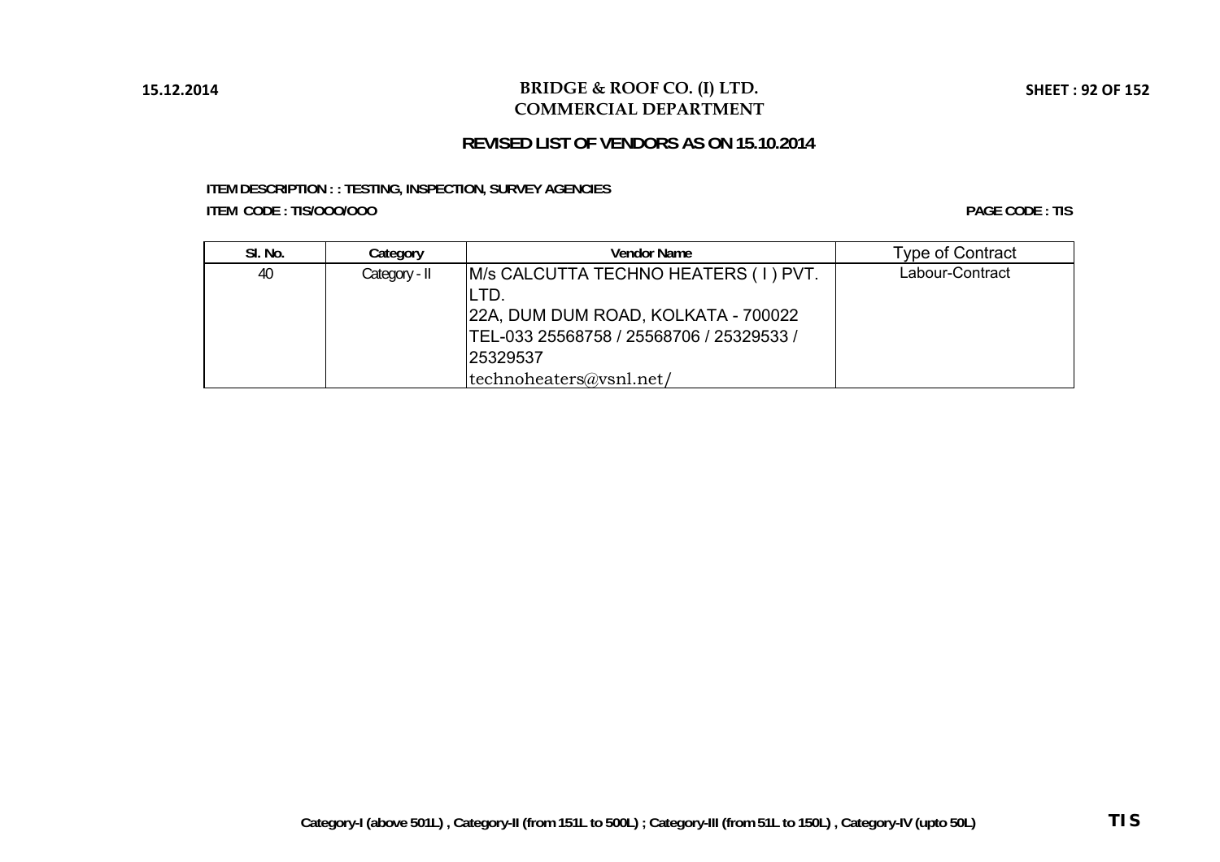# BRIDGE & ROOF CO. (I) LTD.
## COMMERCIAL DEPARTMENT

**REVISED LIST OF VENDORS AS ON 15.10.2014**

**ITEM DESCRIPTION : : TESTING, INSPECTION, SURVEY AGENCIES**

**ITEM CODE : TIS/OOO/OOO**

**PAGE CODE : TIS**

| Sl. No. | Category | Vendor Name | Type of Contract |
|---|---|---|---|
| 40 | Category - II | M/s CALCUTTA TECHNO HEATERS ( I ) PVT. LTD.<br>22A, DUM DUM ROAD, KOLKATA - 700022<br>TEL-033 25568758 / 25568706 / 25329533 / 25329537<br>technoheaters@vsnl.net/ | Labour-Contract |

**Category-I (above 501L) , Category-II (from 151L to 500L) ; Category-III (from 51L to 150L) , Category-IV (upto 50L)**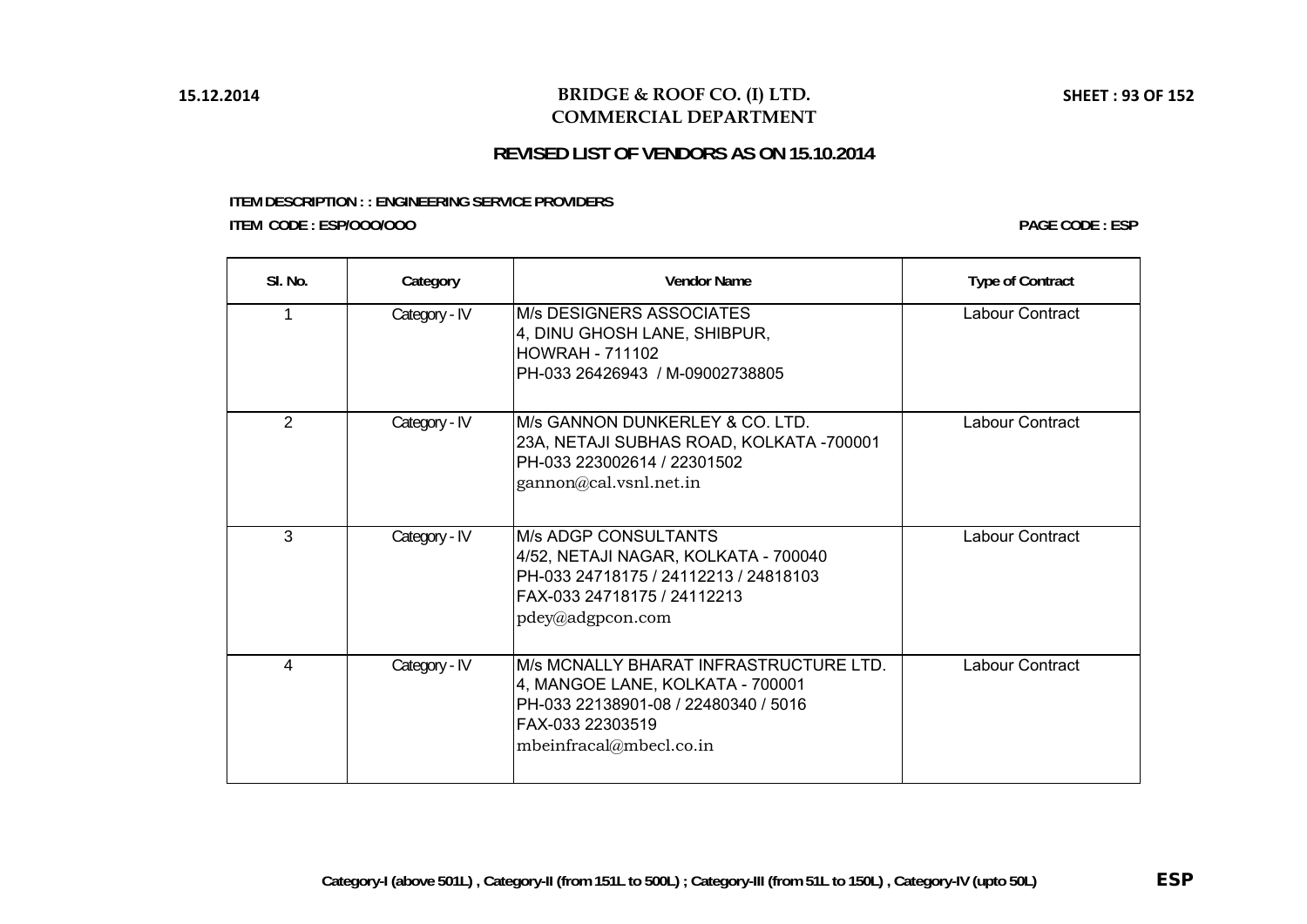# BRIDGE & ROOF CO. (I) LTD.
## COMMERCIAL DEPARTMENT

### REVISED LIST OF VENDORS AS ON 15.10.2014

**ITEM DESCRIPTION : : ENGINEERING SERVICE PROVIDERS**

**ITEM CODE : ESP/OOO/OOO**

**PAGE CODE : ESP**

| Sl. No. | Category | Vendor Name | Type of Contract |
|---|---|---|---|
| 1 | Category - IV | M/s DESIGNERS ASSOCIATES<br>4, DINU GHOSH LANE, SHIBPUR,<br>HOWRAH - 711102<br>PH-033 26426943 / M-09002738805 | Labour Contract |
| 2 | Category - IV | M/s GANNON DUNKERLEY & CO. LTD.<br>23A, NETAJI SUBHAS ROAD, KOLKATA -700001<br>PH-033 223002614 / 22301502<br>gannon@cal.vsnl.net.in | Labour Contract |
| 3 | Category - IV | M/s ADGP CONSULTANTS<br>4/52, NETAJI NAGAR, KOLKATA - 700040<br>PH-033 24718175 / 24112213 / 24818103<br>FAX-033 24718175 / 24112213<br>pdey@adgpcon.com | Labour Contract |
| 4 | Category - IV | M/s MCNALLY BHARAT INFRASTRUCTURE LTD.<br>4, MANGOE LANE, KOLKATA - 700001<br>PH-033 22138901-08 / 22480340 / 5016<br>FAX-033 22303519<br>mbeinfracal@mbecl.co.in | Labour Contract |

**Category-I (above 501L) , Category-II (from 151L to 500L) ; Category-III (from 51L to 150L) , Category-IV (upto 50L)**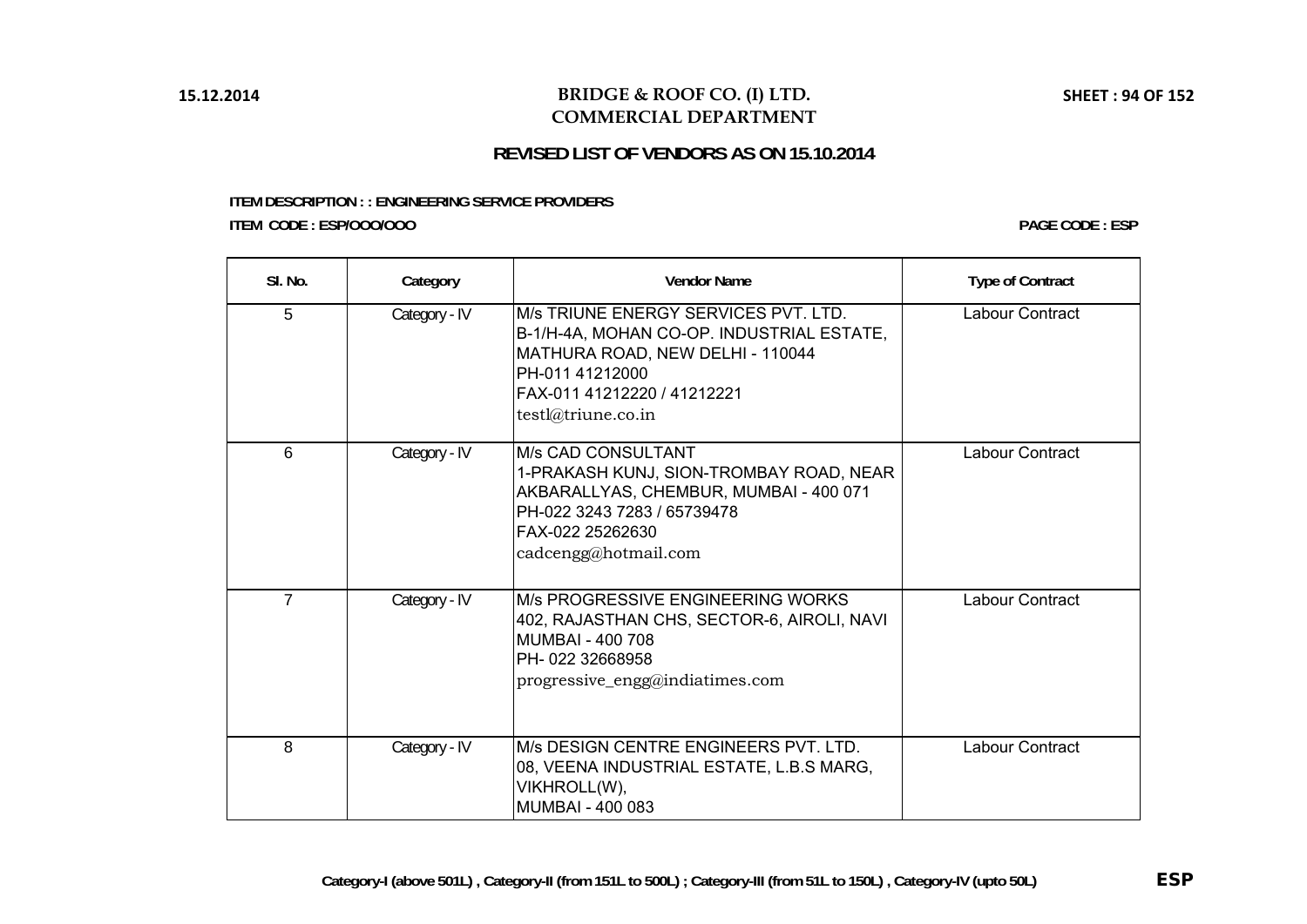# BRIDGE & ROOF CO. (I) LTD.
## COMMERCIAL DEPARTMENT

### REVISED LIST OF VENDORS AS ON 15.10.2014

**ITEM DESCRIPTION : : ENGINEERING SERVICE PROVIDERS**

**ITEM CODE : ESP/OOO/OOO**

**PAGE CODE : ESP**

| Sl. No. | Category | Vendor Name | Type of Contract |
|---|---|---|---|
| 5 | Category - IV | M/s TRIUNE ENERGY SERVICES PVT. LTD.<br>B-1/H-4A, MOHAN CO-OP. INDUSTRIAL ESTATE, MATHURA ROAD, NEW DELHI - 110044<br>PH-011 41212000<br>FAX-011 41212220 / 41212221<br>testl@triune.co.in | Labour Contract |
| 6 | Category - IV | M/s CAD CONSULTANT<br>1-PRAKASH KUNJ, SION-TROMBAY ROAD, NEAR AKBARALLYAS, CHEMBUR, MUMBAI - 400 071<br>PH-022 3243 7283 / 65739478<br>FAX-022 25262630<br>cadcengg@hotmail.com | Labour Contract |
| 7 | Category - IV | M/s PROGRESSIVE ENGINEERING WORKS<br>402, RAJASTHAN CHS, SECTOR-6, AIROLI, NAVI MUMBAI - 400 708<br>PH- 022 32668958<br>progressive_engg@indiatimes.com | Labour Contract |
| 8 | Category - IV | M/s DESIGN CENTRE ENGINEERS PVT. LTD.<br>08, VEENA INDUSTRIAL ESTATE, L.B.S MARG, VIKHROLL(W),<br>MUMBAI - 400 083 | Labour Contract |

**Category-I (above 501L) , Category-II (from 151L to 500L) ; Category-III (from 51L to 150L) , Category-IV (upto 50L)**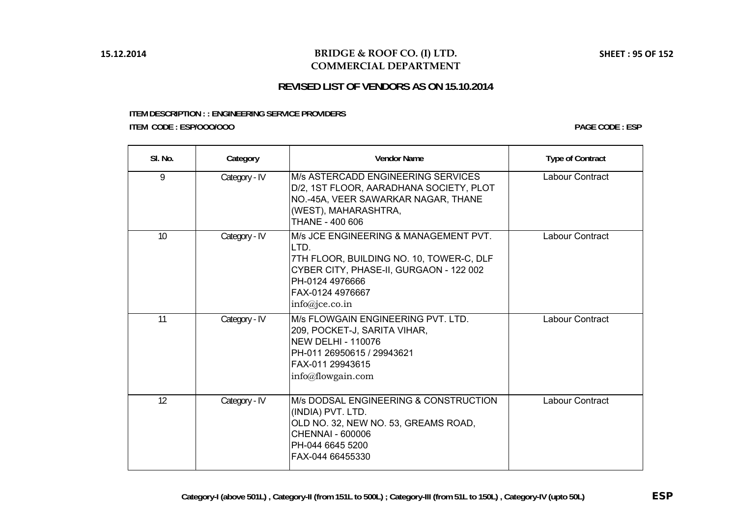# BRIDGE & ROOF CO. (I) LTD.
## COMMERCIAL DEPARTMENT

### REVISED LIST OF VENDORS AS ON 15.10.2014

**ITEM DESCRIPTION : : ENGINEERING SERVICE PROVIDERS**

**ITEM CODE : ESP/OOO/OOO** **PAGE CODE : ESP**

| Sl. No. | Category | Vendor Name | Type of Contract |
|---|---|---|---|
| 9 | Category - IV | M/s ASTERCADD ENGINEERING SERVICES<br>D/2, 1ST FLOOR, AARADHANA SOCIETY, PLOT NO.-45A, VEER SAWARKAR NAGAR, THANE (WEST), MAHARASHTRA,<br>THANE - 400 606 | Labour Contract |
| 10 | Category - IV | M/s JCE ENGINEERING & MANAGEMENT PVT. LTD.<br>7TH FLOOR, BUILDING NO. 10, TOWER-C, DLF CYBER CITY, PHASE-II, GURGAON - 122 002<br>PH-0124 4976666<br>FAX-0124 4976667<br>info@jce.co.in | Labour Contract |
| 11 | Category - IV | M/s FLOWGAIN ENGINEERING PVT. LTD.<br>209, POCKET-J, SARITA VIHAR,<br>NEW DELHI - 110076<br>PH-011 26950615 / 29943621<br>FAX-011 29943615<br>info@flowgain.com | Labour Contract |
| 12 | Category - IV | M/s DODSAL ENGINEERING & CONSTRUCTION (INDIA) PVT. LTD.<br>OLD NO. 32, NEW NO. 53, GREAMS ROAD,<br>CHENNAI - 600006<br>PH-044 6645 5200<br>FAX-044 66455330 | Labour Contract |

Category-I (above 501L) , Category-II (from 151L to 500L) ; Category-III (from 51L to 150L) , Category-IV (upto 50L)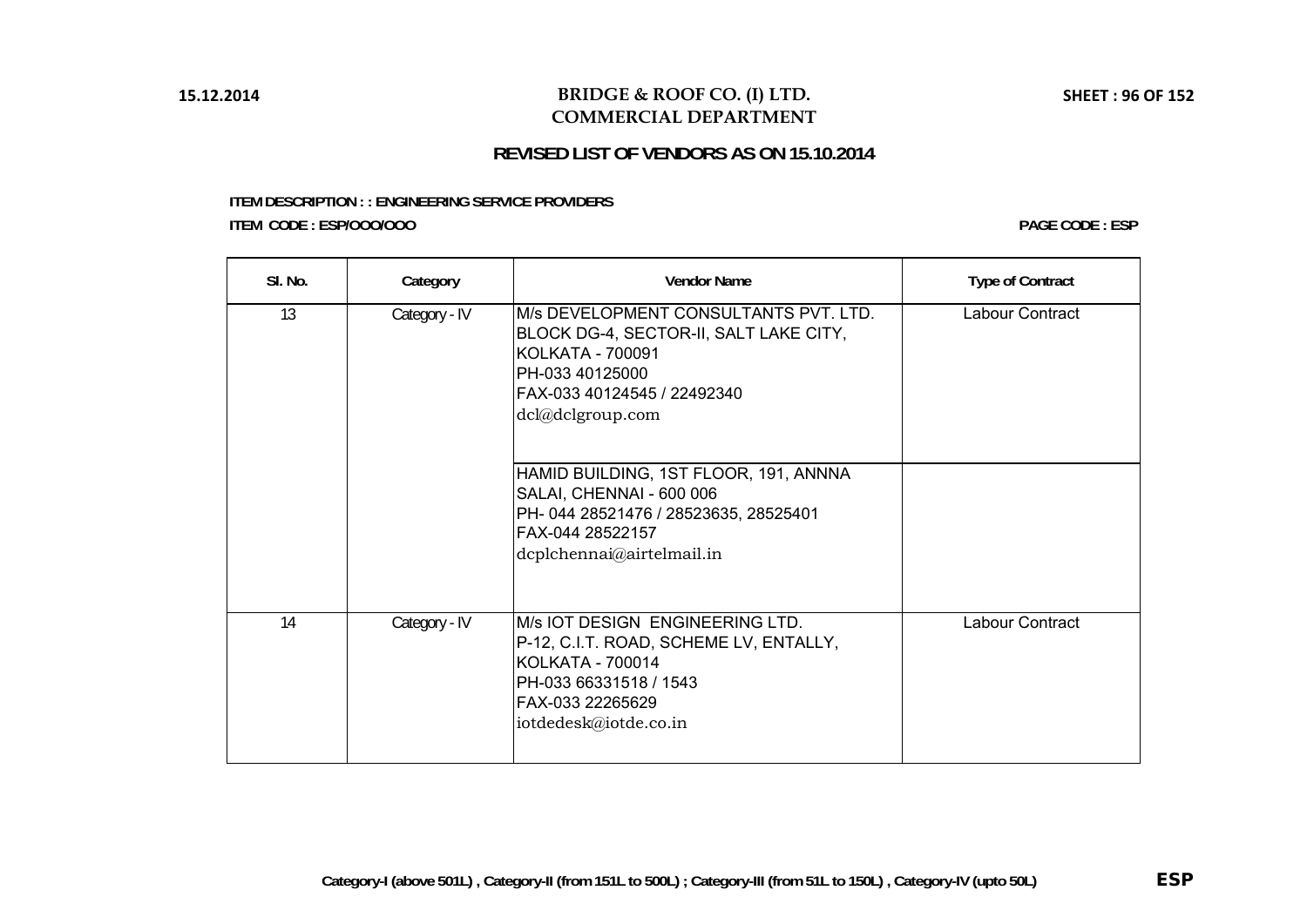# BRIDGE & ROOF CO. (I) LTD.
## COMMERCIAL DEPARTMENT

### REVISED LIST OF VENDORS AS ON 15.10.2014

**ITEM DESCRIPTION : : ENGINEERING SERVICE PROVIDERS**

**ITEM CODE : ESP/OOO/OOO**

**PAGE CODE : ESP**

| Sl. No. | Category | Vendor Name | Type of Contract |
|---|---|---|---|
| 13 | Category - IV | M/s DEVELOPMENT CONSULTANTS PVT. LTD.<br>BLOCK DG-4, SECTOR-II, SALT LAKE CITY,<br>KOLKATA - 700091<br>PH-033 40125000<br>FAX-033 40124545 / 22492340<br>dcl@dclgroup.com | Labour Contract |
| | | HAMID BUILDING, 1ST FLOOR, 191, ANNNA SALAI, CHENNAI - 600 006<br>PH- 044 28521476 / 28523635, 28525401<br>FAX-044 28522157<br>dcplchennai@airtelmail.in | |
| 14 | Category - IV | M/s IOT DESIGN ENGINEERING LTD.<br>P-12, C.I.T. ROAD, SCHEME LV, ENTALLY,<br>KOLKATA - 700014<br>PH-033 66331518 / 1543<br>FAX-033 22265629<br>iotdedesk@iotde.co.in | Labour Contract |

**Category-I (above 501L) , Category-II (from 151L to 500L) ; Category-III (from 51L to 150L) , Category-IV (upto 50L)**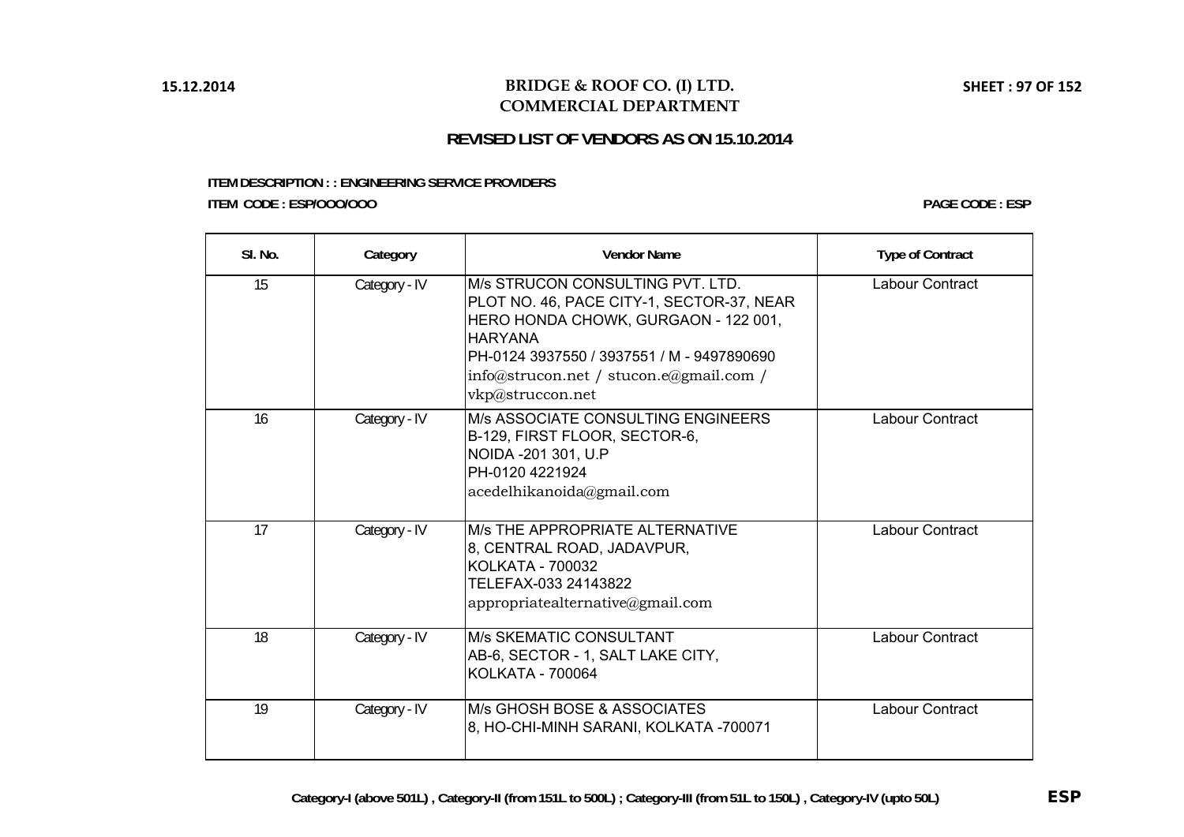# BRIDGE & ROOF CO. (I) LTD.
## COMMERCIAL DEPARTMENT

### REVISED LIST OF VENDORS AS ON 15.10.2014

**ITEM DESCRIPTION : : ENGINEERING SERVICE PROVIDERS**

**ITEM CODE : ESP/OOO/OOO** | **PAGE CODE : ESP**

| Sl. No. | Category | Vendor Name | Type of Contract |
|---|---|---|---|
| 15 | Category - IV | M/s STRUCON CONSULTING PVT. LTD.<br>PLOT NO. 46, PACE CITY-1, SECTOR-37, NEAR HERO HONDA CHOWK, GURGAON - 122 001, HARYANA<br>PH-0124 3937550 / 3937551 / M - 9497890690<br>info@strucon.net / stucon.e@gmail.com / vkp@struccon.net | Labour Contract |
| 16 | Category - IV | M/s ASSOCIATE CONSULTING ENGINEERS<br>B-129, FIRST FLOOR, SECTOR-6,<br>NOIDA -201 301, U.P<br>PH-0120 4221924<br>acedelhikanoida@gmail.com | Labour Contract |
| 17 | Category - IV | M/s THE APPROPRIATE ALTERNATIVE<br>8, CENTRAL ROAD, JADAVPUR,<br>KOLKATA - 700032<br>TELEFAX-033 24143822<br>appropriatealternative@gmail.com | Labour Contract |
| 18 | Category - IV | M/s SKEMATIC CONSULTANT<br>AB-6, SECTOR - 1, SALT LAKE CITY,<br>KOLKATA - 700064 | Labour Contract |
| 19 | Category - IV | M/s GHOSH BOSE & ASSOCIATES<br>8, HO-CHI-MINH SARANI, KOLKATA -700071 | Labour Contract |

**Category-I (above 501L) , Category-II (from 151L to 500L) ; Category-III (from 51L to 150L) , Category-IV (upto 50L)**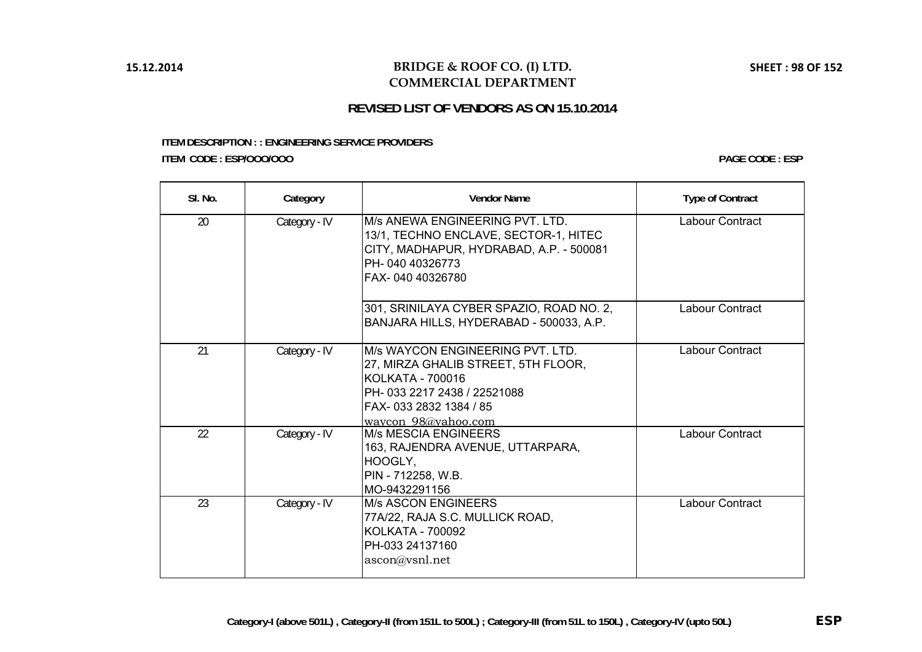# BRIDGE & ROOF CO. (I) LTD.
## COMMERCIAL DEPARTMENT

### REVISED LIST OF VENDORS AS ON 15.10.2014

**ITEM DESCRIPTION : : ENGINEERING SERVICE PROVIDERS**

**ITEM CODE : ESP/OOO/OOO**

**PAGE CODE : ESP**

| Sl. No. | Category | Vendor Name | Type of Contract |
|---|---|---|---|
| 20 | Category - IV | M/s ANEWA ENGINEERING PVT. LTD.<br>13/1, TECHNO ENCLAVE, SECTOR-1, HITEC CITY, MADHAPUR, HYDRABAD, A.P. - 500081<br>PH- 040 40326773<br>FAX- 040 40326780 | Labour Contract |
| | | 301, SRINILAYA CYBER SPAZIO, ROAD NO. 2, BANJARA HILLS, HYDERABAD - 500033, A.P. | Labour Contract |
| 21 | Category - IV | M/s WAYCON ENGINEERING PVT. LTD.<br>27, MIRZA GHALIB STREET, 5TH FLOOR, KOLKATA - 700016<br>PH- 033 2217 2438 / 22521088<br>FAX- 033 2832 1384 / 85<br>waycon_98@yahoo.com | Labour Contract |
| 22 | Category - IV | M/s MESCIA ENGINEERS<br>163, RAJENDRA AVENUE, UTTARPARA, HOOGLY,<br>PIN - 712258, W.B.<br>MO-9432291156 | Labour Contract |
| 23 | Category - IV | M/s ASCON ENGINEERS<br>77A/22, RAJA S.C. MULLICK ROAD, KOLKATA - 700092<br>PH-033 24137160<br>ascon@vsnl.net | Labour Contract |

**Category-I (above 501L) , Category-II (from 151L to 500L) ; Category-III (from 51L to 150L) , Category-IV (upto 50L)**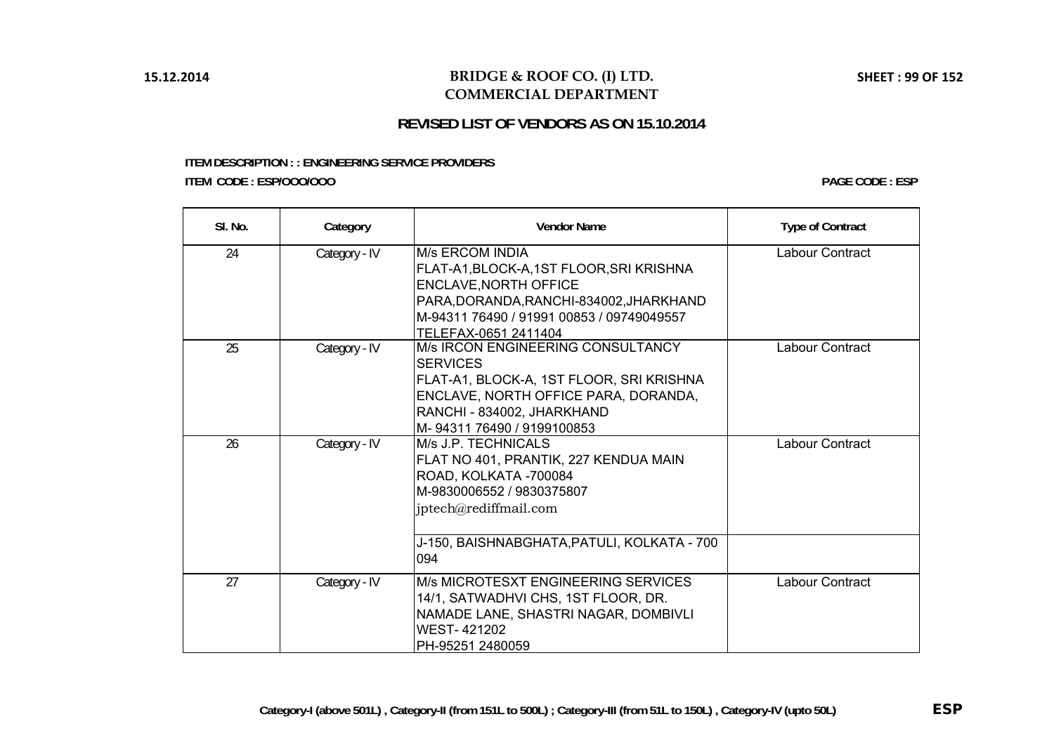**BRIDGE & ROOF CO. (I) LTD.**
**COMMERCIAL DEPARTMENT**

## REVISED LIST OF VENDORS AS ON 15.10.2014

**ITEM DESCRIPTION : : ENGINEERING SERVICE PROVIDERS**

**ITEM CODE : ESP/OOO/OOO**

**PAGE CODE : ESP**

| Sl. No. | Category | Vendor Name | Type of Contract |
|---|---|---|---|
| 24 | Category - IV | M/s ERCOM INDIA<br>FLAT-A1,BLOCK-A,1ST FLOOR,SRI KRISHNA ENCLAVE,NORTH OFFICE PARA,DORANDA,RANCHI-834002,JHARKHAND<br>M-94311 76490 / 91991 00853 / 09749049557<br>TELEFAX-0651 2411404 | Labour Contract |
| 25 | Category - IV | M/s IRCON ENGINEERING CONSULTANCY SERVICES<br>FLAT-A1, BLOCK-A, 1ST FLOOR, SRI KRISHNA ENCLAVE, NORTH OFFICE PARA, DORANDA, RANCHI - 834002, JHARKHAND<br>M- 94311 76490 / 9199100853 | Labour Contract |
| 26 | Category - IV | M/s J.P. TECHNICALS<br>FLAT NO 401, PRANTIK, 227 KENDUA MAIN ROAD, KOLKATA -700084<br>M-9830006552 / 9830375807<br>jptech@rediffmail.com | Labour Contract |
| | | J-150, BAISHNABGHATA,PATULI, KOLKATA - 700 094 | |
| 27 | Category - IV | M/s MICROTESXT ENGINEERING SERVICES<br>14/1, SATWADHVI CHS, 1ST FLOOR, DR. NAMADE LANE, SHASTRI NAGAR, DOMBIVLI WEST- 421202<br>PH-95251 2480059 | Labour Contract |

**Category-I (above 501L) , Category-II (from 151L to 500L) ; Category-III (from 51L to 150L) , Category-IV (upto 50L)**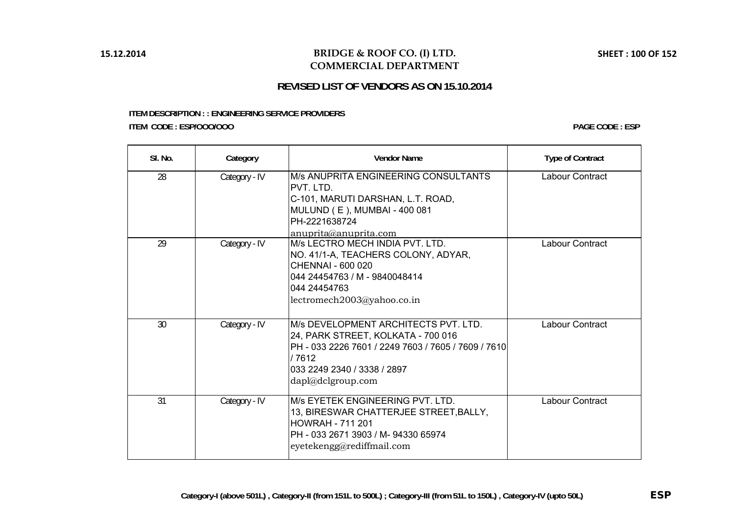# BRIDGE & ROOF CO. (I) LTD.
## COMMERCIAL DEPARTMENT

### REVISED LIST OF VENDORS AS ON 15.10.2014

**ITEM DESCRIPTION : : ENGINEERING SERVICE PROVIDERS**

**ITEM CODE : ESP/OOO/OOO**

**PAGE CODE : ESP**

| Sl. No. | Category | Vendor Name | Type of Contract |
|---|---|---|---|
| 28 | Category - IV | M/s ANUPRITA ENGINEERING CONSULTANTS PVT. LTD.<br>C-101, MARUTI DARSHAN, L.T. ROAD,<br>MULUND ( E ), MUMBAI - 400 081<br>PH-2221638724<br>anuprita@anuprita.com | Labour Contract |
| 29 | Category - IV | M/s LECTRO MECH INDIA PVT. LTD.<br>NO. 41/1-A, TEACHERS COLONY, ADYAR,<br>CHENNAI - 600 020<br>044 24454763 / M - 9840048414<br>044 24454763<br>lectromech2003@yahoo.co.in | Labour Contract |
| 30 | Category - IV | M/s DEVELOPMENT ARCHITECTS PVT. LTD.<br>24, PARK STREET, KOLKATA - 700 016<br>PH - 033 2226 7601 / 2249 7603 / 7605 / 7609 / 7610 / 7612<br>033 2249 2340 / 3338 / 2897<br>dapl@dclgroup.com | Labour Contract |
| 31 | Category - IV | M/s EYETEK ENGINEERING PVT. LTD.<br>13, BIRESWAR CHATTERJEE STREET,BALLY,<br>HOWRAH - 711 201<br>PH - 033 2671 3903 / M- 94330 65974<br>eyetekengg@rediffmail.com | Labour Contract |

**Category-I (above 501L) , Category-II (from 151L to 500L) ; Category-III (from 51L to 150L) , Category-IV (upto 50L)**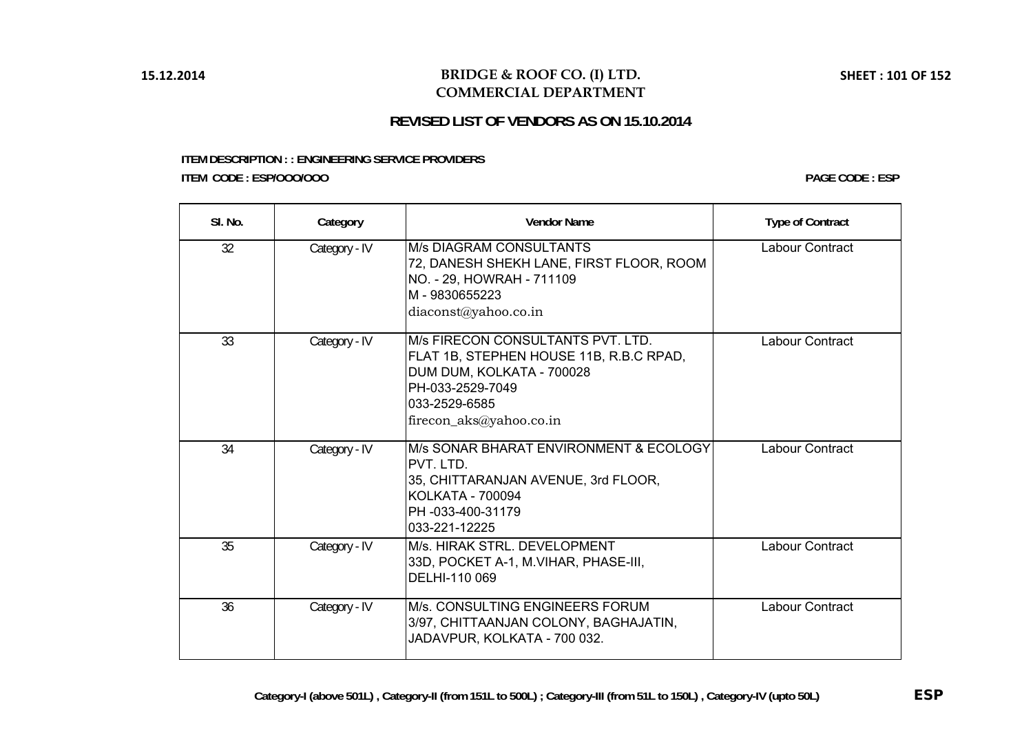# BRIDGE & ROOF CO. (I) LTD.
## COMMERCIAL DEPARTMENT

### REVISED LIST OF VENDORS AS ON 15.10.2014

**ITEM DESCRIPTION : : ENGINEERING SERVICE PROVIDERS**

**ITEM CODE : ESP/OOO/OOO** **PAGE CODE : ESP**

| Sl. No. | Category | Vendor Name | Type of Contract |
|---|---|---|---|
| 32 | Category - IV | M/s DIAGRAM CONSULTANTS<br>72, DANESH SHEKH LANE, FIRST FLOOR, ROOM NO. - 29, HOWRAH - 711109<br>M - 9830655223<br>diaconst@yahoo.co.in | Labour Contract |
| 33 | Category - IV | M/s FIRECON CONSULTANTS PVT. LTD.<br>FLAT 1B, STEPHEN HOUSE 11B, R.B.C RPAD, DUM DUM, KOLKATA - 700028<br>PH-033-2529-7049<br>033-2529-6585<br>firecon_aks@yahoo.co.in | Labour Contract |
| 34 | Category - IV | M/s SONAR BHARAT ENVIRONMENT & ECOLOGY PVT. LTD.<br>35, CHITTARANJAN AVENUE, 3rd FLOOR, KOLKATA - 700094<br>PH -033-400-31179<br>033-221-12225 | Labour Contract |
| 35 | Category - IV | M/s. HIRAK STRL. DEVELOPMENT<br>33D, POCKET A-1, M.VIHAR, PHASE-III, DELHI-110 069 | Labour Contract |
| 36 | Category - IV | M/s. CONSULTING ENGINEERS FORUM<br>3/97, CHITTAANJAN COLONY, BAGHAJATIN, JADAVPUR, KOLKATA - 700 032. | Labour Contract |

**Category-I (above 501L) , Category-II (from 151L to 500L) ; Category-III (from 51L to 150L) , Category-IV (upto 50L)**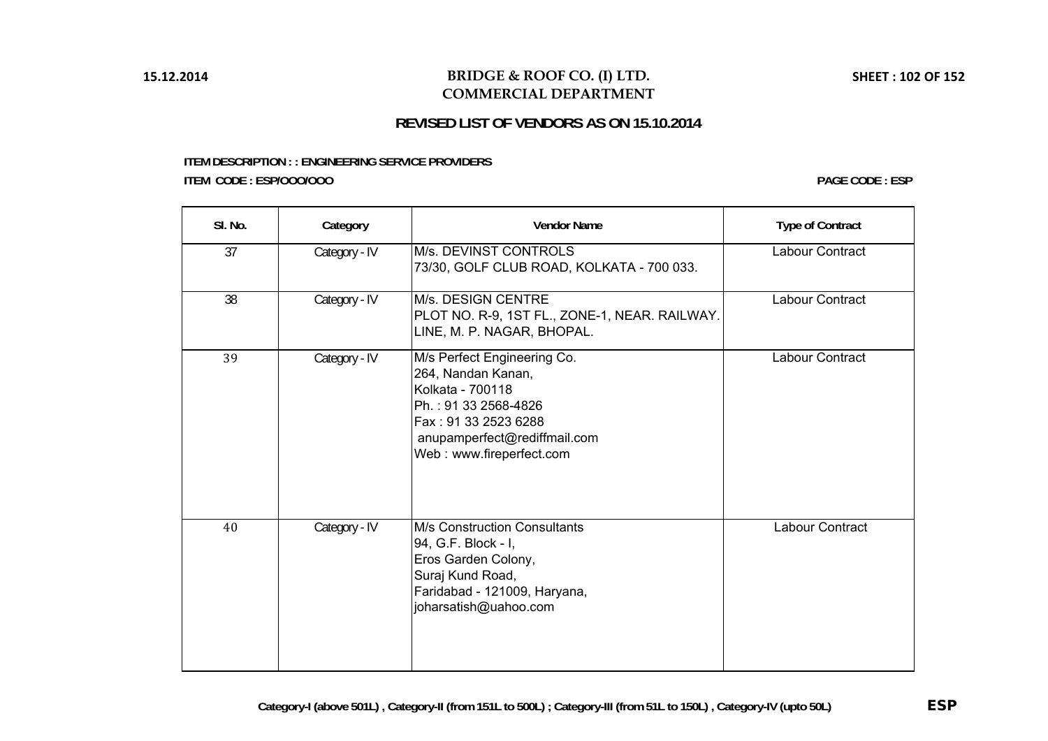# BRIDGE & ROOF CO. (I) LTD.
## COMMERCIAL DEPARTMENT

### REVISED LIST OF VENDORS AS ON 15.10.2014

**ITEM DESCRIPTION : : ENGINEERING SERVICE PROVIDERS**

**ITEM CODE : ESP/OOO/OOO**

**PAGE CODE : ESP**

| Sl. No. | Category | Vendor Name | Type of Contract |
|---|---|---|---|
| 37 | Category - IV | M/s. DEVINST CONTROLS<br>73/30, GOLF CLUB ROAD, KOLKATA - 700 033. | Labour Contract |
| 38 | Category - IV | M/s. DESIGN CENTRE<br>PLOT NO. R-9, 1ST FL., ZONE-1, NEAR. RAILWAY. LINE, M. P. NAGAR, BHOPAL. | Labour Contract |
| 39 | Category - IV | M/s Perfect Engineering Co.<br>264, Nandan Kanan,<br>Kolkata - 700118<br>Ph. : 91 33 2568-4826<br>Fax : 91 33 2523 6288<br>anupamperfect@rediffmail.com<br>Web : www.fireperfect.com | Labour Contract |
| 40 | Category - IV | M/s Construction Consultants<br>94, G.F. Block - I,<br>Eros Garden Colony,<br>Suraj Kund Road,<br>Faridabad - 121009, Haryana,<br>joharsatish@uahoo.com | Labour Contract |

**Category-I (above 501L) , Category-II (from 151L to 500L) ; Category-III (from 51L to 150L) , Category-IV (upto 50L)**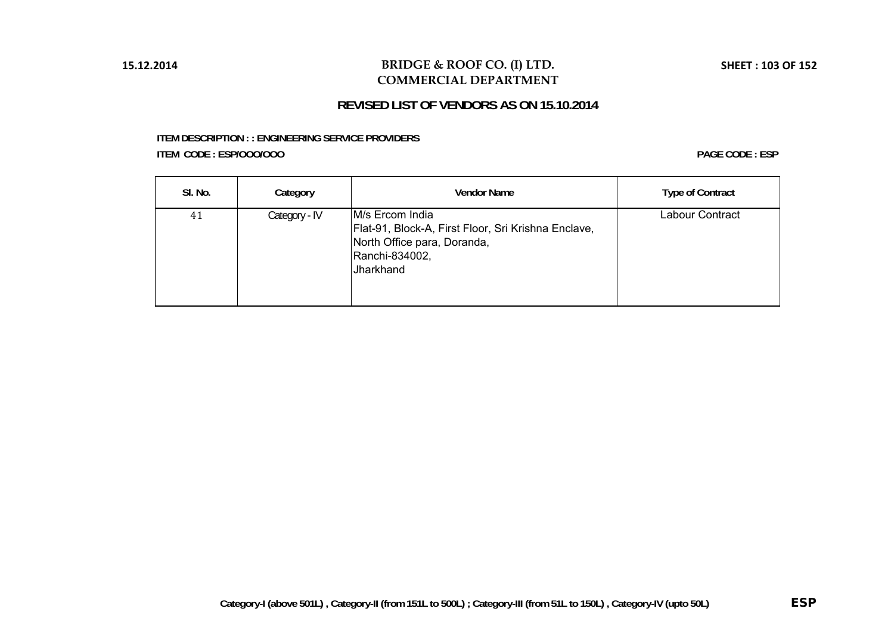# BRIDGE & ROOF CO. (I) LTD.
## COMMERCIAL DEPARTMENT

### REVISED LIST OF VENDORS AS ON 15.10.2014

**ITEM DESCRIPTION : : ENGINEERING SERVICE PROVIDERS**

**ITEM CODE : ESP/OOO/OOO**

**PAGE CODE : ESP**

| Sl. No. | Category | Vendor Name | Type of Contract |
|---|---|---|---|
| 41 | Category - IV | M/s Ercom India<br>Flat-91, Block-A, First Floor, Sri Krishna Enclave,<br>North Office para, Doranda,<br>Ranchi-834002,<br>Jharkhand | Labour Contract |

Category-I (above 501L) , Category-II (from 151L to 500L) ; Category-III (from 51L to 150L) , Category-IV (upto 50L)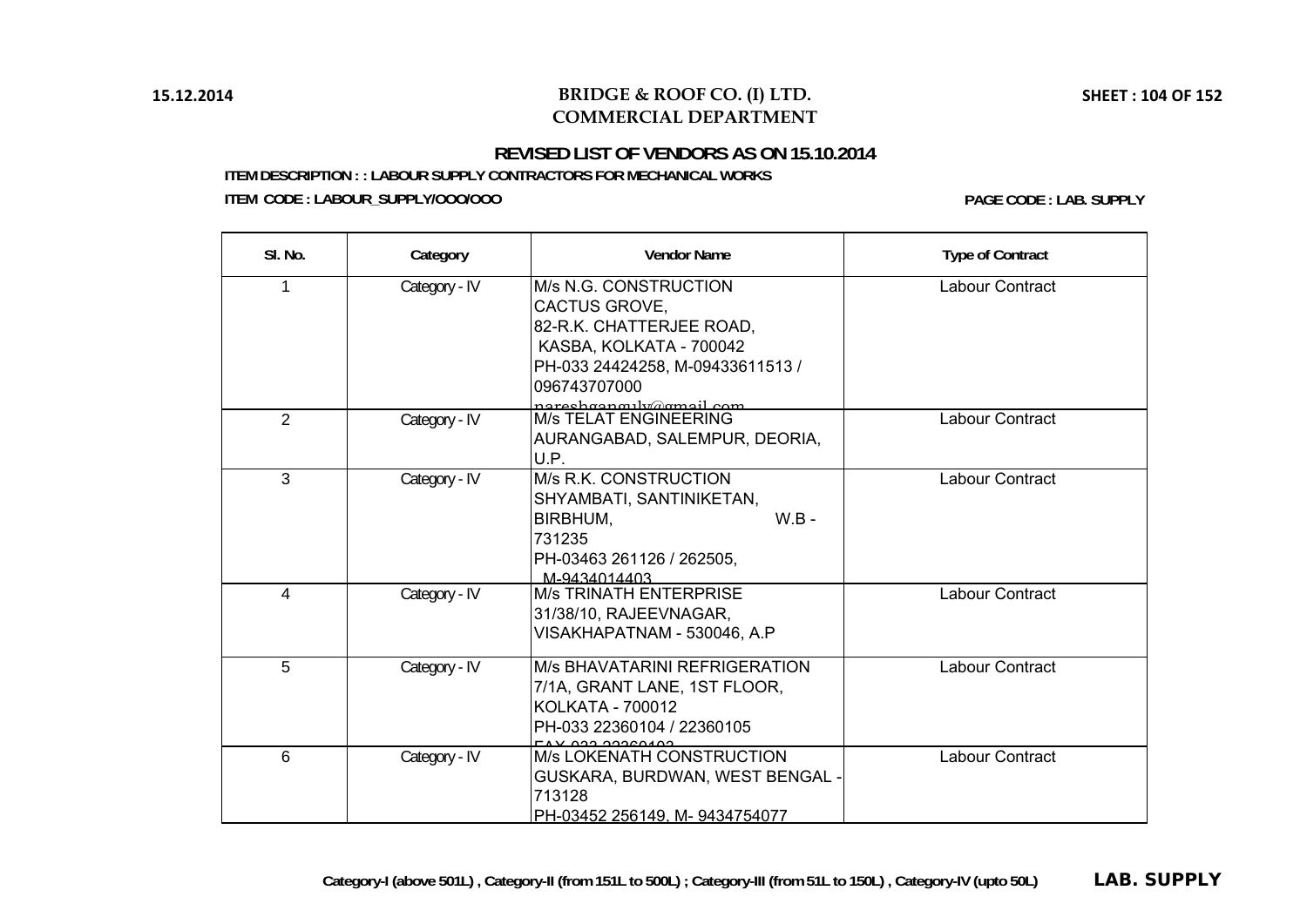15.12.2014

# BRIDGE & ROOF CO. (I) LTD.
## COMMERCIAL DEPARTMENT

### REVISED LIST OF VENDORS AS ON 15.10.2014

**ITEM DESCRIPTION : : LABOUR SUPPLY CONTRACTORS FOR MECHANICAL WORKS**

**ITEM CODE : LABOUR_SUPPLY/OOO/OOO**

**PAGE CODE : LAB. SUPPLY**

| Sl. No. | Category | Vendor Name | Type of Contract |
|---|---|---|---|
| 1 | Category - IV | M/s N.G. CONSTRUCTION<br>CACTUS GROVE,<br>82-R.K. CHATTERJEE ROAD,<br>KASBA, KOLKATA - 700042<br>PH-033 24424258, M-09433611513 / 096743707000<br>nareshganguly@gmail.com | Labour Contract |
| 2 | Category - IV | M/s TELAT ENGINEERING<br>AURANGABAD, SALEMPUR, DEORIA, U.P. | Labour Contract |
| 3 | Category - IV | M/s R.K. CONSTRUCTION<br>SHYAMBATI, SANTINIKETAN,<br>BIRBHUM, W.B - 731235<br>PH-03463 261126 / 262505,<br>M-9434014403 | Labour Contract |
| 4 | Category - IV | M/s TRINATH ENTERPRISE<br>31/38/10, RAJEEVNAGAR,<br>VISAKHAPATNAM - 530046, A.P | Labour Contract |
| 5 | Category - IV | M/s BHAVATARINI REFRIGERATION<br>7/1A, GRANT LANE, 1ST FLOOR,<br>KOLKATA - 700012<br>PH-033 22360104 / 22360105<br>FAX 033 22360103 | Labour Contract |
| 6 | Category - IV | M/s LOKENATH CONSTRUCTION<br>GUSKARA, BURDWAN, WEST BENGAL - 713128<br>PH-03452 256149, M- 9434754077 | Labour Contract |

**Category-I (above 501L) , Category-II (from 151L to 500L) ; Category-III (from 51L to 150L) , Category-IV (upto 50L)** **LAB. SUPPLY**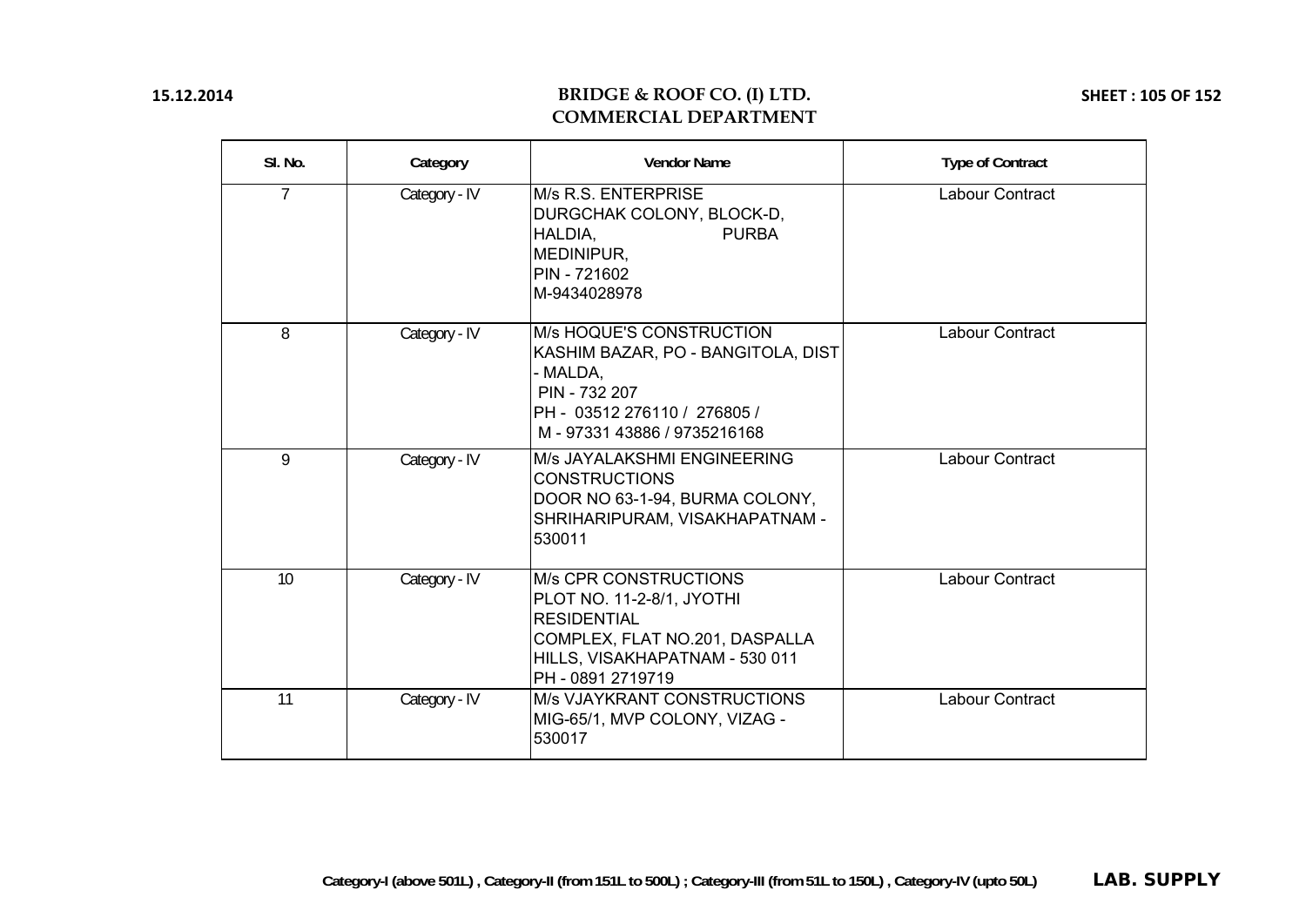**BRIDGE & ROOF CO. (I) LTD.**
**COMMERCIAL DEPARTMENT**

15.12.2014

| Sl. No. | Category | Vendor Name | Type of Contract |
|---|---|---|---|
| 7 | Category - IV | M/s R.S. ENTERPRISE<br>DURGCHAK COLONY, BLOCK-D,<br>HALDIA, PURBA MEDINIPUR,<br>PIN - 721602<br>M-9434028978 | Labour Contract |
| 8 | Category - IV | M/s HOQUE'S CONSTRUCTION<br>KASHIM BAZAR, PO - BANGITOLA, DIST - MALDA,<br>PIN - 732 207<br>PH - 03512 276110 / 276805 /<br>M - 97331 43886 / 9735216168 | Labour Contract |
| 9 | Category - IV | M/s JAYALAKSHMI ENGINEERING CONSTRUCTIONS<br>DOOR NO 63-1-94, BURMA COLONY,<br>SHRIHARIPURAM, VISAKHAPATNAM - 530011 | Labour Contract |
| 10 | Category - IV | M/s CPR CONSTRUCTIONS<br>PLOT NO. 11-2-8/1, JYOTHI RESIDENTIAL<br>COMPLEX, FLAT NO.201, DASPALLA<br>HILLS, VISAKHAPATNAM - 530 011<br>PH - 0891 2719719 | Labour Contract |
| 11 | Category - IV | M/s VJAYKRANT CONSTRUCTIONS<br>MIG-65/1, MVP COLONY, VIZAG - 530017 | Labour Contract |

**Category-I (above 501L) , Category-II (from 151L to 500L) ; Category-III (from 51L to 150L) , Category-IV (upto 50L)**

**LAB. SUPPLY**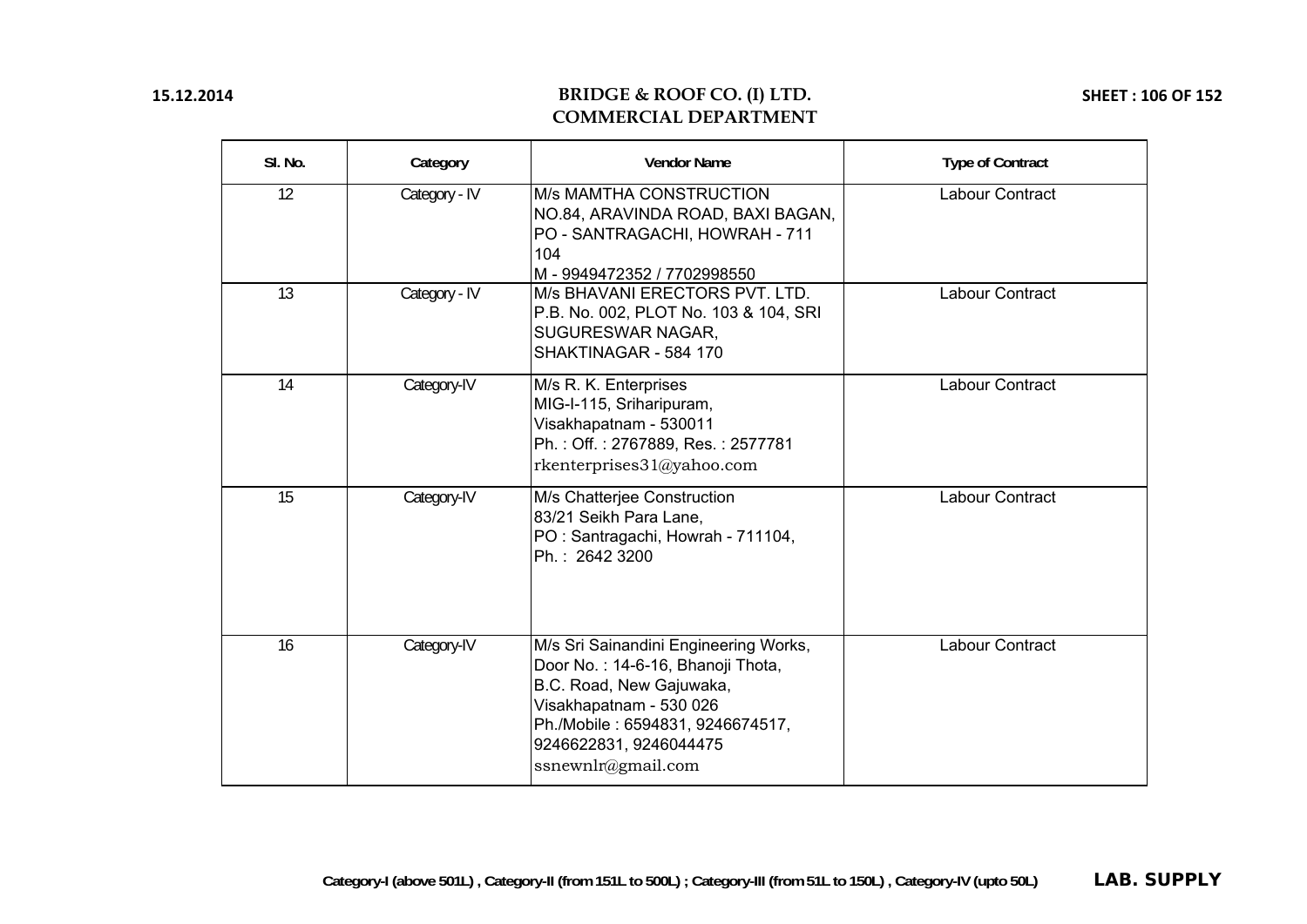# BRIDGE & ROOF CO. (I) LTD.
## COMMERCIAL DEPARTMENT

15.12.2014

| Sl. No. | Category | Vendor Name | Type of Contract |
|---|---|---|---|
| 12 | Category - IV | M/s MAMTHA CONSTRUCTION<br>NO.84, ARAVINDA ROAD, BAXI BAGAN, PO - SANTRAGACHI, HOWRAH - 711 104<br>M - 9949472352 / 7702998550 | Labour Contract |
| 13 | Category - IV | M/s BHAVANI ERECTORS PVT. LTD.<br>P.B. No. 002, PLOT No. 103 & 104, SRI SUGURESWAR NAGAR, SHAKTINAGAR - 584 170 | Labour Contract |
| 14 | Category-IV | M/s R. K. Enterprises<br>MIG-I-115, Sriharipuram,<br>Visakhapatnam - 530011<br>Ph. : Off. : 2767889, Res. : 2577781<br>rkenterprises31@yahoo.com | Labour Contract |
| 15 | Category-IV | M/s Chatterjee Construction<br>83/21 Seikh Para Lane,<br>PO : Santragachi, Howrah - 711104,<br>Ph. : 2642 3200 | Labour Contract |
| 16 | Category-IV | M/s Sri Sainandini Engineering Works,<br>Door No. : 14-6-16, Bhanoji Thota,<br>B.C. Road, New Gajuwaka,<br>Visakhapatnam - 530 026<br>Ph./Mobile : 6594831, 9246674517, 9246622831, 9246044475<br>ssnewnlr@gmail.com | Labour Contract |

**Category-I (above 501L) , Category-II (from 151L to 500L) ; Category-III (from 51L to 150L) , Category-IV (upto 50L)**

**LAB. SUPPLY**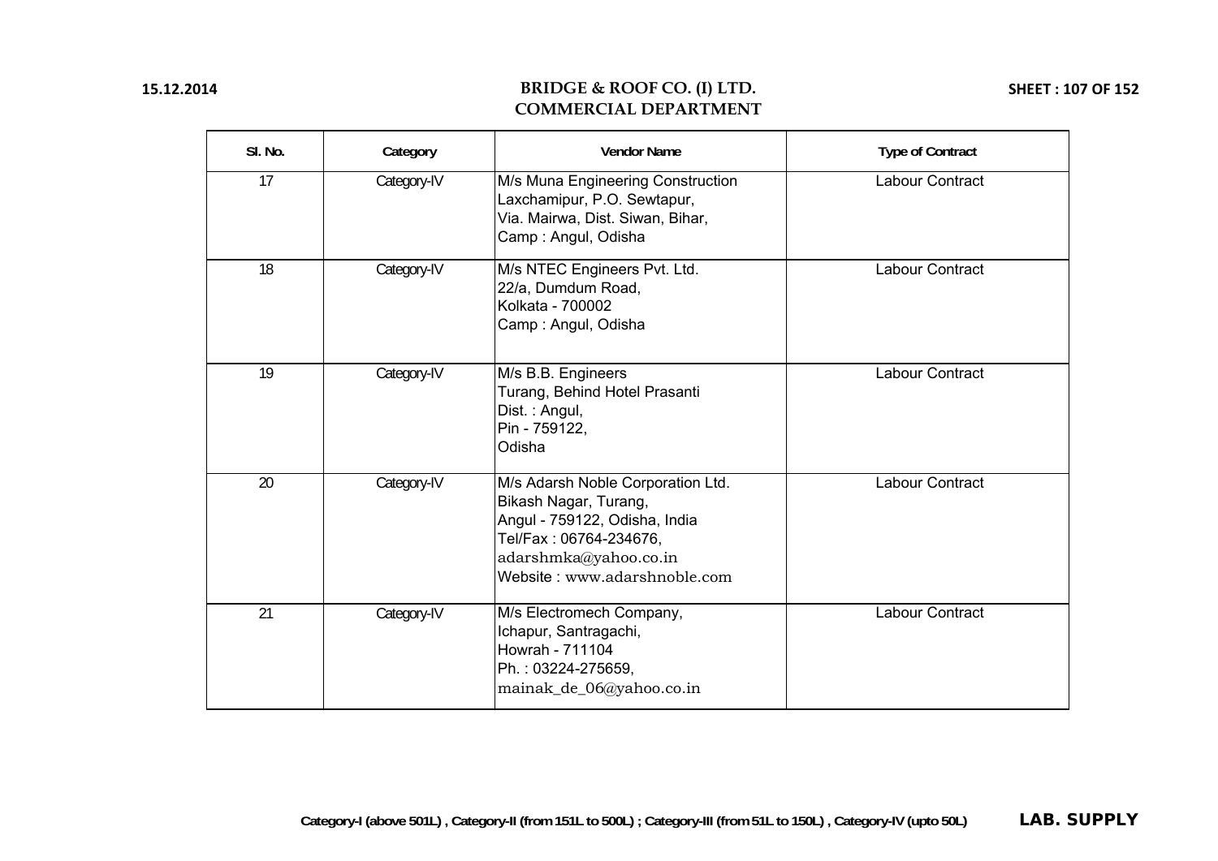| Sl. No. | Category | Vendor Name | Type of Contract |
|---|---|---|---|
| 17 | Category-IV | M/s Muna Engineering Construction<br>Laxchamipur, P.O. Sewtapur,<br>Via. Mairwa, Dist. Siwan, Bihar,<br>Camp : Angul, Odisha | Labour Contract |
| 18 | Category-IV | M/s NTEC Engineers Pvt. Ltd.<br>22/a, Dumdum Road,<br>Kolkata - 700002<br>Camp : Angul, Odisha | Labour Contract |
| 19 | Category-IV | M/s B.B. Engineers<br>Turang, Behind Hotel Prasanti<br>Dist. : Angul,<br>Pin - 759122,<br>Odisha | Labour Contract |
| 20 | Category-IV | M/s Adarsh Noble Corporation Ltd.<br>Bikash Nagar, Turang,<br>Angul - 759122, Odisha, India<br>Tel/Fax : 06764-234676,<br>adarshmka@yahoo.co.in<br>Website : www.adarshnoble.com | Labour Contract |
| 21 | Category-IV | M/s Electromech Company,<br>Ichapur, Santragachi,<br>Howrah - 711104<br>Ph. : 03224-275659,<br>mainak_de_06@yahoo.co.in | Labour Contract |

**Category-I (above 501L) , Category-II (from 151L to 500L) ; Category-III (from 51L to 150L) , Category-IV (upto 50L)**

**LAB. SUPPLY**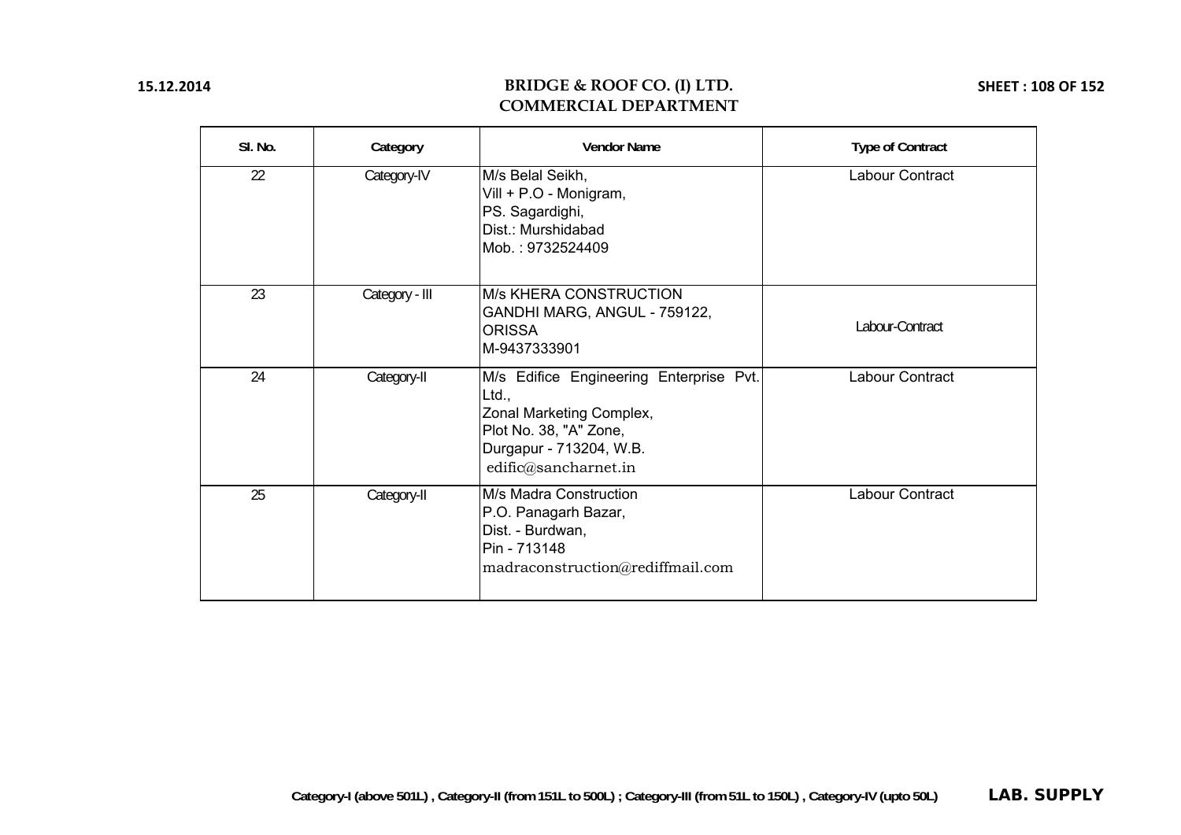# BRIDGE & ROOF CO. (I) LTD.
## COMMERCIAL DEPARTMENT

| Sl. No. | Category | Vendor Name | Type of Contract |
|---|---|---|---|
| 22 | Category-IV | M/s Belal Seikh,<br>Vill + P.O - Monigram,<br>PS. Sagardighi,<br>Dist.: Murshidabad<br>Mob. : 9732524409 | Labour Contract |
| 23 | Category - III | M/s KHERA CONSTRUCTION<br>GANDHI MARG, ANGUL - 759122,<br>ORISSA<br>M-9437333901 | Labour-Contract |
| 24 | Category-II | M/s Edifice Engineering Enterprise Pvt. Ltd.,<br>Zonal Marketing Complex,<br>Plot No. 38, "A" Zone,<br>Durgapur - 713204, W.B.<br>edific@sancharnet.in | Labour Contract |
| 25 | Category-II | M/s Madra Construction<br>P.O. Panagarh Bazar,<br>Dist. - Burdwan,<br>Pin - 713148<br>madraconstruction@rediffmail.com | Labour Contract |

Category-I (above 501L) , Category-II (from 151L to 500L) ; Category-III (from 51L to 150L) , Category-IV (upto 50L)

**LAB. SUPPLY**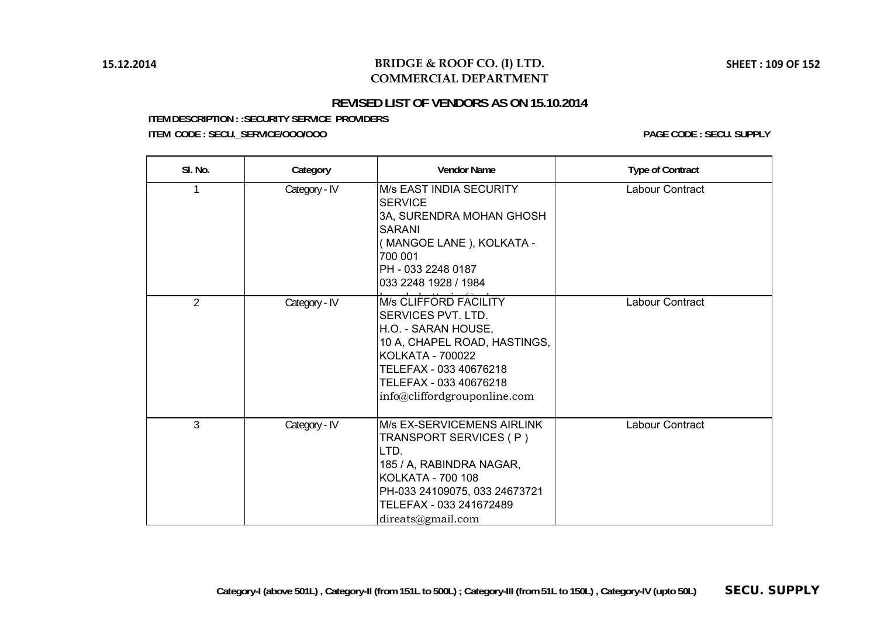# BRIDGE & ROOF CO. (I) LTD.
## COMMERCIAL DEPARTMENT

### REVISED LIST OF VENDORS AS ON 15.10.2014

**ITEM DESCRIPTION : :SECURITY SERVICE PROVIDERS**

**ITEM CODE : SECU._SERVICE/OOO/OOO**

**PAGE CODE : SECU. SUPPLY**

| Sl. No. | Category | Vendor Name | Type of Contract |
|---|---|---|---|
| 1 | Category - IV | M/s EAST INDIA SECURITY SERVICE<br>3A, SURENDRA MOHAN GHOSH SARANI<br>( MANGOE LANE ), KOLKATA - 700 001<br>PH - 033 2248 0187<br>033 2248 1928 / 1984 | Labour Contract |
| 2 | Category - IV | M/s CLIFFORD FACILITY SERVICES PVT. LTD.<br>H.O. - SARAN HOUSE,<br>10 A, CHAPEL ROAD, HASTINGS, KOLKATA - 700022<br>TELEFAX - 033 40676218<br>TELEFAX - 033 40676218<br>info@cliffordgrouponline.com | Labour Contract |
| 3 | Category - IV | M/s EX-SERVICEMENS AIRLINK TRANSPORT SERVICES ( P ) LTD.<br>185 / A, RABINDRA NAGAR, KOLKATA - 700 108<br>PH-033 24109075, 033 24673721<br>TELEFAX - 033 241672489<br>direats@gmail.com | Labour Contract |

**Category-I (above 501L) , Category-II (from 151L to 500L) ; Category-III (from 51L to 150L) , Category-IV (upto 50L)**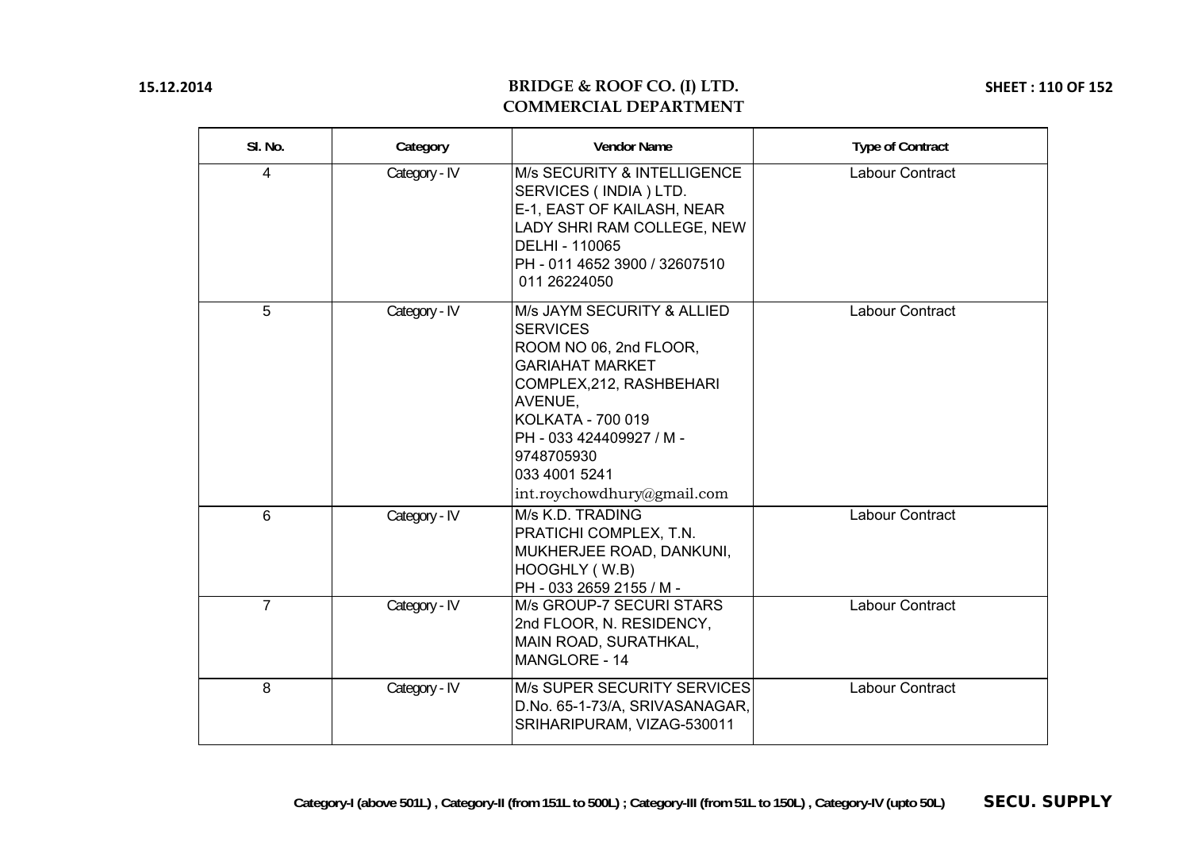15.12.2014

# BRIDGE & ROOF CO. (I) LTD.
## COMMERCIAL DEPARTMENT

| Sl. No. | Category | Vendor Name | Type of Contract |
|---|---|---|---|
| 4 | Category - IV | M/s SECURITY & INTELLIGENCE SERVICES ( INDIA ) LTD. E-1, EAST OF KAILASH, NEAR LADY SHRI RAM COLLEGE, NEW DELHI - 110065 PH - 011 4652 3900 / 32607510 011 26224050 | Labour Contract |
| 5 | Category - IV | M/s JAYM SECURITY & ALLIED SERVICES ROOM NO 06, 2nd FLOOR, GARIAHAT MARKET COMPLEX,212, RASHBEHARI AVENUE, KOLKATA - 700 019 PH - 033 424409927 / M - 9748705930 033 4001 5241 int.roychowdhury@gmail.com | Labour Contract |
| 6 | Category - IV | M/s K.D. TRADING PRATICHI COMPLEX, T.N. MUKHERJEE ROAD, DANKUNI, HOOGHLY ( W.B) PH - 033 2659 2155 / M - | Labour Contract |
| 7 | Category - IV | M/s GROUP-7 SECURI STARS 2nd FLOOR, N. RESIDENCY, MAIN ROAD, SURATHKAL, MANGLORE - 14 | Labour Contract |
| 8 | Category - IV | M/s SUPER SECURITY SERVICES D.No. 65-1-73/A, SRIVASANAGAR, SRIHARIPURAM, VIZAG-530011 | Labour Contract |

Category-I (above 501L) , Category-II (from 151L to 500L) ; Category-III (from 51L to 150L) , Category-IV (upto 50L) **SECU. SUPPLY**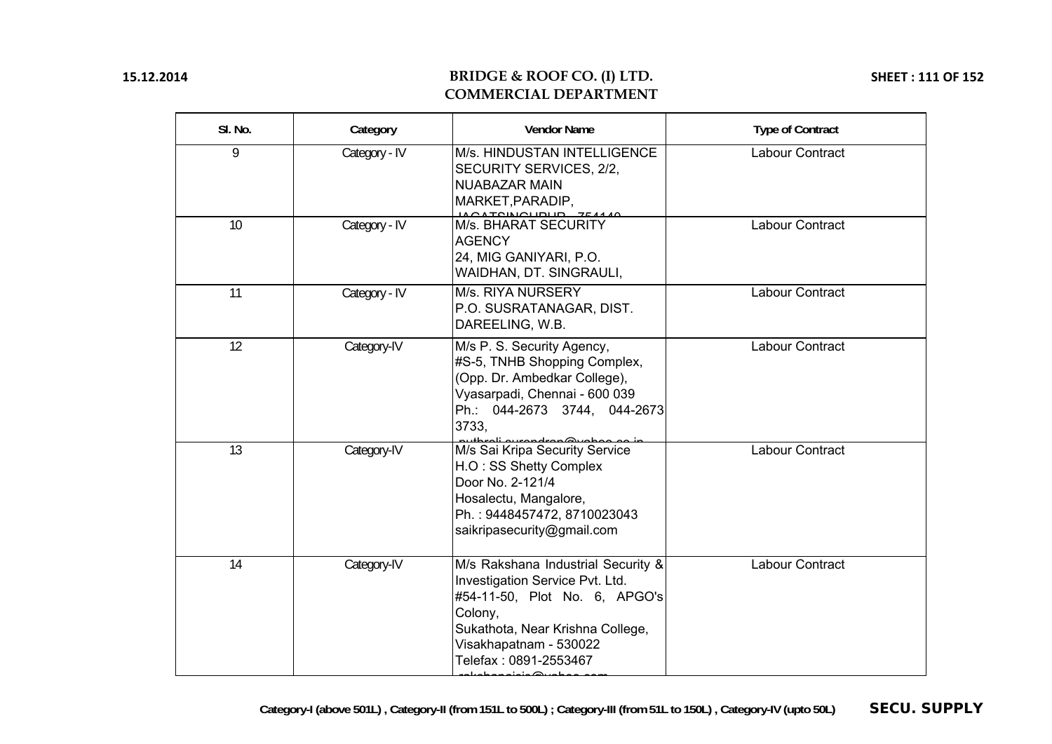# BRIDGE & ROOF CO. (I) LTD.
## COMMERCIAL DEPARTMENT

| Sl. No. | Category | Vendor Name | Type of Contract |
|---|---|---|---|
| 9 | Category - IV | M/s. HINDUSTAN INTELLIGENCE SECURITY SERVICES, 2/2, NUABAZAR MAIN MARKET,PARADIP, JAGATSINGHPUR - 754142 | Labour Contract |
| 10 | Category - IV | M/s. BHARAT SECURITY AGENCY 24, MIG GANIYARI, P.O. WAIDHAN, DT. SINGRAULI, | Labour Contract |
| 11 | Category - IV | M/s. RIYA NURSERY P.O. SUSRATANAGAR, DIST. DAREELING, W.B. | Labour Contract |
| 12 | Category-IV | M/s P. S. Security Agency, #S-5, TNHB Shopping Complex, (Opp. Dr. Ambedkar College), Vyasarpadi, Chennai - 600 039 Ph.: 044-2673 3744, 044-2673 3733, puthroli.surendran@yahoo.co.in | Labour Contract |
| 13 | Category-IV | M/s Sai Kripa Security Service H.O : SS Shetty Complex Door No. 2-121/4 Hosalectu, Mangalore, Ph. : 9448457472, 8710023043 saikripasecurity@gmail.com | Labour Contract |
| 14 | Category-IV | M/s Rakshana Industrial Security & Investigation Service Pvt. Ltd. #54-11-50, Plot No. 6, APGO's Colony, Sukathota, Near Krishna College, Visakhapatnam - 530022 Telefax : 0891-2553467 rakshanaisis@yahoo.com | Labour Contract |

Category-I (above 501L) , Category-II (from 151L to 500L) ; Category-III (from 51L to 150L) , Category-IV (upto 50L) **SECU. SUPPLY**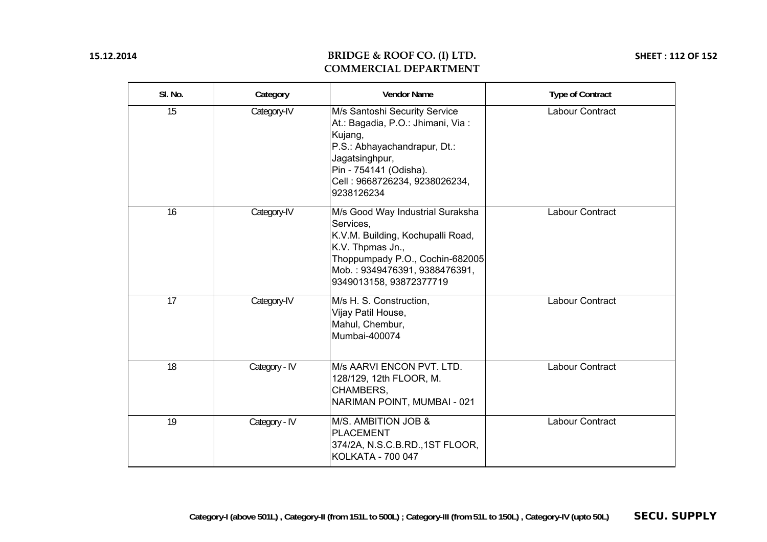15.12.2014

# BRIDGE & ROOF CO. (I) LTD.
## COMMERCIAL DEPARTMENT

| Sl. No. | Category | Vendor Name | Type of Contract |
|---|---|---|---|
| 15 | Category-IV | M/s Santoshi Security Service<br>At.: Bagadia, P.O.: Jhimani, Via : Kujang,<br>P.S.: Abhayachandrapur, Dt.: Jagatsinghpur,<br>Pin - 754141 (Odisha).<br>Cell : 9668726234, 9238026234, 9238126234 | Labour Contract |
| 16 | Category-IV | M/s Good Way Industrial Suraksha Services,<br>K.V.M. Building, Kochupalli Road, K.V. Thpmas Jn.,<br>Thoppumpady P.O., Cochin-682005<br>Mob. : 9349476391, 9388476391, 9349013158, 93872377719 | Labour Contract |
| 17 | Category-IV | M/s H. S. Construction,<br>Vijay Patil House,<br>Mahul, Chembur,<br>Mumbai-400074 | Labour Contract |
| 18 | Category - IV | M/s AARVI ENCON PVT. LTD.<br>128/129, 12th FLOOR, M. CHAMBERS,<br>NARIMAN POINT, MUMBAI - 021 | Labour Contract |
| 19 | Category - IV | M/S. AMBITION JOB & PLACEMENT<br>374/2A, N.S.C.B.RD.,1ST FLOOR,<br>KOLKATA - 700 047 | Labour Contract |

**Category-I (above 501L) , Category-II (from 151L to 500L) ; Category-III (from 51L to 150L) , Category-IV (upto 50L)** **SECU. SUPPLY**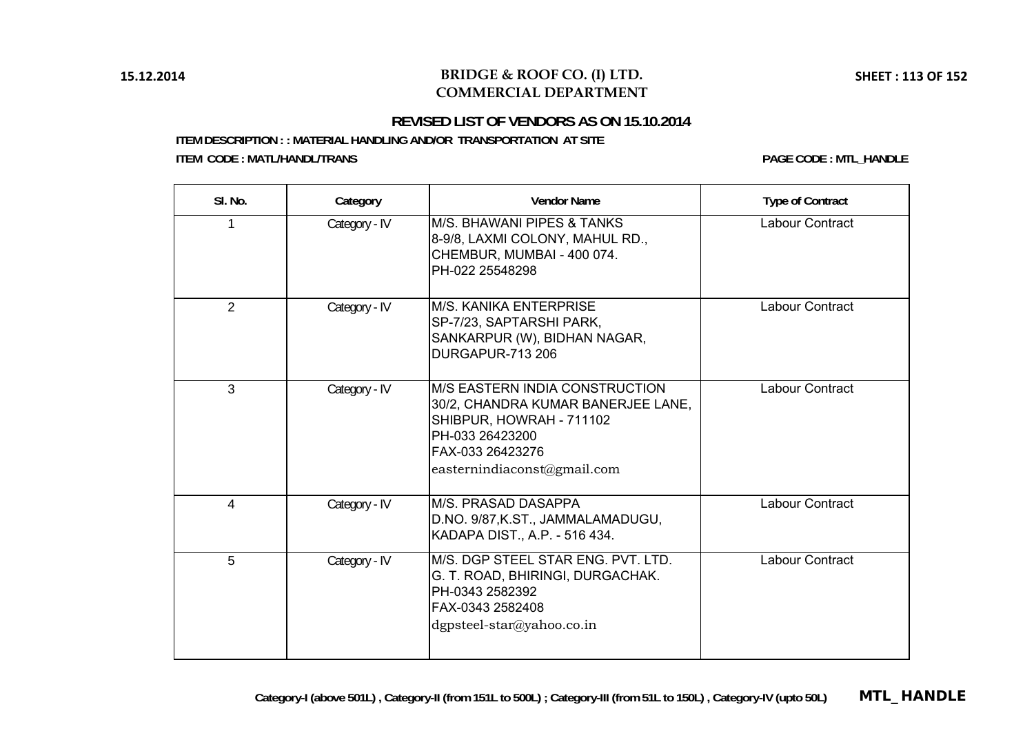# BRIDGE & ROOF CO. (I) LTD.
## COMMERCIAL DEPARTMENT

### REVISED LIST OF VENDORS AS ON 15.10.2014

**ITEM DESCRIPTION : : MATERIAL HANDLING AND/OR TRANSPORTATION AT SITE**

**ITEM CODE : MATL/HANDL/TRANS**

**PAGE CODE : MTL_HANDLE**

| Sl. No. | Category | Vendor Name | Type of Contract |
|---|---|---|---|
| 1 | Category - IV | M/S. BHAWANI PIPES & TANKS<br>8-9/8, LAXMI COLONY, MAHUL RD.,<br>CHEMBUR, MUMBAI - 400 074.<br>PH-022 25548298 | Labour Contract |
| 2 | Category - IV | M/S. KANIKA ENTERPRISE<br>SP-7/23, SAPTARSHI PARK,<br>SANKARPUR (W), BIDHAN NAGAR,<br>DURGAPUR-713 206 | Labour Contract |
| 3 | Category - IV | M/S EASTERN INDIA CONSTRUCTION<br>30/2, CHANDRA KUMAR BANERJEE LANE,<br>SHIBPUR, HOWRAH - 711102<br>PH-033 26423200<br>FAX-033 26423276<br>easternindiaconst@gmail.com | Labour Contract |
| 4 | Category - IV | M/S. PRASAD DASAPPA<br>D.NO. 9/87,K.ST., JAMMALAMADUGU,<br>KADAPA DIST., A.P. - 516 434. | Labour Contract |
| 5 | Category - IV | M/S. DGP STEEL STAR ENG. PVT. LTD.<br>G. T. ROAD, BHIRINGI, DURGACHAK.<br>PH-0343 2582392<br>FAX-0343 2582408<br>dgpsteel-star@yahoo.co.in | Labour Contract |

**Category-I (above 501L) , Category-II (from 151L to 500L) ; Category-III (from 51L to 150L) , Category-IV (upto 50L)**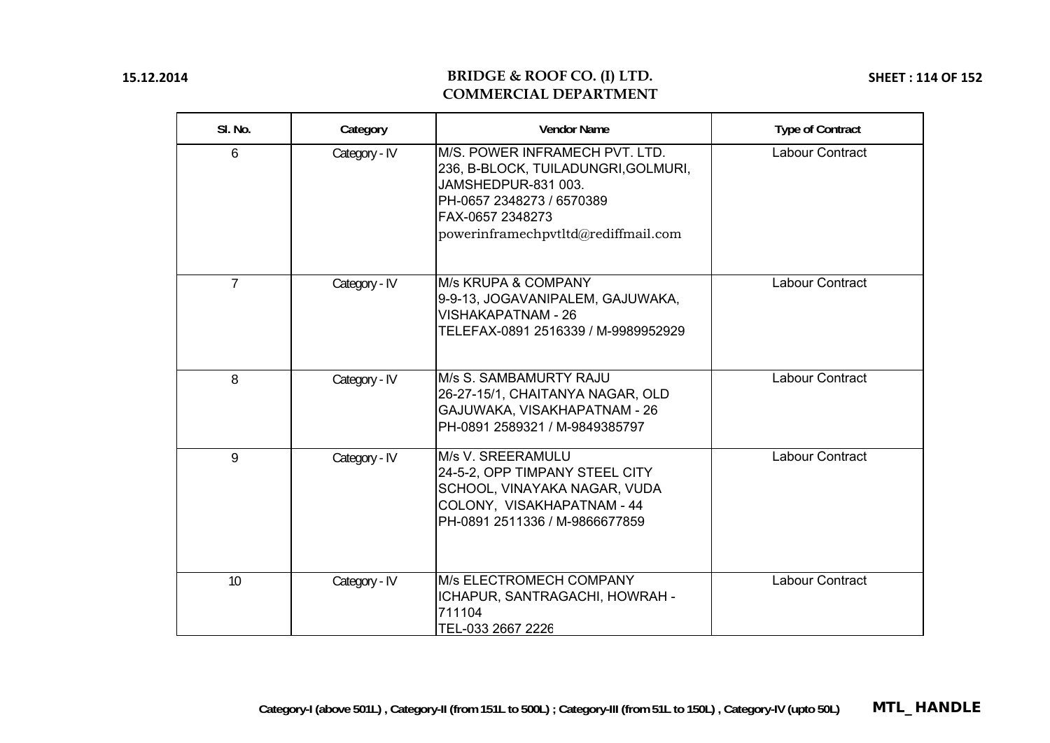# BRIDGE & ROOF CO. (I) LTD.
## COMMERCIAL DEPARTMENT

| Sl. No. | Category | Vendor Name | Type of Contract |
|---|---|---|---|
| 6 | Category - IV | M/S. POWER INFRAMECH PVT. LTD.<br>236, B-BLOCK, TUILADUNGRI,GOLMURI,<br>JAMSHEDPUR-831 003.<br>PH-0657 2348273 / 6570389<br>FAX-0657 2348273<br>powerinframechpvtltd@rediffmail.com | Labour Contract |
| 7 | Category - IV | M/s KRUPA & COMPANY<br>9-9-13, JOGAVANIPALEM, GAJUWAKA,<br>VISHAKAPATNAM - 26<br>TELEFAX-0891 2516339 / M-9989952929 | Labour Contract |
| 8 | Category - IV | M/s S. SAMBAMURTY RAJU<br>26-27-15/1, CHAITANYA NAGAR, OLD<br>GAJUWAKA, VISAKHAPATNAM - 26<br>PH-0891 2589321 / M-9849385797 | Labour Contract |
| 9 | Category - IV | M/s V. SREERAMULU<br>24-5-2, OPP TIMPANY STEEL CITY<br>SCHOOL, VINAYAKA NAGAR, VUDA<br>COLONY, VISAKHAPATNAM - 44<br>PH-0891 2511336 / M-9866677859 | Labour Contract |
| 10 | Category - IV | M/s ELECTROMECH COMPANY<br>ICHAPUR, SANTRAGACHI, HOWRAH -<br>711104<br>TEL-033 2667 2226 | Labour Contract |

Category-I (above 501L) , Category-II (from 151L to 500L) ; Category-III (from 51L to 150L) , Category-IV (upto 50L)     MTL_ HANDLE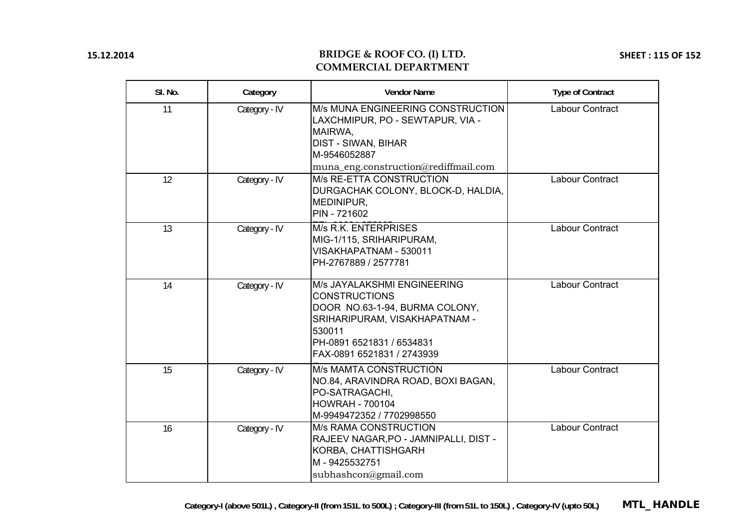| Sl. No. | Category | Vendor Name | Type of Contract |
|---|---|---|---|
| 11 | Category - IV | M/s MUNA ENGINEERING CONSTRUCTION<br>LAXCHMIPUR, PO - SEWTAPUR, VIA - MAIRWA,<br>DIST - SIWAN, BIHAR<br>M-9546052887<br>muna_eng.construction@rediffmail.com | Labour Contract |
| 12 | Category - IV | M/s RE-ETTA CONSTRUCTION<br>DURGACHAK COLONY, BLOCK-D, HALDIA, MEDINIPUR,<br>PIN - 721602 | Labour Contract |
| 13 | Category - IV | M/s R.K. ENTERPRISES<br>MIG-1/115, SRIHARIPURAM,<br>VISAKHAPATNAM - 530011<br>PH-2767889 / 2577781 | Labour Contract |
| 14 | Category - IV | M/s JAYALAKSHMI ENGINEERING CONSTRUCTIONS<br>DOOR NO.63-1-94, BURMA COLONY,<br>SRIHARIPURAM, VISAKHAPATNAM - 530011<br>PH-0891 6521831 / 6534831<br>FAX-0891 6521831 / 2743939 | Labour Contract |
| 15 | Category - IV | M/s MAMTA CONSTRUCTION<br>NO.84, ARAVINDRA ROAD, BOXI BAGAN,<br>PO-SATRAGACHI,<br>HOWRAH - 700104<br>M-9949472352 / 7702998550 | Labour Contract |
| 16 | Category - IV | M/s RAMA CONSTRUCTION<br>RAJEEV NAGAR,PO - JAMNIPALLI, DIST - KORBA, CHATTISHGARH<br>M - 9425532751<br>subhashcon@gmail.com | Labour Contract |

Category-I (above 501L) , Category-II (from 151L to 500L) ; Category-III (from 51L to 150L) , Category-IV (upto 50L)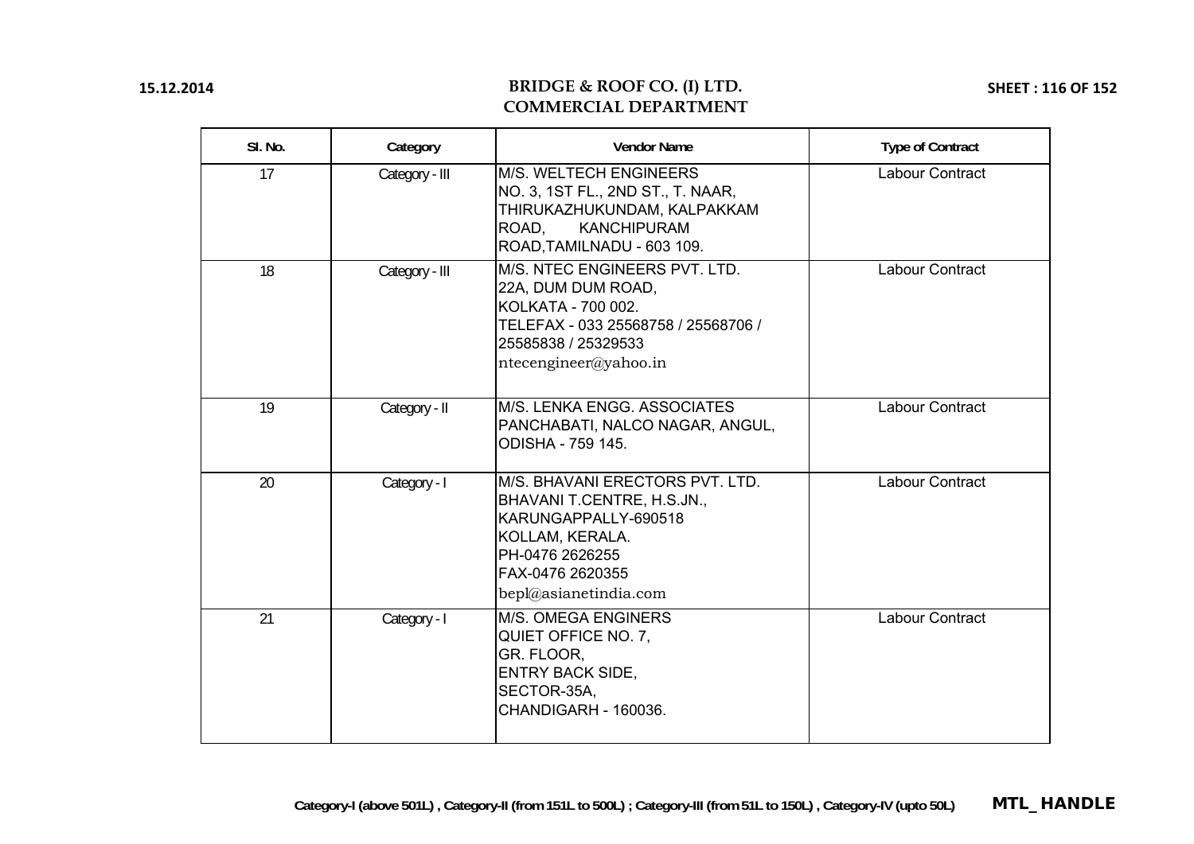15.12.2014

# BRIDGE & ROOF CO. (I) LTD.
## COMMERCIAL DEPARTMENT

| Sl. No. | Category | Vendor Name | Type of Contract |
|---|---|---|---|
| 17 | Category - III | M/S. WELTECH ENGINEERS<br>NO. 3, 1ST FL., 2ND ST., T. NAAR, THIRUKAZHUKUNDAM, KALPAKKAM ROAD, KANCHIPURAM ROAD,TAMILNADU - 603 109. | Labour Contract |
| 18 | Category - III | M/S. NTEC ENGINEERS PVT. LTD.<br>22A, DUM DUM ROAD,<br>KOLKATA - 700 002.<br>TELEFAX - 033 25568758 / 25568706 / 25585838 / 25329533<br>ntecengineer@yahoo.in | Labour Contract |
| 19 | Category - II | M/S. LENKA ENGG. ASSOCIATES<br>PANCHABATI, NALCO NAGAR, ANGUL, ODISHA - 759 145. | Labour Contract |
| 20 | Category - I | M/S. BHAVANI ERECTORS PVT. LTD.<br>BHAVANI T.CENTRE, H.S.JN.,<br>KARUNGAPPALLY-690518<br>KOLLAM, KERALA.<br>PH-0476 2626255<br>FAX-0476 2620355<br>bepl@asianetindia.com | Labour Contract |
| 21 | Category - I | M/S. OMEGA ENGINERS<br>QUIET OFFICE NO. 7,<br>GR. FLOOR,<br>ENTRY BACK SIDE,<br>SECTOR-35A,<br>CHANDIGARH - 160036. | Labour Contract |

Category-I (above 501L) , Category-II (from 151L to 500L) ; Category-III (from 51L to 150L) , Category-IV (upto 50L) **MTL_HANDLE**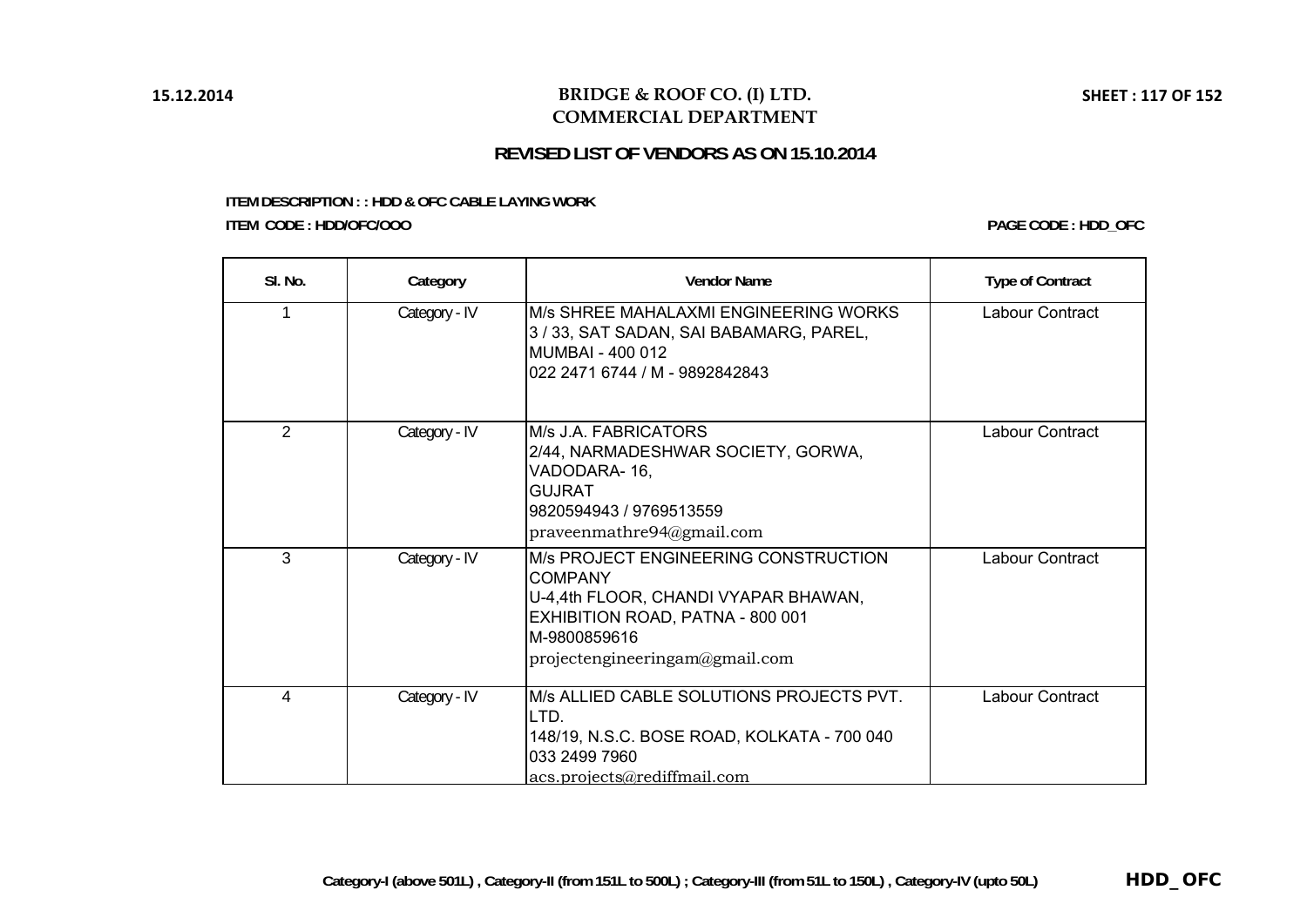# BRIDGE & ROOF CO. (I) LTD.
## COMMERCIAL DEPARTMENT

15.12.2014

### REVISED LIST OF VENDORS AS ON 15.10.2014

**ITEM DESCRIPTION : : HDD & OFC CABLE LAYING WORK**

**ITEM CODE : HDD/OFC/OOO**

**PAGE CODE : HDD_OFC**

| Sl. No. | Category | Vendor Name | Type of Contract |
|---|---|---|---|
| 1 | Category - IV | M/s SHREE MAHALAXMI ENGINEERING WORKS<br>3 / 33, SAT SADAN, SAI BABAMARG, PAREL,<br>MUMBAI - 400 012<br>022 2471 6744 / M - 9892842843 | Labour Contract |
| 2 | Category - IV | M/s J.A. FABRICATORS<br>2/44, NARMADESHWAR SOCIETY, GORWA,<br>VADODARA- 16,<br>GUJRAT<br>9820594943 / 9769513559<br>praveenmathre94@gmail.com | Labour Contract |
| 3 | Category - IV | M/s PROJECT ENGINEERING CONSTRUCTION COMPANY<br>U-4,4th FLOOR, CHANDI VYAPAR BHAWAN,<br>EXHIBITION ROAD, PATNA - 800 001<br>M-9800859616<br>projectengineeringam@gmail.com | Labour Contract |
| 4 | Category - IV | M/s ALLIED CABLE SOLUTIONS PROJECTS PVT. LTD.<br>148/19, N.S.C. BOSE ROAD, KOLKATA - 700 040<br>033 2499 7960<br>acs.projects@rediffmail.com | Labour Contract |

**Category-I (above 501L) , Category-II (from 151L to 500L) ; Category-III (from 51L to 150L) , Category-IV (upto 50L)**

**HDD_ OFC**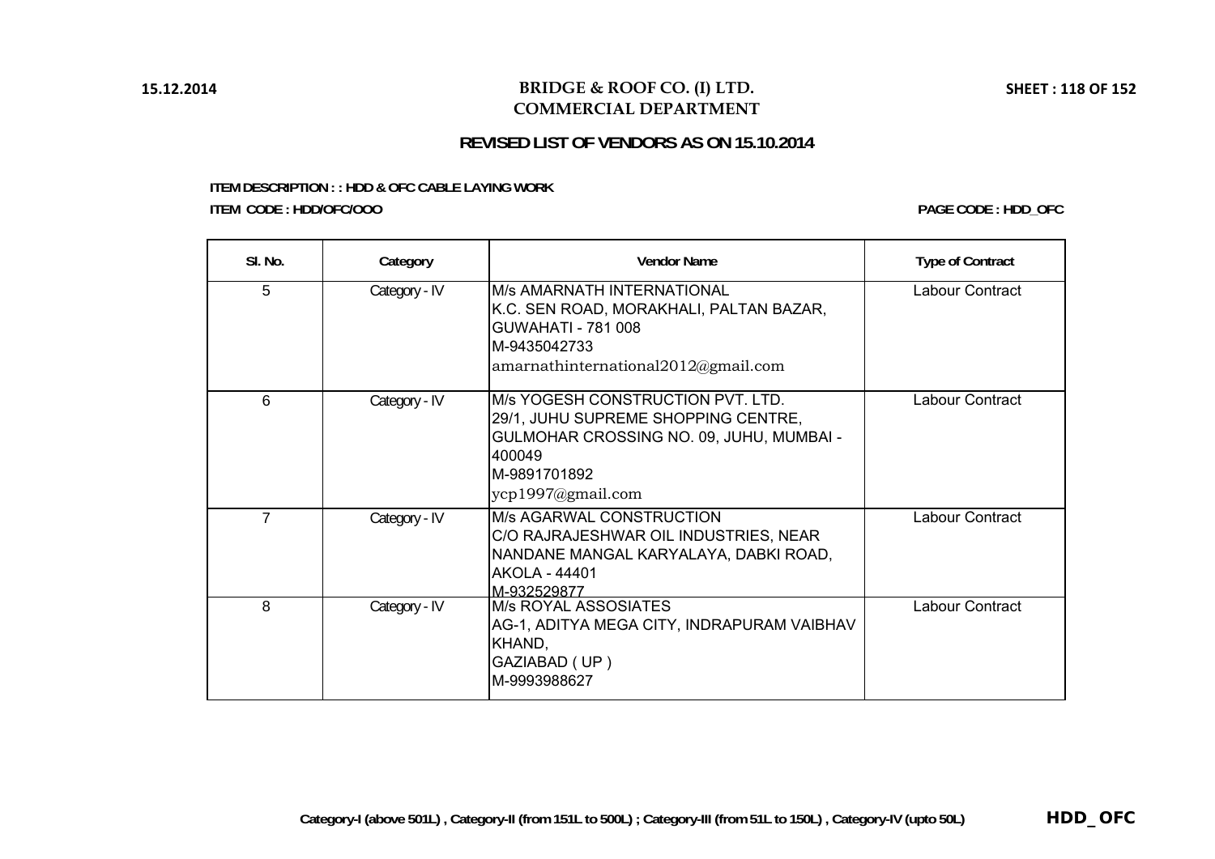# BRIDGE & ROOF CO. (I) LTD.
## COMMERCIAL DEPARTMENT

### REVISED LIST OF VENDORS AS ON 15.10.2014

**ITEM DESCRIPTION : : HDD & OFC CABLE LAYING WORK**

**ITEM CODE : HDD/OFC/OOO**

**PAGE CODE : HDD_OFC**

| Sl. No. | Category | Vendor Name | Type of Contract |
|---|---|---|---|
| 5 | Category - IV | M/s AMARNATH INTERNATIONAL<br>K.C. SEN ROAD, MORAKHALI, PALTAN BAZAR,<br>GUWAHATI - 781 008<br>M-9435042733<br>amarnathinternational2012@gmail.com | Labour Contract |
| 6 | Category - IV | M/s YOGESH CONSTRUCTION PVT. LTD.<br>29/1, JUHU SUPREME SHOPPING CENTRE,<br>GULMOHAR CROSSING NO. 09, JUHU, MUMBAI - 400049<br>M-9891701892<br>ycp1997@gmail.com | Labour Contract |
| 7 | Category - IV | M/s AGARWAL CONSTRUCTION<br>C/O RAJRAJESHWAR OIL INDUSTRIES, NEAR<br>NANDANE MANGAL KARYALAYA, DABKI ROAD,<br>AKOLA - 44401<br>M-932529877 | Labour Contract |
| 8 | Category - IV | M/s ROYAL ASSOSIATES<br>AG-1, ADITYA MEGA CITY, INDRAPURAM VAIBHAV KHAND,<br>GAZIABAD ( UP )<br>M-9993988627 | Labour Contract |

**Category-I (above 501L) , Category-II (from 151L to 500L) ; Category-III (from 51L to 150L) , Category-IV (upto 50L)**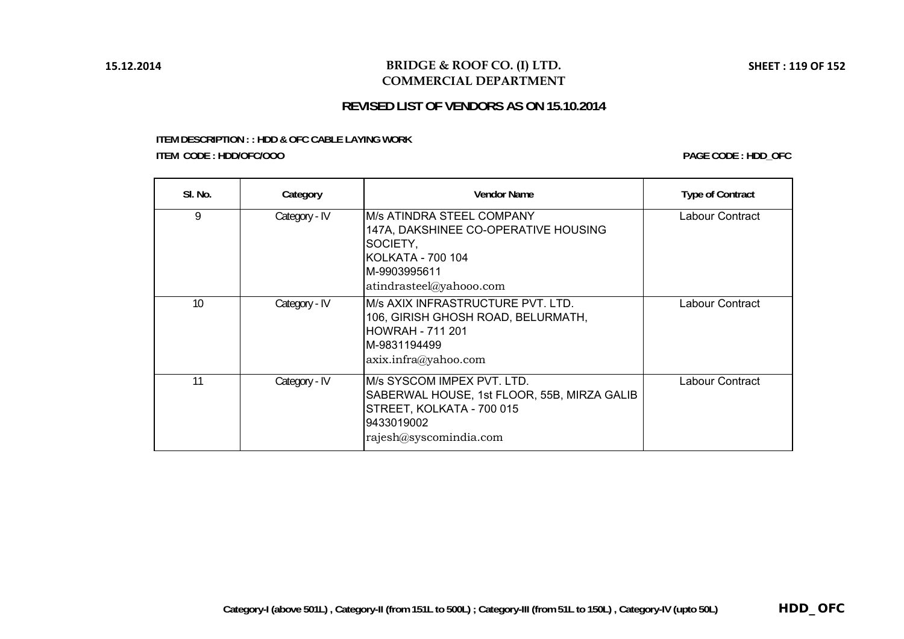# BRIDGE & ROOF CO. (I) LTD.
## COMMERCIAL DEPARTMENT

### REVISED LIST OF VENDORS AS ON 15.10.2014

**ITEM DESCRIPTION : : HDD & OFC CABLE LAYING WORK**

**ITEM CODE : HDD/OFC/OOO**

**PAGE CODE : HDD_OFC**

| Sl. No. | Category | Vendor Name | Type of Contract |
|---|---|---|---|
| 9 | Category - IV | M/s ATINDRA STEEL COMPANY<br>147A, DAKSHINEE CO-OPERATIVE HOUSING SOCIETY,<br>KOLKATA - 700 104<br>M-9903995611<br>atindrasteel@yahooo.com | Labour Contract |
| 10 | Category - IV | M/s AXIX INFRASTRUCTURE PVT. LTD.<br>106, GIRISH GHOSH ROAD, BELURMATH,<br>HOWRAH - 711 201<br>M-9831194499<br>axix.infra@yahoo.com | Labour Contract |
| 11 | Category - IV | M/s SYSCOM IMPEX PVT. LTD.<br>SABERWAL HOUSE, 1st FLOOR, 55B, MIRZA GALIB STREET, KOLKATA - 700 015<br>9433019002<br>rajesh@syscomindia.com | Labour Contract |

**Category-I (above 501L) , Category-II (from 151L to 500L) ; Category-III (from 51L to 150L) , Category-IV (upto 50L)**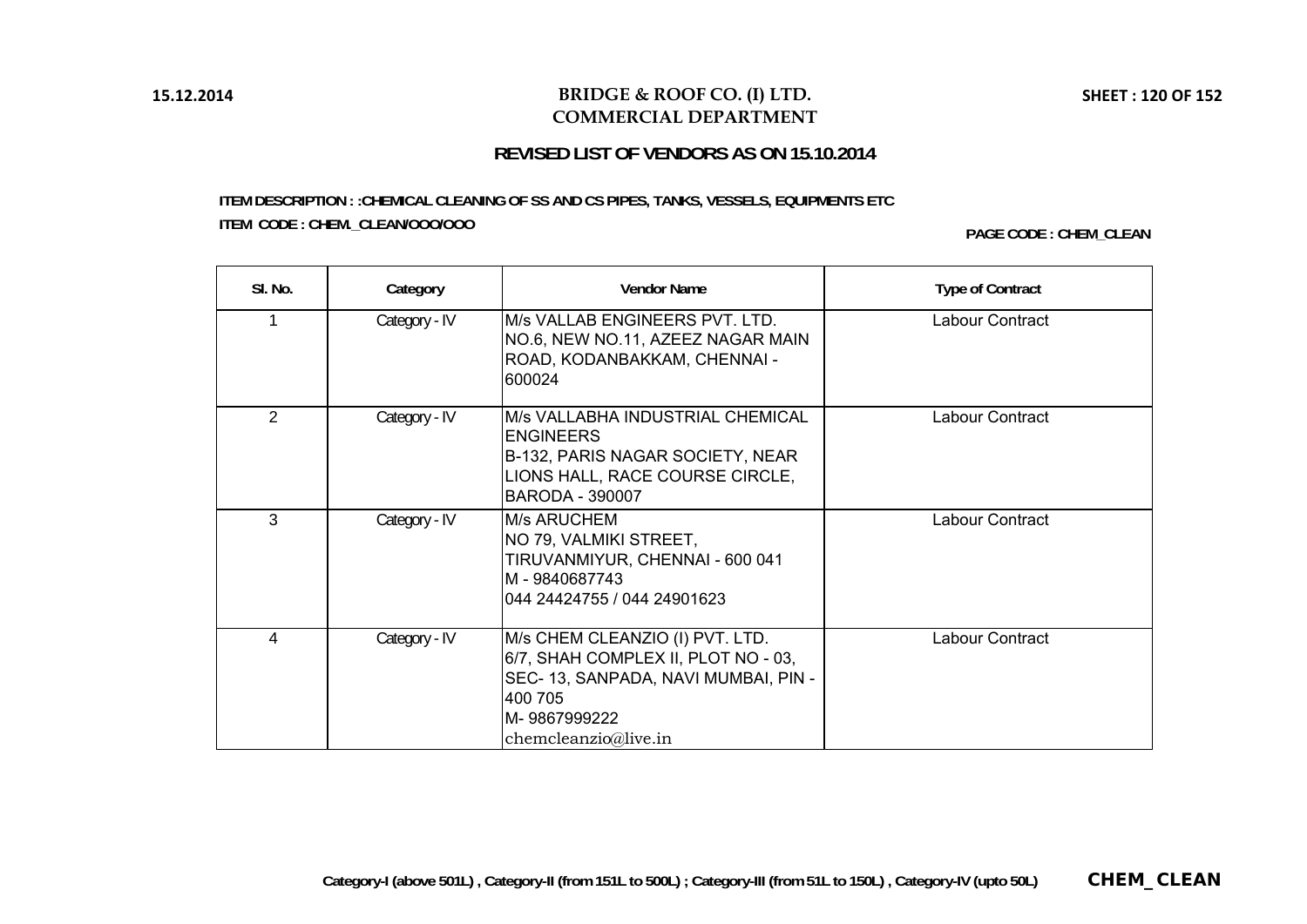# BRIDGE & ROOF CO. (I) LTD.
## COMMERCIAL DEPARTMENT

### REVISED LIST OF VENDORS AS ON 15.10.2014

**ITEM DESCRIPTION : :CHEMICAL CLEANING OF SS AND CS PIPES, TANKS, VESSELS, EQUIPMENTS ETC**

**ITEM CODE : CHEM_CLEAN/OOO/OOO**

**PAGE CODE : CHEM_CLEAN**

| Sl. No. | Category | Vendor Name | Type of Contract |
|---|---|---|---|
| 1 | Category - IV | M/s VALLAB ENGINEERS PVT. LTD.<br>NO.6, NEW NO.11, AZEEZ NAGAR MAIN ROAD, KODANBAKKAM, CHENNAI - 600024 | Labour Contract |
| 2 | Category - IV | M/s VALLABHA INDUSTRIAL CHEMICAL ENGINEERS<br>B-132, PARIS NAGAR SOCIETY, NEAR LIONS HALL, RACE COURSE CIRCLE, BARODA - 390007 | Labour Contract |
| 3 | Category - IV | M/s ARUCHEM<br>NO 79, VALMIKI STREET, TIRUVANMIYUR, CHENNAI - 600 041<br>M - 9840687743<br>044 24424755 / 044 24901623 | Labour Contract |
| 4 | Category - IV | M/s CHEM CLEANZIO (I) PVT. LTD.<br>6/7, SHAH COMPLEX II, PLOT NO - 03, SEC- 13, SANPADA, NAVI MUMBAI, PIN - 400 705<br>M- 9867999222<br>chemcleanzio@live.in | Labour Contract |

Category-I (above 501L) , Category-II (from 151L to 500L) ; Category-III (from 51L to 150L) , Category-IV (upto 50L)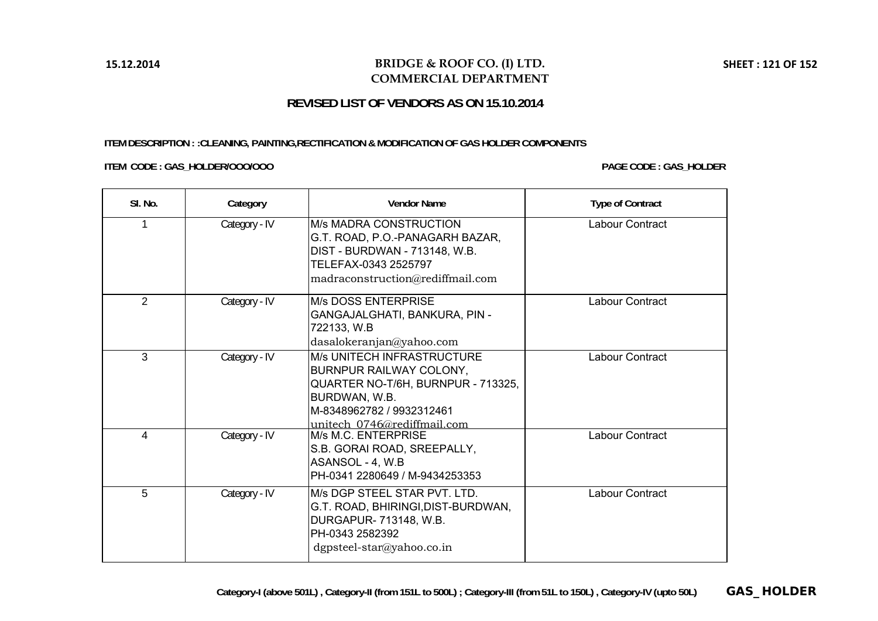15.12.2014

# BRIDGE & ROOF CO. (I) LTD.
## COMMERCIAL DEPARTMENT

### REVISED LIST OF VENDORS AS ON 15.10.2014

**ITEM DESCRIPTION : :CLEANING, PAINTING,RECTIFICATION & MODIFICATION OF GAS HOLDER COMPONENTS**

**ITEM CODE : GAS_HOLDER/OOO/OOO** **PAGE CODE : GAS_HOLDER**

| Sl. No. | Category | Vendor Name | Type of Contract |
|---|---|---|---|
| 1 | Category - IV | M/s MADRA CONSTRUCTION<br>G.T. ROAD, P.O.-PANAGARH BAZAR, DIST - BURDWAN - 713148, W.B.<br>TELEFAX-0343 2525797<br>madraconstruction@rediffmail.com | Labour Contract |
| 2 | Category - IV | M/s DOSS ENTERPRISE<br>GANGAJALGHATI, BANKURA, PIN - 722133, W.B<br>dasalokeranjan@yahoo.com | Labour Contract |
| 3 | Category - IV | M/s UNITECH INFRASTRUCTURE<br>BURNPUR RAILWAY COLONY, QUARTER NO-T/6H, BURNPUR - 713325, BURDWAN, W.B.<br>M-8348962782 / 9932312461<br>unitech_0746@rediffmail.com | Labour Contract |
| 4 | Category - IV | M/s M.C. ENTERPRISE<br>S.B. GORAI ROAD, SREEPALLY, ASANSOL - 4, W.B<br>PH-0341 2280649 / M-9434253353 | Labour Contract |
| 5 | Category - IV | M/s DGP STEEL STAR PVT. LTD.<br>G.T. ROAD, BHIRINGI,DIST-BURDWAN, DURGAPUR- 713148, W.B.<br>PH-0343 2582392<br>dgpsteel-star@yahoo.co.in | Labour Contract |

**Category-I (above 501L) , Category-II (from 151L to 500L) ; Category-III (from 51L to 150L) , Category-IV (upto 50L)** **GAS_ HOLDER**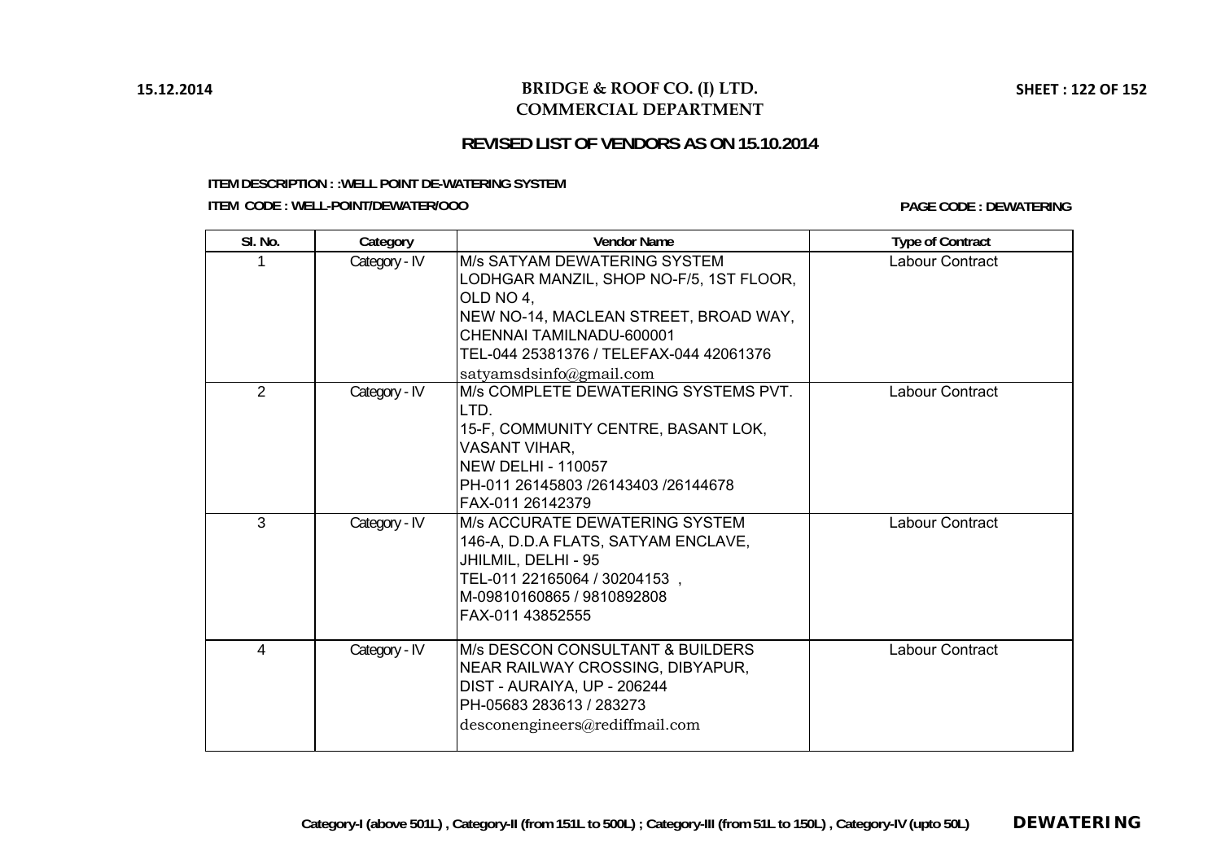# BRIDGE & ROOF CO. (I) LTD.
## COMMERCIAL DEPARTMENT

15.12.2014

### REVISED LIST OF VENDORS AS ON 15.10.2014

**ITEM DESCRIPTION : :WELL POINT DE-WATERING SYSTEM**

**ITEM CODE : WELL-POINT/DEWATER/OOO**

**PAGE CODE : DEWATERING**

| Sl. No. | Category | Vendor Name | Type of Contract |
|---|---|---|---|
| 1 | Category - IV | M/s SATYAM DEWATERING SYSTEM<br>LODHGAR MANZIL, SHOP NO-F/5, 1ST FLOOR, OLD NO 4,<br>NEW NO-14, MACLEAN STREET, BROAD WAY,<br>CHENNAI TAMILNADU-600001<br>TEL-044 25381376 / TELEFAX-044 42061376<br>satyamsdsinfo@gmail.com | Labour Contract |
| 2 | Category - IV | M/s COMPLETE DEWATERING SYSTEMS PVT. LTD.<br>15-F, COMMUNITY CENTRE, BASANT LOK, VASANT VIHAR,<br>NEW DELHI - 110057<br>PH-011 26145803 /26143403 /26144678<br>FAX-011 26142379 | Labour Contract |
| 3 | Category - IV | M/s ACCURATE DEWATERING SYSTEM<br>146-A, D.D.A FLATS, SATYAM ENCLAVE,<br>JHILMIL, DELHI - 95<br>TEL-011 22165064 / 30204153 ,<br>M-09810160865 / 9810892808<br>FAX-011 43852555 | Labour Contract |
| 4 | Category - IV | M/s DESCON CONSULTANT & BUILDERS<br>NEAR RAILWAY CROSSING, DIBYAPUR,<br>DIST - AURAIYA, UP - 206244<br>PH-05683 283613 / 283273<br>desconengineers@rediffmail.com | Labour Contract |

Category-I (above 501L) , Category-II (from 151L to 500L) ; Category-III (from 51L to 150L) , Category-IV (upto 50L)

**DEWATERING**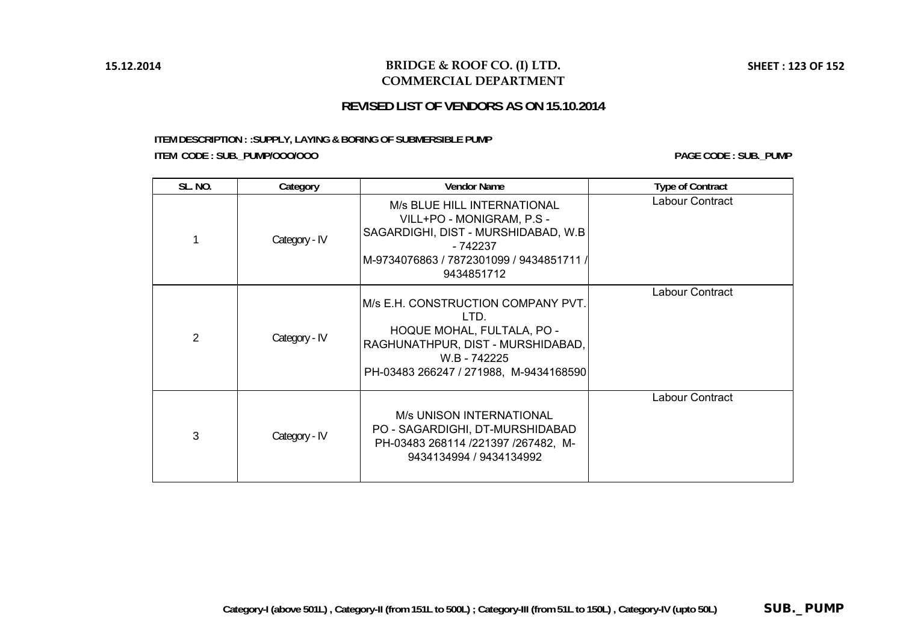# BRIDGE & ROOF CO. (I) LTD.
## COMMERCIAL DEPARTMENT

### REVISED LIST OF VENDORS AS ON 15.10.2014

**ITEM DESCRIPTION : :SUPPLY, LAYING & BORING OF SUBMERSIBLE PUMP**

**ITEM CODE : SUB._PUMP/OOO/OOO** **PAGE CODE : SUB._PUMP**

| SL. NO. | Category | Vendor Name | Type of Contract |
|---|---|---|---|
| 1 | Category - IV | M/s BLUE HILL INTERNATIONAL VILL+PO - MONIGRAM, P.S - SAGARDIGHI, DIST - MURSHIDABAD, W.B - 742237 M-9734076863 / 7872301099 / 9434851711 / 9434851712 | Labour Contract |
| 2 | Category - IV | M/s E.H. CONSTRUCTION COMPANY PVT. LTD. HOQUE MOHAL, FULTALA, PO - RAGHUNATHPUR, DIST - MURSHIDABAD, W.B - 742225 PH-03483 266247 / 271988, M-9434168590 | Labour Contract |
| 3 | Category - IV | M/s UNISON INTERNATIONAL PO - SAGARDIGHI, DT-MURSHIDABAD PH-03483 268114 /221397 /267482, M-9434134994 / 9434134992 | Labour Contract |

**Category-I (above 501L) , Category-II (from 151L to 500L) ; Category-III (from 51L to 150L) , Category-IV (upto 50L)**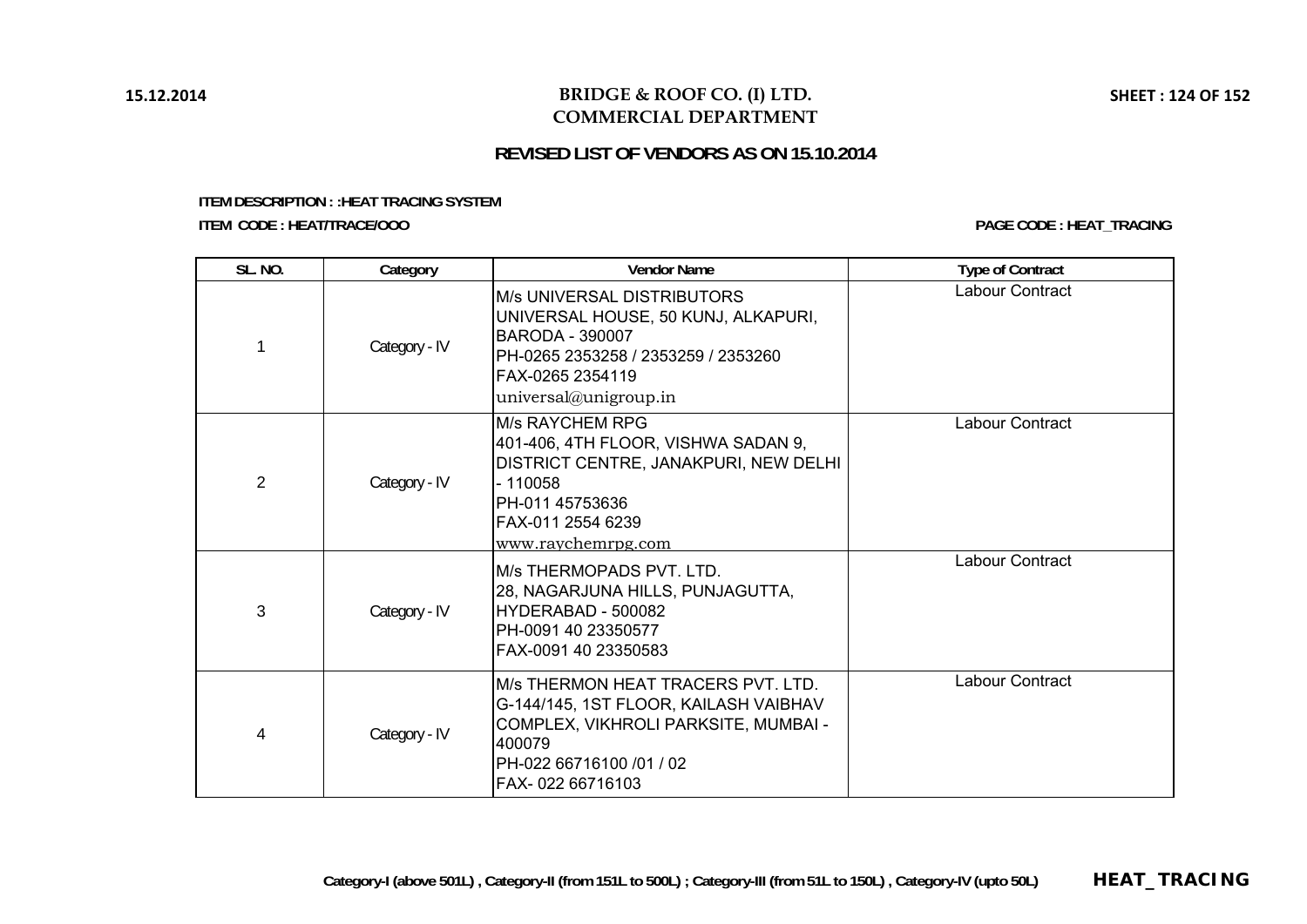# BRIDGE & ROOF CO. (I) LTD.
## COMMERCIAL DEPARTMENT

### REVISED LIST OF VENDORS AS ON 15.10.2014

**ITEM DESCRIPTION : :HEAT TRACING SYSTEM**

**ITEM CODE : HEAT/TRACE/OOO**

**PAGE CODE : HEAT_TRACING**

| SL. NO. | Category | Vendor Name | Type of Contract |
|---|---|---|---|
| 1 | Category - IV | M/s UNIVERSAL DISTRIBUTORS<br>UNIVERSAL HOUSE, 50 KUNJ, ALKAPURI, BARODA - 390007<br>PH-0265 2353258 / 2353259 / 2353260<br>FAX-0265 2354119<br>universal@unigroup.in | Labour Contract |
| 2 | Category - IV | M/s RAYCHEM RPG<br>401-406, 4TH FLOOR, VISHWA SADAN 9, DISTRICT CENTRE, JANAKPURI, NEW DELHI - 110058<br>PH-011 45753636<br>FAX-011 2554 6239<br>www.raychemrpg.com | Labour Contract |
| 3 | Category - IV | M/s THERMOPADS PVT. LTD.<br>28, NAGARJUNA HILLS, PUNJAGUTTA, HYDERABAD - 500082<br>PH-0091 40 23350577<br>FAX-0091 40 23350583 | Labour Contract |
| 4 | Category - IV | M/s THERMON HEAT TRACERS PVT. LTD.<br>G-144/145, 1ST FLOOR, KAILASH VAIBHAV COMPLEX, VIKHROLI PARKSITE, MUMBAI - 400079<br>PH-022 66716100 /01 / 02<br>FAX- 022 66716103 | Labour Contract |

**Category-I (above 501L) , Category-II (from 151L to 500L) ; Category-III (from 51L to 150L) , Category-IV (upto 50L)**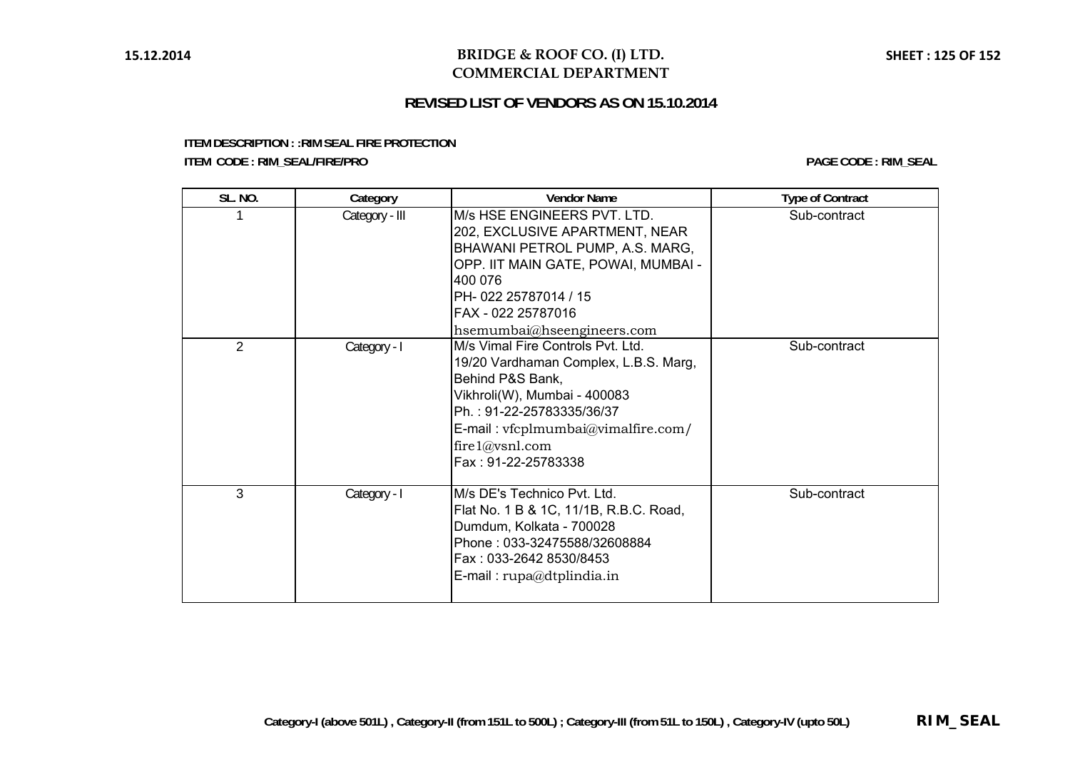# BRIDGE & ROOF CO. (I) LTD.
## COMMERCIAL DEPARTMENT

### REVISED LIST OF VENDORS AS ON 15.10.2014

**ITEM DESCRIPTION : :RIM SEAL FIRE PROTECTION**

**ITEM CODE : RIM_SEAL/FIRE/PRO**

**PAGE CODE : RIM_SEAL**

| SL. NO. | Category | Vendor Name | Type of Contract |
|---|---|---|---|
| 1 | Category - III | M/s HSE ENGINEERS PVT. LTD.<br>202, EXCLUSIVE APARTMENT, NEAR BHAWANI PETROL PUMP, A.S. MARG, OPP. IIT MAIN GATE, POWAI, MUMBAI - 400 076<br>PH- 022 25787014 / 15<br>FAX - 022 25787016<br>hsemumbai@hseengineers.com | Sub-contract |
| 2 | Category - I | M/s Vimal Fire Controls Pvt. Ltd.<br>19/20 Vardhaman Complex, L.B.S. Marg, Behind P&S Bank,<br>Vikhroli(W), Mumbai - 400083<br>Ph. : 91-22-25783335/36/37<br>E-mail : vfcplmumbai@vimalfire.com/ fire1@vsnl.com<br>Fax : 91-22-25783338 | Sub-contract |
| 3 | Category - I | M/s DE's Technico Pvt. Ltd.<br>Flat No. 1 B & 1C, 11/1B, R.B.C. Road, Dumdum, Kolkata - 700028<br>Phone : 033-32475588/32608884<br>Fax : 033-2642 8530/8453<br>E-mail : rupa@dtplindia.in | Sub-contract |

**Category-I (above 501L) , Category-II (from 151L to 500L) ; Category-III (from 51L to 150L) , Category-IV (upto 50L)**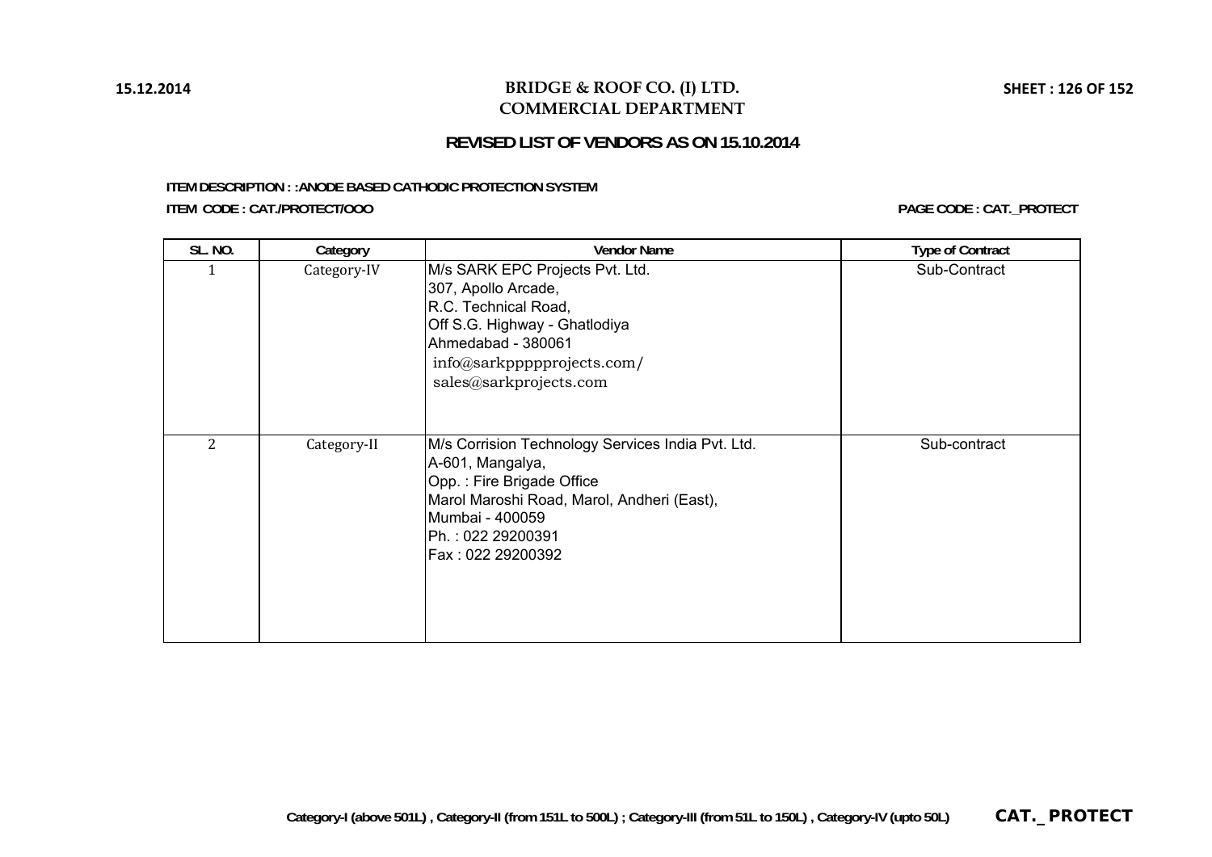# BRIDGE & ROOF CO. (I) LTD.
## COMMERCIAL DEPARTMENT

### REVISED LIST OF VENDORS AS ON 15.10.2014

**ITEM DESCRIPTION : :ANODE BASED CATHODIC PROTECTION SYSTEM**

**ITEM CODE : CAT./PROTECT/OOO**

**PAGE CODE : CAT._PROTECT**

| SL. NO. | Category | Vendor Name | Type of Contract |
|---|---|---|---|
| 1 | Category-IV | M/s SARK EPC Projects Pvt. Ltd.<br>307, Apollo Arcade,<br>R.C. Technical Road,<br>Off S.G. Highway - Ghatlodiya<br>Ahmedabad - 380061<br>info@sarkppppprojects.com/<br>sales@sarkprojects.com | Sub-Contract |
| 2 | Category-II | M/s Corrision Technology Services India Pvt. Ltd.<br>A-601, Mangalya,<br>Opp. : Fire Brigade Office<br>Marol Maroshi Road, Marol, Andheri (East),<br>Mumbai - 400059<br>Ph. : 022 29200391<br>Fax : 022 29200392 | Sub-contract |

**Category-I (above 501L) , Category-II (from 151L to 500L) ; Category-III (from 51L to 150L) , Category-IV (upto 50L)**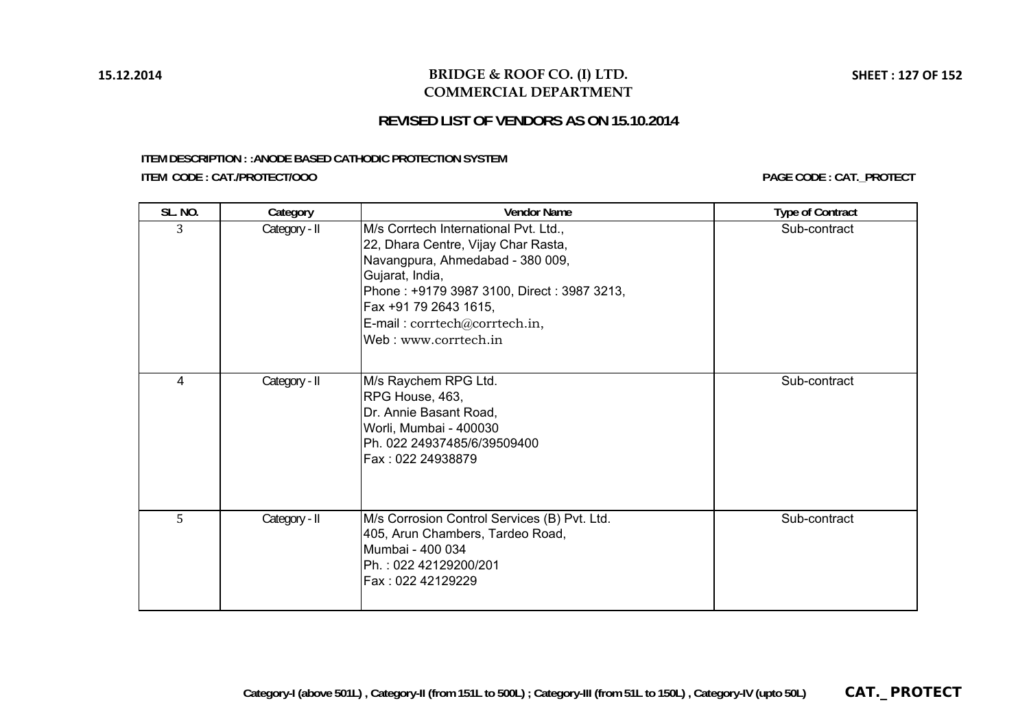# BRIDGE & ROOF CO. (I) LTD.
## COMMERCIAL DEPARTMENT

### REVISED LIST OF VENDORS AS ON 15.10.2014

**ITEM DESCRIPTION : :ANODE BASED CATHODIC PROTECTION SYSTEM**

**ITEM CODE : CAT./PROTECT/OOO**

**PAGE CODE : CAT._PROTECT**

| SL. NO. | Category | Vendor Name | Type of Contract |
|---|---|---|---|
| 3 | Category - II | M/s Corrtech International Pvt. Ltd.,<br>22, Dhara Centre, Vijay Char Rasta,<br>Navangpura, Ahmedabad - 380 009,<br>Gujarat, India,<br>Phone : +9179 3987 3100, Direct : 3987 3213,<br>Fax +91 79 2643 1615,<br>E-mail : corrtech@corrtech.in,<br>Web : www.corrtech.in | Sub-contract |
| 4 | Category - II | M/s Raychem RPG Ltd.<br>RPG House, 463,<br>Dr. Annie Basant Road,<br>Worli, Mumbai - 400030<br>Ph. 022 24937485/6/39509400<br>Fax : 022 24938879 | Sub-contract |
| 5 | Category - II | M/s Corrosion Control Services (B) Pvt. Ltd.<br>405, Arun Chambers, Tardeo Road,<br>Mumbai - 400 034<br>Ph. : 022 42129200/201<br>Fax : 022 42129229 | Sub-contract |

**Category-I (above 501L) , Category-II (from 151L to 500L) ; Category-III (from 51L to 150L) , Category-IV (upto 50L)**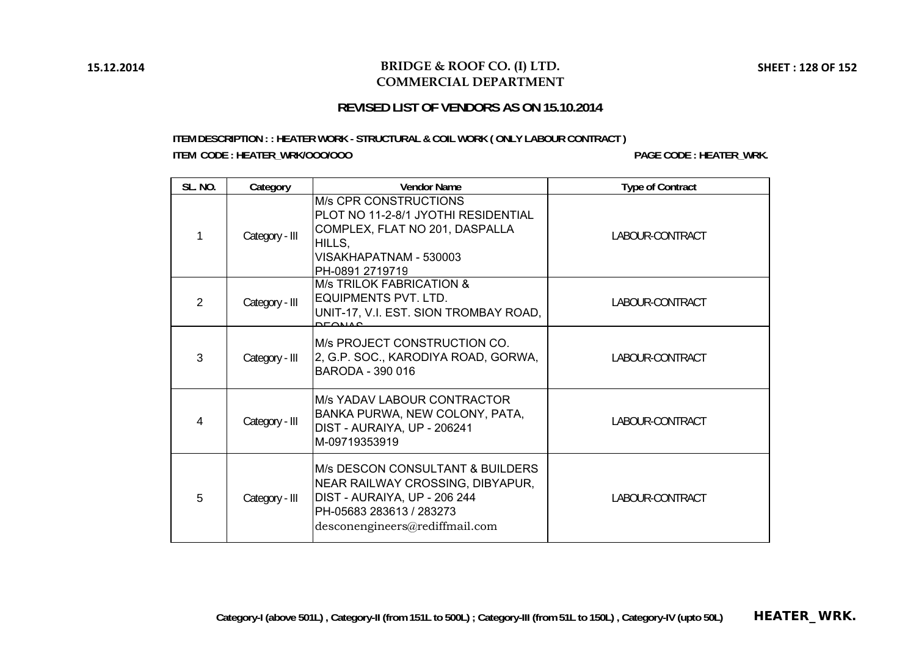# BRIDGE & ROOF CO. (I) LTD.
## COMMERCIAL DEPARTMENT

### REVISED LIST OF VENDORS AS ON 15.10.2014

**ITEM DESCRIPTION : : HEATER WORK - STRUCTURAL & COIL WORK ( ONLY LABOUR CONTRACT )**

**ITEM CODE : HEATER_WRK/OOO/OOO** **PAGE CODE : HEATER_WRK.**

| SL. NO. | Category | Vendor Name | Type of Contract |
|---|---|---|---|
| 1 | Category - III | M/s CPR CONSTRUCTIONS<br>PLOT NO 11-2-8/1 JYOTHI RESIDENTIAL COMPLEX, FLAT NO 201, DASPALLA HILLS,<br>VISAKHAPATNAM - 530003<br>PH-0891 2719719 | LABOUR-CONTRACT |
| 2 | Category - III | M/s TRILOK FABRICATION & EQUIPMENTS PVT. LTD.<br>UNIT-17, V.I. EST. SION TROMBAY ROAD, DEONAR | LABOUR-CONTRACT |
| 3 | Category - III | M/s PROJECT CONSTRUCTION CO.<br>2, G.P. SOC., KARODIYA ROAD, GORWA, BARODA - 390 016 | LABOUR-CONTRACT |
| 4 | Category - III | M/s YADAV LABOUR CONTRACTOR<br>BANKA PURWA, NEW COLONY, PATA, DIST - AURAIYA, UP - 206241<br>M-09719353919 | LABOUR-CONTRACT |
| 5 | Category - III | M/s DESCON CONSULTANT & BUILDERS<br>NEAR RAILWAY CROSSING, DIBYAPUR, DIST - AURAIYA, UP - 206 244<br>PH-05683 283613 / 283273<br>desconengineers@rediffmail.com | LABOUR-CONTRACT |

**Category-I (above 501L) , Category-II (from 151L to 500L) ; Category-III (from 51L to 150L) , Category-IV (upto 50L)**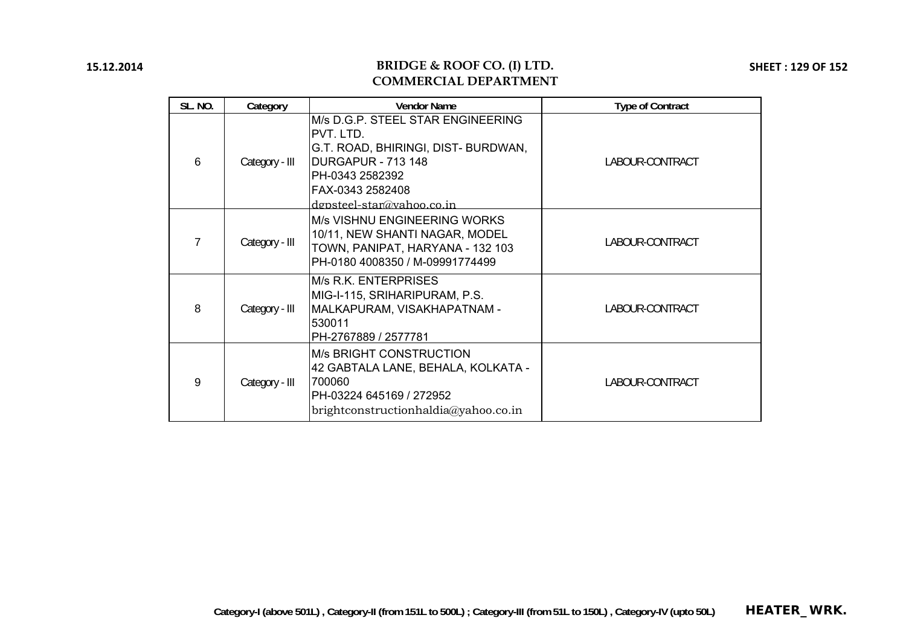# BRIDGE & ROOF CO. (I) LTD.
## COMMERCIAL DEPARTMENT

| SL. NO. | Category | Vendor Name | Type of Contract |
|---|---|---|---|
| 6 | Category - III | M/s D.G.P. STEEL STAR ENGINEERING PVT. LTD.<br>G.T. ROAD, BHIRINGI, DIST- BURDWAN, DURGAPUR - 713 148<br>PH-0343 2582392<br>FAX-0343 2582408<br>dgpsteel-star@yahoo.co.in | LABOUR-CONTRACT |
| 7 | Category - III | M/s VISHNU ENGINEERING WORKS<br>10/11, NEW SHANTI NAGAR, MODEL TOWN, PANIPAT, HARYANA - 132 103<br>PH-0180 4008350 / M-09991774499 | LABOUR-CONTRACT |
| 8 | Category - III | M/s R.K. ENTERPRISES<br>MIG-I-115, SRIHARIPURAM, P.S. MALKAPURAM, VISAKHAPATNAM - 530011<br>PH-2767889 / 2577781 | LABOUR-CONTRACT |
| 9 | Category - III | M/s BRIGHT CONSTRUCTION<br>42 GABTALA LANE, BEHALA, KOLKATA - 700060<br>PH-03224 645169 / 272952<br>brightconstructionhaldia@yahoo.co.in | LABOUR-CONTRACT |

**Category-I (above 501L) , Category-II (from 151L to 500L) ; Category-III (from 51L to 150L) , Category-IV (upto 50L)**

**HEATER_WRK.**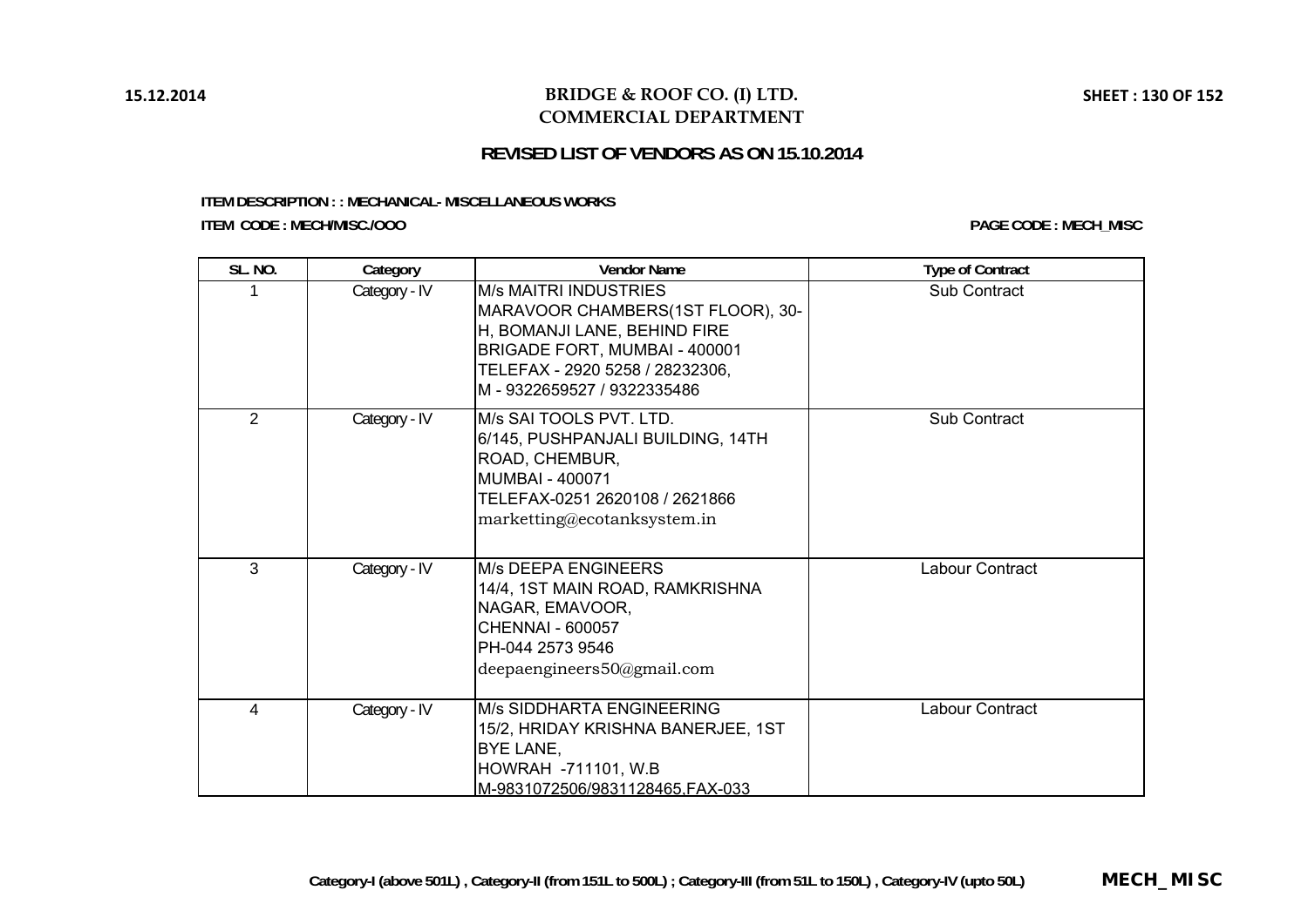# BRIDGE & ROOF CO. (I) LTD.
## COMMERCIAL DEPARTMENT

### REVISED LIST OF VENDORS AS ON 15.10.2014

**ITEM DESCRIPTION : : MECHANICAL- MISCELLANEOUS WORKS**

**ITEM CODE : MECH/MISC./OOO**

**PAGE CODE : MECH_MISC**

| SL. NO. | Category | Vendor Name | Type of Contract |
|---|---|---|---|
| 1 | Category - IV | M/s MAITRI INDUSTRIES<br>MARAVOOR CHAMBERS(1ST FLOOR), 30-H, BOMANJI LANE, BEHIND FIRE BRIGADE FORT, MUMBAI - 400001<br>TELEFAX - 2920 5258 / 28232306,<br>M - 9322659527 / 9322335486 | Sub Contract |
| 2 | Category - IV | M/s SAI TOOLS PVT. LTD.<br>6/145, PUSHPANJALI BUILDING, 14TH ROAD, CHEMBUR,<br>MUMBAI - 400071<br>TELEFAX-0251 2620108 / 2621866<br>marketting@ecotanksystem.in | Sub Contract |
| 3 | Category - IV | M/s DEEPA ENGINEERS<br>14/4, 1ST MAIN ROAD, RAMKRISHNA NAGAR, EMAVOOR,<br>CHENNAI - 600057<br>PH-044 2573 9546<br>deepaengineers50@gmail.com | Labour Contract |
| 4 | Category - IV | M/s SIDDHARTA ENGINEERING<br>15/2, HRIDAY KRISHNA BANERJEE, 1ST BYE LANE,<br>HOWRAH -711101, W.B<br>M-9831072506/9831128465,FAX-033 | Labour Contract |

Category-I (above 501L) , Category-II (from 151L to 500L) ; Category-III (from 51L to 150L) , Category-IV (upto 50L)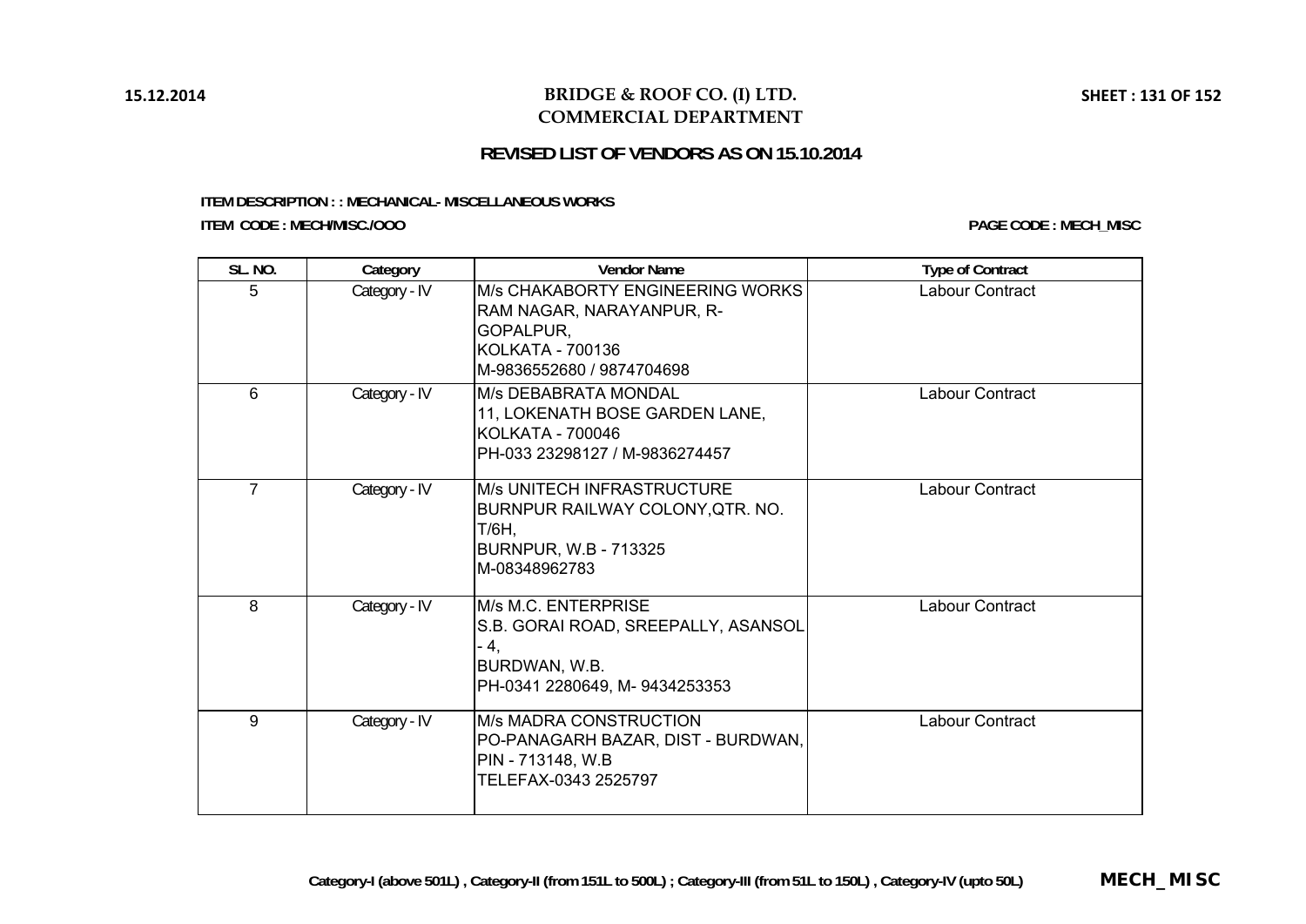# BRIDGE & ROOF CO. (I) LTD.
## COMMERCIAL DEPARTMENT

### REVISED LIST OF VENDORS AS ON 15.10.2014

**ITEM DESCRIPTION : : MECHANICAL- MISCELLANEOUS WORKS**

**ITEM CODE : MECH/MISC./OOO** **PAGE CODE : MECH_MISC**

| SL. NO. | Category | Vendor Name | Type of Contract |
|---|---|---|---|
| 5 | Category - IV | M/s CHAKABORTY ENGINEERING WORKS<br>RAM NAGAR, NARAYANPUR, R-GOPALPUR,<br>KOLKATA - 700136<br>M-9836552680 / 9874704698 | Labour Contract |
| 6 | Category - IV | M/s DEBABRATA MONDAL<br>11, LOKENATH BOSE GARDEN LANE,<br>KOLKATA - 700046<br>PH-033 23298127 / M-9836274457 | Labour Contract |
| 7 | Category - IV | M/s UNITECH INFRASTRUCTURE<br>BURNPUR RAILWAY COLONY,QTR. NO. T/6H,<br>BURNPUR, W.B - 713325<br>M-08348962783 | Labour Contract |
| 8 | Category - IV | M/s M.C. ENTERPRISE<br>S.B. GORAI ROAD, SREEPALLY, ASANSOL - 4,<br>BURDWAN, W.B.<br>PH-0341 2280649, M- 9434253353 | Labour Contract |
| 9 | Category - IV | M/s MADRA CONSTRUCTION<br>PO-PANAGARH BAZAR, DIST - BURDWAN,<br>PIN - 713148, W.B<br>TELEFAX-0343 2525797 | Labour Contract |

**Category-I (above 501L) , Category-II (from 151L to 500L) ; Category-III (from 51L to 150L) , Category-IV (upto 50L)** **MECH_MISC**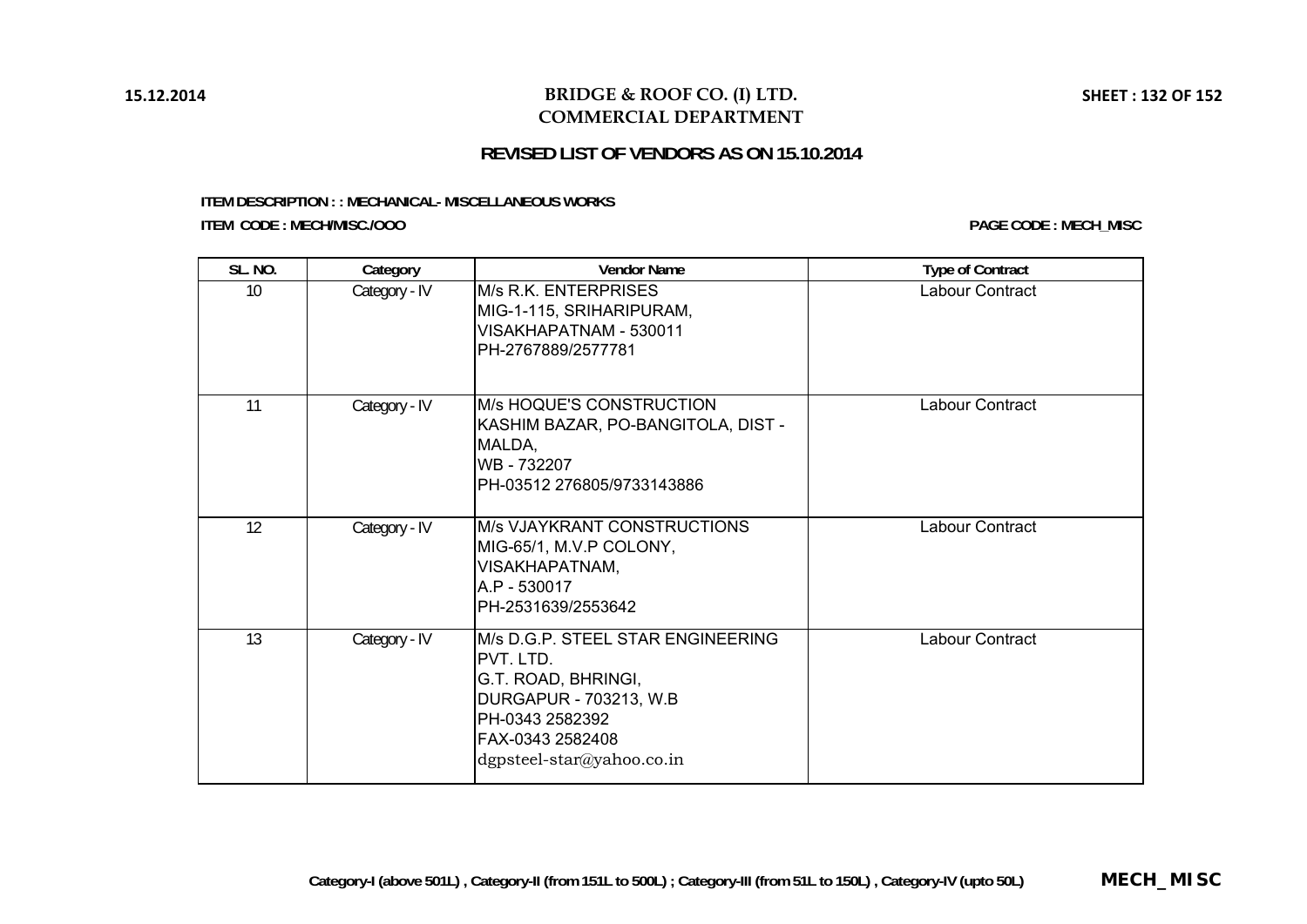# BRIDGE & ROOF CO. (I) LTD.
## COMMERCIAL DEPARTMENT

### REVISED LIST OF VENDORS AS ON 15.10.2014

**ITEM DESCRIPTION : : MECHANICAL- MISCELLANEOUS WORKS**

**ITEM CODE : MECH/MISC./OOO** — **PAGE CODE : MECH_MISC**

| SL. NO. | Category | Vendor Name | Type of Contract |
|---|---|---|---|
| 10 | Category - IV | M/s R.K. ENTERPRISES<br>MIG-1-115, SRIHARIPURAM,<br>VISAKHAPATNAM - 530011<br>PH-2767889/2577781 | Labour Contract |
| 11 | Category - IV | M/s HOQUE'S CONSTRUCTION<br>KASHIM BAZAR, PO-BANGITOLA, DIST - MALDA,<br>WB - 732207<br>PH-03512 276805/9733143886 | Labour Contract |
| 12 | Category - IV | M/s VJAYKRANT CONSTRUCTIONS<br>MIG-65/1, M.V.P COLONY,<br>VISAKHAPATNAM,<br>A.P - 530017<br>PH-2531639/2553642 | Labour Contract |
| 13 | Category - IV | M/s D.G.P. STEEL STAR ENGINEERING PVT. LTD.<br>G.T. ROAD, BHRINGI,<br>DURGAPUR - 703213, W.B<br>PH-0343 2582392<br>FAX-0343 2582408<br>dgpsteel-star@yahoo.co.in | Labour Contract |

Category-I (above 501L) , Category-II (from 151L to 500L) ; Category-III (from 51L to 150L) , Category-IV (upto 50L)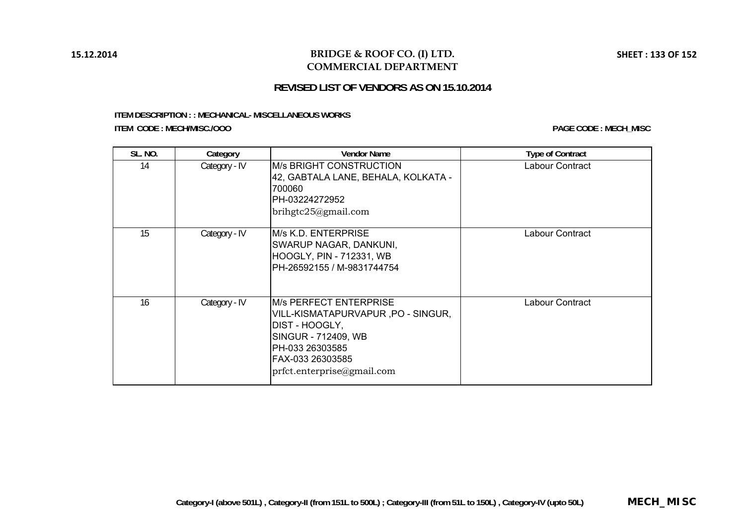# BRIDGE & ROOF CO. (I) LTD.
## COMMERCIAL DEPARTMENT

### REVISED LIST OF VENDORS AS ON 15.10.2014

**ITEM DESCRIPTION : : MECHANICAL- MISCELLANEOUS WORKS**

**ITEM CODE : MECH/MISC./OOO**

**PAGE CODE : MECH_MISC**

| SL. NO. | Category | Vendor Name | Type of Contract |
|---|---|---|---|
| 14 | Category - IV | M/s BRIGHT CONSTRUCTION<br>42, GABTALA LANE, BEHALA, KOLKATA - 700060<br>PH-03224272952<br>brihgtc25@gmail.com | Labour Contract |
| 15 | Category - IV | M/s K.D. ENTERPRISE<br>SWARUP NAGAR, DANKUNI,<br>HOOGLY, PIN - 712331, WB<br>PH-26592155 / M-9831744754 | Labour Contract |
| 16 | Category - IV | M/s PERFECT ENTERPRISE<br>VILL-KISMATAPURVAPUR ,PO - SINGUR,<br>DIST - HOOGLY,<br>SINGUR - 712409, WB<br>PH-033 26303585<br>FAX-033 26303585<br>prfct.enterprise@gmail.com | Labour Contract |

**Category-I (above 501L) , Category-II (from 151L to 500L) ; Category-III (from 51L to 150L) , Category-IV (upto 50L)**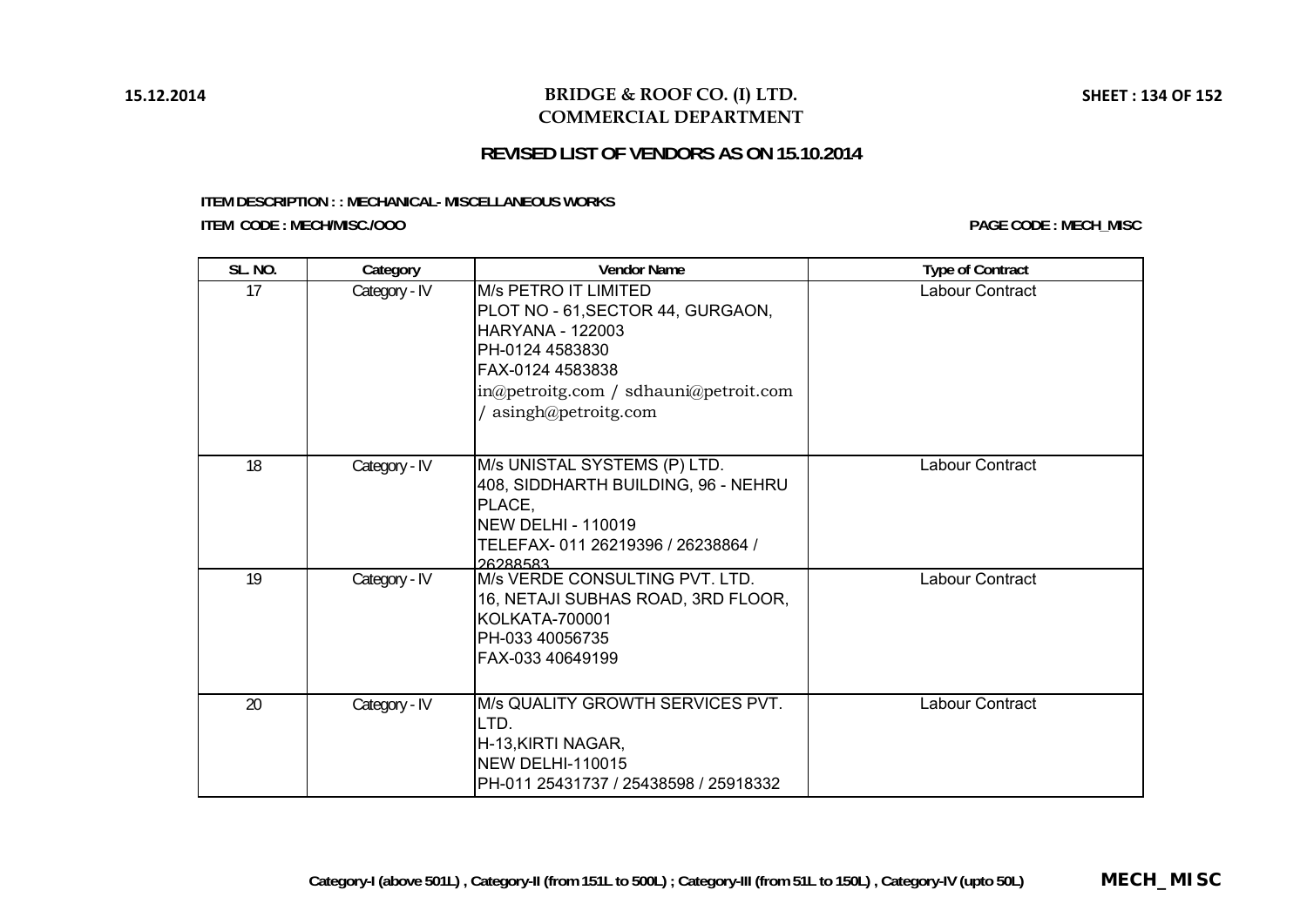# BRIDGE & ROOF CO. (I) LTD.
## COMMERCIAL DEPARTMENT

### REVISED LIST OF VENDORS AS ON 15.10.2014

**ITEM DESCRIPTION : : MECHANICAL- MISCELLANEOUS WORKS**

**ITEM CODE : MECH/MISC./OOO**

**PAGE CODE : MECH_MISC**

| SL. NO. | Category | Vendor Name | Type of Contract |
|---|---|---|---|
| 17 | Category - IV | M/s PETRO IT LIMITED<br>PLOT NO - 61,SECTOR 44, GURGAON,<br>HARYANA - 122003<br>PH-0124 4583830<br>FAX-0124 4583838<br>in@petroitg.com / sdhauni@petroit.com / asingh@petroitg.com | Labour Contract |
| 18 | Category - IV | M/s UNISTAL SYSTEMS (P) LTD.<br>408, SIDDHARTH BUILDING, 96 - NEHRU PLACE,<br>NEW DELHI - 110019<br>TELEFAX- 011 26219396 / 26238864 / 26288583 | Labour Contract |
| 19 | Category - IV | M/s VERDE CONSULTING PVT. LTD.<br>16, NETAJI SUBHAS ROAD, 3RD FLOOR,<br>KOLKATA-700001<br>PH-033 40056735<br>FAX-033 40649199 | Labour Contract |
| 20 | Category - IV | M/s QUALITY GROWTH SERVICES PVT. LTD.<br>H-13,KIRTI NAGAR,<br>NEW DELHI-110015<br>PH-011 25431737 / 25438598 / 25918332 | Labour Contract |

**Category-I (above 501L) , Category-II (from 151L to 500L) ; Category-III (from 51L to 150L) , Category-IV (upto 50L)**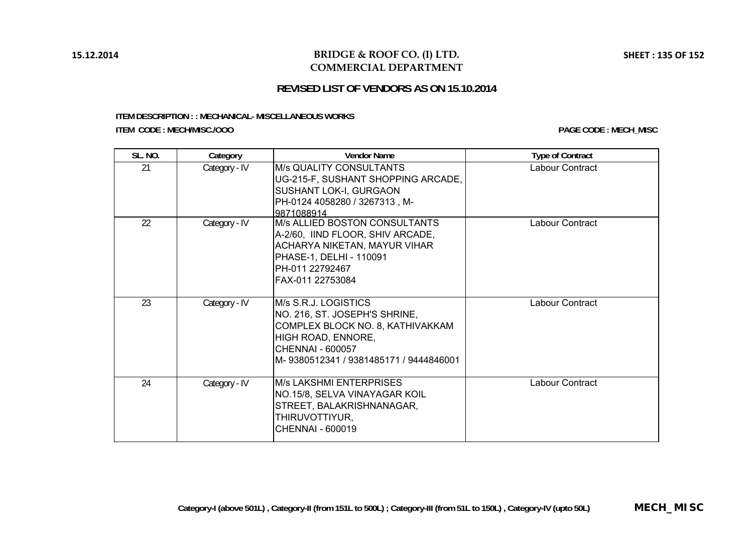# BRIDGE & ROOF CO. (I) LTD.
## COMMERCIAL DEPARTMENT

### REVISED LIST OF VENDORS AS ON 15.10.2014

**ITEM DESCRIPTION : : MECHANICAL- MISCELLANEOUS WORKS**

**ITEM CODE : MECH/MISC./OOO**

**PAGE CODE : MECH_MISC**

| SL. NO. | Category | Vendor Name | Type of Contract |
|---|---|---|---|
| 21 | Category - IV | M/s QUALITY CONSULTANTS<br>UG-215-F, SUSHANT SHOPPING ARCADE,<br>SUSHANT LOK-I, GURGAON<br>PH-0124 4058280 / 3267313 , M-9871088914 | Labour Contract |
| 22 | Category - IV | M/s ALLIED BOSTON CONSULTANTS<br>A-2/60, IIND FLOOR, SHIV ARCADE,<br>ACHARYA NIKETAN, MAYUR VIHAR<br>PHASE-1, DELHI - 110091<br>PH-011 22792467<br>FAX-011 22753084 | Labour Contract |
| 23 | Category - IV | M/s S.R.J. LOGISTICS<br>NO. 216, ST. JOSEPH'S SHRINE,<br>COMPLEX BLOCK NO. 8, KATHIVAKKAM<br>HIGH ROAD, ENNORE,<br>CHENNAI - 600057<br>M- 9380512341 / 9381485171 / 9444846001 | Labour Contract |
| 24 | Category - IV | M/s LAKSHMI ENTERPRISES<br>NO.15/8, SELVA VINAYAGAR KOIL<br>STREET, BALAKRISHNANAGAR,<br>THIRUVOTTIYUR,<br>CHENNAI - 600019 | Labour Contract |

**Category-I (above 501L) , Category-II (from 151L to 500L) ; Category-III (from 51L to 150L) , Category-IV (upto 50L)**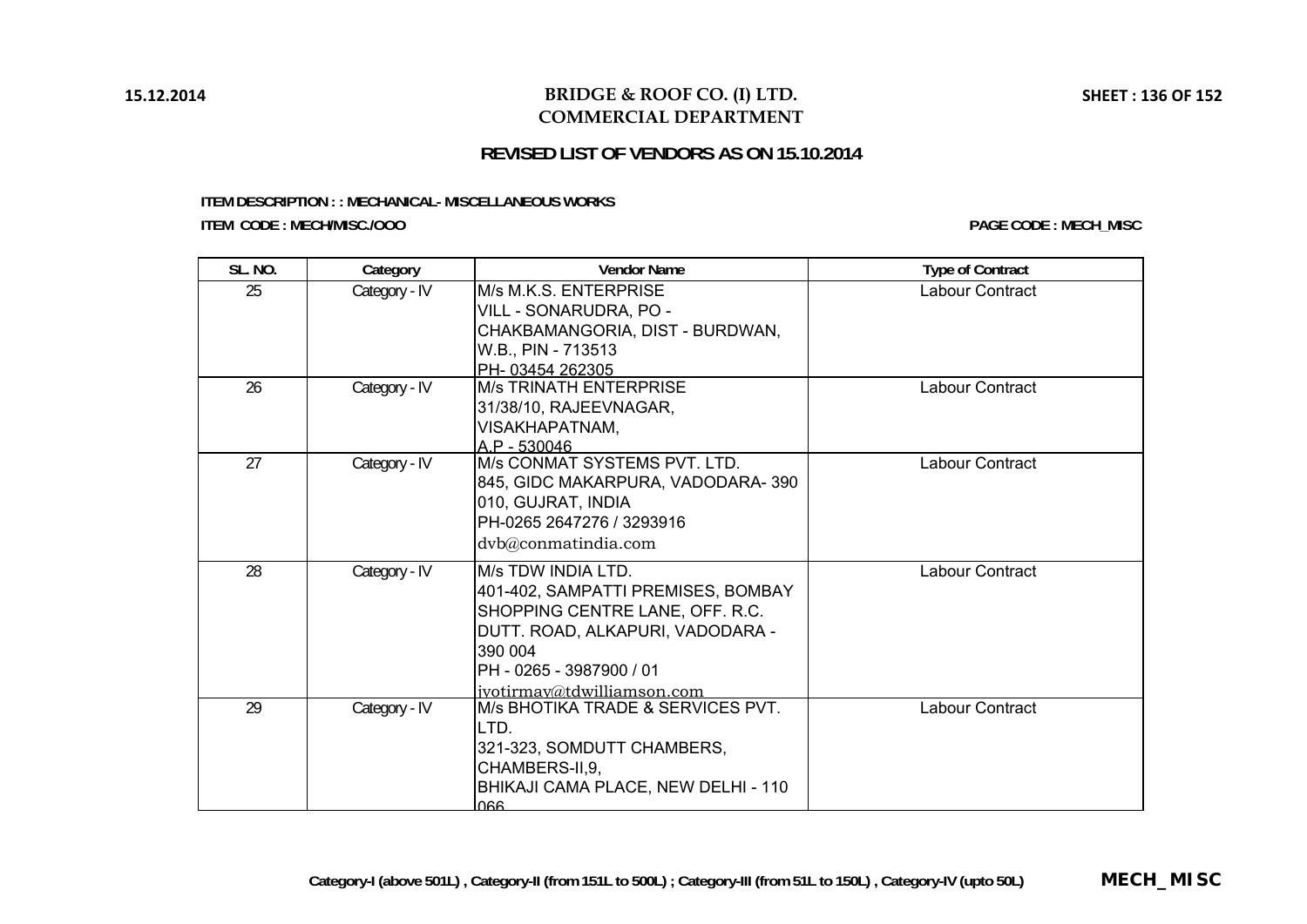# BRIDGE & ROOF CO. (I) LTD.
## COMMERCIAL DEPARTMENT

### REVISED LIST OF VENDORS AS ON 15.10.2014

**ITEM DESCRIPTION : : MECHANICAL- MISCELLANEOUS WORKS**

**ITEM CODE : MECH/MISC./OOO**

**PAGE CODE : MECH_MISC**

| SL. NO. | Category | Vendor Name | Type of Contract |
|---|---|---|---|
| 25 | Category - IV | M/s M.K.S. ENTERPRISE<br>VILL - SONARUDRA, PO - CHAKBAMANGORIA, DIST - BURDWAN, W.B., PIN - 713513<br>PH- 03454 262305 | Labour Contract |
| 26 | Category - IV | M/s TRINATH ENTERPRISE<br>31/38/10, RAJEEVNAGAR, VISAKHAPATNAM, A.P - 530046 | Labour Contract |
| 27 | Category - IV | M/s CONMAT SYSTEMS PVT. LTD.<br>845, GIDC MAKARPURA, VADODARA- 390 010, GUJRAT, INDIA<br>PH-0265 2647276 / 3293916<br>dvb@conmatindia.com | Labour Contract |
| 28 | Category - IV | M/s TDW INDIA LTD.<br>401-402, SAMPATTI PREMISES, BOMBAY SHOPPING CENTRE LANE, OFF. R.C. DUTT. ROAD, ALKAPURI, VADODARA - 390 004<br>PH - 0265 - 3987900 / 01<br>jyotirmay@tdwilliamson.com | Labour Contract |
| 29 | Category - IV | M/s BHOTIKA TRADE & SERVICES PVT. LTD.<br>321-323, SOMDUTT CHAMBERS, CHAMBERS-II,9,<br>BHIKAJI CAMA PLACE, NEW DELHI - 110 066 | Labour Contract |

**Category-I (above 501L) , Category-II (from 151L to 500L) ; Category-III (from 51L to 150L) , Category-IV (upto 50L)**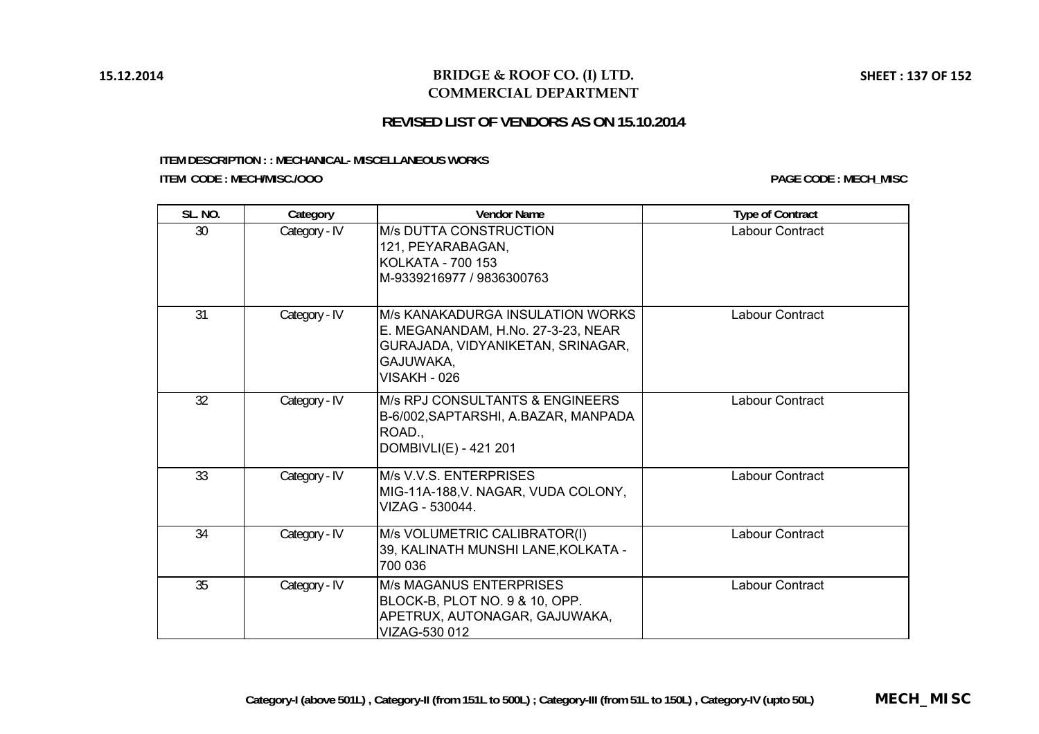# BRIDGE & ROOF CO. (I) LTD.
## COMMERCIAL DEPARTMENT

### REVISED LIST OF VENDORS AS ON 15.10.2014

**ITEM DESCRIPTION : : MECHANICAL- MISCELLANEOUS WORKS**

**ITEM CODE : MECH/MISC./OOO**

**PAGE CODE : MECH_MISC**

| SL. NO. | Category | Vendor Name | Type of Contract |
|---|---|---|---|
| 30 | Category - IV | M/s DUTTA CONSTRUCTION<br>121, PEYARABAGAN,<br>KOLKATA - 700 153<br>M-9339216977 / 9836300763 | Labour Contract |
| 31 | Category - IV | M/s KANAKADURGA INSULATION WORKS<br>E. MEGANANDAM, H.No. 27-3-23, NEAR GURAJADA, VIDYANIKETAN, SRINAGAR, GAJUWAKA,<br>VISAKH - 026 | Labour Contract |
| 32 | Category - IV | M/s RPJ CONSULTANTS & ENGINEERS<br>B-6/002,SAPTARSHI, A.BAZAR, MANPADA ROAD.,<br>DOMBIVLI(E) - 421 201 | Labour Contract |
| 33 | Category - IV | M/s V.V.S. ENTERPRISES<br>MIG-11A-188,V. NAGAR, VUDA COLONY,<br>VIZAG - 530044. | Labour Contract |
| 34 | Category - IV | M/s VOLUMETRIC CALIBRATOR(I)<br>39, KALINATH MUNSHI LANE,KOLKATA - 700 036 | Labour Contract |
| 35 | Category - IV | M/s MAGANUS ENTERPRISES<br>BLOCK-B, PLOT NO. 9 & 10, OPP. APETRUX, AUTONAGAR, GAJUWAKA,<br>VIZAG-530 012 | Labour Contract |

**Category-I (above 501L) , Category-II (from 151L to 500L) ; Category-III (from 51L to 150L) , Category-IV (upto 50L)**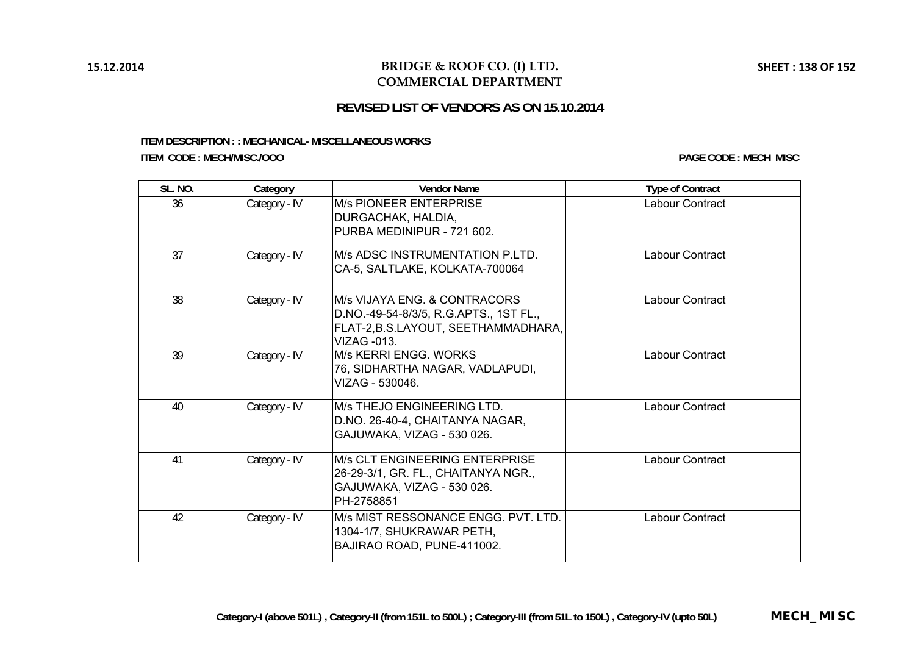# BRIDGE & ROOF CO. (I) LTD.
## COMMERCIAL DEPARTMENT

### REVISED LIST OF VENDORS AS ON 15.10.2014

**ITEM DESCRIPTION : : MECHANICAL- MISCELLANEOUS WORKS**

**ITEM CODE : MECH/MISC./OOO**

**PAGE CODE : MECH_MISC**

| SL. NO. | Category | Vendor Name | Type of Contract |
|---|---|---|---|
| 36 | Category - IV | M/s PIONEER ENTERPRISE<br>DURGACHAK, HALDIA,<br>PURBA MEDINIPUR - 721 602. | Labour Contract |
| 37 | Category - IV | M/s ADSC INSTRUMENTATION P.LTD.<br>CA-5, SALTLAKE, KOLKATA-700064 | Labour Contract |
| 38 | Category - IV | M/s VIJAYA ENG. & CONTRACORS<br>D.NO.-49-54-8/3/5, R.G.APTS., 1ST FL.,<br>FLAT-2,B.S.LAYOUT, SEETHAMMADHARA,<br>VIZAG -013. | Labour Contract |
| 39 | Category - IV | M/s KERRI ENGG. WORKS<br>76, SIDHARTHA NAGAR, VADLAPUDI,<br>VIZAG - 530046. | Labour Contract |
| 40 | Category - IV | M/s THEJO ENGINEERING LTD.<br>D.NO. 26-40-4, CHAITANYA NAGAR,<br>GAJUWAKA, VIZAG - 530 026. | Labour Contract |
| 41 | Category - IV | M/s CLT ENGINEERING ENTERPRISE<br>26-29-3/1, GR. FL., CHAITANYA NGR.,<br>GAJUWAKA, VIZAG - 530 026.<br>PH-2758851 | Labour Contract |
| 42 | Category - IV | M/s MIST RESSONANCE ENGG. PVT. LTD.<br>1304-1/7, SHUKRAWAR PETH,<br>BAJIRAO ROAD, PUNE-411002. | Labour Contract |

**Category-I (above 501L) , Category-II (from 151L to 500L) ; Category-III (from 51L to 150L) , Category-IV (upto 50L)**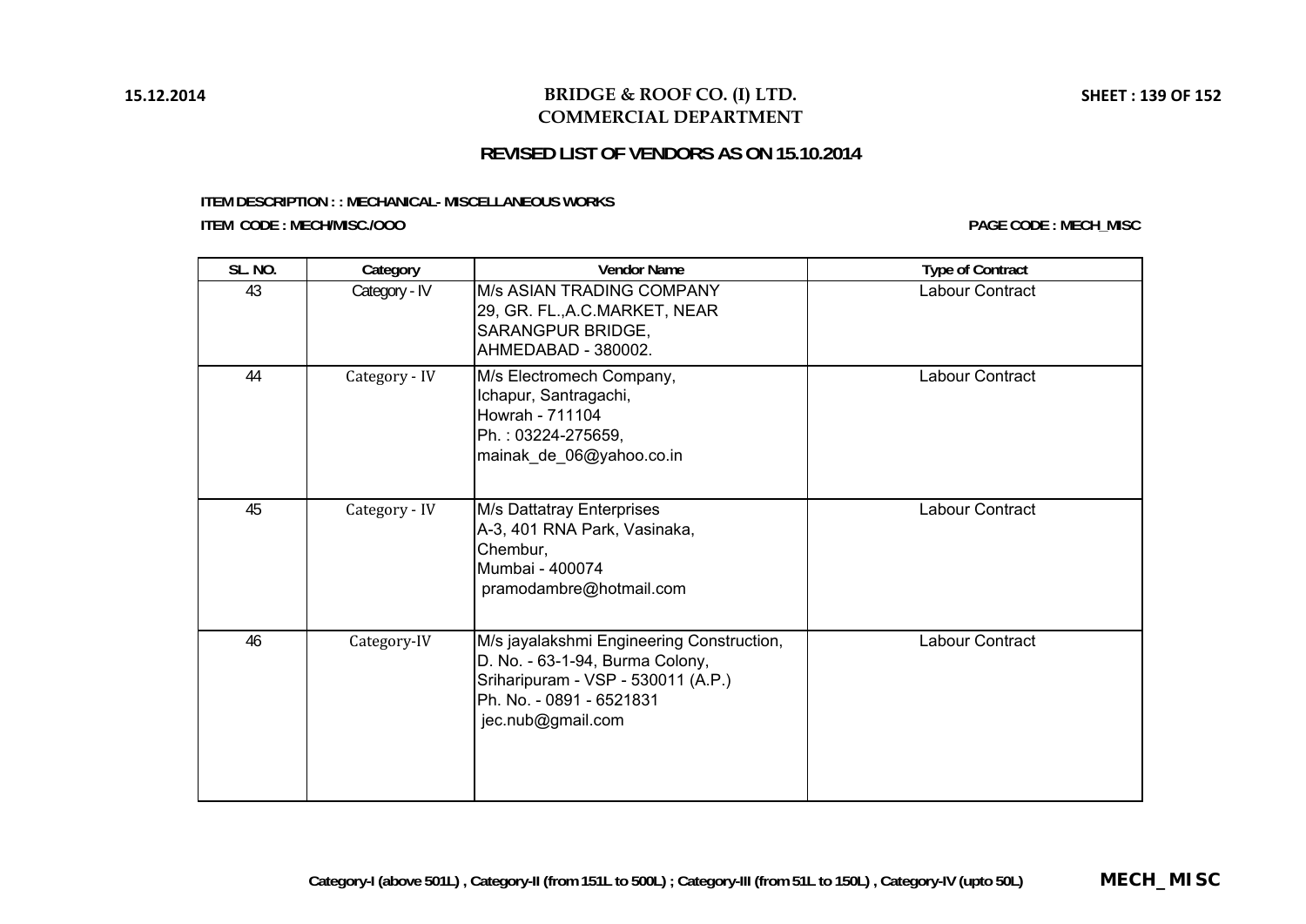# BRIDGE & ROOF CO. (I) LTD.
## COMMERCIAL DEPARTMENT

### REVISED LIST OF VENDORS AS ON 15.10.2014

**ITEM DESCRIPTION : : MECHANICAL- MISCELLANEOUS WORKS**

**ITEM CODE : MECH/MISC./OOO**

**PAGE CODE : MECH_MISC**

| SL. NO. | Category | Vendor Name | Type of Contract |
|---|---|---|---|
| 43 | Category - IV | M/s ASIAN TRADING COMPANY<br>29, GR. FL.,A.C.MARKET, NEAR<br>SARANGPUR BRIDGE,<br>AHMEDABAD - 380002. | Labour Contract |
| 44 | Category - IV | M/s Electromech Company,<br>Ichapur, Santragachi,<br>Howrah - 711104<br>Ph. : 03224-275659,<br>mainak_de_06@yahoo.co.in | Labour Contract |
| 45 | Category - IV | M/s Dattatray Enterprises<br>A-3, 401 RNA Park, Vasinaka,<br>Chembur,<br>Mumbai - 400074<br>pramodambre@hotmail.com | Labour Contract |
| 46 | Category-IV | M/s jayalakshmi Engineering Construction,<br>D. No. - 63-1-94, Burma Colony,<br>Sriharipuram - VSP - 530011 (A.P.)<br>Ph. No. - 0891 - 6521831<br>jec.nub@gmail.com | Labour Contract |

**Category-I (above 501L) , Category-II (from 151L to 500L) ; Category-III (from 51L to 150L) , Category-IV (upto 50L)**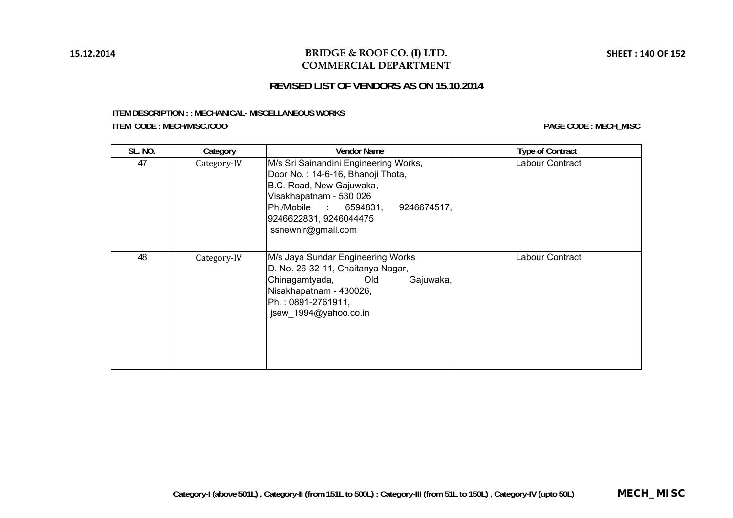# BRIDGE & ROOF CO. (I) LTD.
## COMMERCIAL DEPARTMENT

### REVISED LIST OF VENDORS AS ON 15.10.2014

**ITEM DESCRIPTION : : MECHANICAL- MISCELLANEOUS WORKS**

**ITEM CODE : MECH/MISC./OOO**

**PAGE CODE : MECH_MISC**

| SL. NO. | Category | Vendor Name | Type of Contract |
|---|---|---|---|
| 47 | Category-IV | M/s Sri Sainandini Engineering Works,<br>Door No. : 14-6-16, Bhanoji Thota,<br>B.C. Road, New Gajuwaka,<br>Visakhapatnam - 530 026<br>Ph./Mobile : 6594831, 9246674517, 9246622831, 9246044475<br>ssnewnlr@gmail.com | Labour Contract |
| 48 | Category-IV | M/s Jaya Sundar Engineering Works<br>D. No. 26-32-11, Chaitanya Nagar,<br>Chinagamtyada, Old Gajuwaka,<br>Nisakhapatnam - 430026,<br>Ph. : 0891-2761911,<br>jsew_1994@yahoo.co.in | Labour Contract |

**Category-I (above 501L) , Category-II (from 151L to 500L) ; Category-III (from 51L to 150L) , Category-IV (upto 50L)**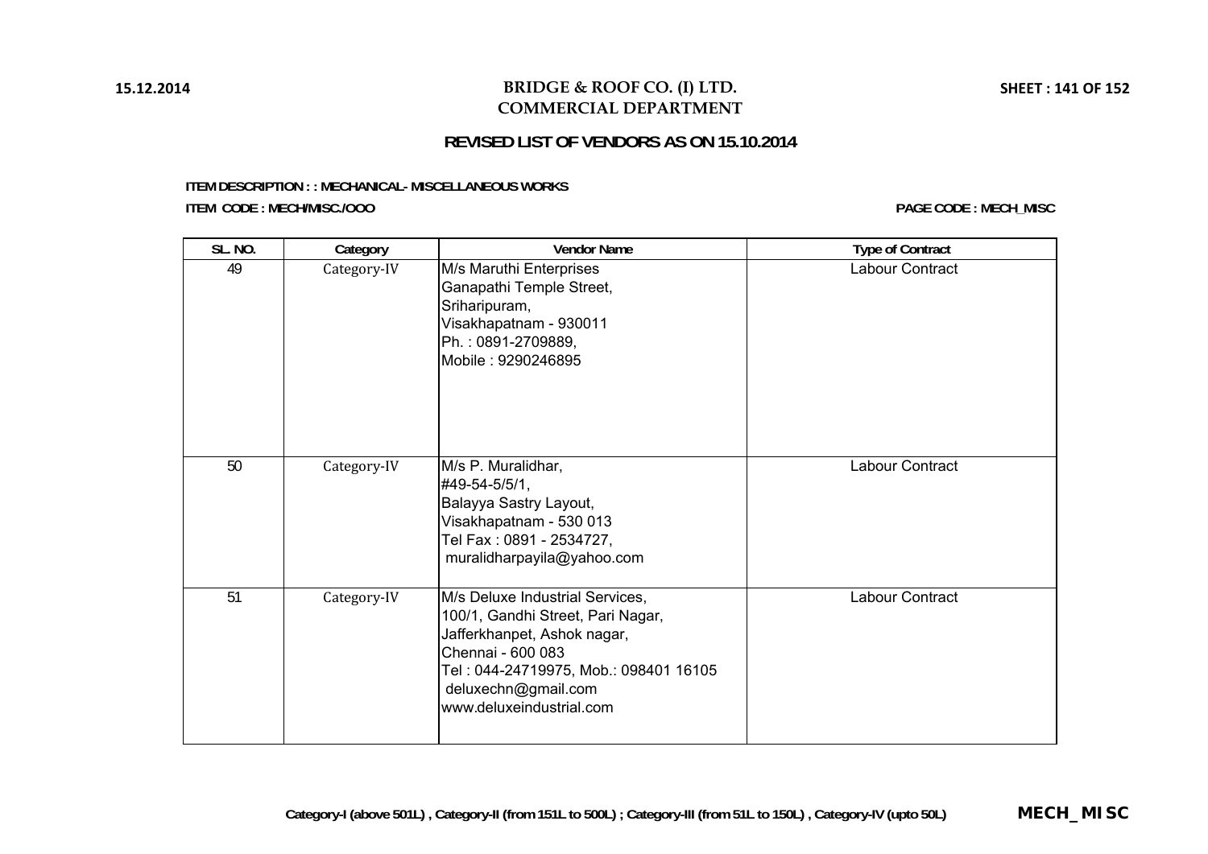# BRIDGE & ROOF CO. (I) LTD.
## COMMERCIAL DEPARTMENT

### REVISED LIST OF VENDORS AS ON 15.10.2014

**ITEM DESCRIPTION : : MECHANICAL- MISCELLANEOUS WORKS**

**ITEM CODE : MECH/MISC./OOO**

**PAGE CODE : MECH_MISC**

| SL. NO. | Category | Vendor Name | Type of Contract |
|---|---|---|---|
| 49 | Category-IV | M/s Maruthi Enterprises<br>Ganapathi Temple Street,<br>Sriharipuram,<br>Visakhapatnam - 930011<br>Ph. : 0891-2709889,<br>Mobile : 9290246895 | Labour Contract |
| 50 | Category-IV | M/s P. Muralidhar,<br>#49-54-5/5/1,<br>Balayya Sastry Layout,<br>Visakhapatnam - 530 013<br>Tel Fax : 0891 - 2534727,<br>muralidharpayila@yahoo.com | Labour Contract |
| 51 | Category-IV | M/s Deluxe Industrial Services,<br>100/1, Gandhi Street, Pari Nagar,<br>Jafferkhanpet, Ashok nagar,<br>Chennai - 600 083<br>Tel : 044-24719975, Mob.: 098401 16105<br>deluxechn@gmail.com<br>www.deluxeindustrial.com | Labour Contract |

**Category-I (above 501L) , Category-II (from 151L to 500L) ; Category-III (from 51L to 150L) , Category-IV (upto 50L)**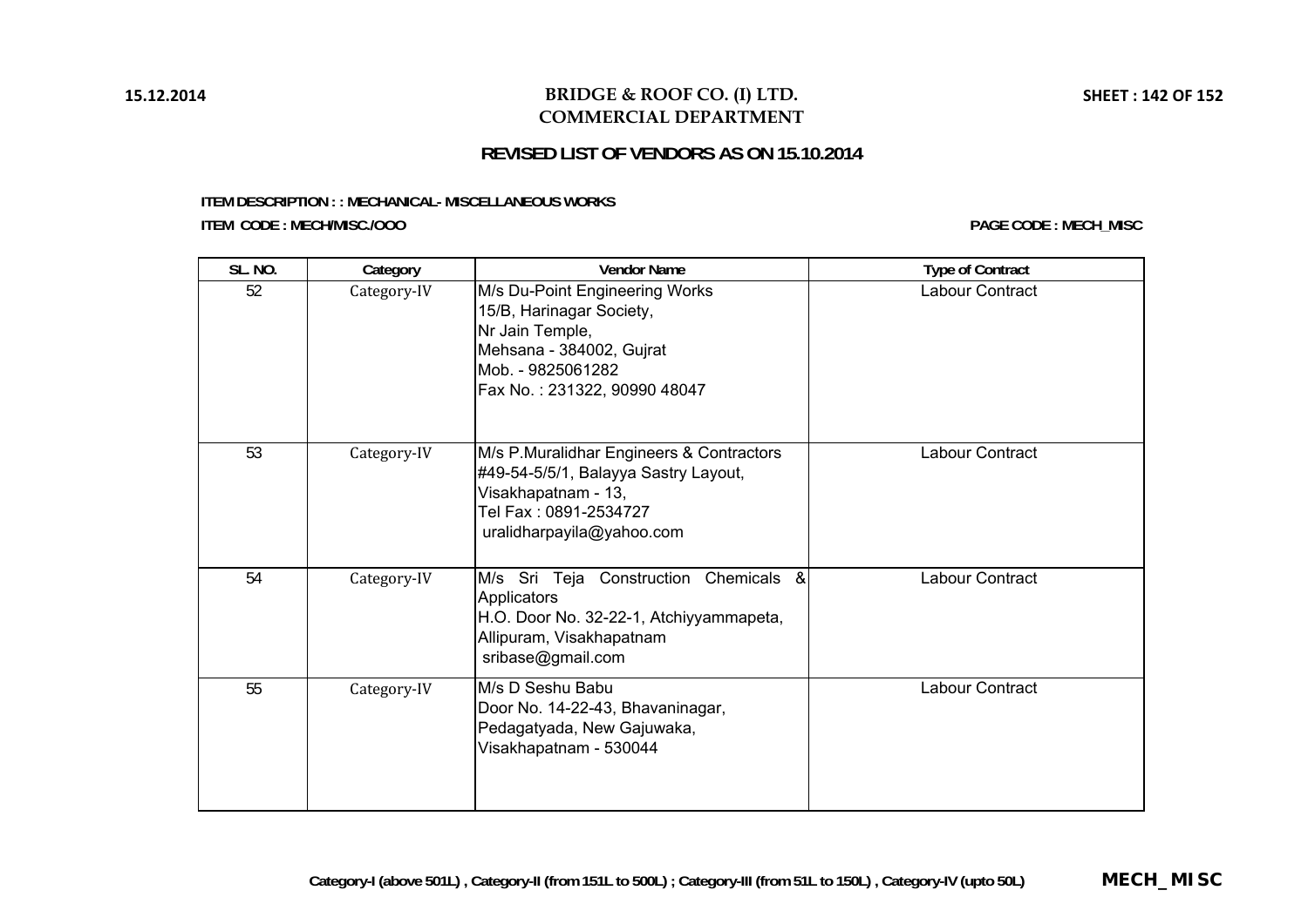# BRIDGE & ROOF CO. (I) LTD.
## COMMERCIAL DEPARTMENT

### REVISED LIST OF VENDORS AS ON 15.10.2014

**ITEM DESCRIPTION : : MECHANICAL- MISCELLANEOUS WORKS**

**ITEM CODE : MECH/MISC./OOO** **PAGE CODE : MECH_MISC**

| SL. NO. | Category | Vendor Name | Type of Contract |
|---|---|---|---|
| 52 | Category-IV | M/s Du-Point Engineering Works<br>15/B, Harinagar Society,<br>Nr Jain Temple,<br>Mehsana - 384002, Gujrat<br>Mob. - 9825061282<br>Fax No. : 231322, 90990 48047 | Labour Contract |
| 53 | Category-IV | M/s P.Muralidhar Engineers & Contractors<br>#49-54-5/5/1, Balayya Sastry Layout,<br>Visakhapatnam - 13,<br>Tel Fax : 0891-2534727<br>uralidharpayila@yahoo.com | Labour Contract |
| 54 | Category-IV | M/s Sri Teja Construction Chemicals & Applicators<br>H.O. Door No. 32-22-1, Atchiyyammapeta,<br>Allipuram, Visakhapatnam<br>sribase@gmail.com | Labour Contract |
| 55 | Category-IV | M/s D Seshu Babu<br>Door No. 14-22-43, Bhavaninagar,<br>Pedagatyada, New Gajuwaka,<br>Visakhapatnam - 530044 | Labour Contract |

Category-I (above 501L) , Category-II (from 151L to 500L) ; Category-III (from 51L to 150L) , Category-IV (upto 50L)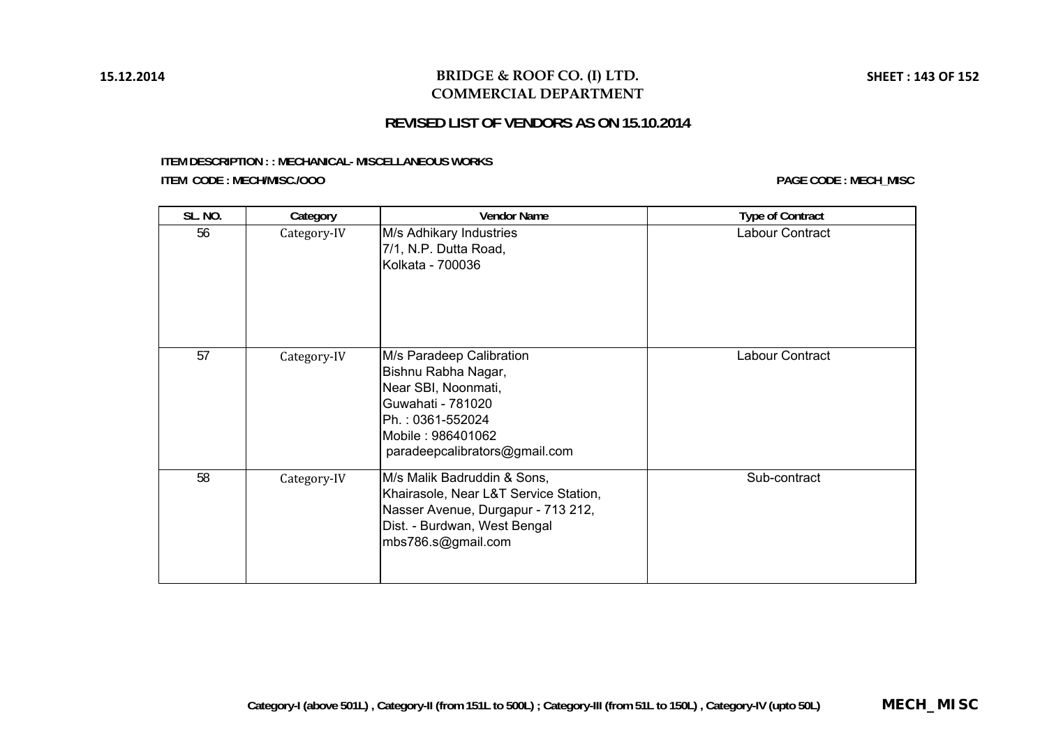# BRIDGE & ROOF CO. (I) LTD.
## COMMERCIAL DEPARTMENT

### REVISED LIST OF VENDORS AS ON 15.10.2014

**ITEM DESCRIPTION : : MECHANICAL- MISCELLANEOUS WORKS**

**ITEM CODE : MECH/MISC./OOO**

**PAGE CODE : MECH_MISC**

| SL. NO. | Category | Vendor Name | Type of Contract |
|---|---|---|---|
| 56 | Category-IV | M/s Adhikary Industries<br>7/1, N.P. Dutta Road,<br>Kolkata - 700036 | Labour Contract |
| 57 | Category-IV | M/s Paradeep Calibration<br>Bishnu Rabha Nagar,<br>Near SBI, Noonmati,<br>Guwahati - 781020<br>Ph. : 0361-552024<br>Mobile : 986401062<br>paradeepcalibrators@gmail.com | Labour Contract |
| 58 | Category-IV | M/s Malik Badruddin & Sons,<br>Khairasole, Near L&T Service Station,<br>Nasser Avenue, Durgapur - 713 212,<br>Dist. - Burdwan, West Bengal<br>mbs786.s@gmail.com | Sub-contract |

**Category-I (above 501L) , Category-II (from 151L to 500L) ; Category-III (from 51L to 150L) , Category-IV (upto 50L)**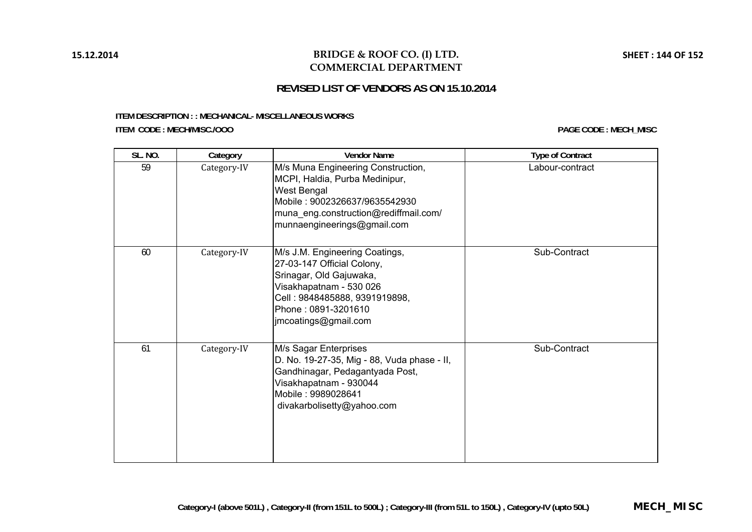# BRIDGE & ROOF CO. (I) LTD.
## COMMERCIAL DEPARTMENT

### REVISED LIST OF VENDORS AS ON 15.10.2014

**ITEM DESCRIPTION : : MECHANICAL- MISCELLANEOUS WORKS**

**ITEM CODE : MECH/MISC./OOO**

**PAGE CODE : MECH_MISC**

| SL. NO. | Category | Vendor Name | Type of Contract |
|---|---|---|---|
| 59 | Category-IV | M/s Muna Engineering Construction,<br>MCPI, Haldia, Purba Medinipur,<br>West Bengal<br>Mobile : 9002326637/9635542930<br>muna_eng.construction@rediffmail.com/<br>munnaengineerings@gmail.com | Labour-contract |
| 60 | Category-IV | M/s J.M. Engineering Coatings,<br>27-03-147 Official Colony,<br>Srinagar, Old Gajuwaka,<br>Visakhapatnam - 530 026<br>Cell : 9848485888, 9391919898,<br>Phone : 0891-3201610<br>jmcoatings@gmail.com | Sub-Contract |
| 61 | Category-IV | M/s Sagar Enterprises<br>D. No. 19-27-35, Mig - 88, Vuda phase - II,<br>Gandhinagar, Pedagantyada Post,<br>Visakhapatnam - 930044<br>Mobile : 9989028641<br>divakarbolisetty@yahoo.com | Sub-Contract |

**Category-I (above 501L) , Category-II (from 151L to 500L) ; Category-III (from 51L to 150L) , Category-IV (upto 50L)**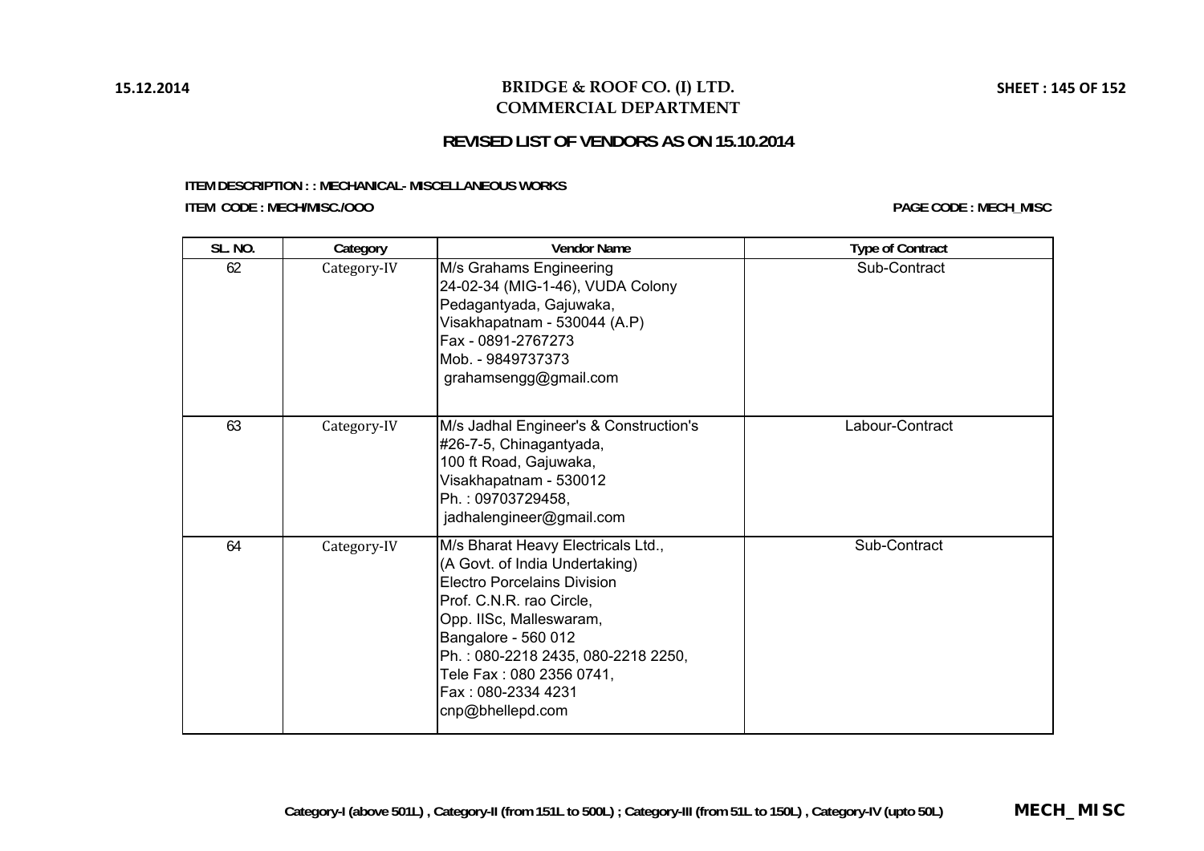# BRIDGE & ROOF CO. (I) LTD.
## COMMERCIAL DEPARTMENT

### REVISED LIST OF VENDORS AS ON 15.10.2014

**ITEM DESCRIPTION : : MECHANICAL- MISCELLANEOUS WORKS**

**ITEM CODE : MECH/MISC./OOO**

**PAGE CODE : MECH_MISC**

| SL. NO. | Category | Vendor Name | Type of Contract |
|---|---|---|---|
| 62 | Category-IV | M/s Grahams Engineering<br>24-02-34 (MIG-1-46), VUDA Colony<br>Pedagantyada, Gajuwaka,<br>Visakhapatnam - 530044 (A.P)<br>Fax - 0891-2767273<br>Mob. - 9849737373<br>grahamsengg@gmail.com | Sub-Contract |
| 63 | Category-IV | M/s Jadhal Engineer's & Construction's<br>#26-7-5, Chinagantyada,<br>100 ft Road, Gajuwaka,<br>Visakhapatnam - 530012<br>Ph. : 09703729458,<br>jadhalengineer@gmail.com | Labour-Contract |
| 64 | Category-IV | M/s Bharat Heavy Electricals Ltd.,<br>(A Govt. of India Undertaking)<br>Electro Porcelains Division<br>Prof. C.N.R. rao Circle,<br>Opp. IISc, Malleswaram,<br>Bangalore - 560 012<br>Ph. : 080-2218 2435, 080-2218 2250,<br>Tele Fax : 080 2356 0741,<br>Fax : 080-2334 4231<br>cnp@bhellepd.com | Sub-Contract |

**Category-I (above 501L) , Category-II (from 151L to 500L) ; Category-III (from 51L to 150L) , Category-IV (upto 50L)**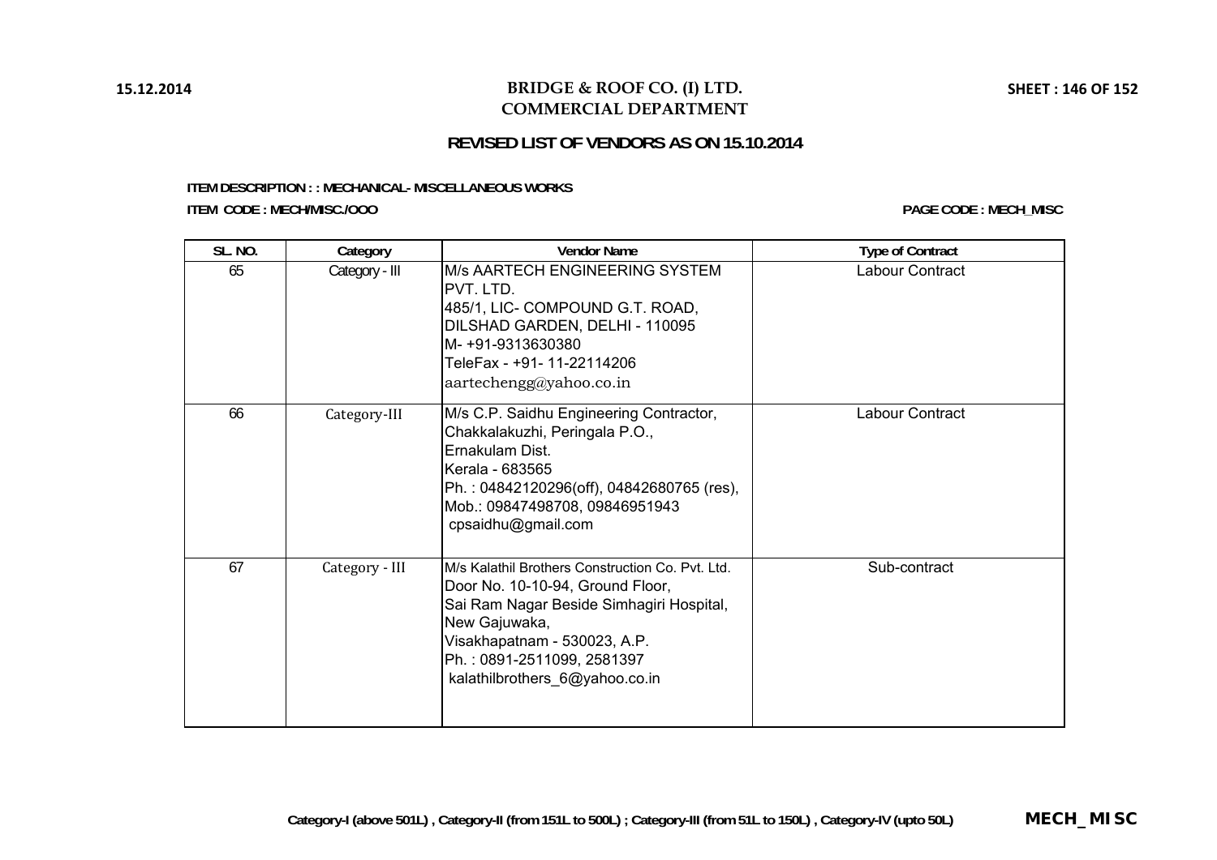**15.12.2014**

# BRIDGE & ROOF CO. (I) LTD.
## COMMERCIAL DEPARTMENT

### REVISED LIST OF VENDORS AS ON 15.10.2014

**ITEM DESCRIPTION : : MECHANICAL- MISCELLANEOUS WORKS**

**ITEM CODE : MECH/MISC./OOO**

**PAGE CODE : MECH_MISC**

| SL. NO. | Category | Vendor Name | Type of Contract |
|---|---|---|---|
| 65 | Category - III | M/s AARTECH ENGINEERING SYSTEM PVT. LTD.<br>485/1, LIC- COMPOUND G.T. ROAD,<br>DILSHAD GARDEN, DELHI - 110095<br>M- +91-9313630380<br>TeleFax - +91- 11-22114206<br>aartechengg@yahoo.co.in | Labour Contract |
| 66 | Category-III | M/s C.P. Saidhu Engineering Contractor,<br>Chakkalakuzhi, Peringala P.O.,<br>Ernakulam Dist.<br>Kerala - 683565<br>Ph. : 04842120296(off), 04842680765 (res),<br>Mob.: 09847498708, 09846951943<br>cpsaidhu@gmail.com | Labour Contract |
| 67 | Category - III | M/s Kalathil Brothers Construction Co. Pvt. Ltd.<br>Door No. 10-10-94, Ground Floor,<br>Sai Ram Nagar Beside Simhagiri Hospital,<br>New Gajuwaka,<br>Visakhapatnam - 530023, A.P.<br>Ph. : 0891-2511099, 2581397<br>kalathilbrothers_6@yahoo.co.in | Sub-contract |

**Category-I (above 501L) , Category-II (from 151L to 500L) ; Category-III (from 51L to 150L) , Category-IV (upto 50L)**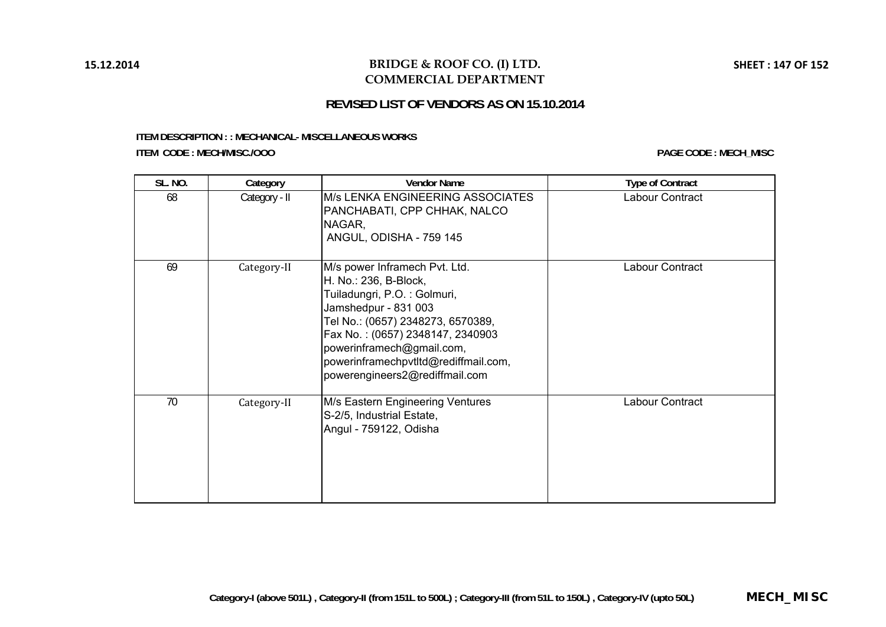# BRIDGE & ROOF CO. (I) LTD.
## COMMERCIAL DEPARTMENT

### REVISED LIST OF VENDORS AS ON 15.10.2014

**ITEM DESCRIPTION : : MECHANICAL- MISCELLANEOUS WORKS**

**ITEM CODE : MECH/MISC./OOO**

**PAGE CODE : MECH_MISC**

| SL. NO. | Category | Vendor Name | Type of Contract |
|---|---|---|---|
| 68 | Category - II | M/s LENKA ENGINEERING ASSOCIATES<br>PANCHABATI, CPP CHHAK, NALCO NAGAR,<br>ANGUL, ODISHA - 759 145 | Labour Contract |
| 69 | Category-II | M/s power Inframech Pvt. Ltd.<br>H. No.: 236, B-Block,<br>Tuiladungri, P.O. : Golmuri,<br>Jamshedpur - 831 003<br>Tel No.: (0657) 2348273, 6570389,<br>Fax No. : (0657) 2348147, 2340903<br>powerinframech@gmail.com,<br>powerinframechpvtltd@rediffmail.com,<br>powerengineers2@rediffmail.com | Labour Contract |
| 70 | Category-II | M/s Eastern Engineering Ventures<br>S-2/5, Industrial Estate,<br>Angul - 759122, Odisha | Labour Contract |

**Category-I (above 501L) , Category-II (from 151L to 500L) ; Category-III (from 51L to 150L) , Category-IV (upto 50L)**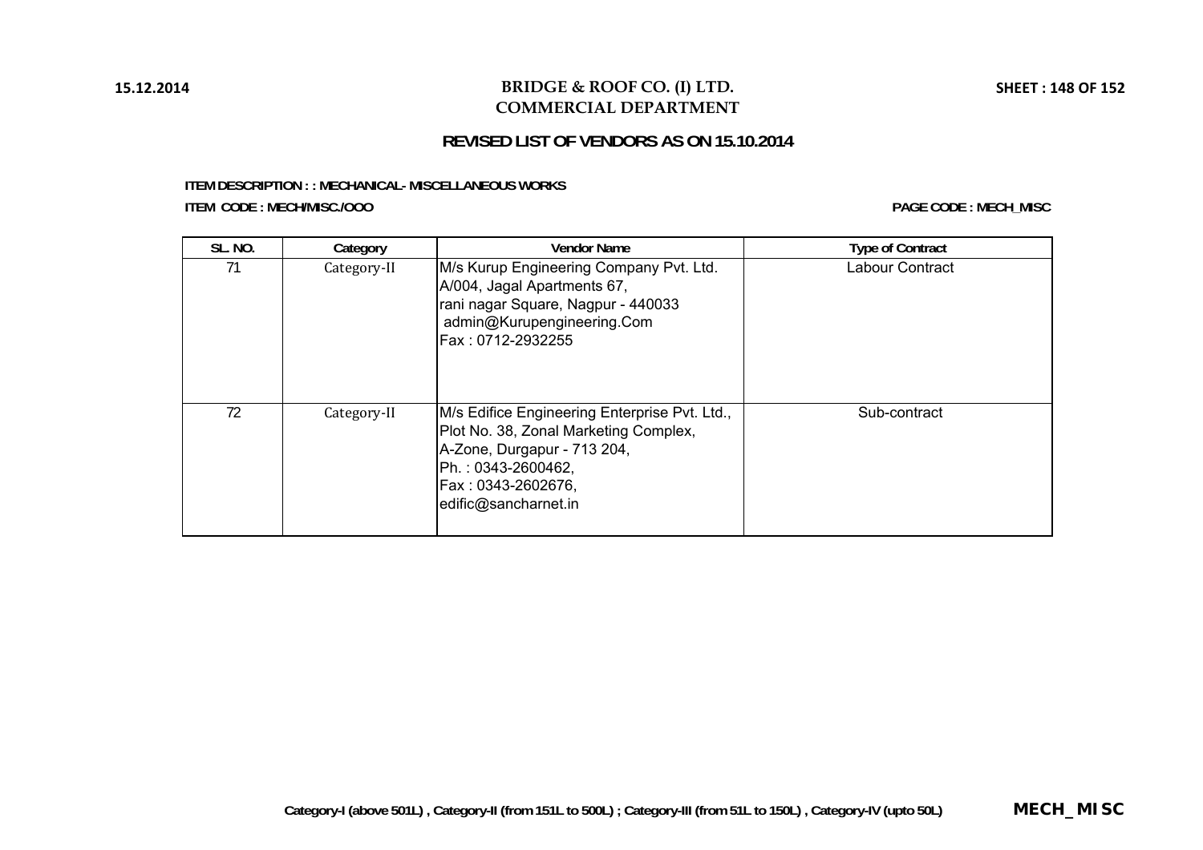# BRIDGE & ROOF CO. (I) LTD.
## COMMERCIAL DEPARTMENT

### REVISED LIST OF VENDORS AS ON 15.10.2014

**ITEM DESCRIPTION : : MECHANICAL- MISCELLANEOUS WORKS**

**ITEM CODE : MECH/MISC./OOO**

**PAGE CODE : MECH_MISC**

| SL. NO. | Category | Vendor Name | Type of Contract |
|---|---|---|---|
| 71 | Category-II | M/s Kurup Engineering Company Pvt. Ltd.<br>A/004, Jagal Apartments 67,<br>rani nagar Square, Nagpur - 440033<br>admin@Kurupengineering.Com<br>Fax : 0712-2932255 | Labour Contract |
| 72 | Category-II | M/s Edifice Engineering Enterprise Pvt. Ltd.,<br>Plot No. 38, Zonal Marketing Complex,<br>A-Zone, Durgapur - 713 204,<br>Ph. : 0343-2600462,<br>Fax : 0343-2602676,<br>edific@sancharnet.in | Sub-contract |

**Category-I (above 501L) , Category-II (from 151L to 500L) ; Category-III (from 51L to 150L) , Category-IV (upto 50L)**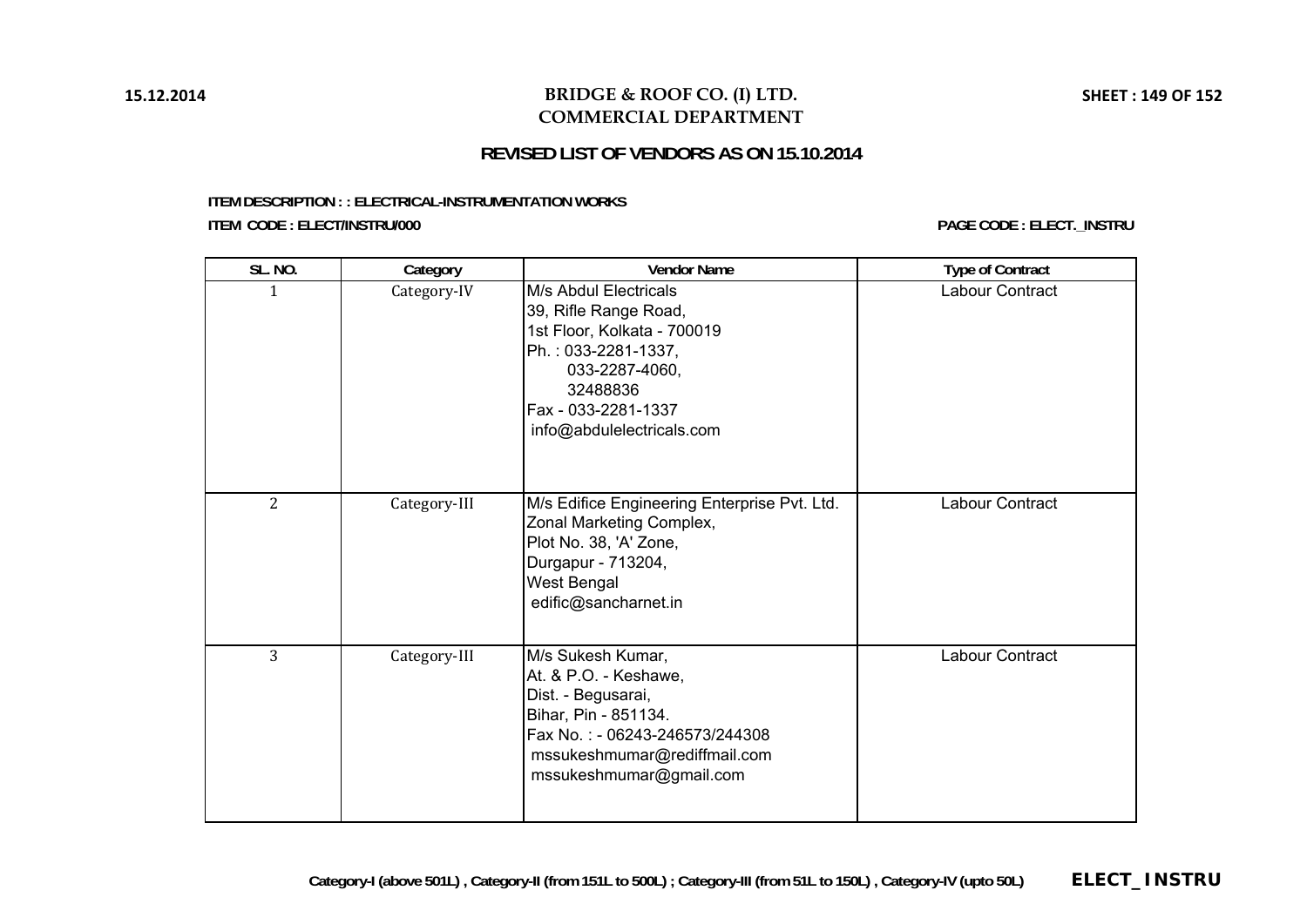# BRIDGE & ROOF CO. (I) LTD.
## COMMERCIAL DEPARTMENT

### REVISED LIST OF VENDORS AS ON 15.10.2014

**ITEM DESCRIPTION : : ELECTRICAL-INSTRUMENTATION WORKS**

**ITEM CODE : ELECT/INSTRU/000**

**PAGE CODE : ELECT._INSTRU**

| SL. NO. | Category | Vendor Name | Type of Contract |
|---|---|---|---|
| 1 | Category-IV | M/s Abdul Electricals<br>39, Rifle Range Road,<br>1st Floor, Kolkata - 700019<br>Ph. : 033-2281-1337,<br>033-2287-4060,<br>32488836<br>Fax - 033-2281-1337<br>info@abdulelectricals.com | Labour Contract |
| 2 | Category-III | M/s Edifice Engineering Enterprise Pvt. Ltd.<br>Zonal Marketing Complex,<br>Plot No. 38, 'A' Zone,<br>Durgapur - 713204,<br>West Bengal<br>edific@sancharnet.in | Labour Contract |
| 3 | Category-III | M/s Sukesh Kumar,<br>At. & P.O. - Keshawe,<br>Dist. - Begusarai,<br>Bihar, Pin - 851134.<br>Fax No. : - 06243-246573/244308<br>mssukeshmumar@rediffmail.com<br>mssukeshmumar@gmail.com | Labour Contract |

**Category-I (above 501L) , Category-II (from 151L to 500L) ; Category-III (from 51L to 150L) , Category-IV (upto 50L)**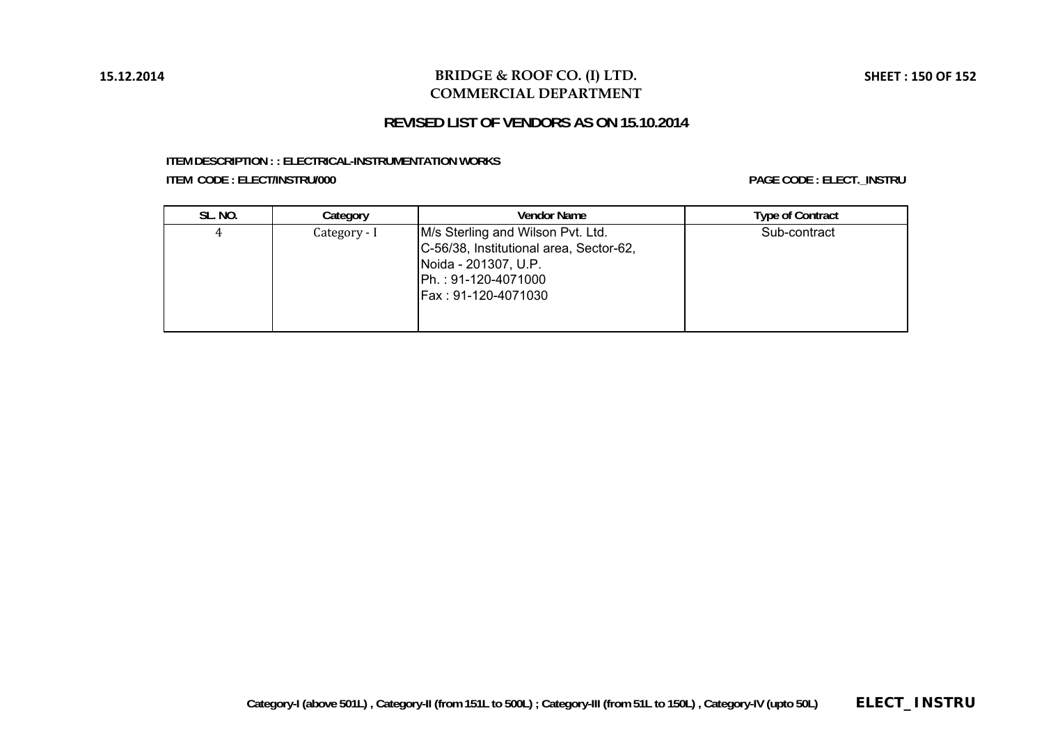# BRIDGE & ROOF CO. (I) LTD.
## COMMERCIAL DEPARTMENT

### REVISED LIST OF VENDORS AS ON 15.10.2014

**ITEM DESCRIPTION : : ELECTRICAL-INSTRUMENTATION WORKS**

**ITEM CODE : ELECT/INSTRU/000**

**PAGE CODE : ELECT._INSTRU**

| SL. NO. | Category | Vendor Name | Type of Contract |
|---|---|---|---|
| 4 | Category - I | M/s Sterling and Wilson Pvt. Ltd.<br>C-56/38, Institutional area, Sector-62,<br>Noida - 201307, U.P.<br>Ph. : 91-120-4071000<br>Fax : 91-120-4071030 | Sub-contract |

Category-I (above 501L) , Category-II (from 151L to 500L) ; Category-III (from 51L to 150L) , Category-IV (upto 50L)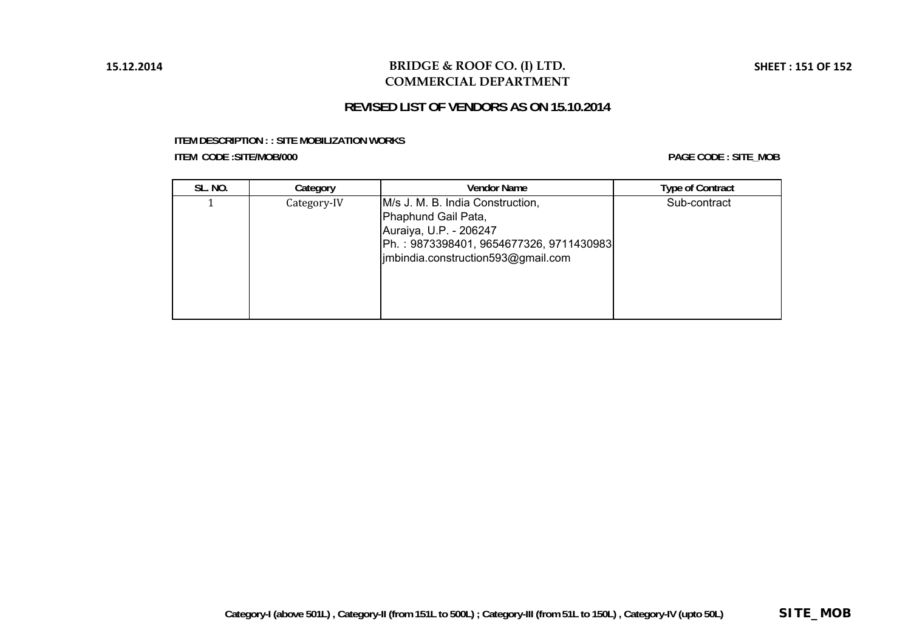# BRIDGE & ROOF CO. (I) LTD.
## COMMERCIAL DEPARTMENT

### REVISED LIST OF VENDORS AS ON 15.10.2014

**ITEM DESCRIPTION : : SITE MOBILIZATION WORKS**

**ITEM CODE :SITE/MOB/000**

**PAGE CODE : SITE_MOB**

| SL. NO. | Category | Vendor Name | Type of Contract |
|---|---|---|---|
| 1 | Category-IV | M/s J. M. B. India Construction,<br>Phaphund Gail Pata,<br>Auraiya, U.P. - 206247<br>Ph. : 9873398401, 9654677326, 9711430983<br>jmbindia.construction593@gmail.com | Sub-contract |

Category-I (above 501L) , Category-II (from 151L to 500L) ; Category-III (from 51L to 150L) , Category-IV (upto 50L)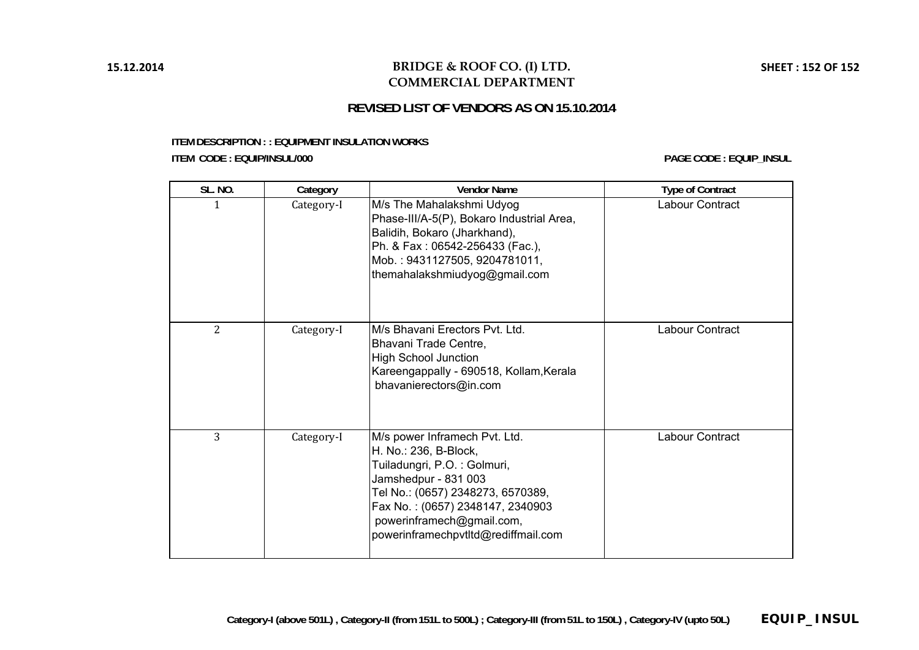# BRIDGE & ROOF CO. (I) LTD.
## COMMERCIAL DEPARTMENT

### REVISED LIST OF VENDORS AS ON 15.10.2014

**ITEM DESCRIPTION : : EQUIPMENT INSULATION WORKS**

**ITEM CODE : EQUIP/INSUL/000**

**PAGE CODE : EQUIP_INSUL**

| SL. NO. | Category | Vendor Name | Type of Contract |
|---|---|---|---|
| 1 | Category-I | M/s The Mahalakshmi Udyog<br>Phase-III/A-5(P), Bokaro Industrial Area,<br>Balidih, Bokaro (Jharkhand),<br>Ph. & Fax : 06542-256433 (Fac.),<br>Mob. : 9431127505, 9204781011,<br>themahalakshmiudyog@gmail.com | Labour Contract |
| 2 | Category-I | M/s Bhavani Erectors Pvt. Ltd.<br>Bhavani Trade Centre,<br>High School Junction<br>Kareengappally - 690518, Kollam,Kerala<br>bhavanierectors@in.com | Labour Contract |
| 3 | Category-I | M/s power Inframech Pvt. Ltd.<br>H. No.: 236, B-Block,<br>Tuiladungri, P.O. : Golmuri,<br>Jamshedpur - 831 003<br>Tel No.: (0657) 2348273, 6570389,<br>Fax No. : (0657) 2348147, 2340903<br>powerinframech@gmail.com,<br>powerinframechpvtltd@rediffmail.com | Labour Contract |

**Category-I (above 501L) , Category-II (from 151L to 500L) ; Category-III (from 51L to 150L) , Category-IV (upto 50L)**